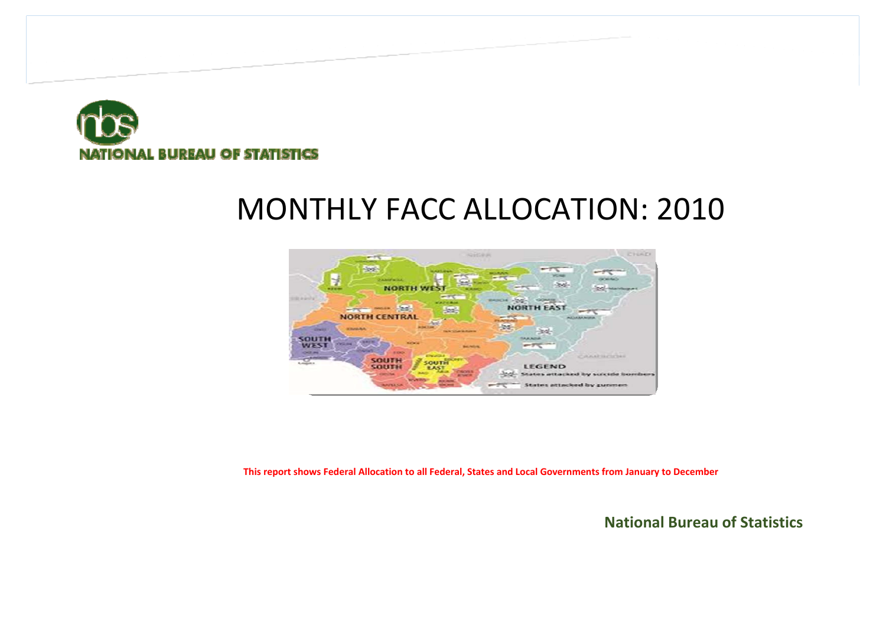NATIONAL BUREAU OF STATISTICS

# MONTHLY FACC ALLOCATION: 2010

**This report shows Federal Allocation to all Federal, States and Local Governments from January to December**

**National Bureau of Statistics**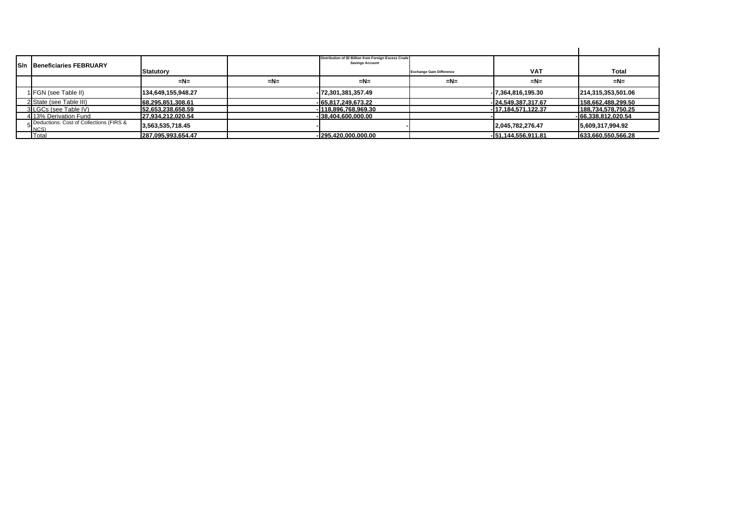| S/n | Beneficiaries FEBRUARY | Statutory | | Distribution of $2 Billion from Foreign Excess Crude Savings Account | Exchange Gain Difference | VAT | Total |
|---|---|---|---|---|---|---|---|
| | | =N= | =N= | =N= | =N= | =N= | =N= |
| 1 | FGN (see Table II) | 134,649,155,948.27 | - | 72,301,381,357.49 | - | 7,364,816,195.30 | 214,315,353,501.06 |
| 2 | State (see Table III) | 68,295,851,308.61 | - | 65,817,249,673.22 | - | 24,549,387,317.67 | 158,662,488,299.50 |
| 3 | LGCs (see Table IV) | 52,653,238,658.59 | - | 118,896,768,969.30 | - | 17,184,571,122.37 | 188,734,578,750.25 |
| 4 | 13% Derivation Fund | 27,934,212,020.54 | - | 38,404,600,000.00 | - | - | 66,338,812,020.54 |
| 5 | Deductions: Cost of Collections (FIRS & NCS) | 3,563,535,718.45 | - | - | | 2,045,782,276.47 | 5,609,317,994.92 |
| | Total | 287,095,993,654.47 | - | 295,420,000,000.00 | - | 51,144,556,911.81 | 633,660,550,566.28 |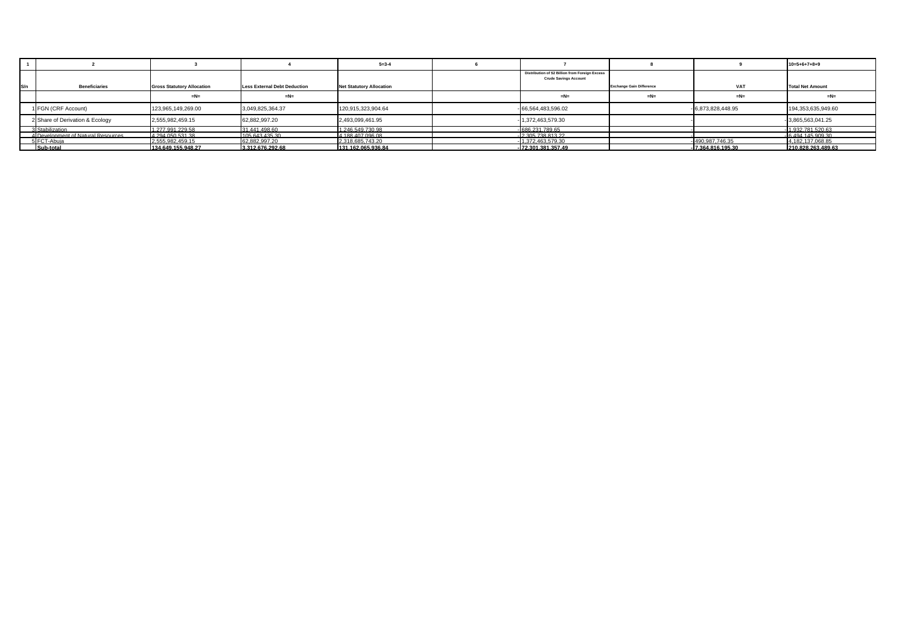| 1 | 2 | 3 | 4 | 5=3-4 | 6 | 7 | 8 | 9 | 10=5+6+7+8+9 |
|---|---|---|---|---|---|---|---|---|---|
| S/n | Beneficiaries | Gross Statutory Allocation | Less External Debt Deduction | Net Statutory Allocation | | Distribution of $2 Billion from Foreign Excess Crude Savings Account | Exchange Gain Difference | VAT | Total Net Amount |
| | | =N= | =N= | | | =N= | =N= | =N= | =N= |
| 1 | FGN (CRF Account) | 123,965,149,269.00 | 3,049,825,364.37 | 120,915,323,904.64 | - | 66,564,483,596.02 | - | 6,873,828,448.95 | 194,353,635,949.60 |
| 2 | Share of Derivation & Ecology | 2,555,982,459.15 | 62,882,997.20 | 2,493,099,461.95 | - | 1,372,463,579.30 | - | - | 3,865,563,041.25 |
| 3 | Stabilization | 1,277,991,229.58 | 31,441,498.60 | 1,246,549,730.98 | - | 686,231,789.65 | - | - | 1,932,781,520.63 |
| 4 | Development of Natural Resources | 4,294,050,531.38 | 105,643,435.30 | 4,188,407,096.08 | - | 2,305,738,813.22 | - | - | 6,494,145,909.30 |
| 5 | FCT-Abuja | 2,555,982,459.15 | 62,882,997.20 | 2,318,685,743.20 | - | 1,372,463,579.30 | - | 490,987,746.35 | 4,182,137,068.85 |
| | **Sub-total** | **134,649,155,948.27** | **3,312,676,292.68** | **131,162,065,936.84** | - | **72,301,381,357.49** | - | **7,364,816,195.30** | **210,828,263,489.63** |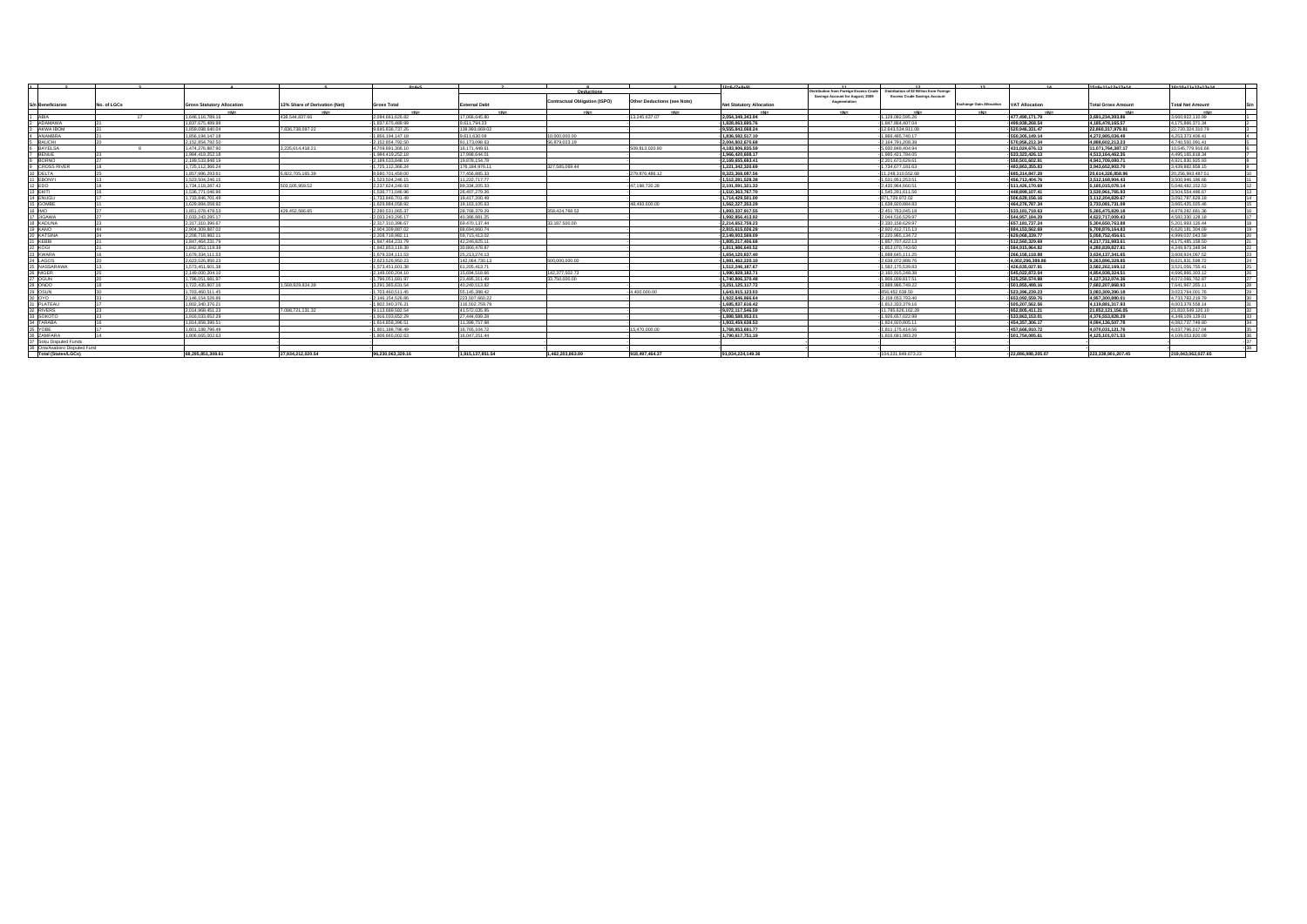| 1 | 2 | 3 | 4 | 5 | 6=4+5 | 7 | 8 | 9 | 10=6-(7+8+9) | 11 | 12 | 13 | 14 | 15=6+11+12+13+14 | 16=10+11+12+13+14 | |
|---|---|---|---|---|---|---|---|---|---|---|---|---|---|---|---|---|
| | | | | | | Deductions | | | | | | | | | | |
| S/n | Beneficiaries | No. of LGCs | Gross Statutory Allocation | 13% Share of Derivation (Net) | Gross Total | External Debt | Contractual Obligation (ISPO) | Other Deductions (see Note) | Net Statutory Allocation | Distribution from Foreign Excess Crude Savings Account for August, 2009 Augmentation | Distribution of $2 Billion from Foreign Excess Crude Savings Account | Exchange Gain Allocation | VAT Allocation | Total Gross Amount | Total Net Amount | S/n |
| | | | =N= | =N= | =N= | =N= | =N= | =N= | =N= | =N= | =N= | =N= | =N= | =N= | =N= | |
| 1 | ABIA | 17 | 2,646,116,789.16 | 438,544,837.66 | 3,084,661,626.82 | 17,066,645.80 | | 13,245,637.07 | 3,054,349,343.94 | | 1,129,082,595.26 | | 477,490,171.79 | 4,691,234,393.86 | 4,660,922,110.99 | 1 |
| 2 | ADAMAWA | 21 | 1,837,675,489.99 | | 1,837,675,489.99 | 9,611,794.23 | | | 1,828,063,695.76 | | 1,847,864,407.04 | | 499,938,268.54 | 4,185,478,165.57 | 4,175,866,371.34 | 2 |
| 3 | AKWA IBOM | 31 | 1,858,098,640.04 | 7,836,738,097.22 | 9,695,836,737.26 | 139,993,669.02 | | | 9,555,843,068.24 | | 12,843,534,511.08 | | 520,946,331.47 | 22,860,317,579.81 | 22,720,324,310.79 | 3 |
| 4 | ANAMBRA | 21 | 1,856,194,147.18 | | 1,856,194,147.18 | 9,611,630.08 | 10,000,000.00 | | 1,836,582,517.10 | | 1,866,485,740.17 | | 550,305,149.14 | 4,272,985,036.49 | 4,253,373,406.41 | 4 |
| 5 | BAUCHI | 20 | 2,152,854,792.50 | | 2,152,854,792.50 | 91,173,096.63 | 95,879,023.19 | | 2,004,802,672.68 | | 2,164,781,208.39 | | 570,956,212.34 | 4,888,602,213.23 | 4,740,550,093.41 | 5 |
| 6 | BAYELSA | 8 | 1,474,276,897.90 | 3,235,614,418.21 | 4,709,891,306.10 | 16,171,449.61 | | 509,813,020.00 | 4,183,906,835.59 | | 5,930,849,404.94 | | 431,024,076.13 | 11,071,764,307.17 | 10,545,779,836.66 | 6 |
| 7 | BENUE | 23 | 1,984,419,252.18 | | 1,984,419,252.18 | 17,998,644.01 | | | 1,966,420,608.17 | | 1,995,421,784.05 | | 533,323,426.13 | 4,513,164,462.35 | 4,495,165,818.34 | 7 |
| 8 | BORNO | 27 | 2,189,533,848.19 | | 2,189,533,848.19 | 19,878,154.78 | | | 2,169,655,693.41 | | 2,201,673,629.61 | | 550,501,602.91 | 4,941,709,080.71 | 4,921,830,925.93 | 8 |
| 9 | CROSS RIVER | 18 | 1,725,112,366.24 | | 1,725,112,366.24 | 176,184,976.11 | 327,585,069.44 | | 1,221,342,320.69 | | 1,734,677,181.63 | | 483,863,355.83 | 3,943,652,903.70 | 3,439,882,858.15 | 9 |
| 10 | DELTA | 25 | 1,857,996,293.61 | 6,822,705,165.39 | 8,680,701,459.00 | 77,456,885.33 | | 279,876,486.12 | 8,323,368,087.56 | | 11,249,310,552.68 | | 685,314,847.28 | 20,614,326,858.96 | 20,256,993,487.51 | 10 |
| 11 | EBONYI | 13 | 1,523,504,246.15 | | 1,523,504,246.15 | 11,222,717.77 | | | 1,512,281,528.38 | | 1,531,951,253.51 | | 456,713,404.76 | 3,512,168,904.43 | 3,500,946,186.66 | 11 |
| 12 | EDO | 18 | 1,734,118,287.42 | 503,505,959.52 | 2,237,624,246.93 | 89,334,205.33 | | 47,198,720.28 | 2,101,091,321.33 | | 2,436,964,660.51 | | 511,426,170.69 | 5,186,015,078.14 | 5,049,482,152.52 | 12 |
| 13 | EKITI | 16 | 1,536,771,046.96 | | 1,536,771,046.96 | 26,407,279.26 | | | 1,510,363,767.70 | | 1,545,291,611.56 | | 448,898,107.41 | 3,530,961,765.93 | 3,504,554,486.67 | 13 |
| 14 | ENUGU | 17 | 1,733,846,701.49 | | 1,733,846,701.49 | 19,417,200.49 | | | 1,714,429,501.00 | | 871,739,972.02 | | 506,628,156.16 | 3,112,214,829.67 | 3,092,797,629.18 | 14 |
| 15 | GOMBE | 11 | 1,629,884,059.92 | | 1,629,884,059.92 | 19,163,105.63 | | 48,493,600.00 | 1,562,227,353.29 | | 1,638,920,884.83 | | 464,276,787.34 | 3,733,081,731.99 | 3,665,425,025.46 | 15 |
| 16 | IMO | 27 | 1,851,078,478.53 | 429,452,586.85 | 2,280,531,065.37 | 28,768,379.29 | 358,424,768.53 | | 1,893,337,917.55 | | 2,451,763,045.18 | | 533,181,718.63 | 5,265,475,829.18 | 4,878,282,681.36 | 16 |
| 17 | JIGAWA | 27 | 2,033,243,295.17 | | 2,033,243,295.17 | 40,386,881.25 | | | 1,992,856,413.92 | | 2,044,516,529.97 | | 544,957,184.29 | 4,622,717,009.43 | 4,582,330,128.18 | 17 |
| 18 | KADUNA | 23 | 2,317,310,396.67 | | 2,317,310,396.67 | 69,470,137.44 | 33,187,500.00 | | 2,214,652,759.23 | | 2,330,158,629.97 | | 657,181,737.24 | 5,304,650,763.88 | 5,201,993,126.44 | 18 |
| 19 | KANO | 44 | 2,904,309,887.02 | | 2,904,309,887.02 | 88,694,860.74 | | | 2,815,615,026.28 | | 2,920,412,715.13 | | 884,153,562.69 | 6,708,876,164.83 | 6,620,181,304.09 | 19 |
| 20 | KATSINA | 34 | 2,208,718,982.11 | | 2,208,718,982.11 | 58,715,413.02 | | | 2,150,003,569.09 | | 2,220,965,134.72 | | 629,068,339.77 | 5,058,752,456.61 | 4,999,037,043.59 | 20 |
| 21 | KEBBI | 21 | 1,847,464,231.79 | | 1,847,464,231.79 | 42,246,825.11 | | | 1,805,217,406.68 | | 1,857,707,422.13 | | 512,560,329.69 | 4,217,731,983.61 | 4,175,485,158.50 | 21 |
| 22 | KOGI | 21 | 1,842,853,119.39 | | 1,842,853,119.39 | 30,866,478.87 | | | 1,811,986,640.52 | | 1,853,070,763.60 | | 584,915,964.82 | 4,280,839,827.81 | 4,249,973,348.94 | 22 |
| 23 | KWARA | 16 | 1,679,334,111.53 | | 1,679,334,111.53 | 25,213,274.13 | | | 1,654,120,837.40 | | 1,688,645,111.25 | | 266,158,118.88 | 3,634,137,341.65 | 3,608,924,067.52 | 23 |
| 24 | LAGOS | 20 | 2,623,526,950.23 | | 2,623,526,950.23 | 142,064,730.13 | 500,000,000.00 | | 1,981,462,220.10 | | 2,638,072,988.76 | | 4,002,296,389.86 | 9,263,896,328.85 | 8,621,831,598.72 | 24 |
| 25 | NASSARAWA | 13 | 1,573,451,601.38 | | 1,573,451,601.38 | 61,205,413.71 | | | 1,512,246,187.67 | | 1,582,175,539.83 | | 426,636,027.91 | 3,582,263,169.12 | 3,521,057,755.41 | 25 |
| 26 | NIGER | 25 | 2,149,000,204.10 | | 2,149,000,204.10 | 15,694,518.96 | 142,377,502.73 | | 1,990,928,182.71 | | 2,160,915,248.38 | | 545,002,872.04 | 4,854,938,324.51 | 4,696,866,303.12 | 26 |
| 27 | OGUN | 20 | 1,796,051,681.97 | | 1,796,051,681.97 | 21,495,311.49 | 33,750,000.00 | | 1,740,806,370.48 | | 1,806,009,817.51 | | 525,250,574.98 | 4,127,312,074.46 | 4,072,066,762.97 | 27 |
| 28 | ONDO | 18 | 1,722,435,807.16 | 1,568,929,834.39 | 3,291,365,641.54 | 40,240,513.82 | | | 3,251,125,127.72 | | 3,888,988,749.22 | | 501,855,498.16 | 7,682,207,888.93 | 7,641,967,355.11 | 28 |
| 29 | OSUN | 30 | 1,703,460,511.45 | | 1,703,460,511.45 | 55,145,388.42 | | 4,400,000.00 | 1,643,915,123.03 | | 856,452,639.50 | | 523,396,239.23 | 3,083,309,390.18 | 3,023,764,001.76 | 29 |
| 30 | OYO | 33 | 2,146,154,526.86 | | 2,146,154,526.86 | 223,507,660.22 | | | 1,922,646,866.64 | | 2,158,053,793.40 | | 653,092,559.76 | 4,957,300,880.01 | 4,733,793,219.79 | 30 |
| 31 | PLATEAU | 17 | 1,802,340,376.21 | | 1,802,340,376.21 | 116,502,759.79 | | | 1,685,837,616.42 | | 1,812,333,379.16 | | 505,207,562.56 | 4,119,881,317.93 | 4,003,378,558.14 | 31 |
| 32 | RIVERS | 23 | 2,014,968,451.23 | 7,098,721,131.32 | 9,113,689,582.54 | 41,572,035.95 | | | 9,072,117,546.59 | | 11,785,628,162.29 | | 952,805,411.21 | 21,852,123,156.05 | 21,810,549,120.10 | 32 |
| 33 | SOKOTO | 23 | 1,916,033,652.29 | | 1,916,033,652.29 | 27,444,699.28 | | | 1,888,588,953.01 | | 1,926,657,022.99 | | 533,863,153.81 | 4,376,553,829.09 | 4,349,109,129.81 | 33 |
| 34 | TARABA | 16 | 1,814,858,396.51 | | 1,814,858,396.51 | 11,398,757.98 | | | 1,803,459,638.53 | | 1,824,920,895.11 | | 454,357,306.17 | 4,094,136,597.78 | 4,082,737,749.80 | 34 |
| 35 | YOBE | 17 | 1,801,188,796.49 | | 1,801,188,796.49 | 16,765,104.72 | | 15,470,000.00 | 1,768,953,691.77 | | 1,811,175,414.56 | | 457,666,910.72 | 4,070,031,121.76 | 4,037,796,017.04 | 35 |
| 36 | ZAMFARA | 14 | 1,806,665,002.63 | | 1,806,665,002.63 | 16,047,251.44 | | | 1,790,617,751.19 | | 1,816,681,083.29 | | 501,754,085.61 | 4,125,101,071.53 | 4,109,053,820.09 | 36 |
| 37 | Soku Disputed Funds | | | | | | | | | | | | | | | 37 |
| 38 | Ona/Asaboro Disputed Fund | | | | | | | | | | | | | | | 38 |
| | Total (States/LGCs) | | 68,295,851,308.61 | 27,934,212,020.54 | 96,230,063,329.16 | 1,915,137,951.54 | 1,462,203,863.89 | 918,497,464.37 | 91,934,224,149.36 | - | 104,121,849,673.22 | - | 22,886,988,305.07 | 223,238,901,207.45 | 219,043,062,027.65 | |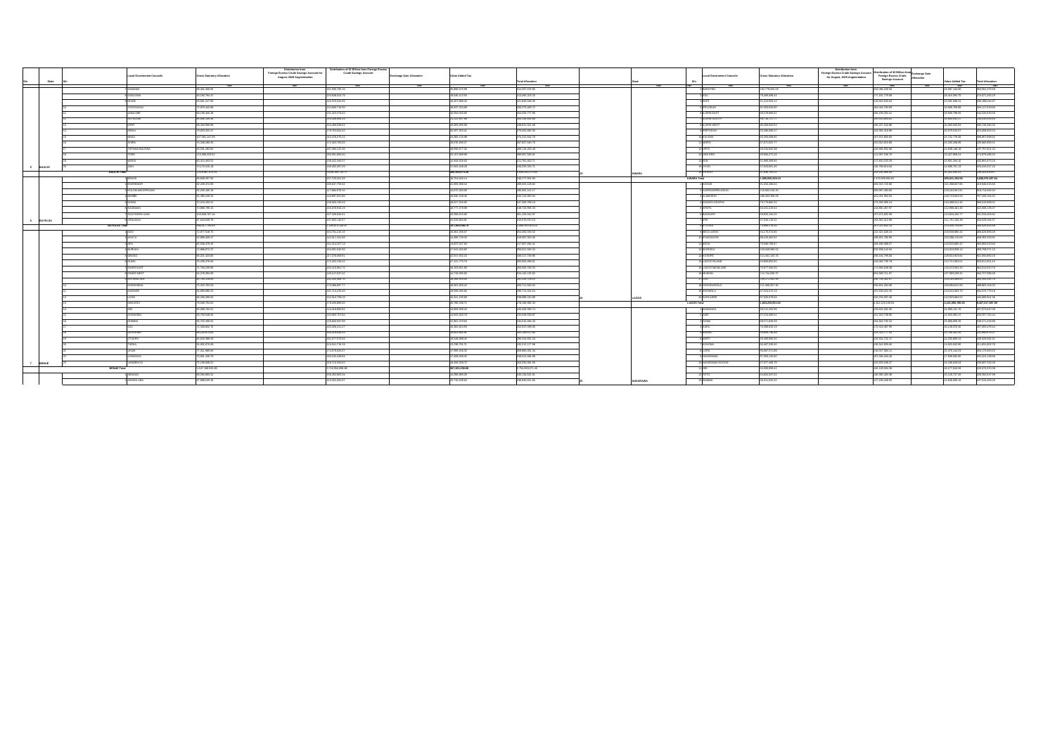| S/n | State | S/n | Local Government Councils | Gross Statutory Allocation | Distribution from Foreign Excess Crude Savings Account for August, 2009 Augmentation | Distribution of $2 Billion from Foreign Excess Crude Savings Account | Exchange Gain Allocation | Value Added Tax | Total Allocation |
|---|---|---|---|---|---|---|---|---|---|
| | | | | ₦ | ₦ | ₦ | ₦ | ₦ | ₦ |
| | | 4 | DAMBAM | | | | | | |
| | | 5 | DARAZO | | | | | | |
| | | 6 | DASS | | | | | | |
| | | 7 | GAMAWA | | | | | | |
| | | 8 | GANJUWA | | | | | | |
| | | 9 | GIADE | | | | | | |
| | | 10 | ITAS/GADAU | | | | | | |
| | | 11 | JAMA'ARE | | | | | | |
| | | 12 | KATAGUM | | | | | | |
| | | 13 | KIRFI | | | | | | |
| | | 14 | MISAU | | | | | | |
| | | 15 | NINGI | | | | | | |
| | | 16 | SHIRA | | | | | | |
| | | 17 | TAFAWA BALEWA | | | | | | |
| | | 18 | TORO | | | | | | |
| | | 19 | WARJI | | | | | | |
| 5 | BAUCHI | 20 | ZAKI | | | | | | |
| | BAUCHI Total | | | | | | | | |
| | | 1 | BRASS | | | | | | |
| | | 2 | EKEREMOR | | | | | | |
| | | 3 | KOLOKUMA/OPOKUMA | | | | | | |
| | | 4 | NEMBE | | | | | | |
| | | 5 | OGBIA | | | | | | |
| | | 6 | SAGBAMA | | | | | | |
| | | 7 | SOUTHERN IJAW | | | | | | |
| 6 | BAYELSA | 8 | YENAGOA | | | | | | |
| | BAYELSA Total | | | | | | | | |
| | | 1 | ADO | | | | | | |
| | | 2 | AGATU | | | | | | |
| | | 3 | APA | | | | | | |
| | | 4 | BURUKU | | | | | | |
| | | 5 | GBOKO | | | | | | |
| | | 6 | GUMA | | | | | | |
| | | 7 | GWER EAST | | | | | | |
| | | 8 | GWER WEST | | | | | | |
| | | 9 | KATSINA-ALA | | | | | | |
| | | 10 | KONSHISHA | | | | | | |
| | | 11 | KWANDE | | | | | | |
| | | 12 | LOGO | | | | | | |
| | | 13 | MAKURDI | | | | | | |
| | | 14 | OBI | | | | | | |
| | | 15 | OGBADIBO | | | | | | |
| | | 16 | OHIMINI | | | | | | |
| | | 17 | OJU | | | | | | |
| | | 18 | OKPOKWU | | | | | | |
| | | 19 | OTUKPO | | | | | | |
| | | 20 | TARKA | | | | | | |
| | | 21 | UKUM | | | | | | |
| | | 22 | USHONGO | | | | | | |
| 7 | BENUE | 23 | VANDEIKYA | | | | | | |
| | BENUE Total | | | | | | | | |
| | | 1 | ABADAM | | | | | | |
| | | 2 | ASKIRA UBA | | | | | | |

| S/n | State | S/n | Local Government Councils | Gross Statutory Allocation | Distribution from Foreign Excess Crude Savings Account for August, 2009 Augmentation | Distribution of $2 Billion from Foreign Excess Crude Savings Account | Exchange Gain Allocation | Value Added Tax | Total Allocation |
|---|---|---|---|---|---|---|---|---|---|
| | | | | ₦ | ₦ | ₦ | ₦ | ₦ | ₦ |
| | | 2 | BARUTEN | | | | | | |
| | | 3 | EDU | | | | | | |
| | | 4 | EKITI | | | | | | |
| | | 5 | IFELODUN | | | | | | |
| | | 6 | ILORIN EAST | | | | | | |
| | | 7 | ILORIN SOUTH | | | | | | |
| | | 8 | ILORIN WEST | | | | | | |
| | | 9 | IREPODUN | | | | | | |
| | | 10 | ISIN | | | | | | |
| | | 11 | KAIAMA | | | | | | |
| | | 12 | MORO | | | | | | |
| | | 13 | OFFA | | | | | | |
| | | 14 | OKE-ERO | | | | | | |
| | | 15 | OYUN | | | | | | |
| 23 | KWARA | 16 | PATEGI | | | | | | |
| | KWARA Total | | | | | | | | |
| | | 1 | AGEGE | | | | | | |
| | | 2 | AJEROMI/IFELODUN | | | | | | |
| | | 3 | ALIMOSHO | | | | | | |
| | | 4 | AMUWO ODOFIN | | | | | | |
| | | 5 | APAPA | | | | | | |
| | | 6 | BADAGRY | | | | | | |
| | | 7 | EPE | | | | | | |
| | | 8 | ETI-OSA | | | | | | |
| | | 9 | IBEJU/LEKKI | | | | | | |
| | | 10 | IFAKO/IJAIYE | | | | | | |
| | | 11 | IKEJA | | | | | | |
| | | 12 | IKORODU | | | | | | |
| | | 13 | KOSOFE | | | | | | |
| | | 14 | LAGOS ISLAND | | | | | | |
| | | 15 | LAGOS MAINLAND | | | | | | |
| | | 16 | MUSHIN | | | | | | |
| | | 17 | OJO | | | | | | |
| | | 18 | OSHODI/ISOLO | | | | | | |
| | | 19 | SHOMOLU | | | | | | |
| 24 | LAGOS | 20 | SURULERE | | | | | | |
| | LAGOS Total | | | | | | | | |
| | | 1 | AKWANGA | | | | | | |
| 25 | NASARAWA | 2 | AWE | | | | | | |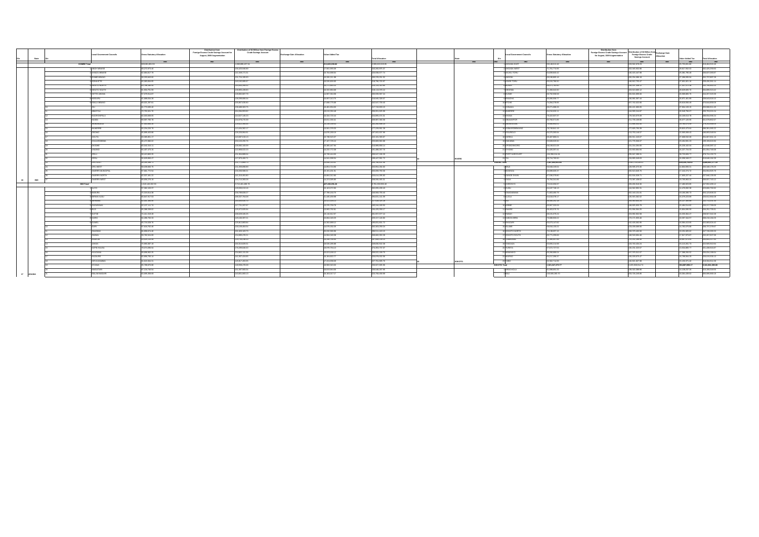| S/n | State | S/n | Local Government Councils | Gross Statutory Allocation | Distribution from Foreign Excess Crude Savings Account for August, 2009 Augmentation | Distribution of $2 Billion from Foreign Excess Crude Savings Account | Exchange Gain Allocation | Value Added Tax | Total Allocation |
|---|---|---|---|---|---|---|---|---|---|
| | | | | =N= | =N= | =N= | =N= | =N= | =N= |
| | GOMBE Total | | | 929,161,891.55 | | 1,669,995,437.56 | | 211,645,250.82 | 2,889,843,529.95 |
| | | 1 | ABOH MBAISE | 80,272,575.41 | | 116,325,849.83 | | 17,661,905.06 | 214,260,330.37 |
| | | 2 | AHIAZU MBAISE | 62,584,617.76 | | 111,306,171.21 | | 16,704,669.60 | 190,595,458.57 |
| | | 3 | EHIME MBANO | 58,103,843.91 | | 102,724,295.93 | | 16,320,211.98 | 177,148,351.82 |
| | | 4 | EZINIHITTE | 62,583,834.65 | | 111,192,699.67 | | 16,920,969.80 | 190,697,504.13 |
| | | 5 | IDEATO NORTH | 60,790,380.50 | | 108,053,963.46 | | 16,173,803.33 | 185,018,147.29 |
| | | 6 | IDEATO SOUTH | 61,304,751.99 | | 108,995,436.83 | | 16,322,494.68 | 186,622,683.50 |
| | | 7 | IHITTE UBOMA | 57,678,414.67 | | 102,500,631.79 | | 15,651,761.58 | 175,830,808.04 |
| | | 8 | IKEDURU | 61,686,534.26 | | 109,359,686.61 | | 16,597,573.75 | 187,643,794.62 |
| | | 9 | ISIALA MBANO | 69,525,297.81 | | 123,287,639.90 | | 17,666,775.68 | 210,479,713.39 |
| | | 10 | ISU | 61,772,635.60 | | 109,389,963.79 | | 16,451,050.00 | 187,613,649.39 |
| | | 11 | MBAITOLI | 70,793,321.76 | | 125,294,053.06 | | 18,013,702.46 | 214,101,077.28 |
| | | 12 | NGOR OKPALA | 66,303,699.96 | | 117,627,149.23 | | 16,924,725.44 | 200,855,574.63 |
| | | 13 | NJABA | 60,597,780.78 | | 107,572,270.39 | | 16,011,250.16 | 184,181,301.33 |
| | | 14 | NWANGELE | 57,564,685.35 | | 101,927,338.63 | | 15,230,033.51 | 174,722,057.49 |
| | | 15 | NKWERRE | 55,294,230.78 | | 98,116,301.17 | | 15,061,378.31 | 168,471,910.26 |
| | | 16 | OBOWO | 55,696,443.86 | | 98,707,991.51 | | 15,076,259.16 | 169,480,694.53 |
| | | 17 | OGUTA | 65,985,851.17 | | 116,587,516.41 | | 16,758,625.07 | 199,331,992.65 |
| | | 18 | OHAJI EGBEMA | 81,372,883.12 | | 143,513,291.78 | | 18,427,715.11 | 243,313,890.01 |
| | | 19 | OKIGWE | 60,542,315.11 | | 107,882,100.89 | | 16,305,447.99 | 184,729,864.01 |
| | | 20 | ONUIMO | 55,407,473.19 | | 97,995,632.93 | | 15,022,772.08 | 168,425,878.20 |
| | | 21 | ORLU | 65,413,963.16 | | 115,904,889.03 | | 16,728,244.93 | 198,047,097.12 |
| | | 22 | ORSU | 56,829,856.82 | | 100,800,671.71 | | 15,941,908.54 | 173,572,437.07 |
| | | 23 | ORU EAST | 56,261,968.71 | | 100,179,000.71 | | 15,666,210.45 | 172,107,179.87 |
| | | 24 | ORU WEST | 55,509,660.76 | | 98,505,891.80 | | 15,851,724.96 | 169,867,277.52 |
| | | 25 | OWERRI MUNICIPAL | 57,891,772.04 | | 103,228,548.03 | | 16,301,411.91 | 177,421,731.98 |
| | | 26 | OWERRI NORTH | 67,537,491.22 | | 119,204,291.80 | | 16,880,012.80 | 203,621,795.82 |
| | | 27 | OWERRI WEST | 59,856,475.28 | | 104,716,393.26 | | 16,523,935.85 | 181,096,804.39 |
| 16 | IMO | | IMO Total | 1,642,145,263.01 | | 2,913,451,493.70 | | 437,492,266.26 | 4,993,089,022.97 |
| | | 1 | AUYO | 57,382,253.77 | | 101,595,613.24 | | 15,121,277.00 | 174,099,144.01 |
| | | 2 | BABURA | 70,819,614.28 | | 125,789,605.17 | | 17,799,254.76 | 214,408,474.21 |
| | | 3 | BIRNIN KUDU | 80,842,917.53 | | 143,337,764.09 | | 19,440,469.88 | 243,621,151.50 |
| | | 4 | BIRNIWA | 62,931,390.78 | | 111,662,826.73 | | 16,621,303.20 | 191,215,520.71 |
| | | 5 | BUJI | 62,137,211.74 | | 110,731,297.97 | | 16,375,759.76 | 189,244,269.47 |
| | | 6 | BUJI | 55,388,339.53 | | 98,272,826.54 | | 16,063,732.62 | 169,724,898.69 |
| | | 7 | DUTSE | 71,411,328.28 | | 126,529,345.25 | | 18,119,032.97 | 216,059,706.50 |
| | | 8 | GAGARAWA | 51,298,730.38 | | 91,194,397.21 | | 14,964,031.57 | 157,457,159.16 |
| | | 9 | GUMEL | 60,716,935.75 | | 107,772,094.13 | | 16,302,699.12 | 184,791,729.00 |
| | | 10 | GURI | 57,419,762.46 | | 102,026,854.55 | | 15,570,799.49 | 175,017,416.50 |
| | | 11 | GWARAM | 76,284,675.29 | | 135,352,883.29 | | 18,644,312.38 | 230,281,871.96 |
| | | 12 | GWIWA | 60,762,529.65 | | 107,866,476.11 | | 16,504,183.09 | 185,133,188.85 |
| | | 13 | HADEJIA | 60,565,235.30 | | 107,383,429.15 | | 16,185,176.66 | 184,133,841.11 |
| | | 14 | JAHUN | 70,893,387.32 | | 125,826,630.31 | | 18,526,289.88 | 215,246,307.51 |
| | | 15 | KAFIN HAUSA | 75,071,398.54 | | 133,283,840.03 | | 18,976,704.13 | 227,331,942.70 |
| | | 16 | KAUGAMA | 60,696,902.26 | | 107,602,131.35 | | 16,072,190.12 | 184,371,223.73 |
| | | 17 | KAZAURE | 62,856,705.11 | | 111,627,424.02 | | 16,184,002.77 | 190,668,131.90 |
| | | 18 | KIRI KASAMMA | 61,516,964.11 | | 109,017,453.35 | | 17,224,008.09 | 187,758,425.55 |
| | | 19 | KIYAWA | 65,789,878.85 | | 116,558,470.60 | | 16,390,919.00 | 198,739,268.45 |
| | | 20 | MAIGATARI | 57,115,789.53 | | 101,597,593.53 | | 16,619,950.11 | 175,333,333.17 |
| 17 | JIGAWA | 21 | MALAM MADORI | 65,695,266.06 | | 116,921,093.13 | | 16,163,217.47 | 198,779,576.66 |

| S/n | State | S/n | Local Government Councils | Gross Statutory Allocation | Distribution from Foreign Excess Crude Savings Account for August, 2009 Augmentation | Distribution of $2 Billion from Foreign Excess Crude Savings Account | Exchange Gain Allocation | Value Added Tax | Total Allocation |
|---|---|---|---|---|---|---|---|---|---|
| | | | | =N= | =N= | =N= | =N= | =N= | =N= |
| | | 2 | AHOADA EAST | 69,148,313.49 | | 122,952,978.21 | | 15,763,831.85 | 207,865,123.55 |
| | | 3 | AHOADA WEST | 71,734,774.95 | | 127,065,982.56 | | 18,617,282.53 | 217,418,040.04 |
| | | 4 | AKUKU TORU | 63,839,640.12 | | 116,421,987.96 | | 15,081,795.46 | 195,343,423.54 |
| | | 5 | ANDONI | 68,195,895.16 | | 120,254,398.16 | | 17,280,838.94 | 205,731,132.26 |
| | | 6 | ASARI-TORU | 58,531,790.50 | | 108,052,753.47 | | 17,666,601.36 | 184,251,145.33 |
| | | 7 | BONNY | 58,472,783.92 | | 107,150,318.72 | | 17,347,327.26 | 182,970,429.90 |
| | | 8 | DEGEMA | 72,468,642.60 | | 163,513,985.12 | | 16,629,639.70 | 252,612,267.42 |
| | | 9 | ELEME | 65,752,558.55 | | 130,004,888.66 | | 15,869,380.18 | 211,626,827.39 |
| | | 10 | EMOHUA | 80,780,857.77 | | 170,971,441.90 | | 16,971,461.88 | 268,723,761.55 |
| | | 11 | ETCHE | 70,209,975.92 | | 150,324,185.06 | | 17,324,716.65 | 237,858,877.63 |
| | | 12 | GOKANA | 70,592,070.42 | | 151,051,162.35 | | 17,324,716.65 | 238,967,949.42 |
| | | 13 | IKWERRE | 69,216,410.12 | | 147,118,418.68 | | 16,972,022.83 | 233,306,851.63 |
| | | 14 | KHANA | 75,491,071.46 | | 160,347,940.73 | | 17,524,625.02 | 253,363,637.21 |
| | | 15 | OBIO/AKPOR | 81,792,456.14 | | 176,348,567.32 | | 20,195,008.48 | 278,336,031.94 |
| | | 16 | OGBA/EGBEMA/NDONI | 78,746,411.38 | | 176,241,312.31 | | 15,927,040.66 | 270,914,764.35 |
| | | 17 | OGU/BOLO | 63,576,385.92 | | 141,771,149.77 | | 15,163,411.36 | 220,510,947.05 |
| | | 18 | OKRIKA | 67,389,643.59 | | 152,010,180.08 | | 15,818,052.87 | 235,217,876.54 |
| | | 19 | OMUMA | 61,306,987.29 | | 128,281,168.01 | | 15,026,771.99 | 204,614,927.29 |
| | | 20 | OPOBO/NKORO | 63,326,537.92 | | 141,217,406.98 | | 15,021,103.78 | 219,565,048.68 |
| | | 21 | OYIGBO | 61,108,257.22 | | 130,061,256.59 | | 15,193,264.34 | 206,362,778.15 |
| | | 22 | PORT HARCOURT | 65,106,040.00 | | 140,797,201.86 | | 14,227,724.33 | 220,130,966.19 |
| 32 | RIVERS | 23 | TAI | 58,724,793.80 | | 124,885,566.43 | | 15,099,549.27 | 198,709,909.50 |
| | RIVERS Total | | | 1,541,560,800.83 | | 3,082,000,629.61 | | 374,217,716.58 | 4,997,779,147.02 |
| | | 1 | BINJI | 59,946,226.84 | | 106,505,273.16 | | 14,604,095.31 | 181,055,595.31 |
| | | 2 | BODINGA | 59,868,023.37 | | 106,523,346.74 | | 17,232,273.71 | 183,623,643.82 |
| | | 3 | DANGE-SHUNI | 57,536,279.80 | | 102,503,328.71 | | 17,003,027.44 | 177,042,635.95 |
| | | 4 | GADA | 73,781,341.83 | | 131,497,408.62 | | 16,793,962.86 | 222,072,713.31 |
| | | 5 | GORONYO | 73,615,050.07 | | 130,458,318.86 | | 17,489,025.66 | 221,562,394.59 |
| | | 6 | GUDU | 60,187,748.13 | | 106,942,862.31 | | 16,476,292.38 | 183,606,902.82 |
| | | 7 | GWADABAWA | 71,003,493.73 | | 126,180,183.71 | | 18,160,389.73 | 215,344,067.17 |
| | | 8 | ILLELA | 63,640,278.17 | | 113,346,362.52 | | 16,976,323.86 | 193,962,964.55 |
| | | 9 | ISA | 59,656,262.93 | | 106,030,923.21 | | 16,237,193.91 | 181,924,380.05 |
| | | 10 | KEBBE | 68,047,335.09 | | 120,925,303.78 | | 17,366,614.93 | 206,339,253.80 |
| | | 11 | KWARE | 59,493,576.76 | | 105,006,334.25 | | 16,866,998.99 | 181,366,910.00 |
| | | 12 | RABAH | 58,814,876.13 | | 104,880,382.96 | | 16,163,864.47 | 179,859,123.56 |
| | | 13 | SABON BIRNI | 73,288,800.02 | | 130,171,319.49 | | 18,397,324.57 | 221,857,444.08 |
| | | 14 | SHAGARI | 68,874,187.52 | | 122,446,382.85 | | 16,966,424.06 | 208,286,994.43 |
| | | 15 | SILAME | 58,846,133.42 | | 104,156,889.56 | | 15,792,676.88 | 178,795,699.86 |
| | | 16 | SOKOTO NORTH | 73,136,857.16 | | 129,379,448.96 | | 19,230,305.63 | 221,746,611.75 |
| | | 17 | SOKOTO SOUTH | 63,772,209.63 | | 112,549,884.68 | | 17,357,273.07 | 193,679,367.38 |
| | | 18 | TAMBUWAL | 76,883,857.99 | | 136,707,246.48 | | 18,017,433.96 | 231,608,538.43 |
| | | 19 | TANGAZA | 63,995,214.95 | | 113,730,453.24 | | 15,113,351.71 | 192,839,019.90 |
| | | 20 | TURETA | 57,672,727.53 | | 102,232,323.57 | | 15,534,885.77 | 175,439,936.87 |
| | | 21 | WAMAKKO | 55,230,689.04 | | 97,370,352.07 | | 17,399,200.52 | 170,000,241.63 |
| | | 22 | WURNO | 64,217,286.37 | | 114,006,575.47 | | 16,768,552.25 | 194,992,414.09 |
| 33 | SOKOTO | 23 | YABO | 62,902,733.60 | | 111,522,307.90 | | 16,192,571.14 | 190,617,612.64 |
| | SOKOTO Total | | | 1,524,347,173.77 | | 2,715,013,014.71 | | 359,057,956.17 | 4,598,418,144.64 |
| | | 1 | ARDO-KOLA | 61,498,651.33 | | 109,327,368.99 | | 14,139,237.30 | 184,965,257.62 |
| 34 | TARABA | 2 | BALI | 103,505,393.70 | | 183,716,246.86 | | 16,362,438.61 | 303,584,079.16 |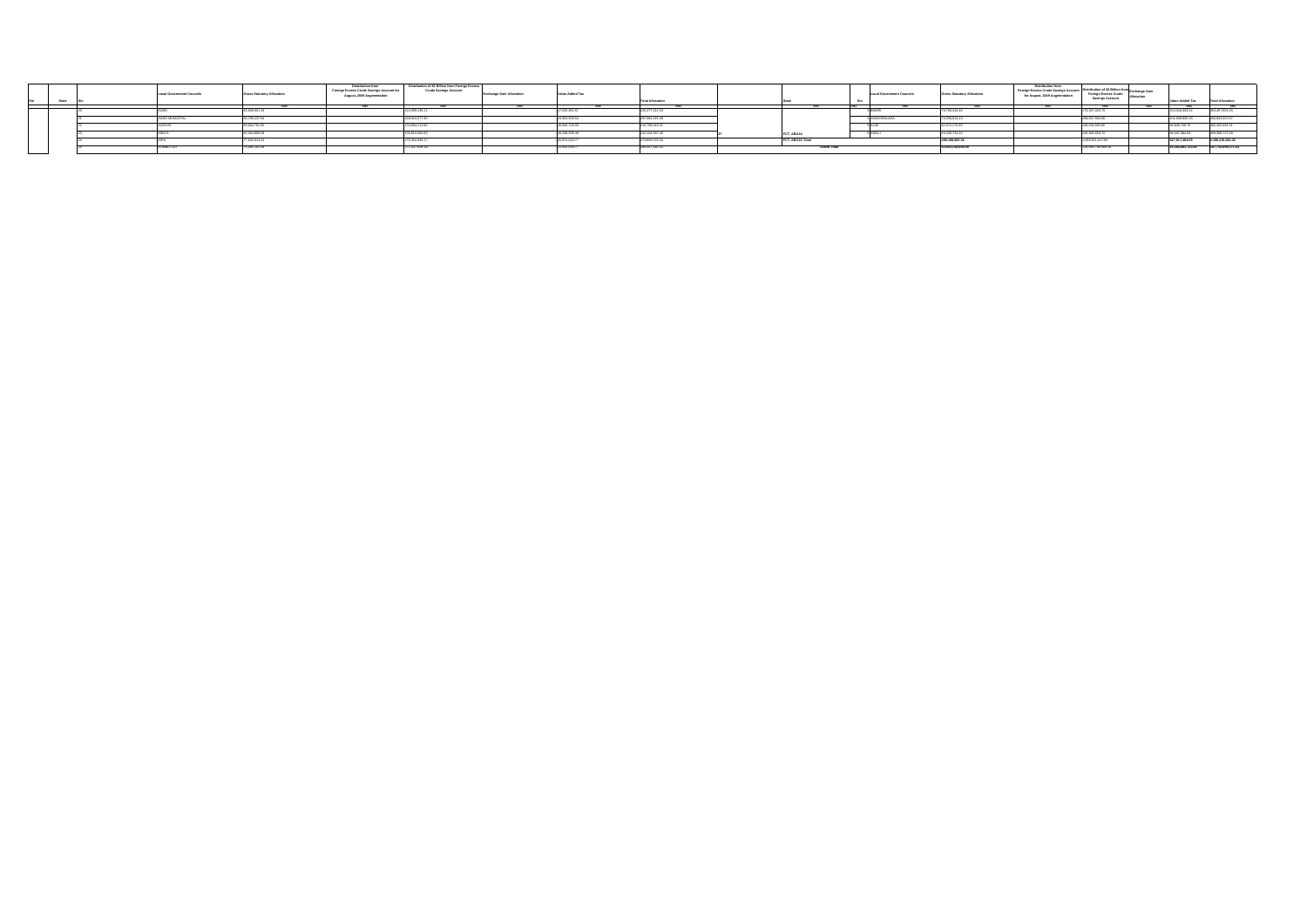| S/n | State | S/n | Local Government Councils | Gross Statutory Allocation | Distribution from Foreign Excess Crude Savings Account for August, 2009 Augmentation | Distribution of $2 Billion from Foreign Excess Crude Savings Account | Exchange Gain Allocation | Value Added Tax | Total Allocation | | State | S/n | Local Government Councils | Gross Statutory Allocation | Distribution from Foreign Excess Crude Savings Account for August, 2009 Augmentation | Distribution of $2 Billion from Foreign Excess Crude Savings Account | Exchange Gain Allocation | Value Added Tax | Total Allocation |
|---|---|---|---|---|---|---|---|---|---|---|---|---|---|---|---|---|---|---|---|
| | | | | ₦ | ₦ | ₦ | ₦ | ₦ | ₦ | | | | | ₦ | ₦ | ₦ | ₦ | ₦ | ₦ |
| | | 20 | KEBBI | 65,868,821.34 | | 141,095,195.11 | | 17,630,951.97 | 225,177,022.00 | | | 3 | KWALI | 76,784,444.83 | | 171,347,323.75 | | 110,365,233.14 | 354,497,001.43 |
| | | 21 | KANO MUNICIPAL | 81,795,237.94 | | 199,316,577.30 | | 21,903,506.04 | 297,684,321.46 | | | 4 | KUBWA/ABAJI | 70,298,813.13 | | 166,047,164.56 | | 101,938,830.17 | 338,844,807.87 |
| | | 22 | KANKARE | 69,846,782.86 | | 154,904,112.00 | | 16,000,175.05 | 240,750,069.21 | | | 5 | KUJE | 81,571,270.95 | | 178,034,680.06 | | 99,848,738.75 | 359,453,693.51 |
| | | 23 | KABOOL | 81,054,898.09 | | 128,619,862.63 | | 26,436,935.46 | 242,104,937.40 | 37 | FCT, ABUJA | 6 | KWALI | 64,408,743.15 | | 135,455,219.72 | | 89,447,384.83 | 329,309,722.60 |
| | | 24 | KIRU | 77,532,814.41 | | 179,582,995.17 | | 20,874,058.77 | 278,989,578.34 | | FCT, ABUJA Total | | | 465,006,661.30 | | 1,059,501,617.85 | | 527,817,404.09 | 2,268,258,001.32 |
| | | 25 | KUMBOTSO | 70,980,381.86 | | 171,357,848.19 | | 21,953,039.77 | 263,871,382.43 | | Grand Total | | | 52,052,250,058.88 | | 116,969,746,988.35 | | 12,183,881,743.08 | 187,765,899,276.44 |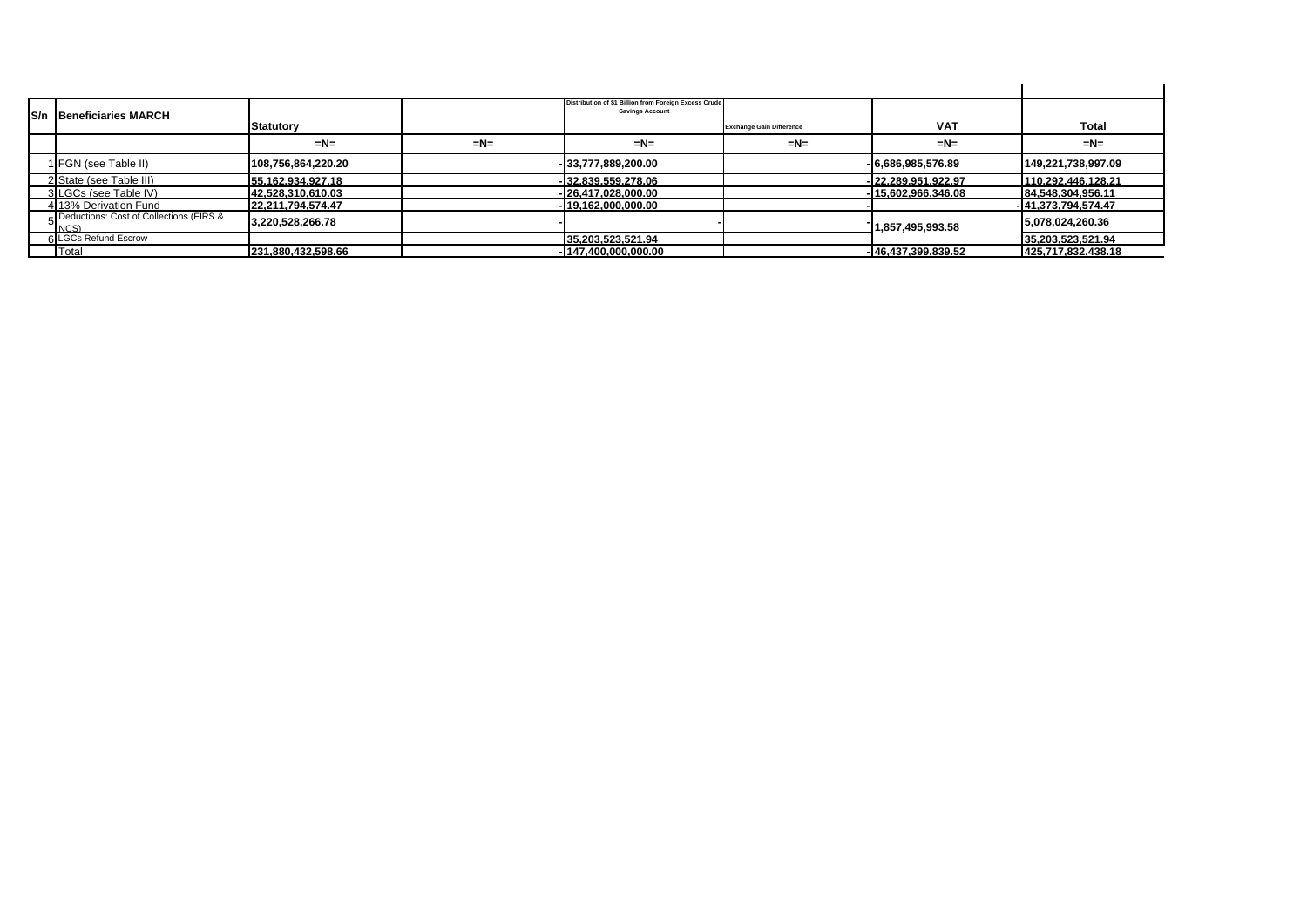| S/n | Beneficiaries MARCH | Statutory | | Distribution of $1 Billion from Foreign Excess Crude Savings Account | Exchange Gain Difference | VAT | Total |
|---|---|---|---|---|---|---|---|
| | | =N= | =N= | =N= | =N= | =N= | =N= |
| 1 | FGN (see Table II) | 108,756,864,220.20 | - | 33,777,889,200.00 | - | 6,686,985,576.89 | 149,221,738,997.09 |
| 2 | State (see Table III) | 55,162,934,927.18 | - | 32,839,559,278.06 | - | 22,289,951,922.97 | 110,292,446,128.21 |
| 3 | LGCs (see Table IV) | 42,528,310,610.03 | - | 26,417,028,000.00 | - | 15,602,966,346.08 | 84,548,304,956.11 |
| 4 | 13% Derivation Fund | 22,211,794,574.47 | - | 19,162,000,000.00 | - | - | 41,373,794,574.47 |
| 5 | Deductions: Cost of Collections (FIRS & NCS) | 3,220,528,266.78 | - | - | - | 1,857,495,993.58 | 5,078,024,260.36 |
| 6 | LGCs Refund Escrow | | | 35,203,523,521.94 | | | 35,203,523,521.94 |
| | Total | 231,880,432,598.66 | - | 147,400,000,000.00 | - | 46,437,399,839.52 | 425,717,832,438.18 |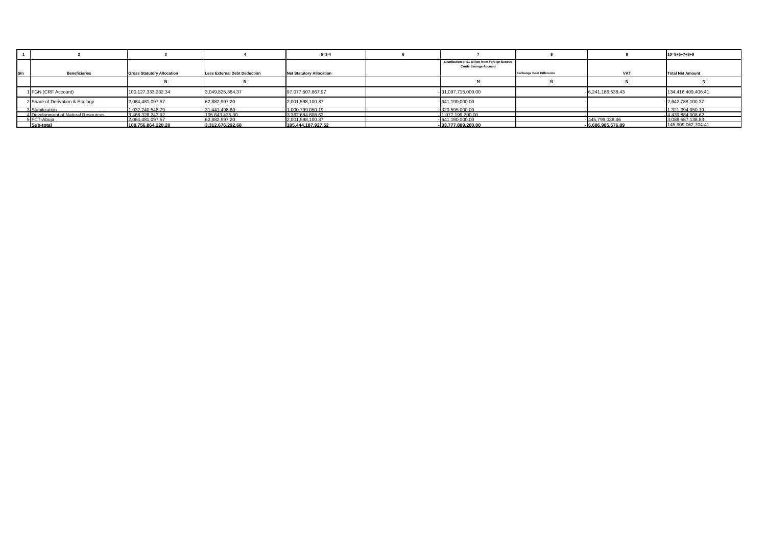| 1 | 2 | 3 | 4 | 5=3-4 | 6 | 7 | 8 | 9 | 10=5+6+7+8+9 |
|---|---|---|---|---|---|---|---|---|---|
| S/n | Beneficiaries | Gross Statutory Allocation | Less External Debt Deduction | Net Statutory Allocation | | Distribution of $1 Billion from Foreign Excess Crude Savings Account | Exchange Gain Difference | VAT | Total Net Amount |
| | | =N= | =N= | | | =N= | =N= | =N= | =N= |
| 1 | FGN (CRF Account) | 100,127,333,232.34 | 3,049,825,364.37 | 97,077,507,867.97 | - | 31,097,715,000.00 | - | 6,241,186,538.43 | 134,416,409,406.41 |
| 2 | Share of Derivation & Ecology | 2,064,481,097.57 | 62,882,997.20 | 2,001,598,100.37 | - | 641,190,000.00 | - | - | 2,642,788,100.37 |
| 3 | Stabilization | 1,032,240,548.79 | 31,441,498.60 | 1,000,799,050.19 | - | 320,595,000.00 | - | - | 1,321,394,050.19 |
| 4 | Development of Natural Resources | 3,468,328,243.92 | 105,643,435.30 | 3,362,684,808.62 | - | 1,077,199,200.00 | - | - | 4,439,884,008.62 |
| 5 | FCT-Abuja | 2,064,481,097.57 | 62,882,997.20 | 2,001,598,100.37 | - | 641,190,000.00 | - | 445,799,038.46 | 3,088,587,138.83 |
| | **Sub-total** | **108,756,864,220.20** | **3,312,676,292.68** | **105,444,187,927.52** | - | **33,777,889,200.00** | - | **6,686,985,576.89** | 145,909,062,704.41 |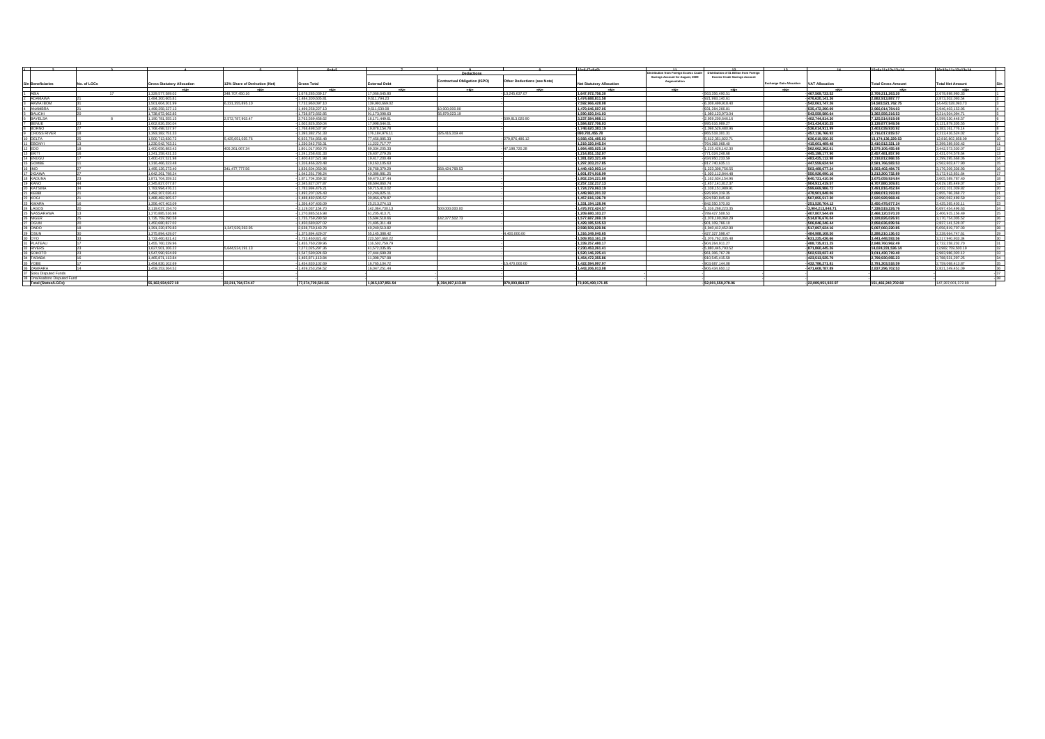| 1 | 2 | 3 | 4 | 5 | 6=4+5 | 7 | 8 | 9 | 10=6-(7+8+9) | 11 | 12 | 13 | 14 | 15=6+11+12+13+14 | 16=10+11+12+13+14 | |
|---|---|---|---|---|---|---|---|---|---|---|---|---|---|---|---|---|
| | | | | | | Deductions | | | | | | | | | | |
| S/n | Beneficiaries | No. of LGCs | Gross Statutory Allocation | 13% Share of Derivation (Net) | Gross Total | External Debt | Contractual Obligation (ISPO) | Other Deductions (see Note) | Net Statutory Allocation | Distribution from Foreign Excess Crude Savings Account for August, 2009 Augmentation | Distribution of $1 Billion from Foreign Excess Crude Savings Account | Exchange Gain Allocation | VAT Allocation | Total Gross Amount | Total Net Amount | S/n |
| | | | =N= | =N= | =N= | =N= | =N= | =N= | =N= | =N= | =N= | =N= | =N= | =N= | =N= | |
| 1 | ABIA | 17 | 1,328,577,589.02 | 349,707,450.15 | 1,678,285,039.17 | 17,066,645.80 | | 13,245,637.07 | 1,647,972,756.30 | | 953,356,496.51 | | 467,568,733.52 | 3,099,210,269.20 | 3,068,897,986.33 | 1 |
| 2 | ADAMAWA | 21 | 1,484,300,605.81 | | 1,484,300,605.81 | 9,611,794.23 | | | 1,474,688,811.58 | | 921,963,180.61 | | 476,620,141.36 | 2,882,883,927.78 | 2,873,272,133.55 | 2 |
| 3 | AKWA IBOM | 31 | 1,501,604,201.99 | 6,231,355,895.10 | 7,732,960,097.10 | 139,993,669.02 | | | 7,592,966,428.08 | | 6,308,499,916.40 | | 542,063,747.26 | 14,583,523,762.75 | 14,443,528,093.73 | 3 |
| 4 | ANAMBRA | 21 | 1,499,258,227.13 | | 1,499,258,227.13 | 9,611,630.08 | 10,000,000.00 | | 1,479,646,597.05 | | 931,284,266.81 | | 535,472,290.89 | 2,966,014,784.83 | 2,946,403,153.95 | 4 |
| 5 | BAUCHI | 20 | 1,738,872,662.85 | | 1,738,872,662.85 | 81,173,098.63 | 95,879,023.19 | | 1,590,820,541.03 | | 1,080,123,972.04 | | 543,559,580.64 | 3,362,556,216.53 | 3,214,504,094.71 | 5 |
| 6 | BAYELSA | 8 | 1,190,781,555.15 | 2,572,787,903.47 | 3,763,569,458.62 | 16,171,449.61 | | 509,813,020.00 | 3,237,584,988.11 | | 2,958,200,646.15 | | 402,744,814.30 | 7,125,514,919.08 | 6,599,530,449.57 | 6 |
| 7 | BENUE | 23 | 1,602,826,350.04 | | 1,602,826,350.04 | 17,998,644.01 | | | 1,584,827,706.03 | | 995,016,988.27 | | 541,436,610.25 | 3,139,279,948.56 | 3,121,279,305.55 | 7 |
| 8 | BORNO | 27 | 1,766,498,537.97 | | 1,766,498,537.97 | 19,878,154.78 | | | 1,746,620,383.19 | | 1,098,526,480.96 | | 536,014,911.99 | 3,402,039,930.92 | 3,383,161,776.14 | 8 |
| 9 | CROSS RIVER | 18 | 1,393,382,751.33 | | 1,393,382,751.33 | 176,184,976.11 | 320,416,319.44 | | 896,781,455.78 | | 865,519,355.31 | | 457,116,766.93 | 2,716,017,819.57 | 2,219,416,524.02 | 9 |
| 10 | DELTA | 25 | 1,500,713,830.72 | 5,425,051,025.76 | 6,925,764,856.48 | 77,456,885.33 | | 279,876,486.12 | 6,568,431,485.03 | | 5,612,351,822.71 | | 636,019,550.35 | 13,174,136,229.53 | 12,816,802,858.09 | 10 |
| 11 | EBONYI | 13 | 1,230,542,763.31 | | 1,230,542,763.31 | 11,222,717.77 | | | 1,219,320,045.54 | | 764,968,068.40 | | 415,001,489.48 | 2,410,512,321.19 | 2,399,289,603.42 | 11 |
| 12 | EDO | 18 | 1,400,656,883.43 | 400,361,067.34 | 1,801,017,950.76 | 89,334,205.33 | | 47,198,720.28 | 1,664,485,025.16 | | 1,215,426,142.30 | | 562,662,362.61 | 3,579,106,455.68 | 3,442,573,530.07 | 12 |
| 13 | EKITI | 16 | 1,241,258,431.33 | | 1,241,258,431.33 | 26,407,279.26 | | | 1,214,851,152.07 | | 771,034,248.68 | | 445,198,177.90 | 2,457,491,857.90 | 2,431,074,578.64 | 13 |
| 14 | ENUGU | 17 | 1,400,437,521.98 | | 1,400,437,521.98 | 19,417,200.49 | | | 1,381,020,321.49 | | 434,950,233.59 | | 483,425,112.98 | 2,318,812,868.55 | 2,299,395,668.06 | 14 |
| 15 | GOMBE | 11 | 1,316,466,323.48 | | 1,316,466,323.48 | 19,163,105.63 | | | 1,297,303,217.85 | | 817,740,635.11 | | 447,556,624.94 | 2,581,763,583.53 | 2,562,603,477.90 | 15 |
| 16 | IMO | 27 | 1,495,126,273.40 | 341,477,777.56 | 1,836,604,050.96 | 28,768,379.29 | 358,424,768.53 | | 1,449,410,903.14 | | 1,223,308,756.55 | | 503,489,677.24 | 3,563,402,484.75 | 3,176,209,336.93 | 16 |
| 17 | JIGAWA | 27 | 1,642,261,798.24 | | 1,642,261,798.24 | 40,386,881.25 | | | 1,601,874,916.99 | | 1,020,112,844.48 | | 550,926,090.16 | 3,213,300,732.89 | 3,172,913,851.64 | 17 |
| 18 | KADUNA | 23 | 1,871,704,359.32 | | 1,871,704,359.32 | 69,470,137.44 | | | 1,802,234,221.88 | | 1,162,634,154.96 | | 640,721,410.56 | 3,675,059,924.84 | 3,605,589,787.40 | 18 |
| 19 | KANO | 44 | 2,346,827,077.87 | | 2,346,827,077.87 | 88,694,860.74 | | | 2,257,132,217.13 | | 1,457,141,812.37 | | 904,911,419.57 | 4,707,880,309.81 | 4,619,185,449.07 | 19 |
| 20 | KATSINA | 34 | 1,783,994,476.21 | | 1,783,994,476.21 | 59,715,413.02 | | | 1,724,279,063.19 | | 1,108,151,969.91 | | 599,669,986.72 | 3,491,816,432.84 | 3,432,101,039.82 | 20 |
| 21 | KEBBI | 21 | 1,492,207,026.43 | | 1,492,207,026.43 | 42,246,835.11 | | | 1,449,960,191.32 | | 926,904,319.35 | | 478,901,848.06 | 2,898,013,193.83 | 2,855,766,358.72 | 21 |
| 22 | KOGI | 21 | 1,488,482,605.57 | | 1,488,482,605.57 | 30,866,478.87 | | | 1,457,616,126.70 | | 924,590,945.60 | | 507,855,517.30 | 2,920,929,068.46 | 2,890,062,489.59 | 22 |
| 23 | KWARA | 16 | 1,356,407,403.09 | | 1,356,407,403.09 | 25,213,274.13 | | | 1,331,194,128.96 | | 842,550,570.03 | | 251,520,704.12 | 2,450,478,677.24 | 2,425,265,403.11 | 23 |
| 24 | LAGOS | 20 | 2,119,037,154.70 | | 2,119,037,154.70 | 142,064,730.13 | 500,000,000.00 | | 1,476,972,424.57 | | 1,316,268,223.35 | | 3,904,213,848.71 | 7,339,519,226.76 | 6,697,454,496.63 | 24 |
| 25 | NASSARAWA | 13 | 1,270,885,516.98 | | 1,270,885,516.98 | 61,205,413.71 | | | 1,209,680,103.27 | | 789,427,508.53 | | 407,807,544.69 | 2,468,120,570.20 | 2,406,915,156.49 | 25 |
| 26 | NIGER | 25 | 1,735,759,290.58 | | 1,735,759,290.58 | 15,694,518.95 | 142,377,502.73 | | 1,577,687,269.19 | | 1,078,190,060.29 | | 514,876,676.04 | 3,328,826,026.91 | 3,170,754,005.52 | 26 |
| 27 | OGUN | 20 | 1,450,680,827.02 | | 1,450,680,827.02 | 21,495,311.49 | | | 1,429,185,515.53 | | 901,109,766.10 | | 506,848,246.44 | 2,858,638,839.56 | 2,837,143,528.07 | 27 |
| 28 | ONDO | 18 | 1,391,220,979.83 | 1,247,529,363.95 | 2,638,750,143.78 | 40,240,513.82 | | | 2,598,509,629.96 | | 1,940,412,452.90 | | 517,897,624.16 | 5,097,060,220.85 | 5,056,819,707.03 | 28 |
| 29 | OSUN | 30 | 1,375,894,429.07 | | 1,375,894,429.07 | 55,145,388.42 | | 4,400,000.00 | 1,316,349,040.65 | | 427,327,598.47 | | 484,988,100.50 | 2,288,210,128.03 | 2,228,664,747.61 | 29 |
| 30 | OYO | 33 | 1,733,460,821.42 | | 1,733,460,821.42 | 223,507,660.22 | | | 1,509,953,161.20 | | 1,076,762,335.48 | | 631,225,436.66 | 3,441,448,593.56 | 3,217,940,933.34 | 30 |
| 31 | PLATEAU | 17 | 1,455,760,238.96 | | 1,455,760,238.96 | 116,502,759.79 | | | 1,339,257,480.17 | | 904,264,931.27 | | 488,735,811.25 | 2,848,760,982.48 | 2,732,258,222.70 | 31 |
| 32 | RIVERS | 23 | 1,627,501,106.22 | 5,644,524,191.13 | 7,272,025,297.36 | 41,572,035.95 | | | 7,230,453,261.41 | | 5,880,445,793.52 | | 871,860,445.26 | 14,024,331,536.14 | 13,982,759,500.19 | 32 |
| 33 | SOKOTO | 23 | 1,547,590,924.69 | | 1,547,590,924.69 | 27,444,699.28 | | | 1,520,146,225.41 | | 961,306,767.28 | | 502,533,027.43 | 3,011,430,719.40 | 2,983,986,020.12 | 33 |
| 34 | TARABA | 16 | 1,465,871,113.84 | | 1,465,871,113.84 | 11,398,757.98 | | | 1,454,472,355.86 | | 910,545,415.59 | | 423,513,525.79 | 2,799,930,055.23 | 2,788,531,297.25 | 34 |
| 35 | YOBE | 17 | 1,454,830,102.69 | | 1,454,830,102.69 | 16,765,104.72 | | 15,470,000.00 | 1,422,594,997.97 | | 903,687,144.08 | | 432,706,271.81 | 2,791,223,518.59 | 2,759,008,413.87 | 35 |
| 36 | ZAMFARA | 14 | 1,459,253,264.52 | | 1,459,253,264.52 | 16,047,251.44 | | | 1,443,206,013.08 | | 905,434,650.12 | | 473,608,787.89 | 2,837,296,702.53 | 2,821,249,451.09 | 36 |
| 37 | Soku Disputed Funds | | | | | | | | | | | | | | | 37 |
| 38 | Ona/Asaboro Disputed Fund | | | | | | | | | | | | | | | 38 |
| | Total (States/LGCs) | | 55,162,934,927.18 | 22,211,794,574.47 | 77,374,729,501.65 | 1,915,137,951.54 | 1,394,097,613.89 | 870,003,864.37 | 73,195,490,171.85 | | 52,601,559,278.06 | | 22,089,951,922.97 | 151,466,240,702.68 | 147,287,001,372.89 | |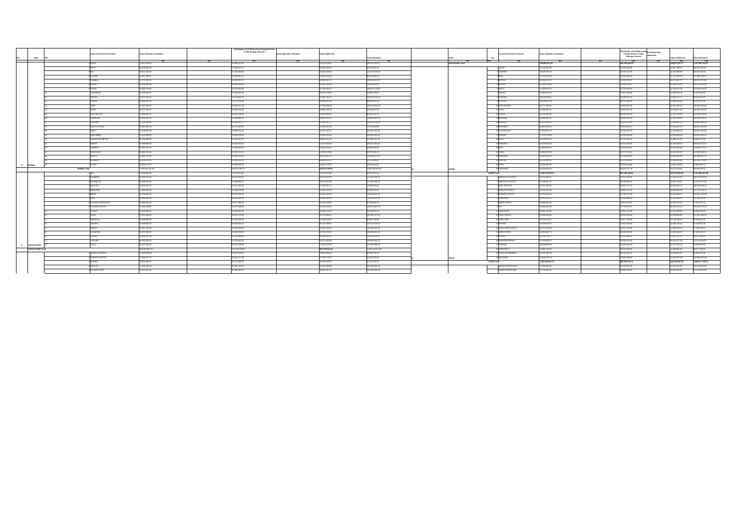| S/n | State | S/n | Local Government Councils | Gross Statutory Allocation | | Distribution of $1 Billion from Foreign Excess Crude Savings Account | Exchange Gain Allocation | Value Added Tax | Total Allocation |
|---|---|---|---|---|---|---|---|---|---|
| | | | | ₦ | ₦ | ₦ | ₦ | ₦ | ₦ |
| | | 3 | BAMA | 73,037,444.95 | | 39,399,347.52 | | 24,674,229.95 | 136,701,002.37 |
| | | 4 | BAYO | 49,239,904.04 | | 27,480,257.11 | | 22,286,934.05 | 98,006,805.20 |
| | | 5 | BIU | 69,614,490.76 | | 37,634,894.88 | | 24,533,039.66 | 131,177,550.30 |
| | | 6 | CHIBOK | 48,311,356.11 | | 27,630,425.11 | | 22,955,203.86 | 98,016,985.16 |
| | | 7 | DAMBOA | 72,771,005.11 | | 39,202,881.91 | | 26,389,661.25 | 138,363,347.87 |
| | | 8 | DIKWA | 49,159,836.56 | | 26,875,334.50 | | 22,347,305.29 | 98,382,476.30 |
| | | 9 | GUBIO | 56,322,079.85 | | 30,574,942.88 | | 23,764,858.13 | 110,662,176.85 |
| | | 10 | GUZAMALA | 50,383,028.51 | | 26,389,564.34 | | 22,834,319.65 | 99,606,912.50 |
| | | 11 | GWOZA | 80,675,794.61 | | 43,214,663.31 | | 28,880,159.27 | 152,770,106.35 |
| | | 12 | HAWUL | 55,099,052.51 | | 30,117,815.38 | | 24,699,021.40 | 109,863,673.16 |
| | | 13 | JERE | 91,407,830.00 | | 49,358,477.18 | | 27,700,466.48 | 168,166,420.28 |
| | | 14 | KAGA | 50,977,762.12 | | 31,439,500.06 | | 23,883,735.14 | 106,300,997.25 |
| | | 15 | KALA BALGE | 45,395,800.11 | | 26,240,778.52 | | 22,678,656.72 | 94,315,317.21 |
| | | 16 | KONDUGA | 65,524,622.51 | | 35,785,899.12 | | 25,451,368.70 | 126,761,890.33 |
| | | 17 | KUKAWA | 67,529,968.95 | | 36,558,681.70 | | 25,883,031.79 | 130,125,126.32 |
| | | 18 | KWAYA KUSAR | 39,607,805.48 | | 21,727,187.50 | | 16,535,011.88 | 77,870,004.84 |
| | | 19 | MAFA | 49,138,567.06 | | 26,884,412.53 | | 22,027,792.27 | 97,887,001.85 |
| | | 20 | MAGUMERI | 61,623,898.98 | | 33,995,479.86 | | 23,335,370.50 | 118,252,560.41 |
| | | 21 | MAIDUGURI METRO | 89,768,138.83 | | 48,139,463.20 | | 36,694,014.36 | 174,981,307.41 |
| | | 22 | MARTE | 57,398,888.15 | | 30,930,996.07 | | 23,571,905.58 | 108,534,751.92 |
| | | 23 | MOBBAR | 52,267,682.78 | | 30,489,494.53 | | 23,040,025.83 | 99,206,905.60 |
| | | 24 | MONGUNO | 51,681,190.64 | | 31,000,111.43 | | 23,316,129.09 | 96,773,433.76 |
| | | 25 | NGALA | 57,897,774.25 | | 30,963,875.60 | | 19,673,921.23 | 110,435,571.34 |
| | | 26 | NGANZAI | 51,920,479.67 | | 26,999,230.73 | | 22,863,379.21 | 97,573,053.97 |
| 8 | BORNO | 27 | SHANI | 46,040,877.47 | | 26,090,068.52 | | 19,667,178.59 | 85,853,246.92 |
| | BORNO Total | | | 1,629,994,132.90 | | 939,710,984.17 | | 626,251,498.54 | 2,995,096,000.43 |
| | | 1 | ABI | 40,250,666.35 | | 21,213,874.03 | | 18,180,034.09 | 80,650,457.94 |
| | | 2 | AKAMKPA | 63,970,213.42 | | 33,114,318.80 | | 25,397,364.80 | 117,460,096.19 |
| | | 3 | AKPABUYO | 50,189,923.05 | | 27,806,300.87 | | 19,410,063.76 | 97,567,850.50 |
| | | 4 | BAKASSI | 39,826,022.91 | | 21,117,363.58 | | 13,426,551.14 | 74,369,978.62 |
| | | 5 | BEKWARRA | 44,459,309.46 | | 27,169,578.38 | | 23,862,373.05 | 95,353,310.41 |
| | | 6 | BIASE | 49,259,985.13 | | 26,979,764.95 | | 18,201,244.96 | 103,479,097.18 |
| | | 7 | BOKI | 61,096,906.75 | | 32,578,063.02 | | 26,966,363.69 | 120,181,331.20 |
| | | 8 | CALABAR MUNICIPAL | 50,849,396.42 | | 30,877,349.32 | | 31,322,569.89 | 107,389,950.43 |
| | | 9 | CALABAR SOUTH | 61,482,788.62 | | 34,977,969.56 | | 26,751,002.56 | 130,210,697.35 |
| | | 10 | ETUNG | 34,256,008.22 | | 20,246,465.50 | | 13,029,413.64 | 81,533,473.43 |
| | | 11 | IKOM | 60,214,318.23 | | 32,297,111.65 | | 26,772,946.67 | 135,285,277.35 |
| | | 12 | OBANLIKU | 48,668,288.53 | | 30,200,843.81 | | 24,032,509.55 | 102,901,139.68 |
| | | 13 | OBUBRA | 54,946,388.95 | | 29,868,555.72 | | 26,131,066.87 | 110,177,058.13 |
| | | 14 | OBUDU | 42,681,733.93 | | 32,333,629.66 | | 23,697,704.75 | 98,882,065.23 |
| | | 15 | ODUKPANI | 65,621,098.52 | | 34,949,793.43 | | 23,778,123.82 | 130,950,011.99 |
| | | 16 | OGOJA | 52,649,670.94 | | 30,759,009.98 | | 26,060,190.27 | 113,918,126.21 |
| | | 17 | YAKURR | 55,292,316.24 | | 30,348,560.93 | | 28,913,099.48 | 120,555,905.23 |
| 9 | CROSS RIVER | 18 | YALA | 59,197,843.31 | | 28,131,235.63 | | 27,354,609.31 | 112,883,688.29 |
| | CROSS RIVER Total | | | 953,256,998.73 | | 550,230,035.83 | | 263,776,616.84 | 2,103,226,375.40 |
| | | 1 | ANIOCHA NORTH | 43,565,939.95 | | 30,907,326.92 | | 18,904,044.04 | 89,977,135.24 |
| | | 2 | ANIOCHA SOUTH | 47,235,970.75 | | 25,522,611.58 | | 27,794,776.34 | 84,523,332.58 |
| | | 3 | BOMADI | 40,509,969.07 | | 22,279,356.63 | | 20,992,243.41 | 81,795,592.31 |
| | | 4 | BURUTU | 77,695,448.43 | | 39,487,281.03 | | 16,101,159.90 | 134,226,638.34 |
| | | 5 | ETHIOPE EAST | 53,414,412.46 | | 52,556,264.07 | | 26,867,037.16 | 132,780,956.49 |

| S/n | State | S/n | Local Government Councils | Gross Statutory Allocation | | Distribution of $1 Billion from Foreign Excess Crude Savings Account | Exchange Gain Allocation | Value Added Tax | Total Allocation |
|---|---|---|---|---|---|---|---|---|---|
| | | | | ₦ | ₦ | ₦ | ₦ | ₦ | ₦ |
| | NASARAWA Total | | | 736,990,542.20 | | 431,908,862.85 | | 309,207,377.11 | 1,267,006,783.35 |
| | | 1 | AGAIE | 53,126,301.69 | | 31,999,490.58 | | 21,967,469.51 | 106,093,261.67 |
| | | 2 | AGWARA | 35,646,765.15 | | 29,356,115.06 | | 21,342,955.68 | 86,345,935.93 |
| | | 3 | BIDA | 62,552,912.89 | | 33,850,060.69 | | 24,713,466.54 | 121,095,796.13 |
| | | 4 | BORGU | 62,962,870.12 | | 31,460,236.67 | | 24,173,617.27 | 119,572,724.06 |
| | | 5 | BOSSO | 72,369,470.67 | | 37,533,235.87 | | 21,880,743.91 | 130,276,336.58 |
| | | 6 | CHANCHAGA | 51,098,018.14 | | 29,755,536.92 | | 25,794,227.38 | 109,862,032.45 |
| | | 7 | EDATI | 48,634,901.53 | | 27,697,528.96 | | 23,685,318.16 | 97,867,345.85 |
| | | 8 | GBAKO | 50,680,806.51 | | 29,660,022.62 | | 23,885,177.17 | 99,018,200.00 |
| | | 9 | GURARA | 49,811,814.73 | | 26,757,299.29 | | 22,508,618.58 | 99,781,011.05 |
| | | 10 | KATCHA | 55,717,338.04 | | 30,003,567.62 | | 21,510,098.04 | 105,830,908.80 |
| | | 11 | KONTAGORA | 59,036,833.12 | | 31,126,577.79 | | 23,549,477.91 | 108,087,027.38 |
| | | 12 | LAPAI | 63,112,520.33 | | 30,306,167.03 | | 21,442,179.66 | 116,756,450.68 |
| | | 13 | LAVUN | 69,506,137.31 | | 32,615,015.64 | | 22,097,986.56 | 129,559,355.25 |
| | | 14 | MAGAMA | 55,072,254.17 | | 31,275,113.06 | | 21,582,081.59 | 114,815,618.47 |
| | | 15 | MARIGA | 66,691,298.20 | | 32,166,089.11 | | 17,813,467.07 | 135,761,855.58 |
| | | 16 | MASHEGU | 62,336,251.13 | | 32,928,140.72 | | 23,138,836.16 | 118,851,330.05 |
| | | 17 | MOKWA | 71,576,733.83 | | 41,600,041.99 | | 24,815,062.00 | 134,861,430.67 |
| | | 18 | MUYA | 53,195,412.39 | | 24,644,105.21 | | 21,589,123.09 | 92,535,777.45 |
| | | 19 | PAIKORO | 55,723,660.53 | | 31,623,095.82 | | 23,799,488.19 | 109,635,572.54 |
| | | 20 | RAFI | 61,923,290.70 | | 33,455,518.62 | | 24,508,025.06 | 119,884,772.27 |
| | | 21 | RIJAU | 59,953,497.83 | | 35,177,079.14 | | 22,353,320.66 | 117,108,648.18 |
| | | 22 | SHIRORO | 73,437,943.67 | | 43,793,019.94 | | 26,295,096.99 | 143,380,457.79 |
| | | 23 | SULEJA | 62,215,780.85 | | 33,671,011.12 | | 17,669,624.21 | 103,355,712.65 |
| | | 24 | TAFA | 62,868,380.91 | | 30,432,444.89 | | 21,211,788.03 | 92,992,054.13 |
| 26 | NIGER | 25 | WUSHISHI | 48,428,636.59 | | 24,650,737.18 | | 23,137,528.64 | 96,123,905.32 |
| | NIGER Total | | | 1,456,741,333.07 | | 802,992,249.91 | | 392,273,983.93 | 2,731,964,367.88 |
| | | 1 | ABEOKUTA NORTH | 55,422,998.31 | | 29,641,299.62 | | 21,320,207.04 | 106,779,854.98 |
| | | 2 | ABEOKUTA SOUTH | 67,266,653.11 | | 35,649,992.81 | | 25,857,123.07 | 128,773,477.59 |
| | | 3 | ADO ODO/OTA | 83,262,138.36 | | 42,944,715.72 | | 28,186,062.71 | 146,420,359.79 |
| | | 4 | EGBADO NORTH | 63,164,161.25 | | 32,837,112.40 | | 23,665,602.96 | 117,749,060.12 |
| | | 5 | EGBADO SOUTH | 52,797,296.63 | | 32,700,727.28 | | 23,255,099.76 | 103,407,002.06 |
| | | 6 | EWEKORO | 38,071,101.37 | | 25,031,956.84 | | 21,535,399.72 | 80,390,912.01 |
| | | 7 | IFO | 64,361,137.00 | | 33,904,172.00 | | 21,272,605.86 | 119,808,470.84 |
| | | 8 | IJEBU EAST | 52,846,250.63 | | 30,031,728.06 | | 22,700,405.73 | 96,733,713.54 |
| | | 9 | IJEBU NORTH | 63,001,137.00 | | 31,004,127.08 | | 21,272,605.86 | 98,864,870.05 |
| | | 10 | IJEBU NORTH EAST | 43,169,253.52 | | 25,671,755.39 | | 21,705,040.04 | 91,561,449.05 |
| | | 11 | IJEBU ODE | 53,190,253.53 | | 25,671,733.38 | | 22,530,080.52 | 103,380,401.25 |
| | | 12 | IKENNE | 42,829,893.07 | | 27,614,048.83 | | 21,558,400.82 | 87,224,951.72 |
| | | 13 | IMEKO-AFON | 55,926,885.71 | | 29,465,585.83 | | 21,135,052.04 | 98,628,492.25 |
| | | 14 | IPOKIA | 40,769,747.58 | | 26,162,997.81 | | 21,407,051.10 | 88,979,450.35 |
| | | 15 | OBAFEMI-OWODE | 67,840,306.25 | | 33,032,140.28 | | 23,253,577.65 | 123,014,042.55 |
| | | 16 | ODEDA | 43,110,564.51 | | 25,930,022.84 | | 21,247,826.18 | 92,338,974.03 |
| | | 17 | ODOGBOLU | 49,485,129.68 | | 28,252,104.95 | | 21,809,685.90 | 98,577,484.58 |
| | | 18 | OGUN WATERSIDE | 43,237,298.70 | | 26,135,562.37 | | 21,329,551.47 | 81,546,112.05 |
| | | 19 | REMO NORTH | 37,960,230.55 | | 27,650,880.25 | | 20,082,927.55 | 83,693,130.33 |
| 27 | OGUN | 20 | SHAGAMU | 60,169,230.55 | | 30,892,827.56 | | 20,082,337.55 | 113,886,140.53 |
| | OGUN Total | | | 1,083,455,521.79 | | 603,592,741.11 | | 436,422,638.24 | 2,099,977,398.66 |
| | | 1 | AKOKO NORTH EAST | 53,933,505.93 | | 31,200,291.98 | | 17,320,646.39 | 101,138,336.24 |
| | | 2 | AKOKO NORTH WEST | 57,744,992.05 | | 35,859,796.43 | | 19,623,181.80 | 112,216,943.28 |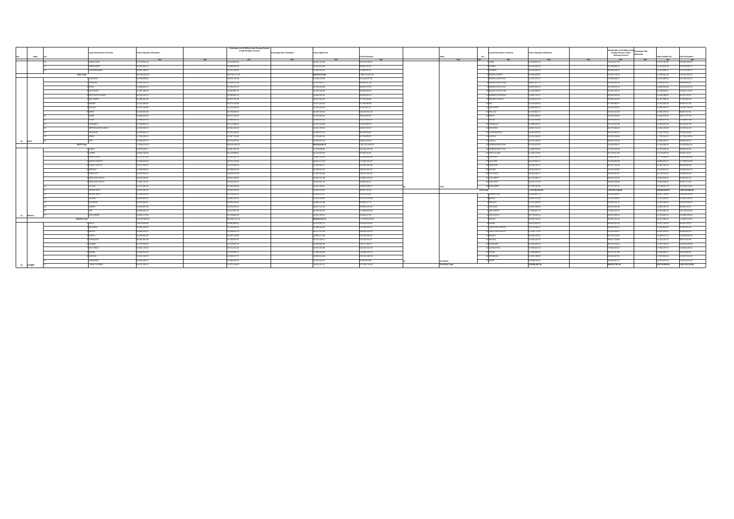| S/n | State | S/n | Local Government Councils | Gross Statutory Allocation | | Distribution of $1 Billion from Foreign Excess Crude Savings Account | Exchange Gain Allocation | Value Added Tax | Total Allocation | S/n | State | S/n | Local Government Councils | Gross Statutory Allocation | | Distribution of $1 Billion from Foreign Excess Crude Savings Account | Exchange Gain Allocation | Value Added Tax | Total Allocation |
|---|---|---|---|---|---|---|---|---|---|---|---|---|---|---|---|---|---|---|---|
| | | | | ₦ | ₦ | ₦ | ₦ | ₦ | ₦ | | | | | ₦ | ₦ | ₦ | ₦ | ₦ | ₦ |
| | | 16 | OWAN EAST | 31,725,512.48 | | 12,124,950.96 | | 18,422,720.08 | 62,273,183.22 | | | 3 | ATIBA | 34,788,557.63 | | 13,030,227.09 | | 18,873,736.36 | 66,692,521.08 |
| | | 17 | OWAN WEST | 31,252,804.13 | | 11,868,922.09 | | 18,510,574.60 | 61,632,300.82 | | | 4 | ATISBO | 34,432,400.32 | | 13,799,589.61 | | 18,703,876.36 | 66,935,866.29 |
| | | 18 | UHUNMWONDE | 30,525,189.54 | | 11,761,125.66 | | 17,300,043.86 | 59,586,359.06 | | | 5 | EGBEDA | 38,418,830.90 | | 14,695,138.75 | | 20,814,886.13 | 73,928,855.78 |
| | EDO Total | | | 651,046,315.03 | | 250,795,117.05 | | 346,353,130.69 | 1,248,194,562.77 | | | 6 | IBADAN NORTH | 50,685,630.91 | | 17,812,573.26 | | 25,258,281.18 | 93,756,485.35 |
| | | 1 | ADO EKITI | 41,798,953.84 | | 16,073,791.38 | | 21,452,622.65 | 79,325,367.87 | | | 7 | IBADAN NORTH EAST | 42,157,270.47 | | 17,989,696.27 | | 22,047,888.55 | 82,194,855.29 |
| | | 2 | AIYEKIRE (GBONYIN) | 30,552,244.78 | | 11,736,511.25 | | 16,787,542.17 | 59,076,298.20 | | | 8 | IBADAN NORTH WEST | 40,873,517.52 | | 15,299,980.08 | | 21,233,813.43 | 77,407,311.03 |
| | | 3 | EFON | 24,688,862.42 | | 17,799,127.11 | | 16,735,209.86 | 59,223,199.39 | | | 9 | IBADAN SOUTH EAST | 43,687,804.70 | | 16,703,230.72 | | 22,885,303.98 | 83,276,339.40 |
| | | 4 | EKITI EAST | 31,047,488.35 | | 11,936,081.70 | | 16,445,259.68 | 59,428,829.73 | | | 10 | IBADAN SOUTH WEST | 51,326,298.87 | | 18,100,799.74 | | 25,448,688.07 | 94,875,786.68 |
| | | 5 | EKITI SOUTH WEST | 30,761,516.75 | | 12,080,407.53 | | 16,330,023.41 | 59,171,947.69 | | | 11 | IBARAPA CENTRAL | 32,952,723.71 | | 12,650,596.19 | | 18,162,399.57 | 63,765,719.47 |
| | | 6 | EKITI WEST | 30,690,292.00 | | 11,800,762.36 | | 16,647,180.29 | 59,138,234.65 | | | 12 | IBARAPA EAST | 33,145,417.04 | | 12,650,163.83 | | 18,378,290.29 | 64,173,871.16 |
| | | 7 | EMURE | 24,814,688.91 | | 15,870,765.68 | | 15,971,443.39 | 56,656,897.98 | | | 13 | IBARAPA NORTH | 33,196,453.92 | | 11,700,692.57 | | 17,461,438.35 | 62,358,584.84 |
| | | 8 | IDO OSI | 31,221,149.98 | | 12,134,840.20 | | 16,452,922.04 | 59,808,912.22 | | | 14 | IDO | 44,886,882.70 | | 16,305,128.13 | | 21,295,287.41 | 82,487,298.24 |
| | | 9 | IJERO | 34,445,381.36 | | 12,761,629.42 | | 18,230,910.71 | 65,437,921.49 | | | 15 | IREPO | 30,476,833.73 | | 13,244,364.29 | | 16,092,278.60 | 59,813,476.62 |
| | | 10 | IKERE | 26,986,222.83 | | 14,373,784.03 | | 15,700,994.35 | 57,061,001.21 | | | 16 | ISEYIN | 44,820,550.52 | | 16,914,008.54 | | 21,108,376.11 | 82,842,935.17 |
| | | 11 | IKOLE | 32,096,676.13 | | 12,998,829.12 | | 16,909,911.19 | 62,005,416.44 | | | 17 | ITESIWAJU | 32,253,528.90 | | 12,603,659.47 | | 18,009,376.78 | 62,866,565.15 |
| | | 12 | ILEJEMEJE | 27,269,085.24 | | 10,111,099.43 | | 12,287,560.86 | 49,667,745.53 | | | 18 | IWAJOWA | 31,299,426.47 | | 12,113,545.38 | | 15,450,617.28 | 58,863,589.13 |
| | | 13 | IREPODUN/IFELODUN | 30,332,306.74 | | 19,604,100.68 | | 16,302,770.05 | 66,239,177.47 | | | 19 | KAJOLA | 34,857,212.62 | | 13,373,308.18 | | 18,442,355.29 | 66,672,876.09 |
| | | 14 | ISE/ORUN | 26,109,091.14 | | 15,191,490.34 | | 14,620,007.84 | 55,920,589.32 | | | 20 | LAGELU | 35,400,487.60 | | 13,200,960.91 | | 18,792,779.54 | 67,394,228.05 |
| | | 15 | MOBA | 27,524,155.39 | | 19,597,764.98 | | 15,790,892.06 | 62,912,812.43 | | | 21 | OGBOMOSHO NORTH | 33,195,350.20 | | 12,722,036.35 | | 17,725,104.10 | 63,642,490.65 |
| 13 | EKITI | 16 | OYE | 27,834,420.76 | | 20,713,679.16 | | 16,330,063.20 | 64,878,163.12 | | | 22 | OGBOMOSHO SOUTH | 34,725,109.62 | | 12,697,119.30 | | 16,868,520.71 | 64,290,749.63 |
| | EKITI Total | | | 477,693,790.11 | | 248,353,664.17 | | 283,661,035.76 | 1,009,708,490.04 | | | 23 | OGO OLUWA | 32,237,637.53 | | 12,440,195.07 | | 17,644,098.34 | 62,321,930.94 |
| | | 1 | ANINRI | 32,532,566.17 | | 12,838,391.26 | | 17,239,953.85 | 62,610,911.28 | | | 24 | OLORUNSOGO | 31,088,206.00 | | 12,516,519.98 | | 16,370,673.03 | 59,975,399.01 |
| | | 2 | AWGU | 40,591,232.60 | | 15,126,898.61 | | 21,124,479.60 | 76,842,610.81 | | | 25 | OLUYOLE | 31,400,223.65 | | 13,709,617.56 | | 18,374,497.36 | 63,484,338.57 |
| | | 3 | ENUGU EAST | 46,273,520.08 | | 15,822,262.78 | | 20,886,226.31 | 82,982,009.17 | | | 26 | ONA ARA | 33,619,651.70 | | 12,986,709.27 | | 17,778,059.55 | 64,384,420.52 |
| | | 4 | ENUGU NORTH | 47,268,540.99 | | 16,573,144.92 | | 24,841,172.20 | 88,682,858.11 | | | 27 | ORELOPE | 30,507,094.44 | | 12,290,569.68 | | 16,692,957.77 | 59,490,621.89 |
| | | 5 | ENUGU SOUTH | 43,721,838.04 | | 16,573,693.54 | | 27,298,053.71 | 87,593,585.29 | | | 28 | ORI IRE | 36,546,784.43 | | 10,107,730.04 | | 21,495,291.03 | 68,149,805.50 |
| | | 6 | EZEAGU | 31,096,358.61 | | 12,299,910.40 | | 16,520,097.32 | 59,916,366.33 | | | 29 | OYO EAST | 31,064,538.32 | | 12,851,115.06 | | 16,035,851.94 | 59,951,505.32 |
| | | 7 | IGBO ETITI | 36,396,662.03 | | 13,405,072.98 | | 17,890,929.64 | 67,692,664.65 | | | 30 | OYO WEST | 34,446,299.47 | | 13,816,597.97 | | 18,140,228.61 | 66,403,126.05 |
| | | 8 | IGBO EZE NORTH | 42,030,466.20 | | 15,638,346.62 | | 21,529,711.86 | 79,198,524.68 | | | 31 | SAKI EAST | 34,123,495.72 | | 13,463,219.43 | | 18,784,599.56 | 66,371,314.71 |
| | | 9 | IGBO EZE SOUTH | 37,697,721.03 | | 19,326,076.51 | | 18,079,662.76 | 75,103,460.30 | | | 32 | SAKI WEST | 36,072,117.34 | | 13,591,068.99 | | 19,884,040.32 | 69,547,226.65 |
| | | 10 | ISI UZO | 37,072,408.46 | | 12,346,466.06 | | 19,616,108.41 | 69,034,982.93 | 30 | OYO | 33 | SURULERE | 32,796,992.55 | | 12,707,797.76 | | 15,739,683.71 | 61,244,474.02 |
| | | 11 | NKANU EAST | 36,751,186.70 | | 13,600,332.00 | | 18,616,103.92 | 68,967,622.62 | | OYO Total | | | 1,710,285,353.06 | | 1,063,327,168.40 | | 548,938,266.29 | 3,322,550,787.75 |
| | | 12 | NKANU WEST | 37,866,463.99 | | 13,719,063.57 | | 19,998,073.67 | 71,583,601.23 | | | 1 | BARKIN LADI | 33,010,887.73 | | 12,994,066.43 | | 16,927,744.90 | 62,932,699.06 |
| | | 13 | NSUKKA | 56,847,463.16 | | 20,902,242.22 | | 21,047,826.58 | 98,797,531.96 | | | 2 | BASSA | 50,557,574.35 | | 17,172,918.47 | | 17,213,884.51 | 84,944,377.33 |
| | | 14 | OJI RIVER | 40,224,809.52 | | 20,865,359.92 | | 24,866,152.80 | 85,956,322.24 | | | 3 | BOKKOS | 37,141,400.90 | | 15,025,242.73 | | 20,890,285.93 | 73,056,929.56 |
| | | 15 | UDENU | 35,250,897.96 | | 16,378,370.51 | | 20,921,115.35 | 72,550,383.82 | | | 4 | JOS EAST | 33,982,336.69 | | 19,501,406.01 | | 15,809,260.38 | 69,293,003.08 |
| | | 16 | UDI | 39,299,801.16 | | 15,312,897.16 | | 18,270,204.48 | 72,882,902.80 | | | 5 | JOS NORTH | 77,000,007.77 | | 12,806,154.70 | | 21,322,880.08 | 111,129,042.55 |
| 14 | ENUGU | 17 | UZO UWANI | 37,892,172.83 | | 16,736,882.04 | | 16,835,750.25 | 71,464,805.12 | | | 6 | JOS SOUTH | 66,778,585.11 | | 20,857,598.14 | | 22,223,822.31 | 109,860,005.56 |
| | ENUGU Total | | | 678,629,389.53 | | 269,321,414.51 | | 334,591,379.14 | 1,282,542,183.18 | | | 7 | KANAM | 38,530,793.35 | | 15,052,132.82 | | 20,512,092.60 | 74,094,979.37 |
| | | 1 | AKKO | 35,671,360.05 | | 20,905,863.61 | | 22,070,051.74 | 78,647,275.40 | | | 8 | KANKE | 38,337,532.12 | | 12,790,228.96 | | 18,027,126.96 | 69,154,888.04 |
| | | 2 | BALANGA | 39,968,109.36 | | 17,149,381.47 | | 18,495,129.63 | 75,612,620.46 | | | 9 | LANGTANG NORTH | 38,710,496.43 | | 13,990,152.13 | | 18,693,633.91 | 71,394,282.47 |
| | | 3 | BILLIRI | 36,698,803.37 | | 13,235,612.70 | | 18,117,224.90 | 68,051,640.97 | | | 10 | LANGTANG SOUTH | 35,378,772.03 | | 28,033,698.21 | | 13,525,358.33 | 76,937,828.57 |
| | | 4 | DUKKU | 34,128,594.03 | | 40,300,752.59 | | 16,306,117.68 | 90,735,464.30 | | | 11 | MANGU | 38,386,427.18 | | 15,470,245.65 | | 20,829,215.44 | 74,685,888.27 |
| | | 5 | FUNAKAYE | 33,660,087.98 | | 15,183,674.37 | | 18,173,469.72 | 67,017,232.07 | | | 12 | MIKANG | 48,846,432.25 | | 14,013,190.38 | | 17,231,910.98 | 80,091,533.61 |
| | | 6 | GOMBE | 37,597,586.16 | | 11,740,681.70 | | 20,339,460.26 | 69,677,728.12 | | | 13 | PANKSHIN | 32,635,032.79 | | 28,703,700.51 | | 17,376,742.57 | 78,715,475.87 |
| | | 7 | KALTUNGO | 31,861,118.84 | | 15,213,321.60 | | 16,907,031.86 | 63,981,472.30 | | | 14 | QUA'AN PAN | 29,953,843.35 | | 17,806,163.97 | | 17,052,187.97 | 64,812,195.29 |
| | | 8 | KWAMI | 35,486,514.36 | | 17,378,335.77 | | 17,958,154.66 | 70,823,004.79 | | | 15 | RIYOM | 37,586,898.23 | | 26,751,737.98 | | 21,323,980.71 | 85,662,616.92 |
| | | 9 | NAFADA | 33,612,289.87 | | 20,302,527.71 | | 18,998,914.68 | 72,913,732.26 | | | 16 | SHENDAM | 31,912,239.55 | | 19,432,167.82 | | 17,302,904.63 | 68,647,312.00 |
| | | 10 | SHONGOM | 30,362,936.17 | | 21,268,429.70 | | 16,444,469.02 | 68,075,834.89 | 31 | PLATEAU | 17 | WASE | 39,998,316.92 | | 19,969,927.11 | | 16,674,674.00 | 76,642,918.03 |
| 15 | GOMBE | 11 | YAMALTU/DEBA | 35,121,162.53 | | 16,272,148.58 | | 19,913,137.47 | 71,306,448.58 | | PLATEAU Total | | | 678,329,387.45 | | 308,974,787.26 | | 300,765,085.55 | 1,288,069,260.26 |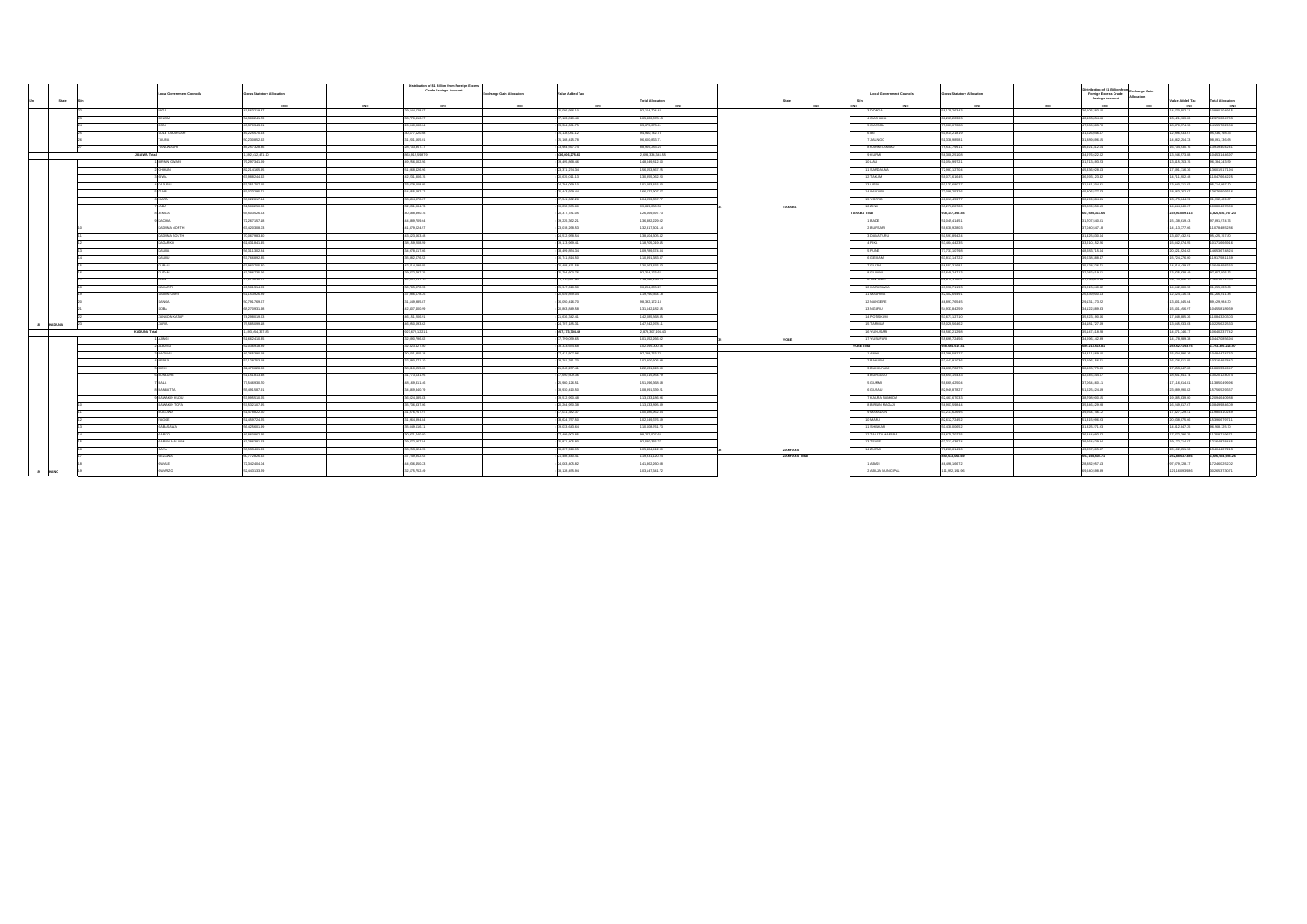| S/n | State | S/n | Local Government Councils | Gross Statutory Allocation | | Distribution of $1 Billion from Foreign Excess Crude Savings Account | Exchange Gain Allocation | Value Added Tax | Total Allocation |
|---|---|---|---|---|---|---|---|---|---|
| | | | | (NGN) | (NGN) | (NGN) | (NGN) | (NGN) | (NGN) |
| | | 22 | SULE TANKARKAR | | | | | | |
| | | 23 | RINGIM | | | | | | |
| | | 24 | RONI | | | | | | |
| | | 25 | SULE TANKARKAR | | | | | | |
| | | 26 | TAURA | | | | | | |
| | | 27 | YANKWASHI | | | | | | |
| | JIGAWA Total | | | | | | | | |
| | | 1 | BIRNIN GWARI | | | | | | |
| | | 2 | CHIKUN | | | | | | |
| | | 3 | GIWA | | | | | | |
| | | 4 | IGABI | | | | | | |
| | | 5 | IKARA | | | | | | |
| | | 6 | JABA | | | | | | |
| | | 7 | JEMA'A | | | | | | |
| | | 8 | KACHIA | | | | | | |
| | | 9 | KADUNA NORTH | | | | | | |
| | | 10 | KADUNA SOUTH | | | | | | |
| | | 11 | KAGARKO | | | | | | |
| | | 12 | KAJURU | | | | | | |
| | | 13 | KAURA | | | | | | |
| | | 14 | KAURU | | | | | | |
| | | 15 | KUBAU | | | | | | |
| | | 16 | KUDAN | | | | | | |
| | | 17 | LERE | | | | | | |
| | | 18 | MAKARFI | | | | | | |
| | | 19 | SABON GARI | | | | | | |
| | | 20 | SANGA | | | | | | |
| | | 21 | SOBA | | | | | | |
| | | 22 | ZANGON KATAF | | | | | | |
| 18 | KADUNA | 23 | ZARIA | | | | | | |
| | KADUNA Total | | | | | | | | |
| | | 1 | AJINGI | | | | | | |
| | | 2 | ALBASU | | | | | | |
| | | 3 | BAGWAI | | | | | | |
| | | 4 | BEBEJI | | | | | | |
| | | 5 | BICHI | | | | | | |
| | | 6 | BUNKURE | | | | | | |
| | | 7 | DALA | | | | | | |
| | | 8 | DAMBATTA | | | | | | |
| | | 9 | DAWAKIN KUDU | | | | | | |
| | | 10 | DAWAKIN TOFA | | | | | | |
| | | 11 | DOGUWA | | | | | | |
| | | 12 | FAGGE | | | | | | |
| | | 13 | GABASAWA | | | | | | |
| | | 14 | GARKO | | | | | | |
| | | 15 | GARUN MALLAM | | | | | | |
| | | 16 | GAYA | | | | | | |
| | | 17 | GEZAWA | | | | | | |
| | | 18 | GWALE | | | | | | |
| 19 | KANO | 19 | GWARZO | | | | | | |

| S/n | State | S/n | Local Government Councils | Gross Statutory Allocation | | Distribution of $1 Billion from Foreign Excess Crude Savings Account | Exchange Gain Allocation | Value Added Tax | Total Allocation |
|---|---|---|---|---|---|---|---|---|---|
| | | | | (NGN) | (NGN) | (NGN) | (NGN) | (NGN) | (NGN) |
| 34 | TARABA | 16 | ZING | | | | | | |
| | TARABA Total | | | | | | | | |
| | | 1 | BADE | | | | | | |
| | | 2 | BURSARI | | | | | | |
| | | 3 | DAMATURU | | | | | | |
| | | 4 | FIKA | | | | | | |
| | | 5 | FUNE | | | | | | |
| | | 6 | GEIDAM | | | | | | |
| | | 7 | GUJBA | | | | | | |
| | | 8 | GULANI | | | | | | |
| | | 9 | JAKUSKO | | | | | | |
| | | 10 | KARASUWA | | | | | | |
| | | 11 | MACHINA | | | | | | |
| | | 12 | NANGERE | | | | | | |
| | | 13 | NGURU | | | | | | |
| | | 14 | POTISKUM | | | | | | |
| | | 15 | TARMUWA | | | | | | |
| | | 16 | YUNUSARI | | | | | | |
| 35 | YOBE | 17 | YUSUFARI | | | | | | |
| | YOBE Total | | | | | | | | |
| | | 1 | ANKA | | | | | | |
| | | 2 | BAKURA | | | | | | |
| | | 3 | BIRNIN MAGAJI | | | | | | |
| | | 4 | BUKKUYUM | | | | | | |
| | | 5 | BUNGUDU | | | | | | |
| | | 6 | GUMMI | | | | | | |
| | | 7 | GUSAU | | | | | | |
| | | 8 | KAURA NAMODA | | | | | | |
| | | 9 | MARADUN | | | | | | |
| | | 10 | MARU | | | | | | |
| | | 11 | SHINKAFI | | | | | | |
| | | 12 | TALATA MAFARA | | | | | | |
| | | 13 | TSAFE | | | | | | |
| 36 | ZAMFARA | 14 | ZURMI | | | | | | |
| | ZAMFARA Total | | | | | | | | |
| | | 1 | ABAJI | | | | | | |
| | | 2 | ABUJA MUNICIPAL | | | | | | |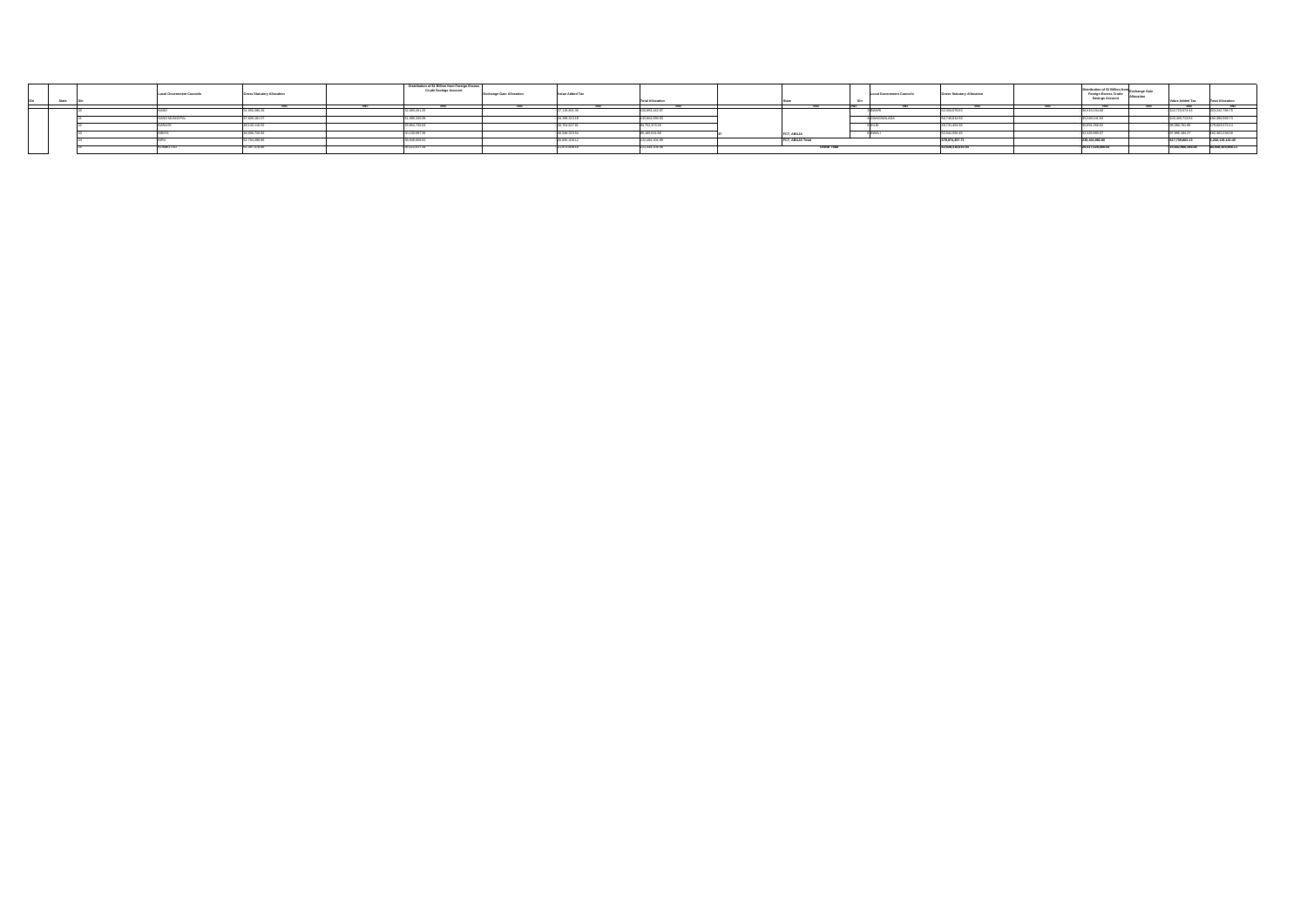| S/n | State | S/n | Local Government Councils | Gross Statutory Allocation | | Distribution of $1 Billion from Foreign Excess Crude Savings Account | Exchange Gain Allocation | Value Added Tax | Total Allocation |
|---|---|---|---|---|---|---|---|---|---|
| | | | | =N= | =N= | =N= | =N= | =N= | =N= |
| | | 20 | KABO | 81,850,280.35 | | 10,183,261.25 | | 17,120,924.28 | 133,855,441.97 |
| | | 21 | KANO MUNICIPAL | 97,895,181.07 | | 41,890,345.58 | | 22,199,313.18 | 163,804,839.65 |
| | | 22 | KARAYE | 65,145,118.53 | | 20,804,739.63 | | 16,704,527.81 | 94,752,171.29 |
| | | 23 | KIBIYA | 66,936,720.65 | | 10,139,397.35 | | 16,846,323.84 | 85,385,641.98 |
| | | 24 | KIRU | 82,734,389.85 | | 26,868,498.41 | | 20,830,309.12 | 132,434,204.39 |
| | | 25 | KUMBOTSO | 82,167,378.86 | | 30,113,011.14 | | 20,073,928.19 | 122,351,205.36 |

| S/n | State | S/n | Local Government Councils | Gross Statutory Allocation | | Distribution of $1 Billion from Foreign Excess Crude Savings Account | Exchange Gain Allocation | Value Added Tax | Total Allocation |
|---|---|---|---|---|---|---|---|---|---|
| | | | | =N= | =N= | =N= | =N= | =N= | =N= |
| 37 | FCT, ABUJA | 3 | BWARI | 92,344,378.65 | | 18,525,524.68 | | 102,723,374.44 | 233,243,590.75 |
| | | 4 | GWAGWALADA | 80,748,814.58 | | 20,200,241.84 | | 110,440,713.51 | 242,386,500.73 |
| | | 5 | KUJE | 69,751,456.96 | | 20,855,158.82 | | 89,386,751.85 | 179,833,573.14 |
| | | 6 | KWALI | 62,561,856.45 | | 21,320,995.57 | | 97,990,184.27 | 182,261,120.69 |
| | FCT, ABUJA Total | | | 570,874,357.71 | | 231,454,062.00 | | 517,739,863.13 | 1,292,135,142.43 |
| | Grand Total | | | 52,626,310,512.02 | | 20,317,120,000.00 | | 17,052,965,189.09 | 89,996,395,701.11 |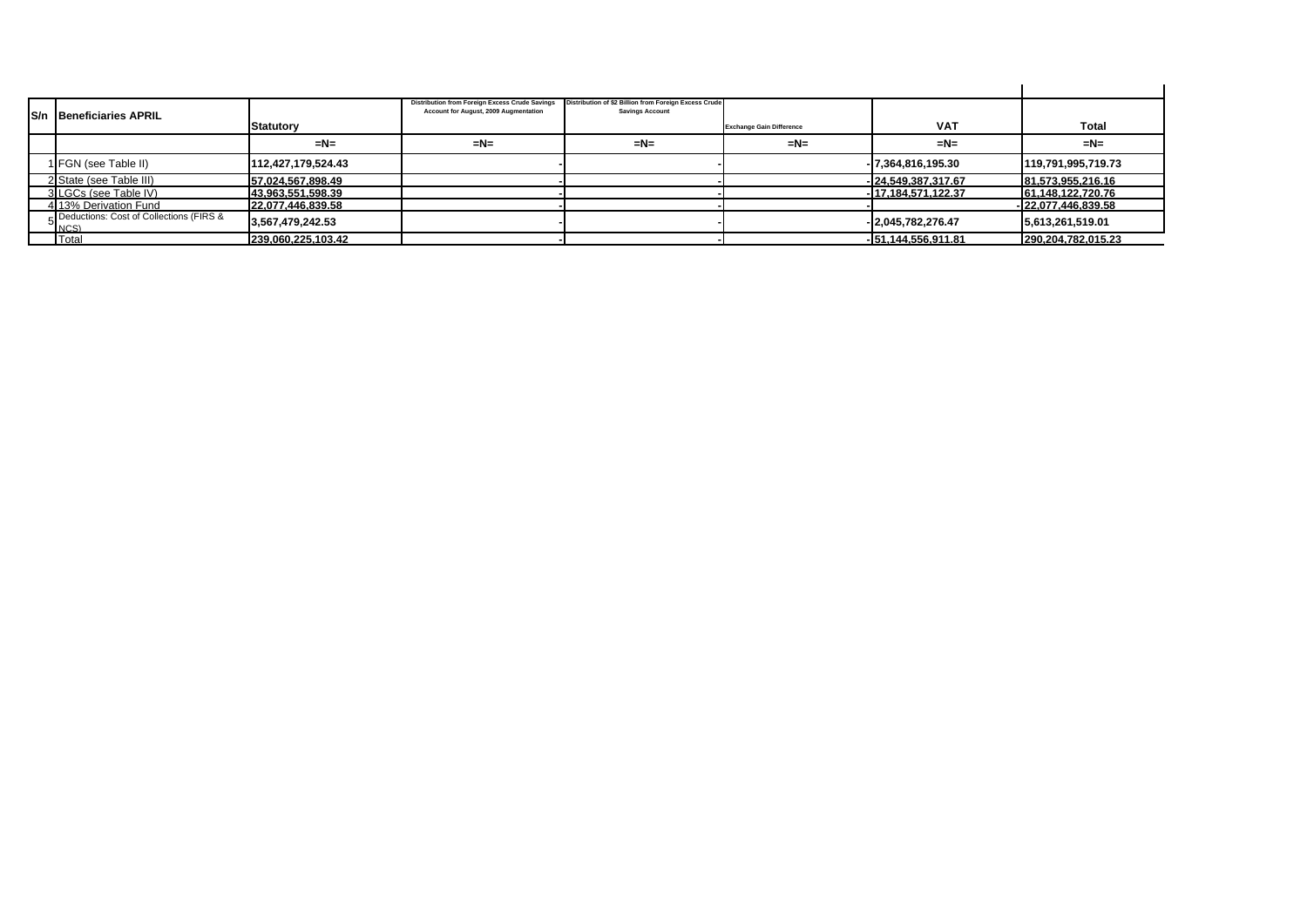| S/n | Beneficiaries APRIL | Statutory | Distribution from Foreign Excess Crude Savings Account for August, 2009 Augmentation | Distribution of $2 Billion from Foreign Excess Crude Savings Account | Exchange Gain Difference | VAT | Total |
|---|---|---|---|---|---|---|---|
| | | =N= | =N= | =N= | =N= | =N= | =N= |
| 1 | FGN (see Table II) | 112,427,179,524.43 | - | - | - | 7,364,816,195.30 | 119,791,995,719.73 |
| 2 | State (see Table III) | 57,024,567,898.49 | - | - | - | 24,549,387,317.67 | 81,573,955,216.16 |
| 3 | LGCs (see Table IV) | 43,963,551,598.39 | - | - | - | 17,184,571,122.37 | 61,148,122,720.76 |
| 4 | 13% Derivation Fund | 22,077,446,839.58 | - | - | - | - | 22,077,446,839.58 |
| 5 | Deductions: Cost of Collections (FIRS & NCS) | 3,567,479,242.53 | - | - | - | 2,045,782,276.47 | 5,613,261,519.01 |
| | Total | 239,060,225,103.42 | - | - | - | 51,144,556,911.81 | 290,204,782,015.23 |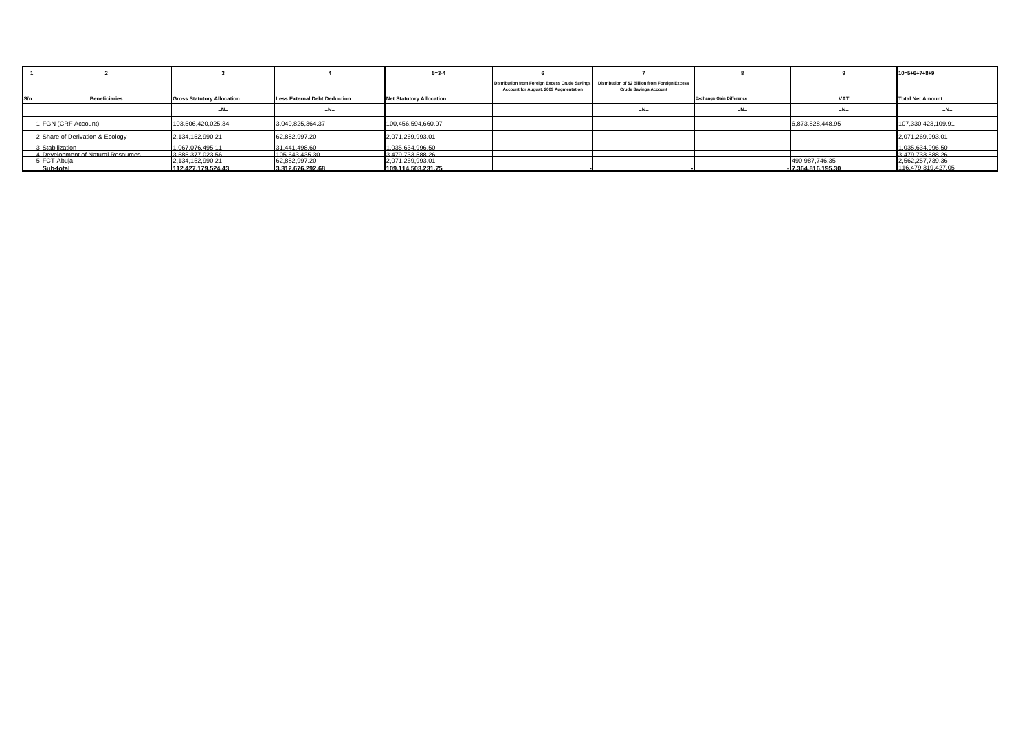| 1 | 2 | 3 | 4 | 5=3-4 | 6 | 7 | 8 | 9 | 10=5+6+7+8+9 |
|---|---|---|---|---|---|---|---|---|---|
| S/n | Beneficiaries | Gross Statutory Allocation | Less External Debt Deduction | Net Statutory Allocation | Distribution from Foreign Excess Crude Savings Account for August, 2009 Augmentation | Distribution of $2 Billion from Foreign Excess Crude Savings Account | Exchange Gain Difference | VAT | Total Net Amount |
| | | =N= | =N= | | | =N= | =N= | =N= | =N= |
| 1 | FGN (CRF Account) | 103,506,420,025.34 | 3,049,825,364.37 | 100,456,594,660.97 | - | - | - | 6,873,828,448.95 | 107,330,423,109.91 |
| 2 | Share of Derivation & Ecology | 2,134,152,990.21 | 62,882,997.20 | 2,071,269,993.01 | - | - | - | | 2,071,269,993.01 |
| 3 | Stabilization | 1,067,076,495.11 | 31,441,498.60 | 1,035,634,996.50 | - | - | - | | 1,035,634,996.50 |
| 4 | Development of Natural Resources | 3,585,377,023.56 | 105,643,435.30 | 3,479,733,588.26 | - | - | - | | 3,479,733,588.26 |
| 5 | FCT-Abuja | 2,134,152,990.21 | 62,882,997.20 | 2,071,269,993.01 | - | - | - | 490,987,746.35 | 2,562,257,739.36 |
| | **Sub-total** | **112,427,179,524.43** | **3,312,676,292.68** | **109,114,503,231.75** | **-** | **-** | **-** | **7,364,816,195.30** | 116,479,319,427.05 |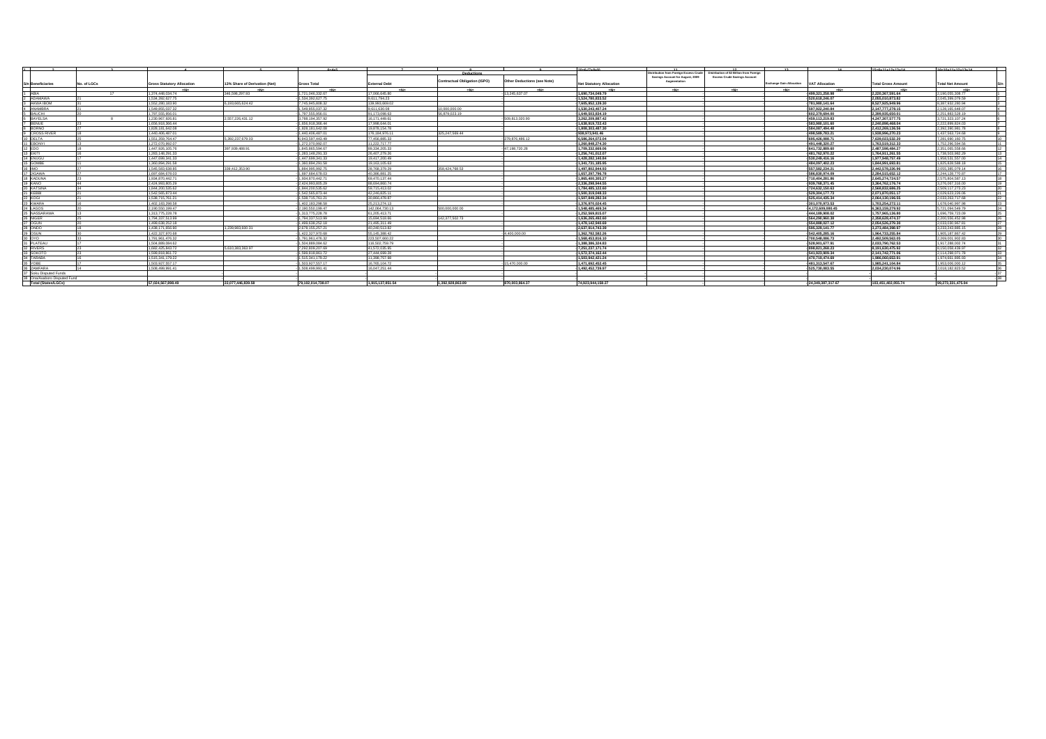| 1 | 2 | 3 | 4 | 5 | 6=4+5 | 7 | 8 | 9 | 10=6-(7+8+9) | 11 | 12 | 13 | 14 | 15=6+11+12+13+14 | 16=10+11+12+13+14 | |
|---|---|---|---|---|---|---|---|---|---|---|---|---|---|---|---|---|
| | | | | | | Deductions | | | | | | | | | | |
| S/n | Beneficiaries | No. of LGCs | Gross Statutory Allocation | 13% Share of Derivation (Net) | Gross Total | External Debt | Contractual Obligation (ISPO) | Other Deductions (see Note) | Net Statutory Allocation | Distribution from Foreign Excess Crude Savings Account for August, 2009 Augmentation | Distribution of $2 Billion from Foreign Excess Crude Savings Account | Exchange Gain Allocation | VAT Allocation | Total Gross Amount | Total Net Amount | S/n |
| | | | =N= | =N= | =N= | =N= | =N= | =N= | =N= | =N= | =N= | =N= | =N= | =N= | =N= | |
| 1 | ABIA | 17 | 1,374,448,034.74 | 346,598,297.93 | 1,721,046,332.67 | 17,066,645.80 | | 13,245,637.07 | 1,690,734,049.79 | - | - | - | 499,321,258.98 | 2,220,367,591.64 | 2,190,055,308.77 | 1 |
| 2 | ADAMAWA | 21 | 1,534,392,627.75 | | 1,534,392,627.75 | 9,611,794.23 | | | 1,524,780,833.52 | - | - | - | 520,618,245.97 | 2,055,010,873.82 | 2,045,399,079.59 | 2 |
| 3 | AKWA IBOM | 31 | 1,552,280,183.90 | 6,193,665,624.42 | 7,745,945,808.32 | 138,993,669.02 | | | 7,606,952,139.30 | - | - | - | 781,980,141.64 | 8,527,925,949.96 | 8,387,932,280.94 | 3 |
| 4 | ANAMBRA | 21 | 1,549,855,037.32 | | 1,549,855,037.32 | 9,611,630.08 | 10,000,000.00 | | 1,530,243,407.24 | - | - | - | 597,922,240.84 | 2,147,777,278.15 | 2,128,165,648.07 | 4 |
| 5 | BAUCHI | 20 | 1,757,555,956.01 | | 1,757,555,956.01 | 81,172,098.63 | 35,879,023.19 | | 1,640,503,834.19 | - | - | - | 602,379,694.00 | 2,359,935,650.01 | 2,242,883,528.19 | 5 |
| 6 | BAYELSA | 8 | 1,230,967,926.81 | 2,557,226,431.12 | 3,788,194,357.92 | 16,171,449.61 | | 509,813,020.00 | 3,262,209,887.42 | - | - | - | 459,113,219.83 | 4,247,307,577.75 | 3,721,323,107.24 | 6 |
| 7 | BENUE | 23 | 1,656,918,366.44 | | 1,656,918,366.44 | 17,998,644.01 | | | 1,638,919,722.43 | - | - | - | 583,980,101.60 | 2,240,898,468.04 | 2,222,899,824.03 | 7 |
| 8 | BORNO | 27 | 1,828,181,642.08 | | 1,828,181,642.08 | 19,878,154.78 | | | 1,808,303,487.30 | - | - | - | 584,087,494.48 | 2,412,269,136.56 | 2,392,390,981.78 | 8 |
| 9 | CROSS RIVER | 18 | 1,440,406,487.01 | | 1,440,406,487.01 | 176,184,976.11 | 325,247,569.44 | | 938,973,941.46 | - | - | - | 498,589,783.21 | 1,938,996,270.23 | 1,437,563,724.68 | 9 |
| 10 | DELTA | 25 | 1,551,359,764.47 | 5,392,237,679.03 | 6,943,597,443.49 | 77,456,885.33 | | 279,876,486.12 | 6,586,264,072.04 | - | - | - | 695,426,088.71 | 7,639,023,532.20 | 7,281,690,160.75 | 10 |
| 11 | EBONYI | 13 | 1,272,070,992.07 | | 1,272,070,992.07 | 11,222,717.77 | | | 1,260,848,274.30 | - | - | - | 491,448,320.27 | 1,763,519,312.33 | 1,752,296,594.56 | 11 |
| 12 | EDO | 18 | 1,447,926,105.76 | 397,939,488.91 | 1,845,865,594.67 | 89,334,205.33 | | 47,198,720.28 | 1,709,332,669.06 | - | - | - | 641,732,889.60 | 2,487,598,484.27 | 2,351,065,558.66 | 12 |
| 13 | EKITI | 16 | 1,283,148,291.33 | | 1,283,148,291.33 | 26,407,279.26 | | | 1,256,741,012.07 | - | - | - | 481,762,970.22 | 1,764,911,261.55 | 1,738,503,982.29 | 13 |
| 14 | ENUGU | 17 | 1,447,699,341.33 | | 1,447,699,341.33 | 19,417,200.49 | | | 1,428,282,140.84 | - | - | - | 530,249,416.16 | 1,977,948,757.49 | 1,958,531,557.00 | 14 |
| 15 | GOMBE | 11 | 1,360,894,291.58 | | 1,360,894,291.58 | 19,163,105.63 | | | 1,341,731,185.95 | - | - | - | 484,097,402.23 | 1,844,991,693.81 | 1,825,828,588.18 | 15 |
| 16 | IMO | 27 | 1,545,583,638.85 | 339,412,353.90 | 1,884,995,992.75 | 28,768,379.29 | 358,424,768.53 | | 1,497,802,844.93 | - | - | - | 557,569,234.21 | 2,442,578,226.96 | 2,055,385,079.14 | 16 |
| 17 | JIGAWA | 27 | 1,697,684,678.03 | | 1,697,684,678.03 | 40,386,881.25 | | | 1,657,297,796.78 | - | - | - | 586,830,974.09 | 2,284,515,652.12 | 2,244,128,770.87 | 17 |
| 18 | KADUNA | 23 | 1,934,870,442.71 | | 1,934,870,442.71 | 69,470,137.44 | | | 1,865,400,305.27 | - | - | - | 710,404,281.86 | 2,645,274,724.57 | 2,575,804,587.13 | 18 |
| 19 | KANO | 44 | 2,424,993,805.29 | | 2,424,993,805.29 | 88,694,860.74 | | | 2,336,298,944.55 | - | - | - | 939,768,371.45 | 3,364,762,176.74 | 3,276,067,316.00 | 19 |
| 20 | KATSINA | 34 | 1,844,200,535.62 | | 1,844,200,535.62 | 59,715,413.02 | | | 1,784,485,122.60 | - | - | - | 724,632,150.63 | 2,568,832,686.25 | 2,509,117,273.23 | 20 |
| 21 | KEBBI | 21 | 1,542,565,873.44 | | 1,542,565,873.44 | 42,246,825.11 | | | 1,500,319,048.33 | - | - | - | 529,306,177.73 | 2,071,872,051.17 | 2,029,625,226.06 | 21 |
| 22 | KOGI | 21 | 1,538,715,761.21 | | 1,538,715,761.21 | 30,866,478.87 | | | 1,507,849,282.34 | - | - | - | 525,414,435.34 | 2,064,130,196.55 | 2,033,263,717.68 | 22 |
| 23 | KWARA | 16 | 1,402,183,298.58 | | 1,402,183,298.58 | 25,213,274.13 | | | 1,376,970,024.45 | - | - | - | 301,070,973.53 | 1,703,254,272.11 | 1,678,040,997.98 | 23 |
| 24 | LAGOS | 20 | 2,190,550,199.47 | | 2,190,550,199.47 | 142,064,730.13 | 500,000,000.00 | | 1,548,485,469.34 | - | - | - | 4,172,609,080.45 | 6,363,159,279.92 | 5,721,094,549.79 | 24 |
| 25 | NASSARAWA | 13 | 1,313,775,228.78 | | 1,313,775,228.78 | 61,205,413.71 | | | 1,252,569,815.07 | - | - | - | 444,189,908.02 | 1,757,965,136.80 | 1,696,759,723.09 | 25 |
| 26 | NIGER | 25 | 1,794,337,513.99 | | 1,794,337,513.99 | 15,694,518.86 | 142,377,502.73 | | 1,636,265,492.60 | - | - | - | 564,290,960.38 | 2,358,628,474.37 | 2,200,556,452.98 | 26 |
| 27 | OGUN | 20 | 1,499,638,252.19 | | 1,499,638,252.19 | 21,495,311.49 | | | 1,478,142,940.69 | - | - | - | 554,888,027.12 | 2,054,526,279.30 | 2,033,030,967.81 | 27 |
| 28 | ONDO | 18 | 1,438,171,656.90 | 1,239,983,600.31 | 2,678,155,257.21 | 40,240,513.82 | | | 2,637,914,743.39 | - | - | - | 595,328,141.77 | 3,273,484,398.97 | 3,233,243,885.15 | 28 |
| 29 | OSUN | 30 | 1,422,327,970.68 | | 1,422,327,970.68 | 55,145,388.42 | | 4,400,000.00 | 1,362,782,582.26 | - | - | - | 542,405,285.16 | 1,964,733,255.84 | 1,905,187,867.42 | 29 |
| 30 | OYO | 33 | 1,791,961,476.32 | | 1,791,961,476.32 | 223,507,660.22 | | | 1,568,453,816.10 | - | - | - | 700,548,086.73 | 2,492,509,563.05 | 2,269,001,902.83 | 30 |
| 31 | PLATEAU | 17 | 1,504,889,084.62 | | 1,504,889,084.62 | 116,502,759.79 | | | 1,388,386,324.83 | - | - | - | 528,901,677.91 | 2,033,790,762.53 | 1,917,288,002.74 | 31 |
| 32 | RIVERS | 23 | 1,682,425,843.72 | 5,610,383,363.97 | 7,292,809,207.69 | 41,572,035.95 | | | 7,251,237,171.74 | - | - | - | 898,821,266.23 | 8,191,630,473.92 | 8,150,058,438.97 | 32 |
| 33 | SOKOTO | 23 | 1,599,818,861.72 | | 1,599,818,861.72 | 27,444,699.28 | | | 1,572,374,162.44 | - | - | - | 541,923,909.34 | 2,141,742,771.06 | 2,114,298,071.78 | 33 |
| 34 | TARABA | 16 | 1,515,341,179.22 | | 1,515,341,179.22 | 11,398,757.98 | | | 1,503,942,421.24 | - | - | - | 470,718,474.69 | 1,986,060,653.91 | 1,974,661,895.93 | 34 |
| 35 | YOBE | 17 | 1,503,927,557.17 | | 1,503,927,557.17 | 16,765,104.72 | | 15,470,000.00 | 1,471,692,452.45 | - | - | - | 481,313,547.67 | 1,985,241,104.84 | 1,953,006,000.12 | 35 |
| 36 | ZAMFARA | 14 | 1,508,499,991.41 | | 1,508,499,991.41 | 16,047,251.44 | | | 1,492,452,739.97 | - | - | - | 525,730,083.55 | 2,034,230,074.96 | 2,018,182,823.52 | 36 |
| 37 | Soku Disputed Funds | | | | | | | | - | - | - | - | - | - | - | 37 |
| 38 | Ona/Asaboro Disputed Fund | | | | | | | | - | - | - | - | - | - | - | 38 |
| | Total (States/LGCs) | | 57,024,567,898.49 | 22,077,446,839.58 | 79,102,014,738.07 | 1,915,137,951.54 | 1,392,928,863.89 | 870,803,864.37 | 74,923,944,158.27 | - | - | - | 24,349,387,317.67 | 103,451,402,055.74 | 99,273,331,475.94 | |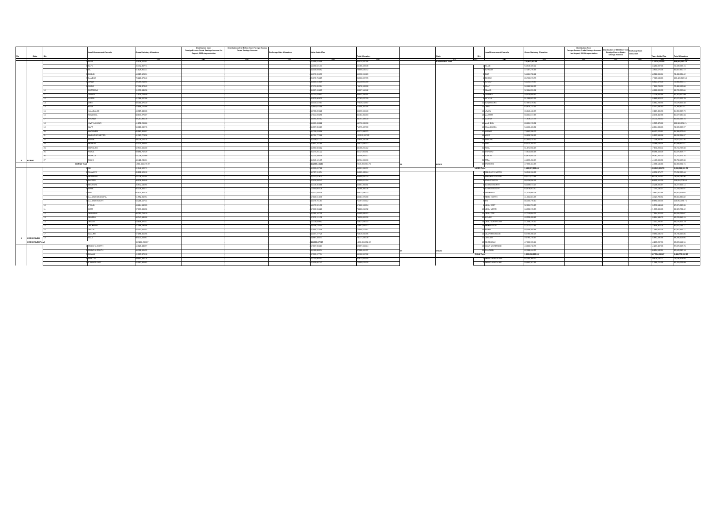| S/n | State | S/n | Local Government Councils | Gross Statutory Allocation | Distribution from Foreign Excess Crude Savings Account for August, 2009 Augmentation | Distribution of $2 Billion from Foreign Excess Crude Savings Account | Exchange Gain Allocation | Value Added Tax | Total Allocation |
|---|---|---|---|---|---|---|---|---|---|
| | | | | =N= | =N= | =N= | =N= | =N= | =N= |
| | | 3 | BAMA | 75,550,052.51 | | | | 21,880,514.95 | 96,622,997.86 |
| | | 4 | BAYO | 55,732,667.71 | | | | 15,453,516.37 | 71,186,184.08 |
| | | 5 | BIU | 61,826,851.21 | | | | 18,020,594.62 | 79,850,445.73 |
| | | 6 | CHIBOK | 56,413,523.51 | | | | 13,970,395.37 | 69,953,619.26 |
| | | 7 | DAMBOA | 75,226,673.40 | | | | 20,073,754.16 | 95,300,427.56 |
| | | 8 | DIKWA | 60,730,163.93 | | | | 15,330,319.16 | 76,060,483.09 |
| | | 9 | GUBIO | 57,705,676.35 | | | | 17,171,052.04 | 74,876,728.39 |
| | | 10 | GUZAMALA | 51,736,645.98 | | | | 15,071,491.53 | 66,808,137.51 |
| | | 11 | GWOZA | 71,821,736.46 | | | | 21,721,518.12 | 93,543,254.58 |
| | | 12 | HAWUL | 51,786,857.93 | | | | 16,076,009.35 | 67,862,867.28 |
| | | 13 | JERE | 55,511,678.25 | | | | 18,323,332.87 | 73,835,011.12 |
| | | 14 | KAGA | 52,388,174.90 | | | | 15,562,125.58 | 67,950,300.48 |
| | | 15 | KALA BALGE | 60,905,446.39 | | | | 13,783,395.21 | 74,688,841.60 |
| | | 16 | KONDUGA | 66,973,276.07 | | | | 17,511,094.55 | 84,484,370.62 |
| | | 17 | KUKAWA | 69,287,961.19 | | | | 19,052,302.92 | 88,340,264.11 |
| | | 18 | KWAYA KUSAR | 51,191,298.86 | | | | 13,625,333.22 | 64,816,632.08 |
| | | 19 | MAFA | 56,018,662.75 | | | | 15,357,755.14 | 71,376,417.89 |
| | | 20 | MAGUMERI | 65,962,653.07 | | | | 16,709,633.16 | 82,672,286.23 |
| | | 21 | MAIDUGURI METRO | 91,763,774.36 | | | | 36,761,772.89 | 128,525,547.25 |
| | | 22 | MARTE | 59,209,676.75 | | | | 20,509,511.22 | 79,719,187.97 |
| | | 23 | MOBBAR | 53,031,183.53 | | | | 15,841,167.59 | 68,872,351.12 |
| | | 24 | MONGUNO | 52,577,690.56 | | | | 15,590,803.12 | 68,168,493.68 |
| | | 25 | NGALA | 50,991,752.26 | | | | 16,276,051.22 | 67,267,803.48 |
| | | 26 | NGANZAI | 53,238,513.92 | | | | 16,430,398.08 | 69,668,912.00 |
| 8 | BORNO | 27 | SHANI | 49,421,245.51 | | | | 14,312,121.05 | 63,733,366.56 |
| | BORNO Total | | | 1,660,658,478.87 | | | | 464,099,134.83 | 2,124,757,613.70 |
| | | 1 | ABI | 51,056,523.71 | | | | 16,990,227.66 | 68,046,751.37 |
| | | 2 | AKAMKPA | 65,545,926.36 | | | | 18,787,053.16 | 84,332,979.52 |
| | | 3 | AKPABUYO | 62,736,151.94 | | | | 21,117,079.70 | 83,853,231.64 |
| | | 4 | BAKASSI | 40,138,328.48 | | | | 12,414,592.47 | 52,552,920.95 |
| | | 5 | BEKWARRA | 45,642,146.66 | | | | 15,130,353.66 | 60,772,500.32 |
| | | 6 | BIASE | 56,035,044.77 | | | | 17,453,005.29 | 73,488,050.06 |
| | | 7 | BOKI | 80,338,489.15 | | | | 22,077,556.94 | 102,416,046.09 |
| | | 8 | CALABAR MUNICIPAL | 51,332,902.61 | | | | 17,829,213.59 | 69,162,116.20 |
| | | 9 | CALABAR SOUTH | 55,018,307.44 | | | | 20,370,751.67 | 75,389,059.11 |
| | | 10 | ETUNG | 43,684,592.25 | | | | 14,170,521.39 | 57,855,113.64 |
| | | 11 | IKOM | 57,377,680.33 | | | | 17,352,554.29 | 74,730,234.62 |
| | | 12 | OBANLIKU | 50,504,746.33 | | | | 15,285,107.91 | 65,789,854.24 |
| | | 13 | OBUBRA | 55,547,660.99 | | | | 17,572,111.55 | 73,119,772.54 |
| | | 14 | OBUDU | 51,888,370.41 | | | | 17,118,660.92 | 69,007,031.33 |
| | | 15 | ODUKPANI | 57,486,394.58 | | | | 16,365,732.14 | 73,852,126.72 |
| | | 16 | OGOJA | 56,487,362.02 | | | | 17,553,212.96 | 74,040,574.98 |
| | | 17 | YAKURR | 57,156,546.56 | | | | 18,457,177.29 | 75,613,723.85 |
| 9 | CROSS RIVER | 18 | YALA | 62,130,099.61 | | | | 18,887,266.47 | 81,017,366.08 |
| | CROSS RIVER Total | | | 962,266,280.87 | | | | 314,991,272.09 | 1,277,257,552.96 |
| | | 1 | ANIOCHA NORTH | 44,920,438.97 | | | | 17,067,003.17 | 61,987,442.14 |
| | | 2 | ANIOCHA SOUTH | 50,799,561.23 | | | | 18,189,082.74 | 68,988,643.97 |
| | | 3 | BOMADI | 41,903,676.40 | | | | 17,202,377.74 | 59,106,054.14 |
| | | 4 | BURUTU | 69,690,237.76 | | | | 21,132,026.11 | 90,822,263.87 |
| | | 5 | ETHIOPE EAST | 55,161,668.93 | | | | 21,400,007.47 | 76,561,676.40 |

| S/n | State | S/n | Local Government Councils | Gross Statutory Allocation | Distribution from Foreign Excess Crude Savings Account for August, 2009 Augmentation | Distribution of $2 Billion from Foreign Excess Crude Savings Account | Exchange Gain Allocation | Value Added Tax | Total Allocation |
|---|---|---|---|---|---|---|---|---|---|
| | | | | =N= | =N= | =N= | =N= | =N= | =N= |
| | NASARAWA Total | | | 732,917,483.10 | | | | 213,174,576.03 | 946,092,059.13 |
| | | 1 | AGAIE | 54,016,456.12 | | | | 16,282,397.33 | 70,298,853.45 |
| | | 2 | AGWARA | 47,147,270.44 | | | | 13,560,574.88 | 60,707,845.32 |
| | | 3 | BIDA | 54,161,735.51 | | | | 18,144,866.51 | 72,306,602.02 |
| | | 4 | BORGU | 65,180,583.84 | | | | 17,719,643.85 | 82,900,227.69 |
| | | 5 | BOSSO | 54,015,010.57 | | | | 15,853,578.24 | 69,868,588.81 |
| | | 6 | CHANCHAGA | 54,435,892.33 | | | | 16,065,497.33 | 70,501,389.66 |
| | | 7 | EDATI | 54,285,700.01 | | | | 15,734,466.55 | 70,020,166.56 |
| | | 8 | GBAKO | 52,564,890.51 | | | | 15,864,495.15 | 68,429,385.66 |
| | | 9 | GURARA | 53,130,662.50 | | | | 15,665,460.73 | 68,796,123.23 |
| | | 10 | KATCHA | 51,150,892.56 | | | | 15,885,863.14 | 67,036,755.70 |
| | | 11 | KONTAGORA | 57,597,079.62 | | | | 16,982,249.58 | 74,579,329.20 |
| | | 12 | LAPAI | 59,826,714.62 | | | | 16,442,385.90 | 76,269,100.52 |
| | | 13 | LAVUN | 68,242,446.25 | | | | 18,617,489.53 | 86,859,935.78 |
| | | 14 | MAGAMA | 58,551,617.35 | | | | 16,576,862.58 | 75,128,479.93 |
| | | 15 | MARIGA | 71,658,127.77 | | | | 18,716,365.26 | 90,374,493.03 |
| | | 16 | MASHEGU | 83,835,798.05 | | | | 18,005,175.61 | 101,840,973.66 |
| | | 17 | MOKWA | 69,427,298.55 | | | | 18,447,276.81 | 87,874,575.36 |
| | | 18 | MUNYA | 57,563,534.53 | | | | 17,206,489.62 | 74,770,024.15 |
| | | 19 | PAIKORO | 64,013,184.22 | | | | 18,098,328.34 | 82,111,512.56 |
| | | 20 | RAFI | 61,874,656.43 | | | | 17,875,895.02 | 79,750,551.45 |
| | | 21 | RIJAU | 59,273,886.45 | | | | 16,892,148.08 | 76,166,034.53 |
| | | 22 | SHIRORO | 79,950,569.05 | | | | 20,958,100.34 | 100,908,669.39 |
| | | 23 | SULEJA | 54,615,960.83 | | | | 18,362,794.37 | 72,978,755.20 |
| | | 24 | TAFA | 44,290,458.56 | | | | 14,300,046.92 | 58,590,505.48 |
| 26 | NIGER | 25 | WUSHISHI | 47,995,404.60 | | | | 14,398,148.86 | 62,393,553.46 |
| | NIGER Total | | | 1,496,827,363.03 | | | | 426,131,829.70 | 1,922,959,192.73 |
| | | 1 | ABEOKUTA NORTH | 56,316,256.69 | | | | 20,936,371.77 | 77,252,628.46 |
| | | 2 | ABEOKUTA SOUTH | 64,177,673.44 | | | | 25,739,214.42 | 89,916,887.86 |
| | | 3 | ADO-ODO/OTA | 84,139,530.11 | | | | 30,915,282.39 | 115,054,812.50 |
| | | 4 | EGBADO NORTH | 59,859,573.17 | | | | 16,218,839.27 | 76,078,412.44 |
| | | 5 | EGBADO SOUTH | 53,578,852.00 | | | | 17,746,236.37 | 71,325,088.37 |
| | | 6 | EWEKORO | 43,513,880.59 | | | | 15,452,045.14 | 58,965,925.73 |
| | | 7 | IFO | 60,140,770.40 | | | | 20,681,568.35 | 80,822,338.75 |
| | | 8 | IJEBU EAST | 52,661,731.81 | | | | 15,579,948.46 | 68,241,680.27 |
| | | 9 | IJEBU NORTH | 63,900,178.18 | | | | 21,950,606.33 | 85,850,784.51 |
| | | 10 | IJEBU ODE | 55,280,683.77 | | | | 17,595,360.47 | 72,876,044.24 |
| | | 11 | IJEBU NORTH EAST | 42,716,092.81 | | | | 15,838,563.66 | 58,554,656.47 |
| | | 12 | IKENNE | 42,386,395.02 | | | | 15,905,348.53 | 58,291,743.55 |
| | | 13 | IMEKO-AFON | 52,715,412.65 | | | | 14,949,252.75 | 67,664,665.40 |
| | | 14 | IPOKIA | 50,566,398.63 | | | | 16,461,082.16 | 67,027,480.79 |
| | | 15 | OBAFEMI OWODE | 60,764,068.15 | | | | 18,880,505.71 | 79,644,573.86 |
| | | 16 | ODEDA | 49,792,278.37 | | | | 15,352,336.68 | 65,144,615.05 |
| | | 17 | ODOGBOLU | 47,326,189.44 | | | | 16,293,287.90 | 63,619,477.34 |
| | | 18 | OGUN WATERSIDE | 49,652,746.75 | | | | 16,297,487.56 | 65,950,234.31 |
| | | 19 | REMO NORTH | 40,199,435.00 | | | | 16,354,652.51 | 56,554,087.51 |
| 27 | OGUN | 20 | SAGAMU | 52,085,444.27 | | | | 18,448,672.54 | 70,534,116.81 |
| | OGUN Total | | | 1,089,958,820.05 | | | | 367,794,963.47 | 1,457,753,783.52 |
| | | 1 | AKOKO NORTH EAST | 55,356,105.22 | | | | 15,678,328.11 | 71,034,433.33 |
| | | 2 | AKOKO NORTH WEST | 59,632,321.51 | | | | 16,288,723.58 | 75,921,045.09 |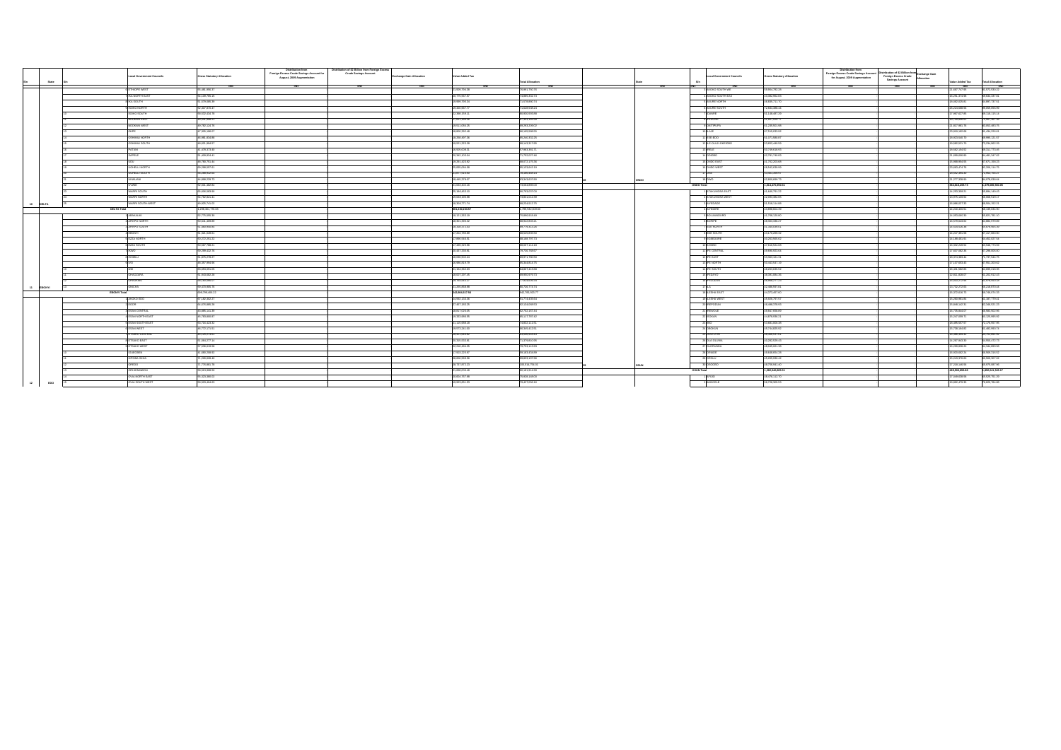| S/n | State | S/n | Local Government Councils | Gross Statutory Allocation | Distribution from Foreign Excess Crude Savings Account for August, 2009 Augmentation | Distribution of $2 Billion from Foreign Excess Crude Savings Account | Exchange Gain Allocation | Value Added Tax | Total Allocation |
|---|---|---|---|---|---|---|---|---|---|
| | | | | =N= | =N= | =N= | =N= | =N= | =N= |
| | | 9 | ETHIOPE WEST | 55,185,368.27 | | | | 23,925,704.58 | 74,061,762.78 |
| | | 10 | IKA NORTH EAST | 52,139,700.15 | | | | 20,770,967.67 | 73,880,632.73 |
| | | 11 | IKA SOUTH | 51,979,889.36 | | | | 19,999,705.31 | 71,978,850.74 |
| | | 12 | ISOKO NORTH | 50,167,876.47 | | | | 20,130,657.77 | 70,328,536.24 |
| | | 13 | ISOKO SOUTH | 60,532,416.76 | | | | 22,398,189.11 | 82,930,605.86 |
| | | 14 | NDOKWA EAST | 49,650,696.11 | | | | 17,612,109.36 | 67,263,053.58 |
| | | 15 | NDOKWA WEST | 60,792,124.76 | | | | 20,511,286.24 | 80,303,208.02 |
| | | 16 | OKPE | 47,505,498.07 | | | | 18,800,302.48 | 66,305,800.55 |
| | | 17 | OSHIMILI NORTH | 46,856,834.85 | | | | 18,355,397.36 | 65,202,232.26 |
| | | 18 | OSHIMILI SOUTH | 49,621,394.57 | | | | 18,521,523.28 | 68,143,311.85 |
| | | 19 | PATANI | 41,476,378.60 | | | | 15,500,506.51 | 57,983,534.71 |
| | | 20 | SAPELE | 51,439,924.11 | | | | 20,342,103.04 | 71,782,027.46 |
| | | 21 | UDU | 46,790,751.44 | | | | 18,281,423.92 | 65,072,175.36 |
| | | 22 | UGHELLI NORTH | 65,298,057.61 | | | | 23,835,006.96 | 89,133,064.19 |
| | | 23 | UGHELLI SOUTH | 56,286,652.93 | | | | 19,677,319.50 | 75,963,993.13 |
| | | 24 | UKWUANI | 44,998,220.74 | | | | 16,445,379.07 | 61,443,619.69 |
| | | 25 | UVWIE | 52,101,482.91 | | | | 21,502,102.24 | 73,603,585.00 |
| | | 26 | WARRI NORTH | 55,848,063.66 | | | | 20,185,693.40 | 76,033,657.00 |
| | | 27 | WARRI SOUTH | 58,752,621.21 | | | | 24,583,430.80 | 83,335,252.55 |
| 10 | DELTA | 28 | WARRI SOUTH WEST | 49,925,741.02 | | | | 18,309,771.74 | 68,235,512.75 |
| | DELTA Total | | | 1,298,381,776.05 | | | | 501,250,233.57 | 1,799,632,009.63 |
| | | 1 | ABAKALIKI | 62,779,935.16 | | | | 26,121,203.19 | 88,900,919.09 |
| | | 2 | AFIKPO NORTH | 50,841,468.89 | | | | 18,301,330.32 | 69,142,800.21 |
| | | 3 | AFIKPO SOUTH | 51,260,868.84 | | | | 18,418,171.02 | 69,679,041.86 |
| | | 4 | EBONYI | 51,321,449.01 | | | | 17,204,709.89 | 68,526,158.90 |
| | | 5 | EZZA NORTH | 50,272,291.32 | | | | 17,890,503.41 | 68,168,707.73 |
| | | 6 | EZZA SOUTH | 50,587,786.11 | | | | 17,430,229.95 | 68,017,114.19 |
| | | 7 | IKWO | 59,299,432.76 | | | | 20,447,339.81 | 79,746,769.67 |
| | | 8 | ISHIELU | 51,875,276.27 | | | | 18,696,802.21 | 70,571,798.50 |
| | | 9 | IVO | 46,357,894.90 | | | | 16,886,913.79 | 63,244,812.75 |
| | | 10 | IZZI | 65,653,051.06 | | | | 21,954,362.63 | 87,607,413.68 |
| | | 11 | OHAOZARA | 51,943,682.28 | | | | 18,007,297.46 | 69,950,979.73 |
| | | 12 | ONICHA | 55,035,868.57 | | | | 19,749,930.27 | 74,785,799.05 |
| 11 | EBONYI | 13 | OHAUKWU | 59,475,605.76 | | | | 21,250,168.99 | 80,725,774.74 |
| | EBONYI Total | | | 686,799,409.24 | | | | 253,894,517.99 | 942,765,605.77 |
| | | 1 | AKOKO EDO | 67,182,303.27 | | | | 24,592,140.36 | 91,774,443.64 |
| | | 2 | EGOR | 44,370,985.38 | | | | 17,497,183.26 | 62,345,058.64 |
| | | 3 | ESAN CENTRAL | 43,895,141.35 | | | | 16,817,020.06 | 62,782,107.44 |
| | | 4 | ESAN NORTH EAST | 45,783,808.87 | | | | 18,333,560.66 | 65,117,797.32 |
| | | 5 | ESAN SOUTH EAST | 51,716,429.31 | | | | 22,120,650.18 | 74,832,111.34 |
| | | 6 | ESAN WEST | 46,772,171.91 | | | | 18,571,241.03 | 65,345,412.91 |
| | | 7 | ETSAKO CENTRAL | 48,125,273.10 | | | | 18,471,055.82 | 66,596,655.63 |
| | | 8 | ETSAKO EAST | 51,356,277.14 | | | | 20,310,533.81 | 71,379,816.95 |
| | | 9 | ETSAKO WEST | 57,036,618.96 | | | | 22,710,482.09 | 79,752,123.05 |
| | | 10 | IGUEBEN | 41,480,288.53 | | | | 17,921,228.97 | 59,401,434.99 |
| | | 11 | IKPOBA OKHA | 71,226,628.45 | | | | 28,600,353.86 | 99,831,107.99 |
| | | 12 | OREDO | 71,776,861.76 | | | | 28,737,072.25 | 100,513,754.41 |
| | | 13 | ORHIONMWON | 66,513,868.50 | | | | 22,650,026.49 | 89,163,914.99 |
| | | 14 | OVIA NORTH EAST | 55,025,880.52 | | | | 20,624,727.99 | 75,650,188.50 |
| 12 | EDO | 15 | OVIA SOUTH WEST | 59,605,464.63 | | | | 18,522,051.93 | 78,127,050.16 |

| S/n | State | S/n | Local Government Councils | Gross Statutory Allocation | Distribution from Foreign Excess Crude Savings Account for August, 2009 Augmentation | Distribution of $2 Billion from Foreign Excess Crude Savings Account | Exchange Gain Allocation | Value Added Tax | Total Allocation |
|---|---|---|---|---|---|---|---|---|---|
| | | | | =N= | =N= | =N= | =N= | =N= | =N= |
| | | 7 | AKOKO SOUTH WEST | 59,904,782.35 | | | | 21,667,747.95 | 81,572,530.32 |
| | | 8 | AKOKO SOUTH EAST | 44,384,952.83 | | | | 15,281,474.58 | 59,666,427.41 |
| | | 9 | AKURE NORTH | 51,535,721.70 | | | | 18,062,025.81 | 69,597,737.51 |
| | | 10 | AKURE SOUTH | 72,031,788.11 | | | | 26,224,866.91 | 98,256,655.00 |
| | | 11 | ESE-ODO | 51,148,487.29 | | | | 17,967,627.85 | 69,116,115.14 |
| | | 12 | IDANRE | 61,057,520.17 | | | | 20,729,866.71 | 81,787,387.38 |
| | | 13 | IFEDORE | 45,239,961.59 | | | | 17,317,891.78 | 62,557,853.37 |
| | | 14 | ILAJE | 57,541,632.62 | | | | 22,919,862.99 | 80,461,495.61 |
| | | 15 | ILE OLUJI OKEIGBO | 52,571,686.97 | | | | 18,320,846.76 | 70,892,533.73 |
| | | 16 | IRELE | 55,749,444.55 | | | | 19,862,104.51 | 75,611,549.06 |
| | | 17 | ODIGBO | 62,781,740.83 | | | | 21,699,609.80 | 84,481,350.63 |
| | | 18 | OKITIPUPA | 55,762,203.85 | | | | 21,868,858.02 | 77,631,061.87 |
| | | 19 | ONDO EAST | 41,702,203.86 | | | | 15,883,470.78 | 57,585,674.64 |
| | | 20 | ONDO WEST | 58,522,439.99 | | | | 21,882,466.95 | 80,404,906.94 |
| | | 21 | OSE | 50,951,488.97 | | | | 18,332,350.27 | 69,283,839.24 |
| | ONDO | 22 | OWO | 52,666,660.79 | | | | 21,277,338.90 | 73,943,999.69 |
| | ONDO Total | | | 1,014,476,993.51 | | | | 364,616,205.73 | 1,379,093,199.24 |
| | | 1 | ATAKUNMOSA EAST | 41,646,791.22 | | | | 14,255,658.21 | 55,902,449.43 |
| | | 2 | ATAKUNMOSA WEST | 42,090,462.81 | | | | 13,875,146.51 | 55,965,609.32 |
| | | 3 | AYEDAADE | 51,338,114.89 | | | | 18,966,037.33 | 70,304,152.22 |
| | | 4 | AYEDIRE | 43,888,604.30 | | | | 14,240,430.51 | 58,129,034.81 |
| | | 5 | BOLUWADURO | 35,730,120.30 | | | | 14,263,660.90 | 49,993,781.20 |
| | | 6 | BORIPE | 45,501,336.17 | | | | 15,978,643.63 | 61,480,979.80 |
| | | 7 | EDE NORTH | 45,159,493.51 | | | | 16,159,628.36 | 61,319,121.87 |
| | | 8 | EDE SOUTH | 43,179,206.52 | | | | 14,247,281.99 | 57,426,488.51 |
| | | 9 | EGBEDORE | 40,283,600.62 | | | | 14,198,401.91 | 54,482,002.53 |
| | | 10 | EJIGBO | 47,538,924.00 | | | | 16,332,248.52 | 63,871,172.52 |
| | | 11 | IFE CENTRAL | 49,681,823.64 | | | | 17,887,082.35 | 67,568,905.99 |
| | | 12 | IFE EAST | 53,963,261.31 | | | | 19,574,083.41 | 73,537,344.72 |
| | | 13 | IFE NORTH | 50,344,547.19 | | | | 17,247,853.43 | 67,592,400.62 |
| | | 14 | IFE SOUTH | 48,263,630.52 | | | | 16,405,388.06 | 64,669,018.58 |
| | | 15 | IFEDAYO | 38,591,094.30 | | | | 14,261,828.07 | 52,852,922.37 |
| | | 16 | IFELODUN | 49,895,271.51 | | | | 16,651,272.89 | 66,546,544.40 |
| | | 17 | ILA | 42,886,597.81 | | | | 13,732,272.63 | 56,618,870.44 |
| | | 18 | ILESHA EAST | 44,573,497.60 | | | | 15,372,616.73 | 59,946,114.33 |
| | | 19 | ILESHA WEST | 45,826,797.67 | | | | 15,260,981.84 | 61,087,779.51 |
| | | 20 | IREPODUN | 46,488,378.65 | | | | 15,868,242.51 | 62,356,621.16 |
| | | 21 | IREWOLE | 48,847,858.90 | | | | 16,735,844.07 | 65,583,702.96 |
| | | 22 | ISOKAN | 44,878,936.21 | | | | 14,247,059.71 | 59,125,995.92 |
| | | 23 | IWO | 53,681,692.36 | | | | 18,488,327.67 | 72,170,020.03 |
| | | 24 | OBOKUN | 46,744,820.92 | | | | 15,736,164.82 | 62,480,985.74 |
| | | 25 | ODO-OTIN | 48,568,517.32 | | | | 16,396,463.48 | 64,964,980.80 |
| | | 26 | OLA-OLUWA | 38,290,626.23 | | | | 14,257,843.50 | 52,548,469.73 |
| | | 27 | OLORUNDA | 48,045,061.33 | | | | 15,299,836.30 | 63,344,897.63 |
| | | 28 | ORIADE | 49,548,854.33 | | | | 16,920,882.24 | 66,469,736.57 |
| | | 29 | OROLU | 40,265,835.42 | | | | 15,243,376.92 | 55,509,212.34 |
| 29 | OSUN | 30 | OSOGBO | 48,768,031.82 | | | | 17,218,148.58 | 65,986,180.40 |
| | OSUN Total | | | 1,382,530,005.01 | | | | 469,606,829.95 | 1,852,141,134.17 |
| | | 1 | AFIJIO | 48,476,142.70 | | | | 17,049,608.59 | 65,525,751.29 |
| | | 2 | AKINYELE | 58,728,328.53 | | | | 20,892,276.35 | 79,620,604.88 |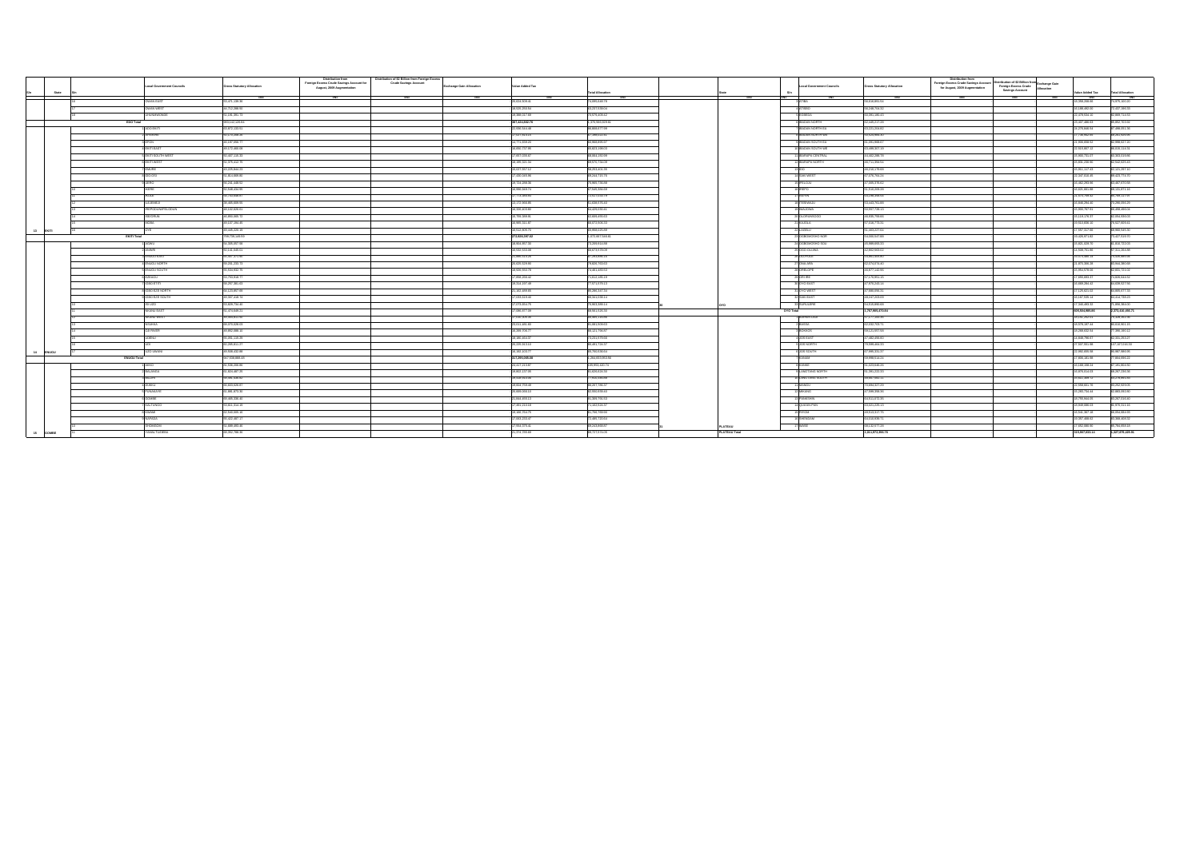| S/n | State | S/n | Local Government Councils | Gross Statutory Allocation | Distribution from Foreign Excess Crude Savings Account for August, 2009 Augmentation | Distribution of $2 Billion from Foreign Excess Crude Savings Account | Exchange Gain Allocation | Value Added Tax | Total Allocation |
|---|---|---|---|---|---|---|---|---|---|
| | | | | =N= | =N= | =N= | =N= | =N= | =N= |
| | | 16 | OWAN EAST | 35,971,189.35 | | | | 20,924,928.41 | 74,099,640.78 |
| | | 17 | OWAN WEST | 34,712,288.91 | | | | 18,920,250.64 | 63,237,639.55 |
| | | 18 | UHUNMWONDE | 51,186,391.73 | | | | 28,380,417.69 | 79,576,809.42 |
| | EDO Total | | | 953,110,120.63 | | | | 487,424,402.74 | 1,376,950,029.81 |
| | | 1 | ADO EKITI | 50,872,131.51 | | | | 29,530,516.48 | 86,808,677.99 |
| | | 2 | EFON | 43,172,298.35 | | | | 17,112,562.63 | 47,190,020.91 |
| | | 3 | EKITI EAST | 43,187,998.77 | | | | 21,771,659.92 | 62,960,658.67 |
| | | 4 | EKITI SOUTH WEST | 40,172,288.68 | | | | 19,900,737.06 | 65,823,186.09 |
| | | 5 | EKITI WEST | 50,687,118.33 | | | | 17,497,035.67 | 68,324,150.09 |
| | | 6 | EMURE | 51,076,812.79 | | | | 18,185,321.55 | 69,570,860.09 |
| | | 7 | GBONYIN | 41,229,664.23 | | | | 18,027,057.12 | 59,253,902.35 |
| | | 8 | IDO OSI | 41,914,989.85 | | | | 17,902,023.96 | 69,243,707.78 |
| | | 9 | IJERO | 50,241,468.53 | | | | 19,724,298.06 | 71,965,766.59 |
| | | 10 | IKERE | 50,744,888.58 | | | | 21,772,509.60 | 72,553,010.78 |
| | | 11 | ILEJEMEJE | 34,768,335.11 | | | | 16,993,769.85 | 51,639,573.43 |
| | | 12 | IREPODUN/IFELODUN | 53,465,889.91 | | | | 18,172,964.89 | 61,633,870.41 |
| | | 13 | ISE/ORUN | 48,132,926.01 | | | | 20,310,323.90 | 61,626,062.41 |
| | | 14 | MOBA | 43,844,688.71 | | | | 16,759,389.95 | 63,930,495.03 |
| | | 15 | OYE | 49,107,181.43 | | | | 18,939,311.87 | 68,673,008.25 |
| 13 | EKITI | 16 | | 49,448,225.19 | | | | 20,512,909.70 | 66,958,020.89 |
| | EKITI Total | | | 799,795,129.93 | | | | 273,633,287.82 | 1,073,007,543.81 |
| | | 1 | ANINRI | 41,320,357.68 | | | | 18,954,357.33 | 73,209,914.59 |
| | | 2 | AWGU | 50,141,848.01 | | | | 19,632,935.38 | 69,673,578.09 |
| | | 3 | ENUGU EAST | 56,307,177.66 | | | | 23,966,503.25 | 87,263,690.15 |
| | | 4 | ENUGU NORTH | 55,201,233.73 | | | | 23,620,529.89 | 78,826,763.63 |
| | | 5 | ENUGU SOUTH | 55,554,832.76 | | | | 18,026,353.78 | 74,851,450.53 |
| | | 6 | EZEAGU | 45,753,958.77 | | | | 17,866,206.82 | 71,622,185.19 |
| | | 7 | IGBO ETITI | 55,297,963.83 | | | | 18,314,437.49 | 77,672,570.53 |
| | | 8 | IGBO EZE NORTH | 59,125,867.68 | | | | 21,162,489.65 | 80,288,347.33 |
| | | 9 | IGBO EZE SOUTH | 45,307,418.76 | | | | 17,038,619.60 | 66,344,038.14 |
| | | 10 | ISI UZO | 53,829,736.45 | | | | 17,073,654.79 | 70,903,389.14 |
| | | 11 | NKANU EAST | 51,474,645.21 | | | | 17,580,377.39 | 68,967,520.55 |
| | | 12 | NKANU WEST | 49,094,815.92 | | | | 17,504,305.14 | 66,600,125.06 |
| | | 13 | NSUKKA | 68,070,228.03 | | | | 23,511,335.66 | 91,581,553.69 |
| | | 14 | OJI RIVER | 45,892,988.16 | | | | 18,308,706.37 | 64,221,704.97 |
| | | 15 | UDENU | 45,051,126.28 | | | | 18,180,450.62 | 73,231,678.58 |
| | | 16 | UDI | 60,205,811.27 | | | | 20,226,019.20 | 80,491,744.97 |
| 14 | ENUGU | 17 | UZO UWANI | 49,938,442.89 | | | | 16,182,105.77 | 66,790,558.66 |
| | ENUGU Total | | | 917,530,689.13 | | | | 337,293,268.06 | 1,254,823,953.56 |
| | | 1 | AKKO | 61,526,288.96 | | | | 22,417,213.87 | 108,893,320.74 |
| | | 2 | BALANGA | 51,624,467.26 | | | | 18,802,137.05 | 62,626,624.35 |
| | | 3 | BILLIRI | 46,091,536.92 | | | | 16,419,519.59 | 77,510,196.58 |
| | | 4 | DUKKU | 55,933,426.87 | | | | 20,604,708.08 | 66,027,795.07 |
| | | 5 | FUNAKAYE | 51,185,673.30 | | | | 15,009,048.53 | 62,950,876.49 |
| | | 6 | GOMBE | 55,469,336.46 | | | | 22,844,416.13 | 81,689,766.53 |
| | | 7 | KALTUNGO | 43,911,314.28 | | | | 17,491,213.16 | 71,102,615.37 |
| | | 8 | KWAMI | 42,543,695.16 | | | | 20,466,354.79 | 61,766,760.68 |
| | | 9 | NAFADA | 45,622,487.17 | | | | 17,003,153.07 | 73,886,150.54 |
| | | 10 | SHONGOM | 41,099,891.66 | | | | 17,563,375.41 | 58,245,609.07 |
| 15 | GOMBE | 11 | YAMALTU/DEBA | 55,352,780.36 | | | | 22,374,178.80 | 85,727,573.06 |

| S/n | State | S/n | Local Government Councils | Gross Statutory Allocation | Distribution from Foreign Excess Crude Savings Account for August, 2009 Augmentation | Distribution of $2 Billion from Foreign Excess Crude Savings Account | Exchange Gain Allocation | Value Added Tax | Total Allocation |
|---|---|---|---|---|---|---|---|---|---|
| | | | | =N= | =N= | =N= | =N= | =N= | =N= |
| | | 3 | ATIBA | 58,810,891.51 | | | | 18,359,208.08 | 76,670,100.20 |
| | | 4 | ATISBO | 58,438,762.52 | | | | 19,189,432.93 | 72,427,184.33 |
| | | 5 | EGBEDA | 55,081,185.45 | | | | 19,679,541.89 | 74,620,727.55 |
| | | 6 | IBADAN NORTH | 53,224,204.62 | | | | 21,276,846.54 | 87,586,051.20 |
| | | 7 | IBADAN NORTH EA | 53,534,663.37 | | | | 17,136,962.55 | 90,021,625.92 |
| | | 8 | IBADAN NORTH WE | 61,486,868.07 | | | | 18,501,958.53 | 62,988,827.60 |
| | | 9 | IBADAN SOUTH EA | 60,488,307.10 | | | | 19,919,807.12 | 80,408,114.22 |
| | | 10 | IBADAN SOUTH WE | 55,489,972.18 | | | | 23,960,731.27 | 79,450,703.45 |
| | | 11 | IBARAPA CENTRAL | 41,562,286.70 | | | | 16,900,761.27 | 58,463,047.97 |
| | | 12 | IBARAPA EAST | 48,712,393.53 | | | | 18,831,229.00 | 67,543,622.53 |
| | | 13 | IBARAPA NORTH | 38,711,994.53 | | | | 15,991,117.43 | 54,703,111.96 |
| | | 14 | IDO | 49,215,179.63 | | | | 17,211,187.10 | 66,426,366.73 |
| | | 15 | IREPO | 57,876,761.24 | | | | 16,347,816.45 | 74,224,577.69 |
| | | 16 | ISEYIN | 67,509,379.02 | | | | 15,863,249.52 | 83,372,628.54 |
| | | 17 | ITESIWAJU | 45,633,764.83 | | | | 16,049,284.92 | 61,683,049.75 |
| | | 18 | IWAJOWA | 57,105,705.13 | | | | 17,897,957.66 | 75,003,662.79 |
| | | 19 | KAJOLA | 64,968,037.07 | | | | 18,978,148.08 | 83,946,185.15 |
| | | 20 | LAGELU | 45,626,783.15 | | | | 16,110,176.37 | 61,736,959.52 |
| | | 21 | OGBOMOSHO NOR | 59,669,547.93 | | | | 19,426,971.89 | 79,096,519.82 |
| | | 22 | OGBOMOSHO SOU | 50,939,851.03 | | | | 16,501,009.70 | 67,440,860.73 |
| | | 23 | OGO OLUWA | 52,660,963.62 | | | | 15,308,785.00 | 67,969,748.62 |
| | | 24 | OLORUNSOGO | 40,235,794.01 | | | | 16,116,176.37 | 56,351,970.38 |
| | | 25 | OLUYOLE | 57,878,974.80 | | | | 15,863,249.52 | 73,742,224.32 |
| | | 26 | ONA ARA | 55,981,851.23 | | | | 19,426,971.89 | 75,408,823.12 |
| | | 27 | ORELOPE | 40,577,142.60 | | | | 15,983,278.02 | 56,560,420.62 |
| | | 28 | ORI IRE | 68,677,142.60 | | | | 18,086,196.51 | 86,763,339.11 |
| | | 29 | OYO EAST | 47,876,249.44 | | | | 17,129,492.76 | 65,005,742.20 |
| | | 30 | OYO WEST | 47,588,856.31 | | | | 15,991,117.43 | 63,579,973.74 |
| | | 31 | SAKI EAST | 57,872,160.70 | | | | 17,147,381.27 | 75,019,541.97 |
| | | 32 | SAKI WEST | 68,267,209.03 | | | | 19,226,781.63 | 87,493,990.66 |
| 30 | OYO | 33 | SURULERE | 43,615,490.35 | | | | 16,289,132.11 | 59,904,622.46 |
| | OYO Total | | | 1,767,805,473.04 | | | | 603,534,985.68 | 2,371,340,458.72 |
| | | 1 | BARKIN LADI | 42,171,393.78 | | | | 16,191,263.23 | 58,362,657.01 |
| | | 2 | BASSA | 62,531,763.71 | | | | 19,576,267.64 | 82,108,031.35 |
| | | 3 | BOKKOS | 50,112,097.58 | | | | 18,208,832.84 | 68,320,930.42 |
| | | 4 | JOS EAST | 37,083,450.82 | | | | 14,846,786.07 | 51,930,236.89 |
| | | 5 | JOS NORTH | 62,916,273.95 | | | | 21,886,266.07 | 84,802,540.02 |
| | | 6 | JOS SOUTH | 57,969,231.27 | | | | 18,849,739.77 | 76,818,971.04 |
| | | 7 | KANAM | 49,988,514.23 | | | | 18,849,398.19 | 68,837,912.42 |
| | | 8 | KANKE | 51,129,648.26 | | | | 16,149,398.24 | 67,279,046.50 |
| | | 9 | LANGTANG NORTH | 51,380,222.33 | | | | 16,878,014.05 | 68,258,236.38 |
| | | 10 | LANGTANG SOUTH | 60,047,093.12 | | | | 17,811,300.12 | 77,858,393.24 |
| | | 11 | MANGU | 73,694,327.20 | | | | 18,558,811.79 | 92,253,138.99 |
| | | 12 | MIKANG | 47,166,256.50 | | | | 15,290,794.44 | 62,457,050.94 |
| | | 13 | PANKSHIN | 63,515,072.93 | | | | 16,759,844.05 | 80,274,916.98 |
| | | 14 | QUA'AN PAN | 53,022,226.15 | | | | 16,849,086.95 | 69,871,313.10 |
| | | 15 | RIYOM | 48,513,317.71 | | | | 16,564,357.18 | 65,077,674.89 |
| | | 16 | SHENDAM | 53,841,893.71 | | | | 18,057,468.42 | 71,899,362.13 |
| 31 | PLATEAU | 17 | WASE | 59,132,977.29 | | | | 17,862,580.95 | 76,995,558.24 |
| | PLATEAU Total | | | 1,214,472,350.76 | | | | 319,807,233.14 | 1,527,870,220.91 |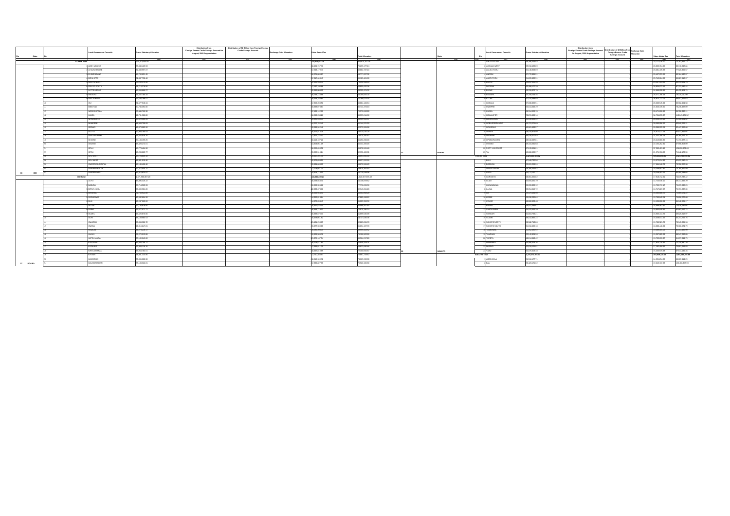| S/n | State | S/n | Local Government Councils | Gross Statutory Allocation | Distribution from Foreign Excess Crude Savings Account for August, 2009 Augmentation | Distribution of $2 Billion from Foreign Excess Crude Savings Account | Exchange Gain Allocation | Value Added Tax | Total Allocation |
|---|---|---|---|---|---|---|---|---|---|
| | | | | =N= | =N= | =N= | =N= | =N= | =N= |
| | GOMBE Total | | | 551,416,493.65 | | | | 218,469,912.28 | 828,835,337.35 |
| | | 1 | ABOH MBAISE | 57,843,429.53 | | | | 18,464,747.73 | 76,291,177.26 |
| | | 2 | AHIAZU MBAISE | 52,208,887.67 | | | | 17,633,179.43 | 69,842,727.19 |
| | | 3 | EHIME MBANO | 48,706,851.45 | | | | 16,071,005.87 | 64,777,857.32 |
| | | 4 | EZINIHITTE | 51,837,796.46 | | | | 17,447,563.43 | 69,285,359.89 |
| | | 5 | IDEATO NORTH | 55,869,476.85 | | | | 17,984,039.74 | 73,853,516.59 |
| | | 6 | IDEATO SOUTH | 51,713,276.91 | | | | 17,127,133.85 | 68,840,410.76 |
| | | 7 | IHITTE-UBOMA | 47,689,686.27 | | | | 15,805,408.05 | 63,495,094.32 |
| | | 8 | IKEDURU | 51,547,766.44 | | | | 16,748,143.66 | 68,295,910.10 |
| | | 9 | ISIALA MBANO | 57,628,288.51 | | | | 18,668,331.64 | 76,296,620.15 |
| | | 10 | ISU | 51,577,918.54 | | | | 17,305,209.51 | 68,883,128.04 |
| | | 11 | MBAITOLI | 61,746,384.60 | | | | 19,998,079.84 | 81,744,464.44 |
| | | 12 | NGOR-OKPALA | 55,640,705.98 | | | | 17,195,162.30 | 72,835,868.28 |
| | | 13 | NJABA | 49,761,988.00 | | | | 16,393,376.20 | 66,155,364.20 |
| | | 14 | NKWERRE | 47,929,880.34 | | | | 15,980,246.18 | 63,910,126.52 |
| | | 15 | NWANGELE | 47,432,700.00 | | | | 15,563,370.00 | 62,996,070.00 |
| | | 16 | OBOWO | 48,673,882.26 | | | | 15,598,062.41 | 64,271,944.67 |
| | | 17 | OGUTA | 62,896,189.93 | | | | 19,526,913.95 | 82,423,103.88 |
| | | 18 | OHAJI-EGBEMA | 55,502,136.25 | | | | 17,871,705.40 | 73,373,841.65 |
| | | 19 | OKIGWE | 50,133,108.25 | | | | 16,130,107.25 | 66,263,215.50 |
| | | 20 | ONUIMO | 45,426,274.51 | | | | 14,904,001.15 | 60,330,275.66 |
| | | 21 | ORLU | 65,773,464.66 | | | | 19,505,036.52 | 85,278,501.18 |
| | | 22 | ORSU | 47,289,883.77 | | | | 15,668,618.24 | 62,958,502.01 |
| | | 23 | ORU EAST | 46,715,955.16 | | | | 15,377,221.36 | 62,093,176.52 |
| | | 24 | ORU WEST | 48,461,219.40 | | | | 16,076,023.50 | 64,537,242.90 |
| | | 25 | OWERRI MUNICIPAL | 48,145,095.41 | | | | 16,434,068.05 | 64,579,163.46 |
| | | 26 | OWERRI NORTH | 52,215,545.31 | | | | 17,760,001.30 | 69,975,546.61 |
| 16 | IMO | 27 | OWERRI WEST | 49,814,834.87 | | | | 16,904,713.11 | 66,719,547.98 |
| | IMO Total | | | 1,371,386,467.20 | | | | 448,640,608.21 | 1,820,027,075.40 |
| | | 1 | AUYO | 47,895,325.22 | | | | 16,253,553.40 | 64,148,878.62 |
| | | 2 | BABURA | 56,714,503.83 | | | | 19,086,305.85 | 75,800,809.68 |
| | | 3 | BIRNIN KUDU | 70,008,881.25 | | | | 22,934,973.06 | 92,943,854.31 |
| | | 4 | BIRINIWA | 51,740,529.03 | | | | 16,813,093.30 | 68,553,622.33 |
| | | 5 | BUJI | 48,697,804.38 | | | | 16,253,694.30 | 64,951,498.68 |
| | | 6 | DUTSE | 60,257,262.60 | | | | 19,970,004.00 | 80,227,266.60 |
| | | 7 | GAGARAWA | 43,532,904.28 | | | | 14,353,313.84 | 57,886,218.12 |
| | | 8 | GARKI | 52,130,929.46 | | | | 16,457,622.44 | 68,588,551.90 |
| | | 9 | GUMEL | 44,077,071.71 | | | | 14,898,719.03 | 58,975,790.74 |
| | | 10 | GURI | 48,625,676.81 | | | | 15,339,373.05 | 63,965,049.86 |
| | | 11 | GWARAM | 68,135,984.93 | | | | 21,638,091.50 | 89,774,076.43 |
| | | 12 | GWIWA | 47,962,028.72 | | | | 15,431,299.03 | 63,393,327.75 |
| | | 13 | HADEJIA | 50,276,412.86 | | | | 17,320,958.14 | 67,597,371.00 |
| | | 14 | JAHUN | 60,115,837.95 | | | | 19,480,012.76 | 79,595,850.71 |
| | | 15 | KAFIN HAUSA | 65,185,008.00 | | | | 21,176,197.05 | 86,361,205.05 |
| | | 16 | KAUGAMA | 49,644,785.37 | | | | 16,164,671.89 | 65,809,457.26 |
| | | 17 | KAZAURE | 52,685,145.31 | | | | 17,339,311.25 | 70,024,456.56 |
| | | 18 | KIRI KASAMMA | 55,952,765.11 | | | | 18,443,263.03 | 74,396,028.14 |
| | | 19 | KIYAWA | 54,931,234.95 | | | | 17,783,309.97 | 72,714,544.92 |
| | | 20 | MAIGATARI | 55,493,882.36 | | | | 18,232,509.72 | 73,726,392.08 |
| 17 | JIGAWA | 21 | MALAM MADORI | 53,140,322.91 | | | | 17,385,827.99 | 70,526,150.90 |

| S/n | State | S/n | Local Government Councils | Gross Statutory Allocation | Distribution from Foreign Excess Crude Savings Account for August, 2009 Augmentation | Distribution of $2 Billion from Foreign Excess Crude Savings Account | Exchange Gain Allocation | Value Added Tax | Total Allocation |
|---|---|---|---|---|---|---|---|---|---|
| | | | | =N= | =N= | =N= | =N= | =N= | =N= |
| | | 1 | AHOADA EAST | 55,586,453.03 | | | | 15,777,038.16 | 71,363,491.19 |
| | | 2 | AHOADA WEST | 59,818,688.93 | | | | 20,822,164.95 | 80,640,853.88 |
| | | 3 | AKUKU TORU | 56,136,823.63 | | | | 20,586,426.86 | 76,723,250.49 |
| | | 4 | ANDONI | 57,778,891.91 | | | | 20,447,264.66 | 78,226,156.57 |
| | | 5 | ASARI-TORU | 54,285,832.31 | | | | 18,712,084.66 | 72,997,916.97 |
| | | 6 | BONNY | 54,150,662.77 | | | | 20,367,321.66 | 74,517,984.43 |
| | | 7 | DEGEMA | 55,486,177.29 | | | | 19,856,972.15 | 75,343,149.44 |
| | | 8 | ELEME | 50,740,372.79 | | | | 19,684,628.95 | 70,425,001.74 |
| | | 9 | EMOHUA | 64,348,284.60 | | | | 21,071,786.53 | 85,420,071.13 |
| | | 10 | ETCHE | 63,064,688.56 | | | | 20,803,223.00 | 83,867,911.56 |
| | | 11 | GOKANA | 57,836,890.51 | | | | 20,063,541.99 | 77,900,432.50 |
| | | 12 | IKWERRE | 54,019,842.40 | | | | 18,523,578.60 | 72,543,421.00 |
| | | 13 | KHANA | 68,544,606.15 | | | | 26,471,880.61 | 95,016,486.76 |
| | | 14 | OBIO/AKPOR | 73,261,690.14 | | | | 40,751,225.17 | 114,012,915.31 |
| | | 15 | OGBA/EGBEMA/NDONI | 59,993,845.57 | | | | 20,805,113.05 | 80,798,958.62 |
| | | 16 | OGU/BOLO | 44,753,271.60 | | | | 16,690,868.02 | 61,444,139.62 |
| | | 17 | OKRIKA | 52,561,833.57 | | | | 20,286,129.66 | 72,847,963.23 |
| | | 18 | OMUMA | 46,016,873.80 | | | | 16,815,021.24 | 62,831,895.04 |
| | | 19 | OPOBO/NKORO | 43,026,270.03 | | | | 16,352,265.73 | 59,378,535.76 |
| | | 20 | OYIGBO | 48,518,097.91 | | | | 17,221,888.95 | 65,739,986.86 |
| | | 21 | PORT HARCOURT | 85,444,041.69 | | | | 42,154,262.41 | 127,598,304.10 |
| | | 22 | TAI | 57,113,601.23 | | | | 18,985,061.46 | 76,098,662.69 |
| 32 | RIVERS | 23 | ... | 53,888,620.67 | | | | 21,974,098.83 | 75,862,719.50 |
| | RIVERS Total | | | 1,326,134,393.12 | | | | 496,650,065.42 | 1,822,784,458.54 |
| | | 1 | BINJI | 47,048,730.00 | | | | 15,373,314.98 | 62,422,044.98 |
| | | 2 | BODINGA | 49,891,259.14 | | | | 17,884,948.73 | 67,776,207.87 |
| | | 3 | DANGE-SHUNI | 56,990,430.40 | | | | 17,188,892.87 | 74,179,323.27 |
| | | 4 | GADA | 54,112,295.77 | | | | 20,046,489.29 | 74,158,785.06 |
| | | 5 | GORONYO | 56,850,630.61 | | | | 17,844,712.61 | 74,695,343.22 |
| | | 6 | GUDU | 54,811,310.42 | | | | 16,723,596.32 | 71,534,906.74 |
| | | 7 | GWADABAWA | 59,853,330.12 | | | | 19,725,757.17 | 79,579,087.29 |
| | | 8 | ILLELA | 53,994,032.72 | | | | 19,767,207.07 | 73,761,239.79 |
| | | 9 | ISA | 53,676,306.57 | | | | 18,698,371.15 | 72,374,677.72 |
| | | 10 | KEBBE | 58,320,230.61 | | | | 15,795,845.04 | 74,116,075.65 |
| | | 11 | KWARE | 59,693,823.49 | | | | 20,249,000.00 | 79,942,823.49 |
| | | 12 | RABAH | 56,937,893.67 | | | | 20,095,463.37 | 77,033,357.04 |
| | | 13 | SABON BIRNI | 65,032,605.20 | | | | 20,956,540.45 | 85,989,145.65 |
| | | 14 | SHAGARI | 62,664,795.21 | | | | 19,865,414.73 | 82,530,209.94 |
| | | 15 | SILAME | 49,134,811.53 | | | | 15,048,811.53 | 64,183,623.06 |
| | | 16 | SOKOTO NORTH | 59,582,732.30 | | | | 20,760,621.76 | 80,343,354.06 |
| | | 17 | SOKOTO SOUTH | 54,818,625.10 | | | | 19,363,446.65 | 74,182,071.75 |
| | | 18 | TAMBUWAL | 63,952,562.92 | | | | 20,699,643.50 | 84,652,206.42 |
| | | 19 | TANGAZA | 55,116,934.51 | | | | 19,397,880.53 | 74,514,815.04 |
| | | 20 | TURETA | 49,154,613.42 | | | | 15,722,668.37 | 64,877,281.79 |
| | | 21 | WAMAKO | 53,495,324.30 | | | | 17,820,128.91 | 71,315,453.21 |
| | | 22 | WURNO | 53,618,121.01 | | | | 17,142,496.93 | 70,760,617.94 |
| 33 | SOKOTO | 23 | YABO | 52,078,414.45 | | | | 15,444,035.50 | 67,522,449.95 |
| | SOKOTO Total | | | 1,274,276,163.73 | | | | 420,889,620.15 | 1,695,165,783.88 |
| | | 1 | ARDO-KOLA | 51,526,177.71 | | | | 16,361,234.69 | 67,887,412.40 |
| | | 2 | BALI | 66,622,171.62 | | | | 20,046,127.38 | 86,668,299.00 |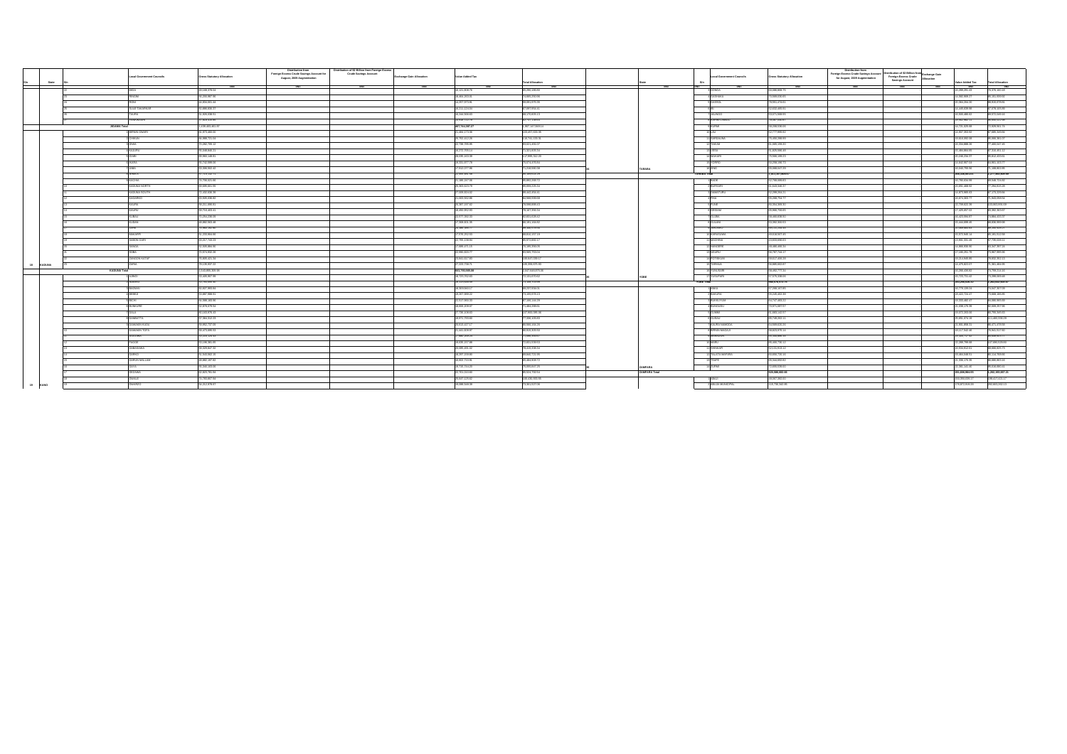| S/n | State | S/n | Local Government Councils | Gross Statutory Allocation | Distribution from Foreign Excess Crude Savings Account for August, 2009 Augmentation | Distribution of $2 Billion from Foreign Excess Crude Savings Account | Exchange Gain Allocation | Value Added Tax | Total Allocation |
|---|---|---|---|---|---|---|---|---|---|
| | | | | =N= | =N= | =N= | =N= | =N= | =N= |
| | | 22 | MIGA | 59,168,378.04 | | | | 16,121,808.76 | 75,290,186.80 |
| | | 23 | RINGIM | 60,233,967.95 | | | | 16,664,263.31 | 76,898,231.26 |
| | | 24 | RONI | 54,804,601.44 | | | | 15,257,073.91 | 70,061,675.35 |
| | | 25 | SULE TANKARKAR | 60,466,830.77 | | | | 16,511,124.64 | 76,977,955.41 |
| | | 26 | TAURA | 51,926,038.51 | | | | 15,344,568.63 | 67,270,607.14 |
| | | 27 | YANKWASHI | 47,813,615.85 | | | | 14,938,122.79 | 62,751,738.64 |
| | JIGAWA Total | | | 1,529,463,461.87 | | | | 427,784,387.27 | 1,957,247,849.14 |
| | | 1 | BIRNIN GWARI | 81,925,488.05 | | | | 21,461,173.96 | 103,386,662.01 |
| | | 2 | CHIKUN | 96,988,731.61 | | | | 24,753,412.25 | 121,742,143.86 |
| | | 3 | GIWA | 70,282,785.13 | | | | 19,739,306.95 | 90,022,092.08 |
| | | 4 | IGABI | 95,048,846.21 | | | | 23,272,763.13 | 118,321,609.34 |
| | | 5 | IKARA | 68,993,146.91 | | | | 18,326,333.05 | 87,319,479.96 |
| | | 6 | JABA | 55,742,099.66 | | | | 16,331,077.78 | 72,073,177.44 |
| | | 7 | JEMA'A | 65,338,902.42 | | | | 17,912,077.96 | 83,250,980.38 |
| | | 8 | JEMA'A | 67,713,522.71 | | | | 19,659,905.49 | 87,373,428.20 |
| | | 8 | KACHIA | 73,796,021.66 | | | | 21,166,167.06 | 94,962,188.72 |
| | | 9 | KADUNA NORTH | 69,689,661.95 | | | | 20,362,023.78 | 90,051,685.73 |
| | | 10 | KADUNA SOUTH | 72,602,835.39 | | | | 22,009,603.02 | 94,612,438.41 |
| | | 11 | KAGARKO | 65,505,836.82 | | | | 19,032,752.86 | 84,538,589.68 |
| | | 12 | KAJURU | 55,211,888.61 | | | | 15,387,137.82 | 70,599,026.43 |
| | | 13 | KAURA | 59,716,403.41 | | | | 16,650,952.95 | 76,367,356.36 |
| | | 14 | KAURU | 70,203,268.09 | | | | 18,677,950.53 | 88,881,218.62 |
| | | 15 | KUBAU | 66,860,903.48 | | | | 17,908,341.36 | 84,769,244.84 |
| | | 16 | KUDAN | 71,881,202.85 | | | | 18,306,255.77 | 90,187,458.62 |
| | | 17 | LERE | 74,203,864.66 | | | | 20,576,252.53 | 94,780,117.19 |
| | | 18 | MAKARFI | 63,217,743.23 | | | | 17,679,100.98 | 80,896,844.21 |
| | | 19 | SABON GARI | 54,505,860.60 | | | | 17,668,471.15 | 72,174,331.75 |
| | | 20 | SANGA | 70,974,832.26 | | | | 22,990,922.77 | 93,965,755.03 |
| | | 21 | SOBA | 78,805,421.94 | | | | 20,841,917.83 | 99,647,339.77 |
| | | 22 | ZANGON KATAF | 88,126,837.22 | | | | 27,222,738.71 | 115,349,575.93 |
| 18 | KADUNA | 23 | ZARIA | | | | | | |
| | KADUNA Total | | | 1,643,001,926.99 | | | | 503,758,598.68 | 2,147,640,675.68 |
| | | 1 | AJINGI | 55,105,967.99 | | | | 16,731,752.83 | 71,837,720.82 |
| | | 2 | ALBASU | 55,765,636.91 | | | | 16,315,029.66 | 72,080,666.57 |
| | | 3 | BAGWAI | 55,927,993.64 | | | | 16,309,943.61 | 72,237,937.25 |
| | | 4 | BEBEJI | 55,897,388.61 | | | | 16,267,656.22 | 72,165,044.83 |
| | | 5 | BICHI | 68,586,483.86 | | | | 18,517,660.43 | 87,104,144.29 |
| | | 6 | BUNKURE | 52,876,578.54 | | | | 16,006,103.07 | 68,882,681.61 |
| | | 7 | DALA | 90,165,978.41 | | | | 27,735,109.24 | 117,901,087.65 |
| | | 8 | DAMBATTA | 57,264,302.23 | | | | 19,871,783.89 | 77,136,086.12 |
| | | 9 | DAWAKIN KUDU | 65,062,737.09 | | | | 20,612,127.17 | 85,674,864.26 |
| | | 10 | DAWAKIN TOFA | 70,473,899.95 | | | | 21,441,632.97 | 91,915,532.92 |
| | | 11 | DOGUWA | 70,131,130.13 | | | | 17,866,208.27 | 87,997,338.40 |
| | | 12 | FAGGE | 53,138,384.05 | | | | 19,435,157.88 | 72,573,541.93 |
| | | 13 | GABASAWA | 59,129,847.33 | | | | 19,190,491.02 | 78,320,338.35 |
| | | 14 | GARKO | 51,544,062.16 | | | | 16,097,159.60 | 67,641,221.76 |
| | | 15 | GARUN MALLAM | 49,862,167.62 | | | | 16,022,713.06 | 65,884,880.68 |
| | | 16 | GAYA | 55,150,163.60 | | | | 18,715,713.25 | 73,865,876.85 |
| | | 17 | GEZAWA | 61,920,761.91 | | | | 22,701,013.60 | 84,621,775.51 |
| | | 18 | GWALE | 73,793,687.91 | | | | 25,037,125.82 | 98,830,813.73 |
| 19 | KANO | 19 | GWARZO | 61,212,978.87 | | | | 20,088,544.89 | 81,301,523.76 |

| S/n | State | S/n | Local Government Councils | Gross Statutory Allocation | Distribution from Foreign Excess Crude Savings Account for August, 2009 Augmentation | Distribution of $2 Billion from Foreign Excess Crude Savings Account | Exchange Gain Allocation | Value Added Tax | Total Allocation |
|---|---|---|---|---|---|---|---|---|---|
| | | | | =N= | =N= | =N= | =N= | =N= | =N= |
| | | 9 | KURMI | 59,086,868.75 | | | | 16,289,291.45 | 75,376,160.20 |
| | | 10 | LAU | 73,688,030.55 | | | | 16,692,929.31 | 90,380,959.86 |
| | | 11 | SARDAUNA | 74,954,474.61 | | | | 16,064,204.25 | 91,018,678.86 |
| | | 12 | TAKUM | 62,032,492.51 | | | | 16,440,208.58 | 78,472,701.09 |
| | | 13 | USSA | 53,072,986.51 | | | | 14,900,480.62 | 67,973,467.13 |
| | | 14 | WUKARI | 75,254,556.11 | | | | 19,506,591.67 | 94,761,147.78 |
| | | 15 | YORRO | 57,604,960.16 | | | | 16,009,568.74 | 73,614,528.90 |
| 34 | TARABA | 16 | ZING | 53,968,017.41 | | | | 14,918,759.36 | 68,886,776.77 |
| | TARABA Total | | | 1,001,259,096.02 | | | | 266,106,003.84 | 1,267,365,099.86 |
| | | 1 | BADE | 52,766,696.63 | | | | 16,760,024.69 | 69,526,721.32 |
| | | 2 | BURSARI | 61,645,344.17 | | | | 15,651,469.53 | 77,296,813.70 |
| | | 3 | DAMATURU | 52,299,364.21 | | | | 14,676,065.44 | 66,975,429.65 |
| | | 4 | FIKA | 65,209,754.77 | | | | 16,674,263.77 | 81,884,018.54 |
| | | 5 | FUNE | 66,994,499.30 | | | | 16,739,522.39 | 83,733,921.69 |
| | | 6 | GEIDAM | 69,966,765.65 | | | | 17,425,067.02 | 87,391,832.67 |
| | | 7 | GUJBA | 59,489,636.50 | | | | 14,423,096.67 | 73,912,733.17 |
| | | 8 | GULANI | 51,900,641.56 | | | | 13,844,196.45 | 65,744,838.01 |
| | | 9 | JAKUSKO | 64,615,194.63 | | | | 17,098,964.61 | 81,714,159.24 |
| | | 10 | KARASUWA | 59,618,667.45 | | | | 14,572,045.14 | 74,190,712.59 |
| | | 11 | MACHINA | 53,633,458.63 | | | | 13,691,331.36 | 67,324,789.99 |
| | | 12 | NANGERE | 58,466,406.13 | | | | 14,281,030.34 | 72,747,436.47 |
| | | 13 | NGURU | 59,866,648.47 | | | | 15,244,688.93 | 75,111,337.40 |
| | | 14 | POTISKUM | 61,017,682.33 | | | | 17,613,461.09 | 78,631,143.42 |
| | | 15 | TARMUWA | 59,897,744.17 | | | | 14,661,209.81 | 74,558,953.98 |
| | | 16 | YUNUSARI | 60,462,777.54 | | | | 14,296,430.49 | 74,759,208.03 |
| 35 | YOBE | 17 | YUSUFARI | 57,570,338.00 | | | | 15,726,751.43 | 73,297,089.43 |
| | YOBE Total | | | 995,476,874.76 | | | | 252,290,526.21 | 1,247,767,400.97 |
| | | 1 | ANKA | 57,268,187.85 | | | | 15,779,238.54 | 73,047,426.39 |
| | | 2 | BAKURA | 55,245,462.99 | | | | 15,622,726.47 | 70,868,189.46 |
| | | 3 | BIRNIN MAGAJI | 54,747,483.22 | | | | 15,905,482.47 | 70,652,965.69 |
| | | 4 | BUKKUYUM | 70,874,497.57 | | | | 16,298,276.38 | 87,172,773.95 |
| | | 5 | BUNGUDU | 65,880,142.57 | | | | 18,072,203.03 | 83,952,345.60 |
| | | 6 | GUMMI | 66,748,282.11 | | | | 16,691,374.18 | 83,439,656.29 |
| | | 7 | GUSAU | 69,538,620.16 | | | | 21,306,868.31 | 90,845,488.47 |
| | | 8 | KAURA NAMODA | 63,622,970.13 | | | | 18,217,642.83 | 81,840,612.96 |
| | | 9 | MARADUN | 69,200,866.19 | | | | 16,335,707.92 | 85,536,574.11 |
| | | 10 | MARU | 65,866,730.12 | | | | 16,209,799.03 | 82,076,529.15 |
| | | 11 | SHINKAFI | 52,131,913.41 | | | | 14,534,912.91 | 66,666,826.32 |
| | | 12 | TALATA MAFARA | 59,008,720.16 | | | | 16,064,048.91 | 75,072,769.07 |
| | | 13 | TSAFE | 65,344,692.62 | | | | 16,208,176.85 | 81,552,869.47 |
| 36 | ZAMFARA | 14 | ZURMI | 57,665,539.00 | | | | 15,201,141.16 | 72,866,680.16 |
| | ZAMFARA Total | | | 923,508,682.68 | | | | 232,936,364.55 | 1,156,445,047.23 |
| | | 1 | ABAJI | 48,867,392.00 | | | | 150,550,039.17 | 199,417,431.17 |
| | | 2 | ABUJA MUNICIPAL | 111,730,342.00 | | | | 179,872,810.13 | 291,603,152.13 |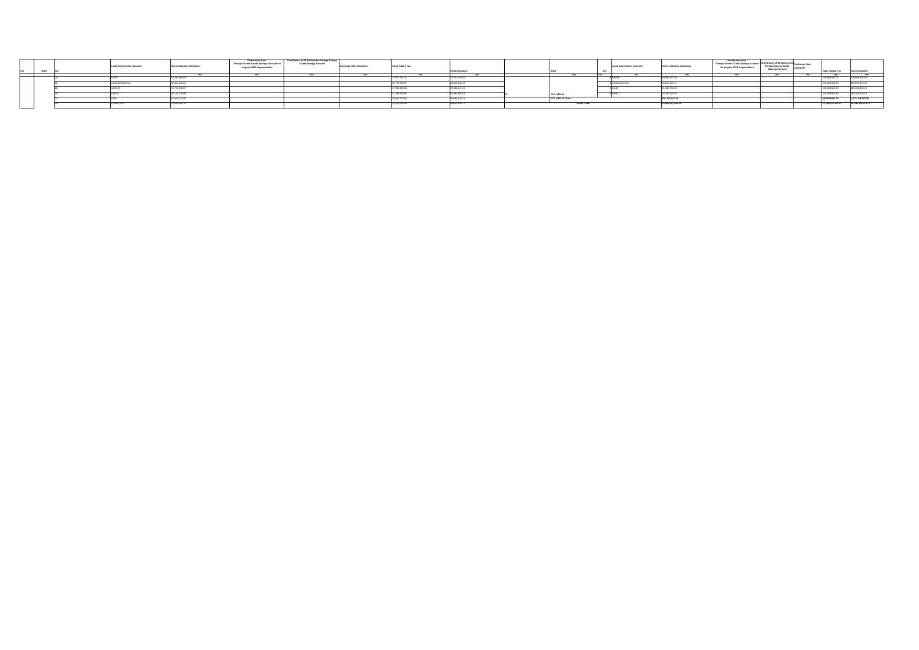| S/n | State | S/n | Local Government Councils | Gross Statutory Allocation | Distribution from Foreign Excess Crude Savings Account for August, 2009 Augmentation | Distribution of $2 Billion from Foreign Excess Crude Savings Account | Exchange Gain Allocation | Value Added Tax | Total Allocation |
|---|---|---|---|---|---|---|---|---|---|
| | | | | =N= | =N= | =N= | =N= | =N= | =N= |
| | | 20 | KABO | 55,580,388.53 | | | | 17,977,791.36 | 73,571,129.93 |
| | | 21 | KANO MUNICIPAL | 69,880,848.05 | | | | 25,774,782.81 | 95,655,630.86 |
| | | 22 | KARAYE | 49,767,838.67 | | | | 17,920,282.65 | 67,688,121.32 |
| | | 23 | KIBIYA | 50,140,708.48 | | | | 17,348,214.85 | 67,488,923.33 |
| | | 24 | KIRU | 63,920,427.65 | | | | 20,064,279.55 | 83,984,707.20 |
| | | 25 | KUMBOTSO | 57,620,389.75 | | | | 21,212,550.39 | 78,832,940.14 |

| S/n | State | S/n | Local Government Councils | Gross Statutory Allocation | Distribution from Foreign Excess Crude Savings Account for August, 2009 Augmentation | Distribution of $2 Billion from Foreign Excess Crude Savings Account | Exchange Gain Allocation | Value Added Tax | Total Allocation |
|---|---|---|---|---|---|---|---|---|---|
| | =N= | =N= | =N= | =N= | =N= | =N= | =N= | =N= | =N= |
| 37 | FCT, ABUJA | 4 | KUJE | 59,297,207.09 | | | | 158,589,857.71 | 217,887,064.80 |
| | | 5 | MUNICIPAL AREA COUNCIL | 58,684,900.10 | | | | 354,488,316.21 | 413,173,216.31 |
| | | 6 | KWALI | 51,189,796.80 | | | | 151,783,619.33 | 202,973,416.13 |
| | FCT, ABUJA Total | | | 395,763,944.79 | | | | 949,509,921.04 | 1,345,273,865.83 |
| | Grand Total | | | 53,863,691,699.36 | | | | 17,280,571,122.15 | 71,144,262,821.51 |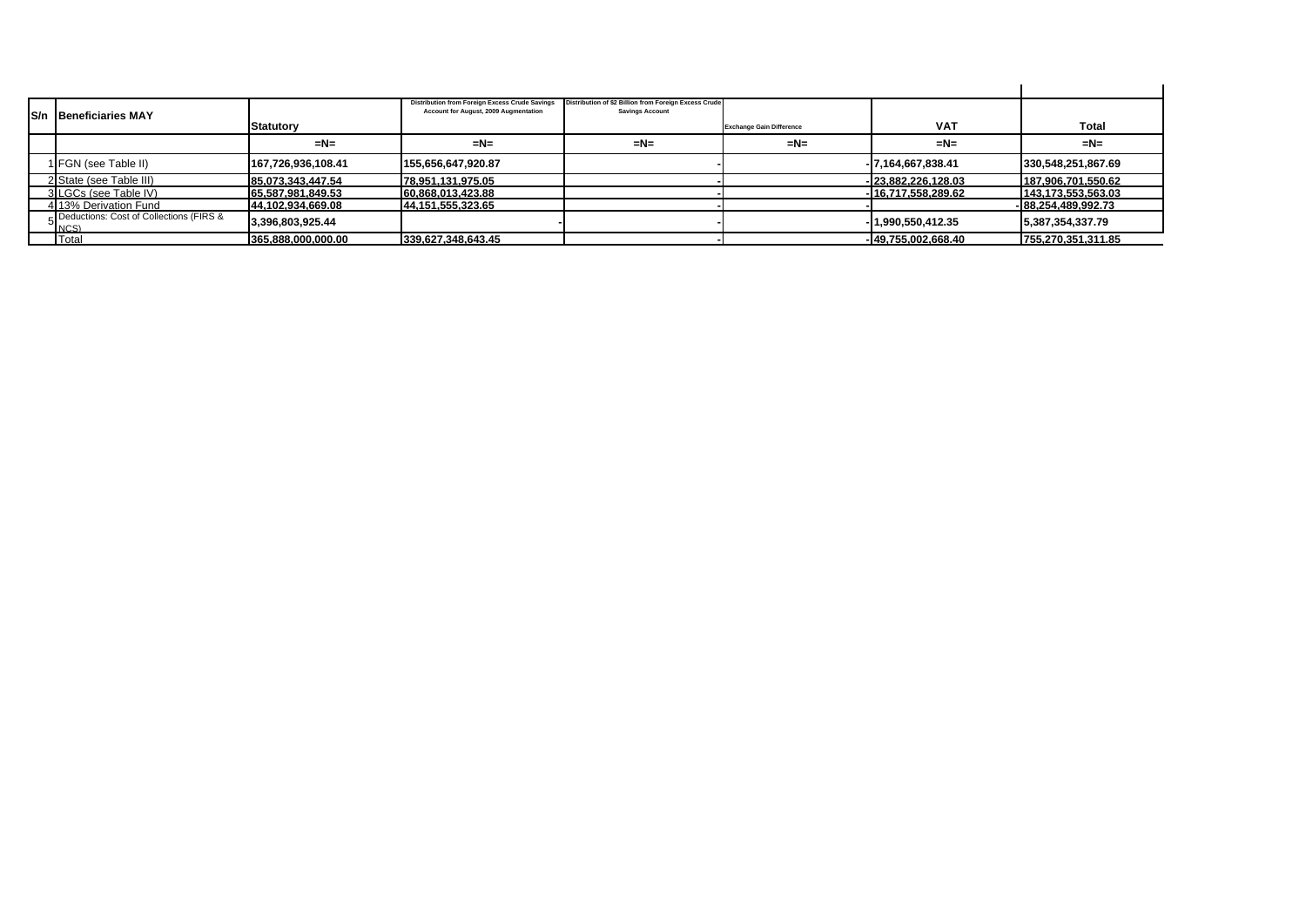| S/n | Beneficiaries MAY | Statutory | Distribution from Foreign Excess Crude Savings Account for August, 2009 Augmentation | Distribution of $2 Billion from Foreign Excess Crude Savings Account | Exchange Gain Difference | VAT | Total |
|---|---|---|---|---|---|---|---|
| | | =N= | =N= | =N= | =N= | =N= | =N= |
| 1 | FGN (see Table II) | 167,726,936,108.41 | 155,656,647,920.87 | - | - | 7,164,667,838.41 | 330,548,251,867.69 |
| 2 | State (see Table III) | 85,073,343,447.54 | 78,951,131,975.05 | - | - | 23,882,226,128.03 | 187,906,701,550.62 |
| 3 | LGCs (see Table IV) | 65,587,981,849.53 | 60,868,013,423.88 | - | - | 16,717,558,289.62 | 143,173,553,563.03 |
| 4 | 13% Derivation Fund | 44,102,934,669.08 | 44,151,555,323.65 | - | - | - | 88,254,489,992.73 |
| 5 | Deductions: Cost of Collections (FIRS & NCS) | 3,396,803,925.44 | - | - | - | 1,990,550,412.35 | 5,387,354,337.79 |
| | Total | 365,888,000,000.00 | 339,627,348,643.45 | - | - | 49,755,002,668.40 | 755,270,351,311.85 |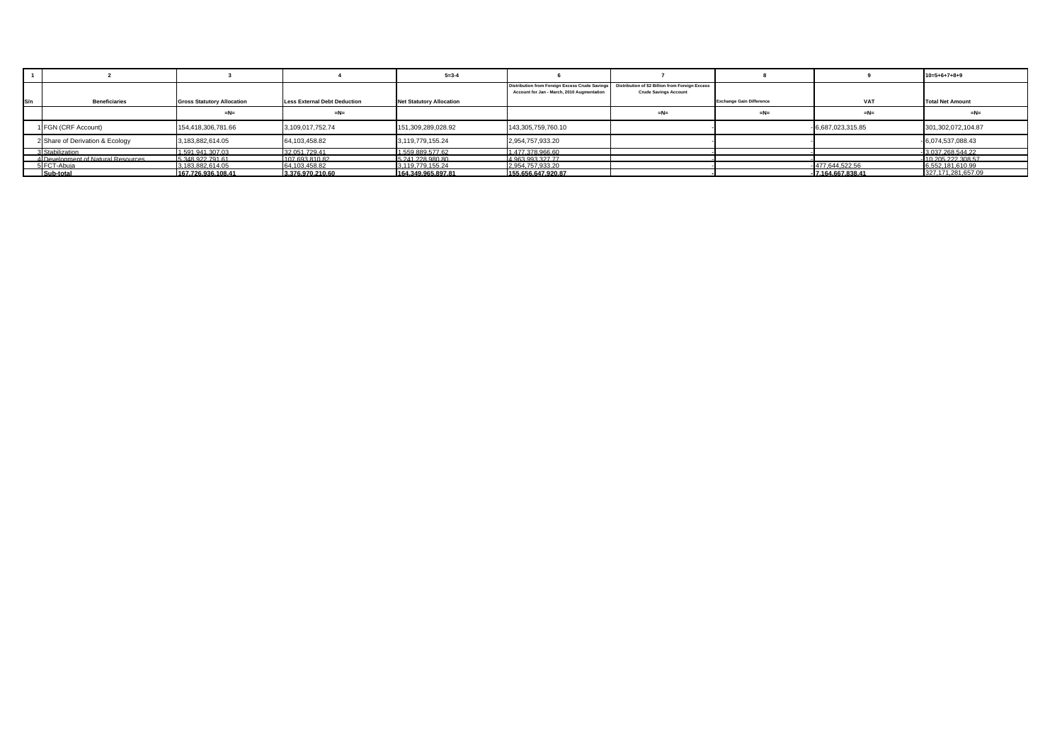| 1 | 2 | 3 | 4 | 5=3-4 | 6 | 7 | 8 | 9 | 10=5+6+7+8+9 |
|---|---|---|---|---|---|---|---|---|---|
| S/n | Beneficiaries | Gross Statutory Allocation | Less External Debt Deduction | Net Statutory Allocation | Distribution from Foreign Excess Crude Savings Account for Jan - March, 2010 Augmentation | Distribution of $2 Billion from Foreign Excess Crude Savings Account | Exchange Gain Difference | VAT | Total Net Amount |
| | | =N= | =N= | | | =N= | =N= | =N= | =N= |
| 1 | FGN (CRF Account) | 154,418,306,781.66 | 3,109,017,752.74 | 151,309,289,028.92 | 143,305,759,760.10 | - | - | 6,687,023,315.85 | 301,302,072,104.87 |
| 2 | Share of Derivation & Ecology | 3,183,882,614.05 | 64,103,458.82 | 3,119,779,155.24 | 2,954,757,933.20 | - | - | - | 6,074,537,088.43 |
| 3 | Stabilization | 1,591,941,307.03 | 32,051,729.41 | 1,559,889,577.62 | 1,477,378,966.60 | - | - | - | 3,037,268,544.22 |
| 4 | Development of Natural Resources | 5,348,922,791.61 | 107,693,810.82 | 5,241,228,980.80 | 4,963,993,327.77 | - | - | - | 10,205,222,308.57 |
| 5 | FCT-Abuja | 3,183,882,614.05 | 64,103,458.82 | 3,119,779,155.24 | 2,954,757,933.20 | - | - | 477,644,522.56 | 6,552,181,610.99 |
| | **Sub-total** | **167,726,936,108.41** | **3,376,970,210.60** | **164,349,965,897.81** | **155,656,647,920.87** | - | - | **7,164,667,838.41** | 327,171,281,657.09 |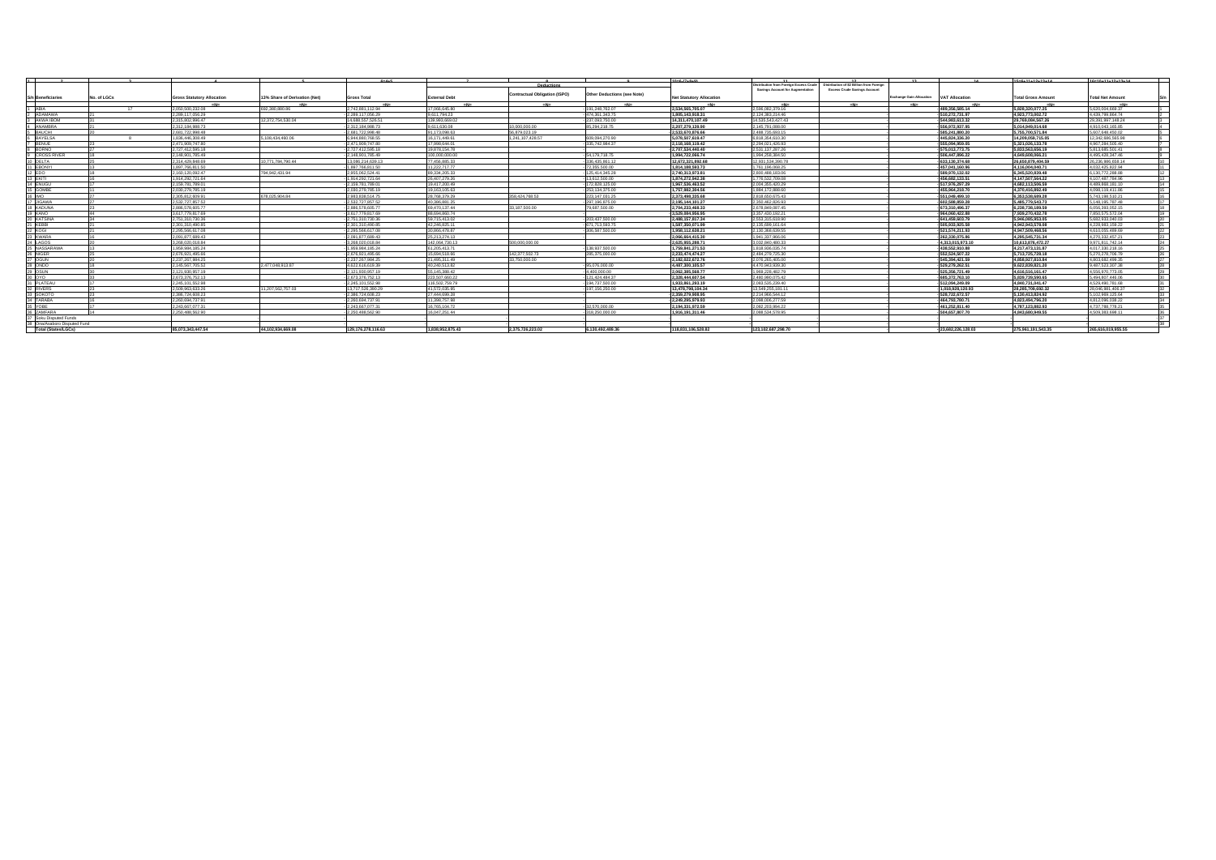| S/n | Beneficiaries | No. of LGCs | Gross Statutory Allocation | 13% Share of Derivation (Net) | Gross Total | Deductions | | | Net Statutory Allocation | Distribution from Foreign Excess Crude Savings Account for Augmentation | Distribution of $2 Billion from Foreign Excess Crude Savings Account | Exchange Gain Allocation | VAT Allocation | Total Gross Amount | Total Net Amount | S/n |
|---|---|---|---|---|---|---|---|---|---|---|---|---|---|---|---|---|
| | | | | | | External Debt | Contractual Obligation (ISPO) | Other Deductions (see Note) | | | | | | | | |
| 1 | 2 | | 3 | 4 | 5 | 6=4+5 / 7 | 8 | 9 | 10=6-(7to9) | 11 | 12 | 13 | 14 | 15=6+11+12+13+14 | 16=10+11+12+13+14 | |
| | | | =N= | =N= | =N= | =N= | =N= | =N= | =N= | =N= | =N= | =N= | =N= | =N= | =N= | |
| 1 | ABIA | 17 | 2,050,500,232.08 | 692,380,880.86 | 2,742,881,112.94 | 17,066,645.80 | | 191,248,762.07 | 2,534,565,705.07 | 2,546,082,379.15 | | | 469,356,585.14 | 5,828,320,077.23 | 5,620,004,669.37 | 1 |
| 2 | ADAMAWA | 21 | 2,289,117,056.29 | | 2,289,117,056.29 | 9,611,794.23 | | 474,361,243.75 | 1,805,143,918.31 | 2,124,383,314.46 | | | 510,272,731.97 | 4,923,773,002.72 | 4,439,799,964.74 | 2 |
| 3 | AKWA IBOM | 31 | 2,315,802,996.47 | 12,372,754,530.04 | 14,688,557,526.51 | 139,960,669.02 | | 237,093,750.00 | 14,311,470,107.49 | 14,535,542,627.43 | | | 544,982,513.32 | 29,769,084,567.26 | 29,391,997,148.24 | 3 |
| 4 | ANAMBRA | 21 | 2,312,194,988.73 | | 2,312,194,988.73 | 9,611,630.08 | 10,000,000.00 | 85,294,218.75 | 2,207,279,139.90 | 2,145,761,088.00 | | | 556,072,937.95 | 5,014,049,014.68 | 4,910,543,165.85 | 4 |
| 5 | BAUCHI | 20 | 2,681,722,998.48 | | 2,681,722,998.48 | 61,173,098.63 | 95,879,023.19 | | 2,523,670,876.66 | 2,468,735,693.15 | | | 585,241,880.20 | 5,755,700,571.94 | 5,607,648,450.02 | 5 |
| 6 | BAYELSA | 8 | 1,836,446,308.49 | 5,108,434,460.06 | 6,944,880,768.55 | 18,171,449.61 | 1,241,107,428.57 | 609,094,270.90 | 5,076,507,619.47 | 6,818,354,610.30 | | | 445,824,336.20 | 14,209,059,715.05 | 12,340,686,565.98 | 6 |
| 7 | BENUE | 23 | 2,471,909,747.80 | | 2,471,909,747.80 | 17,568,644.01 | | 335,742,984.37 | 2,118,598,119.42 | 2,294,021,426.93 | | | 555,094,956.05 | 5,321,026,130.78 | 4,967,284,505.40 | 7 |
| 8 | BORNO | 27 | 2,727,412,595.18 | | 2,727,412,595.18 | 19,878,154.78 | | | 2,707,534,440.40 | 2,531,137,387.26 | | | 575,013,773.75 | 5,833,563,656.19 | 5,813,685,501.41 | 8 |
| 9 | CROSS RIVER | 18 | 2,148,901,785.49 | | 2,148,901,785.49 | 100,000,000.00 | | 54,179,718.75 | 1,994,722,066.74 | 1,994,256,384.50 | | | 506,447,896.22 | 4,649,606,066.21 | 4,495,426,347.46 | 9 |
| 10 | DELTA | 25 | 2,314,429,848.69 | 10,771,784,790.44 | 13,086,214,639.13 | 77,456,885.33 | | 336,435,861.12 | 12,672,321,892.68 | 12,931,534,390.78 | | | 633,116,374.68 | 26,650,870,404.59 | 26,236,986,658.14 | 10 |
| 11 | EBONYI | 13 | 1,897,766,811.50 | | 1,897,766,811.50 | 11,222,717.77 | | 72,355,500.00 | 1,814,188,593.73 | 1,761,190,068.25 | | | 457,041,160.96 | 4,116,004,040.71 | 4,032,425,822.94 | 11 |
| 12 | EDO | 18 | 2,160,120,092.47 | 794,942,431.94 | 2,955,062,524.41 | 89,334,205.33 | | 125,414,345.28 | 2,740,313,973.81 | 2,800,468,183.06 | | | 589,978,122.02 | 6,345,520,829.48 | 6,130,772,288.88 | 12 |
| 13 | EKITI | 16 | 1,914,292,721.64 | | 1,914,292,721.64 | 26,407,279.26 | | 13,612,500.00 | 1,874,272,942.38 | 1,776,532,709.08 | | | 456,682,133.51 | 4,147,507,564.22 | 4,107,487,784.96 | 13 |
| 14 | ENUGU | 17 | 2,158,781,789.01 | | 2,158,781,789.01 | 19,417,200.49 | | 172,828,125.00 | 1,967,536,463.52 | 2,004,355,420.29 | | | 517,976,297.29 | 4,682,113,506.59 | 4,489,868,181.10 | 14 |
| 15 | GOMBE | 11 | 2,030,276,785.19 | | 2,030,276,785.19 | 19,163,105.63 | | 253,134,375.00 | 1,757,882,304.56 | 1,884,172,388.60 | | | 465,964,218.70 | 4,379,416,992.49 | 4,098,124,411.86 | 15 |
| 16 | IMO | 27 | 2,305,812,609.91 | 678,025,904.84 | 2,983,838,514.75 | 28,768,379.29 | 358,424,768.53 | 223,147,031.25 | 2,373,498,335.68 | 2,818,650,675.43 | | | 551,049,499.10 | 6,353,538,689.28 | 5,743,198,510.21 | 16 |
| 17 | JIGAWA | 27 | 2,532,727,857.52 | | 2,532,727,857.52 | 40,386,881.25 | | 297,196,875.00 | 2,195,144,101.27 | 2,350,462,826.93 | | | 602,588,859.28 | 5,485,779,543.73 | 5,148,195,787.48 | 17 |
| 18 | KADUNA | 23 | 2,886,576,605.77 | | 2,886,576,605.77 | 69,470,137.44 | 33,187,500.00 | 79,687,500.00 | 2,704,233,468.33 | 2,678,849,087.45 | | | 673,310,496.37 | 6,238,738,189.59 | 6,056,393,052.15 | 18 |
| 19 | KANO | 44 | 3,617,779,817.69 | | 3,617,779,817.69 | 88,694,860.74 | | | 3,529,084,956.95 | 3,357,435,192.31 | | | 964,060,422.88 | 7,939,275,432.78 | 7,850,575,572.04 | 19 |
| 20 | KATSINA | 34 | 2,751,310,730.36 | | 2,751,310,730.36 | 59,715,413.92 | | 203,437,500.00 | 2,488,157,817.34 | 2,553,315,618.90 | | | 641,459,603.79 | 5,946,085,953.05 | 5,682,933,040.03 | 20 |
| 21 | KEBBI | 21 | 2,301,310,490.85 | | 2,301,310,490.85 | 42,246,825.11 | | 671,713,593.75 | 1,587,350,071.99 | 2,135,699,161.64 | | | 505,933,925.58 | 4,942,943,578.08 | 4,228,983,159.22 | 21 |
| 22 | KOGI | 21 | 2,295,566,617.08 | | 2,295,566,617.08 | 30,866,478.87 | | 306,587,500.00 | 1,958,112,638.21 | 2,130,368,639.55 | | | 521,574,211.93 | 4,947,509,468.56 | 4,610,055,489.69 | 22 |
| 23 | KWARA | 16 | 2,091,877,689.43 | | 2,091,877,689.43 | 25,213,274.13 | | | 2,066,664,415.30 | 1,941,327,966.06 | | | 262,330,075.86 | 4,295,545,731.34 | 4,270,332,457.21 | 23 |
| 24 | LAGOS | 20 | 3,268,020,018.84 | | 3,268,020,018.84 | 142,064,730.13 | 500,000,000.00 | | 2,625,955,288.71 | 3,032,840,480.33 | | | 4,313,015,973.10 | 10,613,876,472.27 | 9,971,811,742.14 | 24 |
| 25 | NASSARAWA | 13 | 1,959,984,185.24 | | 1,959,984,185.24 | 61,205,413.71 | | 138,937,500.00 | 1,759,841,271.53 | 1,818,936,035.74 | | | 438,552,910.88 | 4,217,473,131.87 | 4,017,330,218.16 | 25 |
| 26 | NIGER | 25 | 2,676,921,495.66 | | 2,676,921,495.66 | 15,694,518.66 | 142,377,502.73 | 285,375,000.00 | 2,233,474,474.27 | 2,484,279,725.30 | | | 552,524,507.22 | 5,713,725,728.18 | 5,270,278,706.79 | 26 |
| 27 | OGUN | 20 | 2,237,267,984.25 | | 2,237,267,984.25 | 21,495,311.49 | 33,750,000.00 | | 2,182,022,672.76 | 2,076,265,405.00 | | | 545,394,421.59 | 4,858,927,810.84 | 4,803,682,499.35 | 27 |
| 28 | ONDO | 18 | 2,145,567,705.52 | 2,477,048,913.87 | 4,622,616,619.39 | 40,240,513.82 | | 95,076,000.00 | 4,487,300,105.57 | 4,470,943,936.30 | | | 529,279,262.51 | 9,622,839,821.20 | 9,487,523,307.38 | 28 |
| 29 | OSUN | 30 | 2,121,930,957.19 | | 2,121,930,957.19 | 55,145,388.42 | | 4,400,000.00 | 2,062,385,568.77 | 1,969,228,482.79 | | | 525,356,721.49 | 4,616,516,161.47 | 4,556,970,773.05 | 29 |
| 30 | OYO | 33 | 2,673,376,752.13 | | 2,673,376,752.13 | 223,507,660.22 | | 121,424,484.37 | 2,328,444,607.54 | 2,480,860,075.42 | | | 665,373,763.10 | 5,829,720,590.65 | 5,484,807,446.06 | 30 |
| 31 | PLATEAU | 17 | 2,245,101,552.98 | | 2,245,101,552.98 | 116,502,759.79 | | 194,737,500.00 | 1,933,861,293.19 | 2,083,535,239.40 | | | 512,094,249.09 | 4,840,731,041.47 | 4,529,490,781.68 | 31 |
| 32 | RIVERS | 23 | 2,509,963,633.26 | 11,207,562,757.03 | 13,717,526,390.29 | 41,572,035.95 | | 197,156,250.00 | 13,478,798,104.34 | 12,549,255,181.11 | | | 1,018,928,120.93 | 28,285,709,692.32 | 28,046,981,406.37 | 32 |
| 33 | SOKOTO | 23 | 2,386,724,608.23 | | 2,386,724,608.23 | 27,644,699.28 | | | 2,359,079,908.95 | 2,214,966,544.12 | | | 528,722,672.57 | 5,130,413,824.92 | 5,102,969,125.64 | 33 |
| 34 | TARABA | 16 | 2,260,694,737.91 | | 2,260,694,737.91 | 11,398,757.98 | | | 2,249,295,979.93 | 2,098,006,277.59 | | | 464,760,780.71 | 4,823,494,796.20 | 4,812,096,038.22 | 34 |
| 35 | YOBE | 17 | 2,243,667,077.31 | | 2,243,667,077.31 | 16,765,104.72 | | 32,570,000.00 | 2,194,331,972.59 | 2,082,203,904.22 | | | 461,252,811.40 | 4,787,123,892.93 | 4,737,788,778.21 | 35 |
| 36 | ZAMFARA | 14 | 2,250,488,562.90 | | 2,250,488,562.90 | 16,047,251.44 | | 318,250,000.00 | 1,916,191,311.46 | 2,088,534,578.95 | | | 504,657,807.70 | 4,843,680,949.55 | 4,509,383,698.11 | 36 |
| 37 | Sokoto Disputed Funds | | | | | | | | | | | | | | | 37 |
| 38 | Ona/Asaboro Disputed Fund | | | | | | | | | | | | | | | 38 |
| | Total (States/LGCs) | | 85,073,343,447.54 | 44,102,934,669.08 | 129,176,278,116.63 | 1,838,952,975.43 | 2,375,726,223.02 | 6,130,492,489.36 | 118,831,106,528.82 | 123,102,687,298.70 | | | 23,682,226,128.03 | 275,961,191,543.35 | 265,616,019,955.55 | |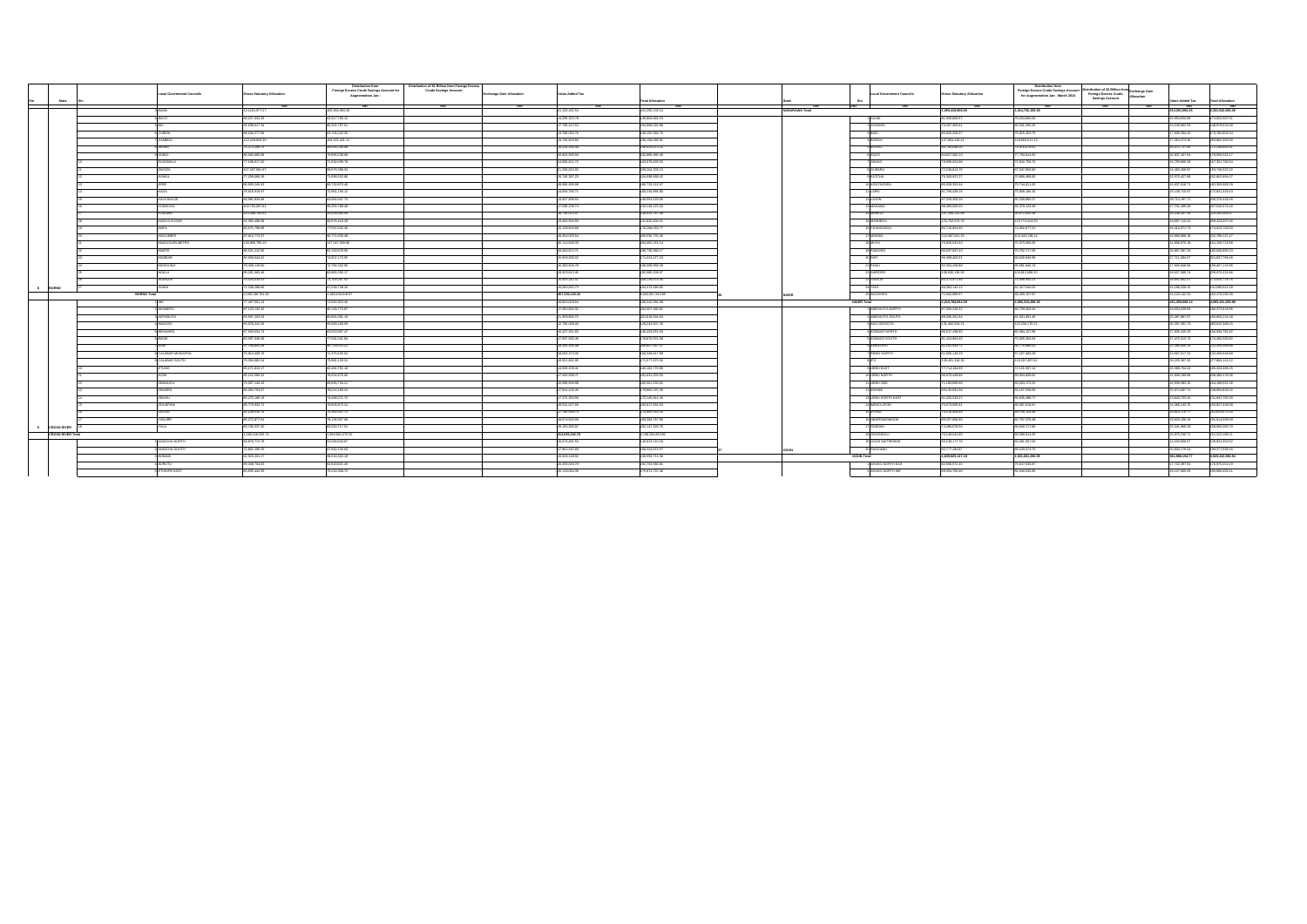| S/n | State | S/n | Local Government Councils | Gross Statutory Allocation | Distribution from Foreign Excess Crude Savings Account for Augmentation Jan - | Distribution of $2 Billion from Foreign Excess Crude Savings Account | Exchange Gain Allocation | Value Added Tax | Total Allocation |
|---|---|---|---|---|---|---|---|---|---|
| | | | | =N= | =N= | =N= | =N= | =N= | =N= |
| | | 1 | BAMA | 113,161,977.27 | 100,956,994.33 | | | 21,103,161.93 | 235,222,133.53 |
| | | 2 | BAYO | 69,227,624.29 | 63,317,700.42 | | | 16,399,322.78 | 148,944,654.19 |
| | | 3 | BIU | 91,908,617.34 | 85,213,797.01 | | | 17,785,212.53 | 194,908,026.88 |
| | | 4 | CHIBOK | 69,846,277.09 | 63,700,222.30 | | | 15,766,052.76 | 149,192,582.75 |
| | | 5 | DAMBOA | 112,226,809.30 | 104,452,605.11 | | | 20,726,419.90 | 238,100,096.91 |
| | | 6 | DIKWA | 74,273,186.70 | 68,523,208.98 | | | 15,224,203.99 | 158,020,474.22 |
| | | 7 | GUBIO | 85,305,660.30 | 78,890,238.68 | | | 18,902,905.84 | 182,889,385.48 |
| | | 8 | GUZAMALA | 77,188,817.02 | 71,694,096.76 | | | 14,950,611.72 | 163,973,525.50 |
| | | 9 | GWOZA | 102,297,661.67 | 95,378,188.11 | | | 21,329,052.80 | 218,004,902.13 |
| | | 10 | HAWUL | 77,290,066.25 | 71,090,102.80 | | | 16,535,307.23 | 164,915,476.28 |
| | | 11 | JERE | 95,993,240.55 | 92,732,970.48 | | | 19,998,905.88 | 188,723,112.07 |
| | | 12 | KAGA | 79,516,616.07 | 73,841,192.12 | | | 16,664,278.01 | 166,231,986.00 |
| | | 13 | KALA BALGE | 60,995,804.86 | 63,958,047.73 | | | 13,607,886.84 | 148,559,029.95 |
| | | 14 | KONDUGA | 102,763,587.81 | 95,355,738.16 | | | 17,420,206.11 | 215,130,131.05 |
| | | 15 | KUKAWA | 103,886,763.01 | 96,929,889.88 | | | 16,739,603.76 | 216,612,737.98 |
| | | 16 | KWAYA KUSAR | 61,392,098.36 | 56,674,414.28 | | | 13,803,004.55 | 131,609,909.21 |
| | | 17 | MAFA | 80,571,786.66 | 77,557,042.42 | | | 16,133,004.69 | 176,266,033.77 |
| | | 18 | MAGUMERI | 97,804,770.87 | 90,771,000.45 | | | 16,493,605.51 | 209,036,725.40 |
| | | 19 | MAIDUGURI METRO | 129,899,765.15 | 127,057,939.09 | | | 35,114,663.15 | 294,061,374.11 |
| | | 20 | MARTE | 80,525,212.56 | 81,150,078.06 | | | 18,064,075.71 | 180,738,980.17 |
| | | 21 | MOBBAR | 80,608,044.01 | 74,807,173.00 | | | 16,809,259.02 | 171,634,477.18 |
| | | 22 | MONGUNO | 76,428,149.66 | 70,716,152.90 | | | 15,383,300.78 | 162,500,950.29 |
| | | 23 | NGALA | 86,295,095.46 | 80,869,200.47 | | | 18,823,843.46 | 185,080,309.07 |
| | | 24 | NGANZAI | 79,625,040.51 | 73,700,087.82 | | | 15,605,902.45 | 168,190,031.03 |
| | | 25 | SHANI | 72,298,868.85 | 67,050,738.25 | | | 15,093,843.72 | 154,273,585.82 |
| 8 | BORNO | | | | | | | | |
| | BORNO Total | | | 2,286,128,761.91 | 2,180,015,018.87 | | | 457,535,156.62 | 4,913,007,913.85 |
| | | 1 | ABI | 77,487,951.14 | 73,910,520.46 | | | 16,041,628.94 | 166,242,083.00 |
| | | 2 | AKAMKPA | 97,225,432.42 | 90,450,770.87 | | | 17,050,662.13 | 204,907,460.41 |
| | | 3 | AKPABUYO | 93,597,203.01 | 86,869,596.19 | | | 21,993,859.72 | 202,616,635.94 |
| | | 4 | BAKASSI | 59,979,242.28 | 55,550,188.09 | | | 12,790,000.00 | 128,244,927.28 |
| | | 5 | BEKWARA | 67,893,634.74 | 63,093,687.47 | | | 15,427,301.80 | 146,423,070.04 |
| | | 6 | BIASE | 85,597,646.88 | 77,994,516.94 | | | 17,097,300.45 | 178,976,074.68 |
| | | 7 | BOKI | 97,748,861.36 | 93,730,033.22 | | | 18,461,303.98 | 209,881,082.17 |
| | | 8 | CALABAR MUNICIPAL | 70,611,088.79 | 71,379,030.64 | | | 24,043,079.96 | 165,345,127.89 |
| | | 9 | CALABAR SOUTH | 79,901,802.54 | 74,092,128.31 | | | 18,901,661.98 | 173,177,075.30 |
| | | 10 | ETUNG | 65,175,808.27 | 60,891,781.18 | | | 13,909,100.61 | 141,461,770.96 |
| | | 11 | IKOM | 85,132,588.32 | 79,024,075.96 | | | 17,490,038.75 | 181,631,225.55 |
| | | 12 | OBANLIKU | 70,687,148.33 | 69,693,710.21 | | | 16,088,958.88 | 150,904,109.62 |
| | | 13 | OBUBRA | 81,803,763.07 | 76,213,198.29 | | | 17,814,220.46 | 176,891,575.36 |
| | | 14 | OBUDU | 80,275,189.16 | 74,608,271.72 | | | 17,372,003.66 | 172,145,464.45 |
| | | 15 | ODUKPANI | 86,779,600.72 | 79,600,072.24 | | | 18,531,027.66 | 183,911,055.83 |
| | | 16 | OGOJA | 81,203,076.76 | 75,843,068.72 | | | 17,789,056.71 | 176,808,603.18 |
| | | 17 | YAKURR | 85,272,877.91 | 79,130,167.06 | | | 18,474,603.68 | 183,689,737.85 |
| 9 | CROSS RIVER | 18 | YALA | 90,795,337.40 | 83,292,717.51 | | | 18,391,169.87 | 192,147,530.78 |
| | CROSS RIVER Total | | | 1,406,416,328.73 | 1,359,061,375.00 | | | 313,050,262.78 | 3,128,334,313.62 |
| | | 1 | ANIOCHA NORTH | 65,879,774.76 | 62,694,650.87 | | | 18,075,691.53 | 146,650,116.16 |
| | | 2 | ANIOCHA SOUTH | 71,561,286.25 | 67,932,136.09 | | | 17,951,041.88 | 157,444,464.22 |
| | | 3 | BOMADI | 60,524,281.27 | 58,044,362.13 | | | 20,029,149.92 | 138,598,713.48 |
| | | 4 | BURUTU | 89,948,763.63 | 82,910,521.46 | | | 20,930,639.79 | 193,790,924.88 |
| | | 5 | ETHIOPE EAST | 80,805,444.78 | 75,610,298.72 | | | 20,129,004.33 | 176,544,747.83 |

| S/n | State | S/n | Local Government Councils | Gross Statutory Allocation | Distribution from Foreign Excess Crude Savings Account for Augmentation Jan - March 2016 | Distribution of $2 Billion from Foreign Excess Crude Savings Account | Exchange Gain Allocation | Value Added Tax | Total Allocation |
|---|---|---|---|---|---|---|---|---|---|
| | | | | =N= | =N= | =N= | =N= | =N= | =N= |
| | NASARAWA Total | | | 1,093,416,950.55 | 1,014,752,183.35 | | | 213,281,650.35 | 2,321,642,550.29 |
| | | 1 | AGAIE | 81,316,804.57 | 75,434,866.44 | | | 17,934,438.06 | 174,686,109.07 |
| | | 2 | AGWARA | 70,187,355.61 | 65,155,295.25 | | | 13,258,862.54 | 148,601,513.40 |
| | | 3 | BIDA | 83,852,350.37 | 77,923,333.79 | | | 17,933,284.52 | 179,708,968.68 |
| | | 4 | BORGU | 127,309,445.41 | 118,303,911.13 | | | 22,984,373.95 | 268,597,730.49 |
| | | 5 | BOSSO | 83,350,586.51 | 77,378,170.61 | | | 16,922,747.66 | 177,651,504.78 |
| | | 6 | EDATI | 83,827,262.13 | 77,799,813.50 | | | 16,087,347.54 | 177,714,423.17 |
| | | 7 | GBAKO | 78,586,854.86 | 72,842,788.70 | | | 15,758,898.69 | 167,188,542.25 |
| | | 8 | GURARA | 72,226,814.75 | 67,027,650.91 | | | 14,462,260.97 | 153,716,726.63 |
| | | 9 | KATCHA | 78,563,837.17 | 72,868,480.83 | | | 15,870,327.68 | 167,302,645.68 |
| | | 10 | KONTAGORA | 89,828,262.16 | 79,704,811.03 | | | 16,637,318.71 | 186,170,391.90 |
| | | 11 | LAPAI | 81,790,231.60 | 75,838,180.30 | | | 15,235,787.47 | 172,864,199.37 |
| | | 12 | LAVUN | 97,320,306.33 | 90,326,965.27 | | | 18,714,457.79 | 206,361,729.39 |
| | | 13 | MAGAMA | 98,405,093.05 | 91,376,121.48 | | | 17,791,186.73 | 207,572,401.26 |
| | | 14 | MARIGA | 107,266,131.55 | 99,570,625.06 | | | 18,509,767.56 | 225,346,524.17 |
| | | 15 | MASHEGU | 123,762,074.75 | 115,774,624.29 | | | 19,887,110.42 | 259,423,809.46 |
| | | 16 | MOKWA | 119,720,854.35 | 111,662,677.51 | | | 20,444,271.75 | 251,827,803.61 |
| | | 17 | MUNYA | 114,387,851.41 | 102,619,198.14 | | | 15,998,868.35 | 233,005,917.90 |
| | | 18 | PAIKORO | 73,220,610.53 | 67,979,555.91 | | | 15,998,867.35 | 157,199,033.79 |
| | | 19 | RAFI | 84,827,897.18 | 78,752,717.93 | | | 16,867,867.25 | 180,448,482.36 |
| | | 20 | RIJAU | 95,189,602.91 | 88,521,940.98 | | | 17,711,394.57 | 201,422,938.46 |
| | | 21 | SHIRORO | 102,043,428.68 | 95,001,661.13 | | | 21,355,248.35 | 218,400,338.16 |
| | | 22 | SULEJA | 138,695,138.30 | 128,612,686.25 | | | 26,627,399.74 | 293,935,224.29 |
| | | 23 | TAFA | 62,273,671.93 | 57,989,869.22 | | | 13,052,662.53 | 133,316,203.68 |
| | | 24 | WUSHISHI | 68,993,142.12 | 64,227,564.32 | | | 14,348,238.15 | 147,568,944.59 |
| 26 | NIGER | 25 | | 71,832,989.07 | 66,463,157.97 | | | 14,120,142.91 | 152,416,289.95 |
| | NIGER Total | | | 2,218,769,093.19 | 2,060,322,200.33 | | | 421,358,959.13 | 4,700,450,252.65 |
| | | 1 | ABEOKUTA NORTH | 67,660,228.31 | 62,736,264.04 | | | 18,634,039.85 | 149,030,532.20 |
| | | 2 | ABEOKUTA SOUTH | 94,206,991.03 | 91,201,991.48 | | | 25,587,887.97 | 210,996,870.48 |
| | | 3 | ADO-ODO/OTA | 131,162,916.21 | 122,030,170.21 | | | 30,287,261.73 | 283,480,348.15 |
| | | 4 | EGBADO NORTH | 88,817,438.02 | 81,384,167.98 | | | 17,905,245.25 | 188,106,851.25 |
| | | 5 | EGBADO SOUTH | 80,124,994.45 | 77,498,304.64 | | | 17,475,813.73 | 175,099,112.82 |
| | | 6 | EWEKORO | 62,192,664.71 | 57,778,865.04 | | | 15,396,600.91 | 135,368,130.66 |
| | | 7 | IFO | 82,640,138.29 | 77,257,463.38 | | | 22,557,617.51 | 182,455,219.18 |
| | | 8 | IJEBU EAST | 75,185,132.90 | 69,813,271.77 | | | 16,225,367.91 | 161,223,772.58 |
| | | 9 | IJEBU NORTH | 129,261,318.30 | 118,207,497.62 | | | 20,066,763.65 | 267,535,579.57 |
| | | 10 | IJEBU NORTH EAST | 77,714,184.09 | 72,121,687.14 | | | 15,398,728.79 | 165,234,600.02 |
| | | 11 | IJEBU ODE | 89,876,440.69 | 83,604,899.62 | | | 21,805,148.65 | 195,286,488.96 |
| | | 12 | IKENNE | 75,186,895.93 | 69,869,272.23 | | | 16,938,083.31 | 161,994,251.47 |
| | | 13 | IMEKO AFON | 68,112,691.35 | 63,137,628.93 | | | 13,673,668.02 | 144,923,988.30 |
| | | 14 | IPOKIA | 80,204,580.52 | 74,445,907.14 | | | 17,863,703.33 | 172,514,191.00 |
| | | 15 | OBAFEMI OWODE | 79,673,505.61 | 73,697,618.91 | | | 16,383,709.06 | 169,754,833.58 |
| | | 16 | ODEDA | 84,221,011.72 | 70,286,128.26 | | | 15,863,276.01 | 170,370,416.00 |
| | | 17 | ODOGBOLU | 69,201,935.91 | 63,797,379.48 | | | 16,000,150.25 | 148,999,465.64 |
| | | 18 | OGUN WATERSIDE | 71,287,892.74 | 66,310,724.27 | | | 15,315,593.46 | 152,914,210.47 |
| | | 19 | REMO NORTH | 64,130,177.15 | 59,430,312.57 | | | 15,203,903.55 | 138,764,393.27 |
| 27 | OGUN | 20 | SAGAMU | 92,777,229.67 | 88,230,974.76 | | | 25,979,208.16 | 206,987,412.59 |
| | OGUN Total | | | 1,659,625,427.18 | 1,521,832,202.99 | | | 355,066,051.77 | 3,536,523,681.94 |
| | | 1 | AKOKO NORTH EAST | 82,589,772.61 | 76,697,630.57 | | | 17,792,997.81 | 176,078,401.00 |
| | | 2 | AKOKO NORTH WEST | 89,051,700.44 | 82,034,020.00 | | | 20,017,488.09 | 191,103,208.53 |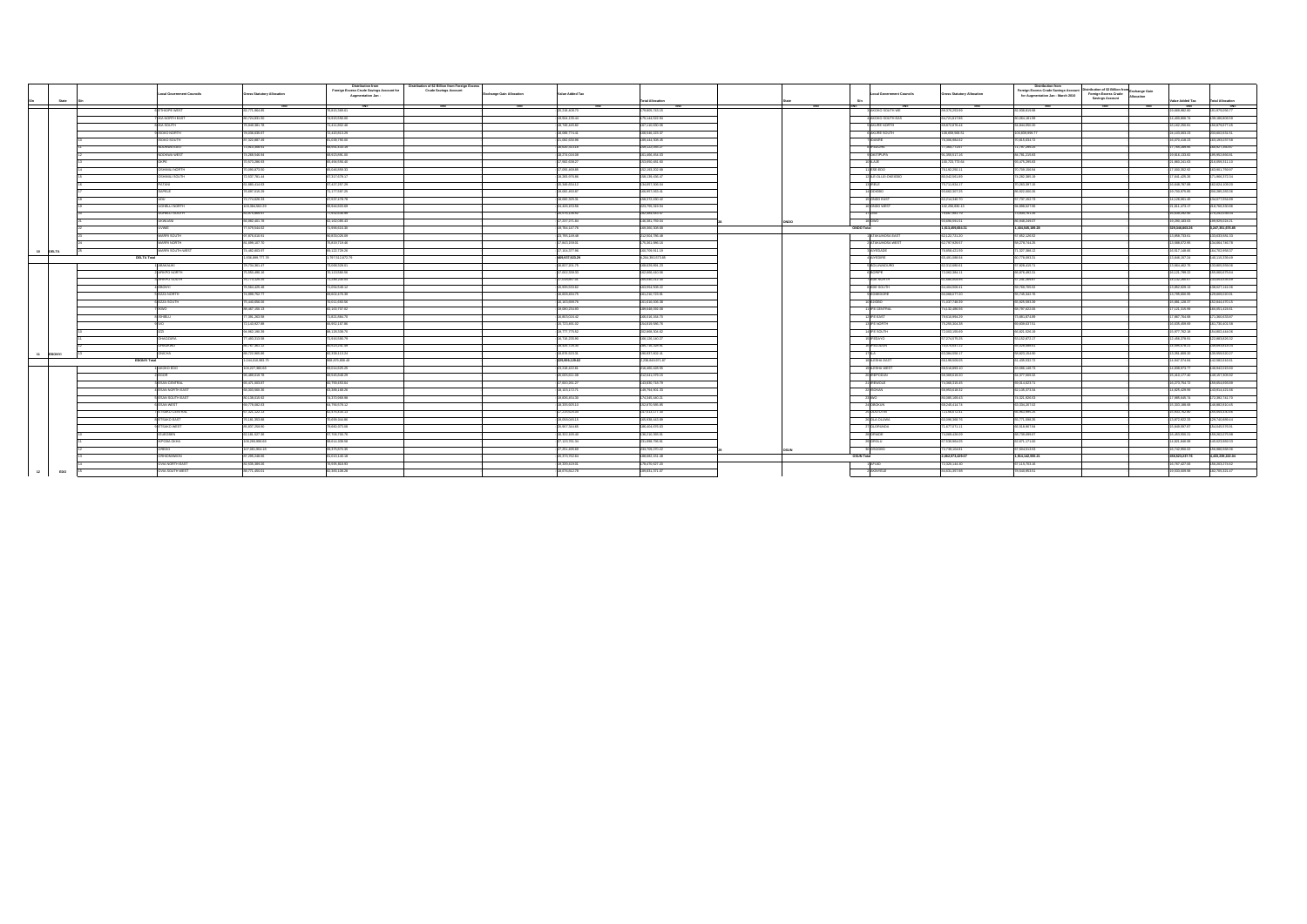| S/n | State | S/n | Local Government Councils | Gross Statutory Allocation | Distribution from Foreign Excess Crude Savings Account for Augmentation Jan - | Distribution of $2 Billion from Foreign Excess Crude Savings Account | Exchange Gain Allocation | Value Added Tax | Total Allocation |
|---|---|---|---|---|---|---|---|---|---|
| | | | | ₦ | ₦ | ₦ | ₦ | ₦ | ₦ |
| | | 10 | ETHIOPE WEST | | | | | | |
| | | 11 | IKA NORTH EAST | | | | | | |
| | | 12 | IKA SOUTH | | | | | | |
| | | 13 | ISOKO NORTH | | | | | | |
| | | 14 | ISOKO SOUTH | | | | | | |
| | | 15 | NDOKWA EAST | | | | | | |
| | | 16 | NDOKWA WEST | | | | | | |
| | | 17 | OKPE | | | | | | |
| | | 18 | OSHIMILI NORTH | | | | | | |
| | | 19 | OSHIMILI SOUTH | | | | | | |
| | | 20 | PATANI | | | | | | |
| | | 21 | SAPELE | | | | | | |
| | | 22 | UDU | | | | | | |
| | | 23 | UGHELLI NORTH | | | | | | |
| | | 24 | UGHELLI SOUTH | | | | | | |
| | | 25 | UKWUANI | | | | | | |
| | | 26 | UVWIE | | | | | | |
| | | 27 | WARRI SOUTH | | | | | | |
| | | 28 | WARRI NORTH | | | | | | |
| 10 | DELTA | 29 | WARRI SOUTH WEST | | | | | | |
| | DELTA Total | | | | | | | | |
| | | 1 | ABAKALIKI | | | | | | |
| | | 2 | AFIKPO NORTH | | | | | | |
| | | 3 | AFIKPO SOUTH | | | | | | |
| | | 4 | EBONYI | | | | | | |
| | | 5 | EZZA NORTH | | | | | | |
| | | 6 | EZZA SOUTH | | | | | | |
| | | 7 | IKWO | | | | | | |
| | | 8 | ISHIELU | | | | | | |
| | | 9 | IVO | | | | | | |
| | | 10 | IZZI | | | | | | |
| | | 11 | OHAOZARA | | | | | | |
| | | 12 | OHAUKWU | | | | | | |
| 11 | EBONYI | 13 | ONICHA | | | | | | |
| | EBONYI Total | | | | | | | | |
| | | 1 | AKOKO EDO | | | | | | |
| | | 2 | EGOR | | | | | | |
| | | 3 | ESAN CENTRAL | | | | | | |
| | | 4 | ESAN NORTH EAST | | | | | | |
| | | 5 | ESAN SOUTH EAST | | | | | | |
| | | 6 | ESAN WEST | | | | | | |
| | | 7 | ETSAKO CENTRAL | | | | | | |
| | | 8 | ETSAKO EAST | | | | | | |
| | | 9 | ETSAKO WEST | | | | | | |
| | | 10 | IGUEBEN | | | | | | |
| | | 11 | IKPOBA-OKHA | | | | | | |
| | | 12 | OREDO | | | | | | |
| | | 13 | ORHIONMWON | | | | | | |
| | | 14 | OVIA NORTH EAST | | | | | | |
| 12 | EDO | 15 | OVIA SOUTH WEST | | | | | | |

| S/n | State | S/n | Local Government Councils | Gross Statutory Allocation | Distribution from Foreign Excess Crude Savings Account for Augmentation Jan - March 2016 | Distribution of $2 Billion from Foreign Excess Crude Savings Account | Exchange Gain Allocation | Value Added Tax | Total Allocation |
|---|---|---|---|---|---|---|---|---|---|
| | | | | ₦ | ₦ | ₦ | ₦ | ₦ | ₦ |
| | | 1 | AKOKO SOUTH WEST | | | | | | |
| | | 2 | AKOKO SOUTH EAST | | | | | | |
| | | 3 | AKURE NORTH | | | | | | |
| | | 4 | AKURE SOUTH | | | | | | |
| | | 5 | ESE ODO | | | | | | |
| | | 6 | IDANRE | | | | | | |
| | | 7 | IFEDORE | | | | | | |
| | | 8 | ILAJE | | | | | | |
| | | 9 | ILE OLUJI/OKEIGBO | | | | | | |
| | | 10 | IRELE | | | | | | |
| | | 11 | ODIGBO | | | | | | |
| | | 12 | OKITIPUPA | | | | | | |
| | | 13 | ONDO EAST | | | | | | |
| | | 14 | ONDO WEST | | | | | | |
| | | 15 | OSE | | | | | | |
| 28 | ONDO | 16 | OWO | | | | | | |
| | ONDO Total | | | | | | | | |
| | | 1 | ATAKUNMOSA EAST | | | | | | |
| | | 2 | ATAKUNMOSA WEST | | | | | | |
| | | 3 | AIYEDAADE | | | | | | |
| | | 4 | AIYEDIRE | | | | | | |
| | | 5 | BOLUWADURO | | | | | | |
| | | 6 | BORIPE | | | | | | |
| | | 7 | EDE NORTH | | | | | | |
| | | 8 | EDE SOUTH | | | | | | |
| | | 9 | EGBEDORE | | | | | | |
| | | 10 | EJIGBO | | | | | | |
| | | 11 | IFE CENTRAL | | | | | | |
| | | 12 | IFE EAST | | | | | | |
| | | 13 | IFE NORTH | | | | | | |
| | | 14 | IFE SOUTH | | | | | | |
| | | 15 | IFEDAYO | | | | | | |
| | | 16 | IFELODUN | | | | | | |
| | | 17 | ILA | | | | | | |
| | | 18 | ILESHA EAST | | | | | | |
| | | 19 | ILESHA WEST | | | | | | |
| | | 20 | IREPODUN | | | | | | |
| | | 21 | IREWOLE | | | | | | |
| | | 22 | ISOKAN | | | | | | |
| | | 23 | IWO | | | | | | |
| | | 24 | OBOKUN | | | | | | |
| | | 25 | ODO-OTIN | | | | | | |
| | | 26 | OLA OLUWA | | | | | | |
| | | 27 | OLORUNDA | | | | | | |
| | | 28 | ORIADE | | | | | | |
| | | 29 | OROLU | | | | | | |
| 29 | OSUN | 30 | OSOGBO | | | | | | |
| | OSUN Total | | | | | | | | |
| | | 1 | AFIJIO | | | | | | |
| | | 2 | AKINYELE | | | | | | |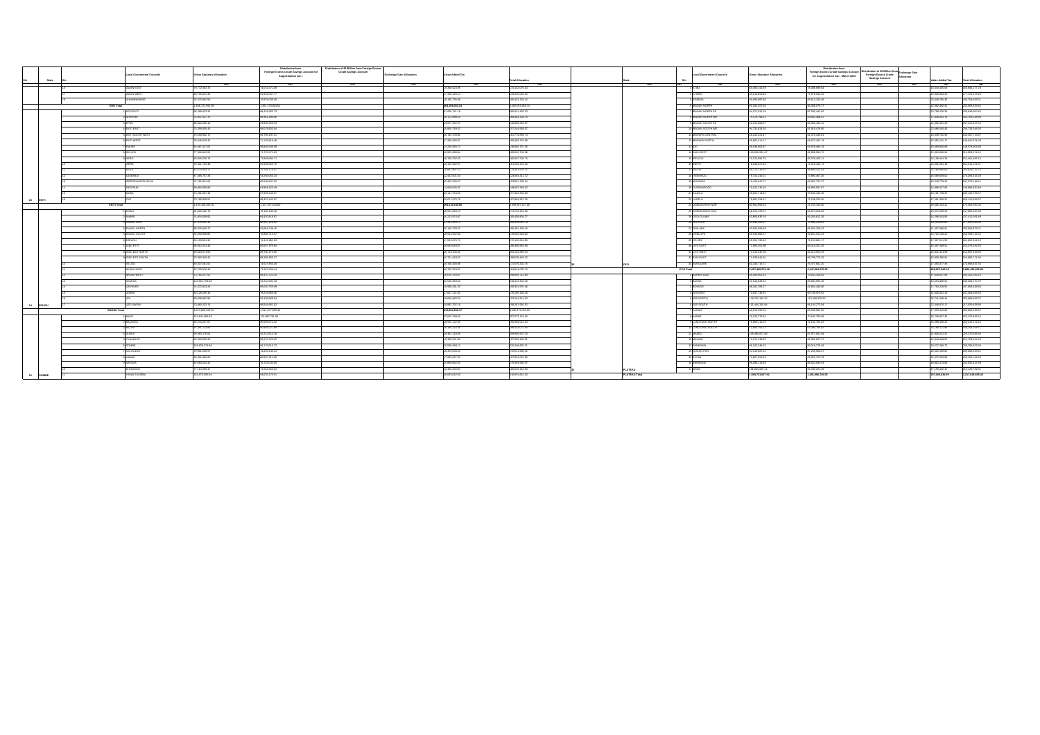| S/n | State | S/n | Local Government Councils | Gross Statutory Allocation | Distribution from Foreign Excess Crude Savings Account for Augmentation Jan : | Distribution of $2 Billion from Foreign Excess Crude Savings Account | Exchange Gain Allocation | Value Added Tax | Total Allocation | S/n | State | S/n | Local Government Councils | Gross Statutory Allocation | Distribution from Foreign Excess Crude Savings Account for Augmentation Jan : March 2016 | Distribution of $2 Billion from Foreign Excess Crude Savings Account | Exchange Gain Allocation | Value Added Tax | Total Allocation |
|---|---|---|---|---|---|---|---|---|---|---|---|---|---|---|---|---|---|---|---|
| | | 16 | OWAN EAST | 79,772,683.76 | 74,031,571.08 | | | 18,358,523.85 | 172,162,078.59 | | | 3 | IJUMU | 65,401,144.59 | 55,188,899.94 | | | 18,042,635.05 | 138,491,277.23 |
| | | 17 | OWAN WEST | 65,709,661.36 | 61,958,567.77 | | | 17,334,343.14 | 145,002,564.33 | | | 4 | ILORIN | 64,618,950.44 | 77,876,842.06 | | | 23,929,069.25 | 177,721,476.18 |
| | | 18 | UHUNMWONDE | 70,970,036.38 | 70,675,038.38 | | | 18,335,725.36 | 160,021,741.62 | | | 5 | ISIN | 60,099,097.65 | 55,811,249.45 | | | 16,048,795.36 | 130,759,626.54 |
| | EDO Total | | | 1,446,772,961.09 | 1,361,171,024.51 | | | 384,280,353.51 | 3,192,093,900.74 | | | 6 | IFELODUN NORTH | 63,043,257.59 | 60,408,676.77 | | | 17,052,962.51 | 140,508,825.61 |
| | | 1 | ADO EKITI | 86,289,835.33 | 86,451,490.73 | | | 11,930,151.18 | 284,341,935.23 | | | 7 | IFELODUN NORTH EA | 54,517,831.10 | 57,550,442.62 | | | 15,796,236.33 | 129,846,603.45 |
| | | 2 | EFON | 65,637,927.76 | 60,663,298.80 | | | 16,222,336.20 | 145,013,152.76 | | | 8 | IFELODUN NORTH WE | 73,376,788.12 | 66,852,868.07 | | | 17,344,652.78 | 157,565,348.09 |
| | | 3 | EFON | 66,925,985.18 | 63,690,329.53 | | | 16,977,017.37 | 146,895,332.07 | | | 9 | IFELODUN SOUTH EA | 55,141,383.87 | 66,386,082.11 | | | 15,492,361.03 | 137,234,527.04 |
| | | 4 | EKITI EAST | 75,988,895.63 | 68,879,883.64 | | | 20,826,703.83 | 167,245,968.97 | | | 10 | IFELODUN SOUTH WE | 74,732,824.26 | 57,815,476.85 | | | 19,088,945.43 | 154,703,048.06 |
| | | 5 | EKITI SOUTH WEST | 79,200,864.71 | 66,780,197.25 | | | 16,784,709.82 | 163,774,898.01 | | | 11 | IREPODUN CENTRAL | 60,242,021.97 | 62,478,449.91 | | | 15,838,742.95 | 143,367,713.82 |
| | | 6 | EKITI WEST | 75,616,536.32 | 71,119,315.46 | | | 17,366,318.87 | 166,583,720.83 | | | 12 | IREPODUN NORTH | 59,997,411.17 | 56,972,411.73 | | | 15,692,121.17 | 138,642,474.09 |
| | | 7 | EMURE | 66,487,417.03 | 59,844,048.98 | | | 15,320,690.72 | 138,502,757.35 | | | 13 | IDO | 69,838,662.97 | 65,376,464.32 | | | 15,459,848.88 | 148,570,001.53 |
| | | 8 | IDO OSI | 77,000,842.52 | 71,717,976.53 | | | 16,562,938.24 | 166,052,700.86 | | | 14 | KABA WEST | 100,868,931.23 | 101,068,960.70 | | | 21,920,038.65 | 214,389,274.25 |
| | | 9 | IJERO | 66,868,628.74 | 77,896,084.71 | | | 18,795,952.25 | 168,937,750.28 | | | 15 | KEJIJJU | 73,126,994.75 | 65,376,455.11 | | | 16,196,044.26 | 154,681,680.13 |
| | | 10 | IKERE | 75,411,783.48 | 69,934,899.70 | | | 15,141,052.57 | 165,109,101.80 | | | 16 | PATIGI | 73,836,077.80 | 72,304,441.73 | | | 18,391,383.28 | 164,531,954.10 |
| | | 11 | IKOLE | 81,670,020.71 | 75,755,776.87 | | | 16,897,907.13 | 176,852,036.75 | | | 17 | OFFIN | 61,701,780.90 | 65,865,422.84 | | | 13,139,688.64 | 139,825,120.76 |
| | | 12 | ILEJEMEJE | 67,005,707.18 | 53,299,065.18 | | | 12,423,901.06 | 122,604,341.72 | | | 18 | TEMIDAYO | 79,715,230.01 | 73,065,467.36 | | | 18,088,008.63 | 170,264,316.30 |
| | | 13 | IREPODUN/IFELODUN | 71,742,951.05 | 66,598,557.62 | | | 16,460,238.97 | 153,801,756.24 | | | 19 | MAGAMA | 74,426,817.74 | 69,887,722.27 | | | 16,049,778.42 | 161,473,148.81 |
| | | 14 | ISE/ORUN | 60,896,280.80 | 56,858,223.49 | | | 14,939,826.02 | 130,697,560.52 | | | 20 | OLORUNSOGO | 75,622,125.15 | 65,985,007.67 | | | 15,889,427.05 | 158,894,000.68 |
| | | 15 | MOBA | 73,291,637.46 | 67,869,142.67 | | | 16,211,750.95 | 157,382,864.50 | | | 21 | KIJIULA | 60,951,712.92 | 70,860,640.28 | | | 18,316,761.97 | 157,321,705.57 |
| 13 | EKITI | 16 | OYE | 75,799,808.51 | 69,457,442.97 | | | 18,671,379.79 | 167,994,637.25 | | | 22 | OSIBU | 79,687,444.57 | 71,199,320.98 | | | 17,281,389.31 | 166,136,659.37 |
| | EKITI Total | | | 1,193,146,206.37 | 1,107,267,516.96 | | | 265,216,618.56 | 2,565,887,627.66 | | | 23 | OORE/OMOSHO NOR | 69,551,893.21 | 73,764,343.90 | | | 10,080,353.31 | 174,409,590.04 |
| | | 1 | AGWU | 81,314,362.76 | 76,195,360.48 | | | 18,521,629.13 | 175,723,991.45 | | | 24 | OORE/OMOSHO SOU | 68,610,735.01 | 65,673,028.00 | | | 20,572,286.23 | 157,860,182.94 |
| | | 2 | AWGU | 74,864,008.83 | 69,620,659.97 | | | 16,213,670.67 | 160,698,906.77 | | | 25 | OLOLOLOLUWA | 63,890,638.73 | 56,269,811.46 | | | 11,299,349.95 | 137,623,066.48 |
| | | 3 | ENUGU EAST | 81,570,832.16 | 84,497,224.64 | | | 20,812,894.15 | 186,990,990.79 | | | 26 | OYUN | 53,106,363.07 | 66,099,235.04 | | | 19,224,652.86 | 117,829,090.29 |
| | | 4 | ENUGU NORTH | 86,520,640.77 | 81,850,738.46 | | | 20,195,759.20 | 188,481,120.40 | | | 27 | ISAYAWA | 62,566,936.66 | 66,842,226.44 | | | 21,467,096.91 | 160,999,870.01 |
| | | 5 | ENUGU SOUTH | 82,660,998.66 | 79,806,715.97 | | | 18,042,932.06 | 178,282,646.83 | | | 28 | OPIE/OPIE | 68,034,388.57 | 60,811,912.23 | | | 10,792,126.22 | 150,939,720.02 |
| | | 6 | EZEAGU | 80,135,964.32 | 74,611,082.83 | | | 17,823,078.79 | 172,130,010.88 | | | 29 | OYI IRII | 59,291,738.40 | 73,113,861.27 | | | 17,287,915.79 | 149,693,511.19 |
| | | 7 | IGBO ETITI | 89,862,543.66 | 85,002,978.66 | | | 19,505,603.97 | 186,496,933.30 | | | 30 | OYO EAST | 71,585,451.89 | 65,401,321.38 | | | 16,097,489.51 | 154,078,650.05 |
| | | 8 | IGBO EZE NORTH | 86,444,573.53 | 86,749,176.69 | | | 20,719,529.46 | 199,451,895.94 | | | 31 | OYO WEST | 71,154,936.35 | 66,015,984.46 | | | 10,860,244.08 | 153,887,429.56 |
| | | 9 | IGBO EZE SOUTH | 73,966,346.42 | 66,266,895.27 | | | 16,701,163.50 | 158,526,345.44 | | | 32 | ESIE EAST | 71,876,640.32 | 70,798,779.34 | | | 10,909,290.95 | 152,098,711.94 |
| | | 10 | ISI UZO | 80,287,863.61 | 74,517,090.38 | | | 16,730,330.96 | 171,676,302.75 | 30 | OYO | 33 | SURULERE | 81,206,738.71 | 75,677,844.26 | | | 17,093,377.45 | 173,888,697.35 |
| | | 11 | NKANU EAST | 70,793,576.40 | 71,267,299.64 | | | 18,751,233.87 | 164,812,099.75 | | OYO Total | | | 2,027,488,270.35 | 2,147,684,270.25 | | | 509,227,842.16 | 4,684,399,580.49 |
| | | 12 | NKANU WEST | 72,760,037.62 | 69,872,712.25 | | | 16,876,763.01 | 159,509,712.89 | | | 1 | BARKIN LADI | 61,989,963.32 | 63,831,333.82 | | | 11,839,402.68 | 140,662,699.81 |
| | | 13 | NSUKKA | 101,301,763.63 | 94,310,095.18 | | | 22,910,369.82 | 218,522,228.63 | | | 2 | BASSA | 92,544,809.62 | 90,884,806.36 | | | 19,054,880.61 | 199,484,170.79 |
| | | 14 | OJI RIVER | 71,372,825.36 | 69,520,766.99 | | | 16,990,101.20 | 158,351,093.48 | | | 3 | BOKKOS | 86,201,783.17 | 81,850,430.80 | | | 17,759,238.93 | 187,389,448.68 |
| | | 15 | UDENU | 81,125,095.16 | 76,248,685.48 | | | 17,817,121.05 | 175,185,482.10 | | | 4 | JOS EAST | 70,857,736.01 | 66,738,075.02 | | | 16,420,301.91 | 153,584,655.03 |
| | | 16 | UDI | 90,936,082.56 | 86,030,890.52 | | | 18,000,962.93 | 191,244,532.05 | | | 5 | JOS NORTH | 116,762,184.70 | 113,208,320.61 | | | 25,731,308.44 | 255,698,565.37 |
| 14 | ENUGU | 17 | UZO UWANI | 70,860,233.74 | 68,644,991.82 | | | 16,882,797.16 | 156,287,990.62 | | | 6 | JOS SOUTH | 101,448,316.96 | 98,140,272.84 | | | 24,058,870.17 | 221,926,859.95 |
| | ENUGU Total | | | 1,413,846,926.50 | 1,311,877,893.33 | | | 314,864,692.67 | 3,040,779,070.25 | | | 7 | KANAM | 89,514,090.05 | 80,068,984.96 | | | 17,335,540.66 | 186,843,229.61 |
| | | 1 | AKKO | 121,841,869.63 | 112,697,783.09 | | | 23,042,709.80 | 257,572,124.90 | | | 8 | KANKE | 78,126,737.62 | 70,832,796.96 | | | 13,709,837.30 | 162,273,306.13 |
| | | 2 | BALANGA | 91,035,387.02 | 86,990,072.32 | | | 18,953,132.65 | 196,394,042.84 | | | 9 | LANGTANG NORTH | 78,896,524.23 | 71,161,764.03 | | | 15,986,086.23 | 164,225,274.42 |
| | | 3 | BILLIRI | 87,281,723.80 | 80,630,527.99 | | | 18,381,323.35 | 186,630,570.06 | | | 10 | LANGTANG SOUTH | 77,036,743.13 | 67,366,783.82 | | | 16,436,520.89 | 167,369,358.71 |
| | | 4 | DUKKU | 90,262,478.66 | 83,252,042.18 | | | 16,361,119.88 | 198,930,901.93 | | | 11 | MANGU | 105,465,071.66 | 95,877,461.56 | | | 21,929,922.99 | 228,272,343.68 |
| | | 5 | FUNAKAYE | 91,319,626.38 | 86,670,119.82 | | | 18,590,915.36 | 197,393,546.91 | | | 12 | MIKANG | 71,412,130.55 | 65,355,327.27 | | | 15,846,448.67 | 151,793,413.48 |
| | | 6 | GOMBE | 101,023,374.64 | 91,179,110.73 | | | 20,529,164.12 | 232,346,655.71 | | | 13 | PANKSHIN | 95,242,246.15 | 90,324,279.46 | | | 18,227,288.72 | 205,795,815.35 |
| | | 7 | KALTUNGO | 79,991,200.57 | 74,525,145.24 | | | 16,305,006.23 | 170,011,652.62 | | | 14 | QUA'AN PAN | 93,618,587.12 | 87,253,008.87 | | | 19,615,389.60 | 200,688,336.01 |
| | | 8 | KWAMI | 85,555,368.63 | 80,592,324.66 | | | 17,493,627.30 | 187,834,520.65 | | | 15 | RIYOM | 73,687,511.11 | 68,551,724.78 | | | 16,072,963.63 | 158,461,143.05 |
| | | 9 | NAFADA | 82,589,256.42 | 75,733,519.86 | | | 16,869,004.91 | 176,358,980.57 | | | 16 | SHENDAM | 95,986,114.93 | 86,620,909.61 | | | 19,812,474.05 | 202,502,637.99 |
| | | 10 | SHONGOM | 77,114,090.47 | 71,950,083.82 | | | 16,345,855.93 | 169,809,226.30 | 31 | PLATEAU | 17 | WASE | 106,045,089.10 | 94,230,281.28 | | | 17,132,952.17 | 213,128,793.91 |
| 15 | GOMBE | 11 | YAMALTU/DEBA | 101,372,699.63 | 93,026,173.51 | | | 20,561,052.55 | 216,001,161.00 | | PLATEAU Total | | | 1,526,733,007.06 | 1,431,386,755.03 | | | 307,668,635.60 | 3,217,039,000.42 |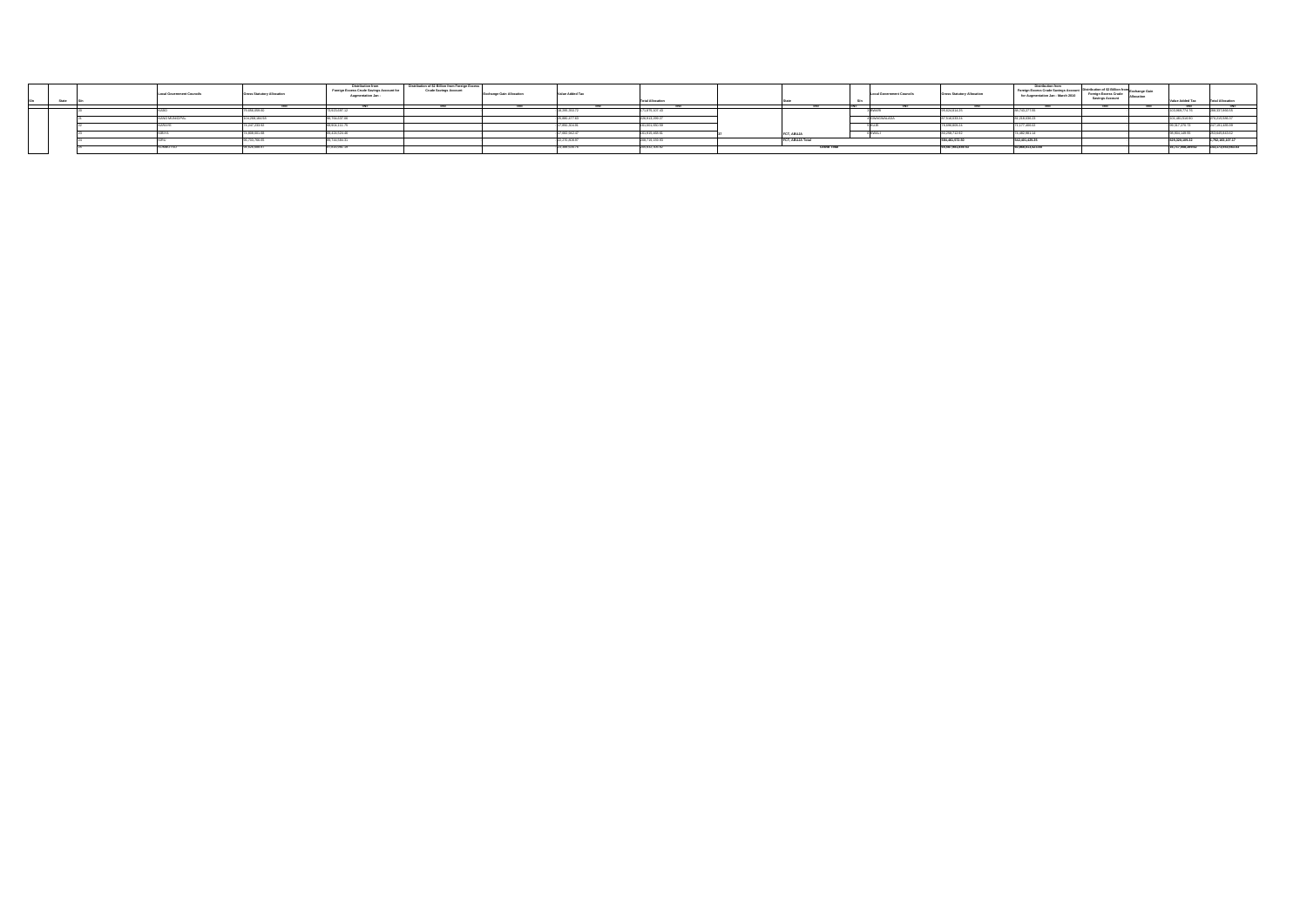| S/n | State | S/n | Local Government Councils | Gross Statutory Allocation | Distribution from Foreign Excess Crude Savings Account for Augmentation Jan - | Distribution of $2 Billion from Foreign Excess Crude Savings Account | Exchange Gain Allocation | Value Added Tax | Total Allocation |
|---|---|---|---|---|---|---|---|---|---|
| | | | | =N= | =N= | =N= | =N= | =N= | =N= |
| | | 20 | KABO | 79,858,499.65 | 73,923,097.12 | | | 16,295,350.72 | 173,876,617.43 |
| | | 21 | KANO MUNICIPAL | 104,266,464.53 | 96,764,537.83 | | | 29,880,277.83 | 230,911,280.27 |
| | | 22 | KARAYE | 74,247,233.92 | 68,958,111.76 | | | 17,891,304.81 | 161,001,000.59 |
| | | 23 | KIBIYA | 75,309,051.05 | 69,424,920.45 | | | 17,682,952.47 | 162,916,368.41 |
| | | 24 | KIRU | 86,725,768.05 | 80,744,590.31 | | | 22,276,809.87 | 189,735,105.93 |
| | | 25 | KUMBOTSO | 87,629,968.07 | 81,910,085.38 | | | 21,388,035.74 | 190,922,335.42 |

| S/n | State | S/n | Local Government Councils | Gross Statutory Allocation | Distribution from Foreign Excess Crude Savings Account for Augmentation Jan - March 2016 | Distribution of $2 Billion from Foreign Excess Crude Savings Account | Exchange Gain Allocation | Value Added Tax | Total Allocation |
|---|---|---|---|---|---|---|---|---|---|
| | | | | =N= | =N= | =N= | =N= | =N= | =N= |
| | | 3 | BWARI | 95,624,814.25 | 88,713,277.93 | | | 103,060,774.76 | 286,137,558.15 |
| | | 4 | GWAGWALADA | 87,518,033.24 | 81,216,938.23 | | | 101,485,518.50 | 270,220,996.37 |
| | | 5 | KUJE | 79,886,905.21 | 74,177,480.62 | | | 93,817,270.73 | 247,881,488.09 |
| 37 | FCT, ABUJA | 6 | KWALI | 82,250,712.52 | 76,282,961.14 | | | 95,004,149.55 | 253,538,813.52 |
| | FCT, ABUJA Total | | | 590,461,672.50 | 542,381,495.39 | | | 625,326,169.12 | 1,762,183,107.47 |
| | Grand Total | | | 59,067,793,690.62 | 52,668,613,523.69 | | | 16,237,306,349.52 | 133,173,533,580.83 |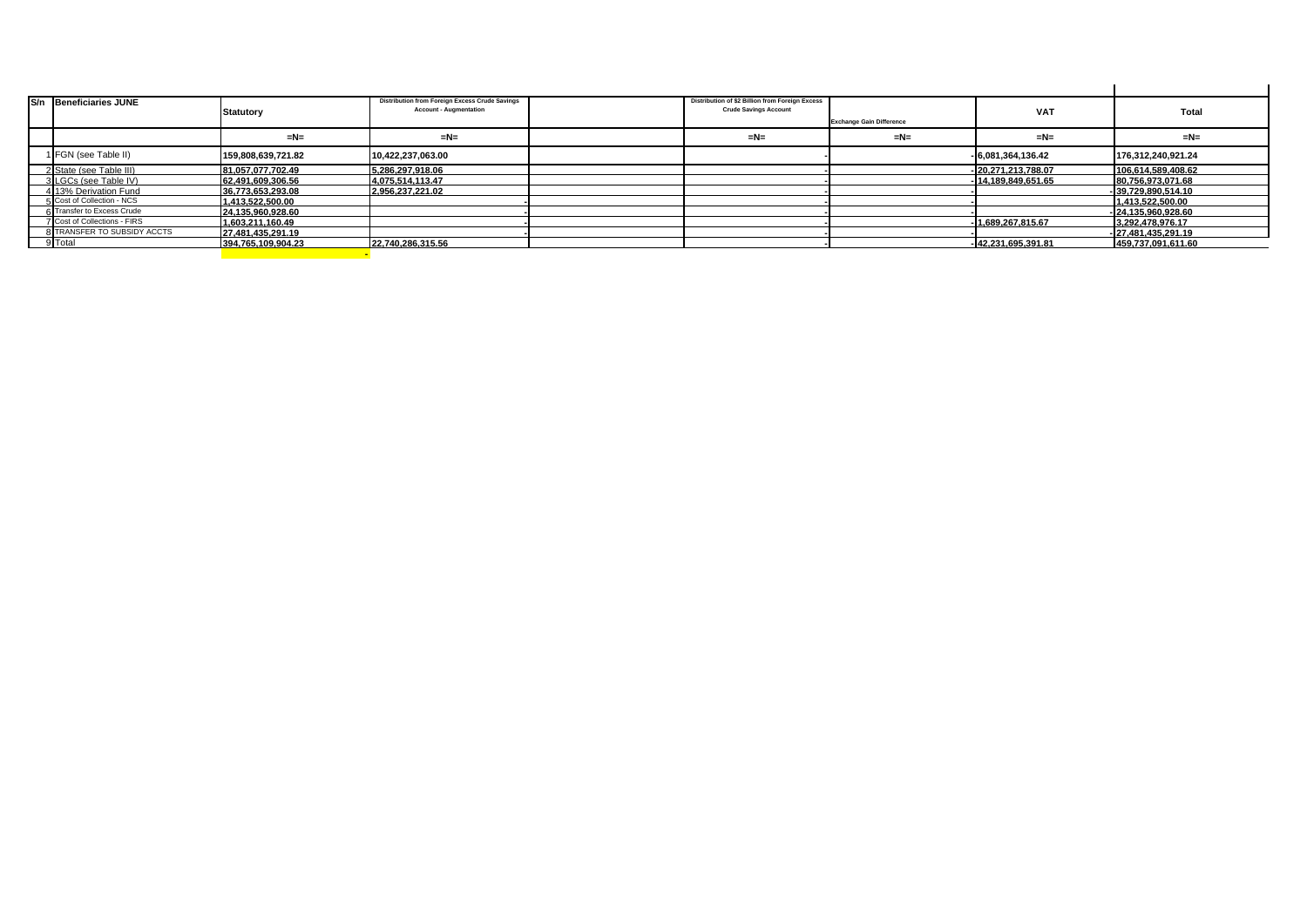| S/n | Beneficiaries JUNE | Statutory | Distribution from Foreign Excess Crude Savings Account - Augmentation | | Distribution of $2 Billion from Foreign Excess Crude Savings Account | Exchange Gain Difference | VAT | Total |
|---|---|---|---|---|---|---|---|---|
| | | =N= | =N= | | =N= | =N= | =N= | =N= |
| 1 | FGN (see Table II) | 159,808,639,721.82 | 10,422,237,063.00 | | - | - | 6,081,364,136.42 | 176,312,240,921.24 |
| 2 | State (see Table III) | 81,057,077,702.49 | 5,286,297,918.06 | | - | - | 20,271,213,788.07 | 106,614,589,408.62 |
| 3 | LGCs (see Table IV) | 62,491,609,306.56 | 4,075,514,113.47 | | - | - | 14,189,849,651.65 | 80,756,973,071.68 |
| 4 | 13% Derivation Fund | 36,773,653,293.08 | 2,956,237,221.02 | | - | - | - | 39,729,890,514.10 |
| 5 | Cost of Collection - NCS | 1,413,522,500.00 | - | | - | - | | 1,413,522,500.00 |
| 6 | Transfer to Excess Crude | 24,135,960,928.60 | - | | - | - | - | 24,135,960,928.60 |
| 7 | Cost of Collections - FIRS | 1,603,211,160.49 | - | | - | - | 1,689,267,815.67 | 3,292,478,976.17 |
| 8 | TRANSFER TO SUBSIDY ACCTS | 27,481,435,291.19 | - | | - | - | - | 27,481,435,291.19 |
| 9 | Total | 394,765,109,904.23 | 22,740,286,315.56 | | - | - | 42,231,695,391.81 | 459,737,091,611.60 |
| | | | - | | | | | |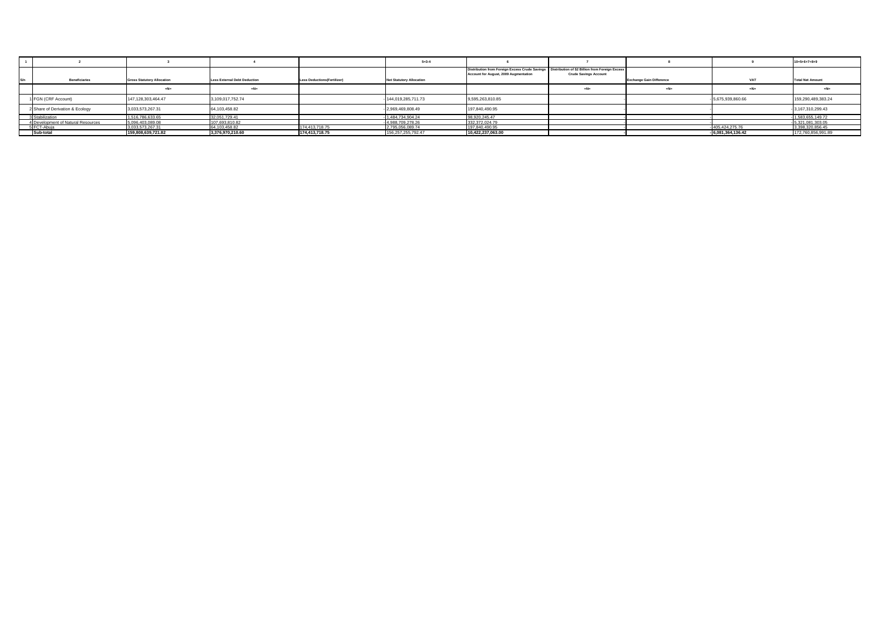| 1 | 2 | 3 | 4 | | 5=3-4 | 6 | 7 | 8 | 9 | 10=5+6+7+8+9 |
|---|---|---|---|---|---|---|---|---|---|---|
| S/n | Beneficiaries | Gross Statutory Allocation | Less External Debt Deduction | Less Deductions(Fertilizer) | Net Statutory Allocation | Distribution from Foreign Excess Crude Savings Account for August, 2009 Augmentation | Distribution of $2 Billion from Foreign Excess Crude Savings Account | Exchange Gain Difference | VAT | Total Net Amount |
| | | =N= | =N= | | | | =N= | =N= | =N= | =N= |
| 1 | FGN (CRF Account) | 147,128,303,464.47 | 3,109,017,752.74 | - | 144,019,285,711.73 | 9,595,263,810.85 | - | - | 5,675,939,860.66 | 159,290,489,383.24 |
| 2 | Share of Derivation & Ecology | 3,033,573,267.31 | 64,103,458.82 | - | 2,969,469,808.49 | 197,840,490.95 | - | - | - | 3,167,310,299.43 |
| 3 | Stabilization | 1,516,786,633.65 | 32,051,729.41 | - | 1,484,734,904.24 | 98,920,245.47 | - | - | - | 1,583,655,149.72 |
| 4 | Development of Natural Resources | 5,096,403,089.08 | 107,693,810.82 | - | 4,988,709,278.26 | 332,372,024.79 | - | - | - | 5,321,081,303.05 |
| 5 | FCT-Abuja | 3,033,573,267.31 | 64,103,458.82 | 174,413,718.75 | 2,795,056,089.74 | 197,840,490.95 | - | - | 405,424,275.76 | 3,398,320,856.45 |
| | **Sub-total** | **159,808,639,721.82** | **3,376,970,210.60** | **174,413,718.75** | 156,257,255,792.47 | **10,422,237,063.00** | - | - | **6,081,364,136.42** | 172,760,856,991.89 |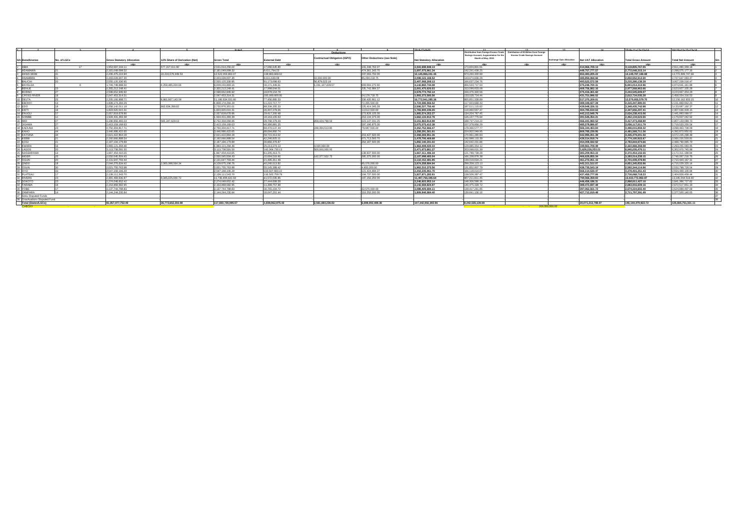| 1 | 2 | 3 | 4 | 5 | 6=4+5 | 7 | 8 | 9 | 10=6-(7+8+9) | 11 | 12 | 13 | 14 | 15=6+11+12+13+14 | 16=10+11+12+13+14 | |
|---|---|---|---|---|---|---|---|---|---|---|---|---|---|---|---|---|
| | | | | | | Deductions | | | | | | | | | | |
| S/n Beneficiaries | No. of LGCs | Gross Statutory Allocation | 13% Share of Derivation (Net) | Gross Total | External Debt | Contractual Obligation (ISPO) | Other Deductions (see Note) | Net Statutory Allocation | Distribution from Foreign Excess Crude Savings Account, Augmentation for the Month of May, 2010 | Distribution of $2 Billion from Foreign Excess Crude Savings Account | Exchange Gain Allocation | Net VAT Allocation | Total Gross Amount | Total Net Amount | S/n |
| | | =N= | =N= | =N= | =N= | =N= | =N= | =N= | =N= | =N= | =N= | =N= | =N= | =N= | | |
| 1 ABIA | 17 | 1,953,697,244.11 | 577,317,011.90 | 2,531,014,256.02 | 17,066,645.80 | | 191,248,762.07 | 2,322,698,848.14 | 173,824,601.91 | | | 414,966,705.13 | 3,119,805,767.55 | 2,911,490,359.18 | 1 |
| 2 ADAMAWA | 21 | 2,181,049,099.32 | | 2,181,049,099.32 | 9,611,794.23 | | 474,361,343.75 | 1,697,075,961.34 | 142,241,438.25 | | | 448,757,777.57 | 2,772,048,315.14 | 2,288,075,177.16 | 2 |
| 3 AKWA IBOM | 31 | 2,206,475,210.94 | 10,316,578,449.53 | 12,523,053,660.47 | 139,960,669.02 | | 237,093,750.00 | 12,145,999,241.45 | 673,250,309.99 | | | 952,483,205.22 | 14,148,787,166.68 | 13,772,099,747.66 | 3 |
| 4 ANAMBRA | 21 | 2,203,028,007.35 | | 2,203,028,007.35 | 9,611,630.08 | 10,000,000.00 | 85,294,218.75 | 2,098,122,158.52 | 143,674,838.29 | | | 465,850,066.66 | 2,822,552,912.30 | 2,727,647,063.47 | 4 |
| 5 BAUCHI | 20 | 2,555,120,330.95 | | 2,555,120,330.95 | 91,173,098.63 | 56,879,023.19 | | 2,407,068,209.13 | 166,637,234.76 | | | 493,522,572.59 | 3,215,280,138.29 | 3,067,228,016.47 | 5 |
| 6 BAYELSA | 8 | 1,749,748,688.50 | 4,259,485,204.66 | 6,009,233,893.16 | 16,171,449.61 | 1,241,107,428.57 | 609,094,270.90 | 4,142,860,744.08 | 456,533,737.50 | | | 375,246,700.31 | 6,841,014,310.96 | 4,974,641,181.88 | 6 |
| 7 BENUE | 23 | 2,355,212,248.41 | | 2,355,212,248.41 | 17,998,644.01 | | 335,742,984.37 | 2,001,470,620.03 | 153,599,833.08 | | | 468,756,882.16 | 2,977,568,963.66 | 2,623,827,335.28 | 7 |
| 8 BORNO | 27 | 2,596,652,946.92 | | 2,596,652,946.92 | 19,878,154.78 | | | 2,576,774,792.14 | 169,476,320.56 | | | 475,416,361.60 | 3,243,545,609.07 | 3,223,667,454.29 | 8 |
| 9 CROSS RIVER | 18 | 2,047,453,314.31 | | 2,047,453,314.31 | 100,000,000.00 | | 54,179,718.75 | 1,893,273,595.56 | 133,528,724.44 | | | 431,751,996.52 | 2,612,734,035.28 | 2,458,554,316.53 | 9 |
| 10 DELTA | 25 | 2,205,166,888.71 | 8,981,667,143.09 | 11,186,834,031.80 | 77,456,885.33 | | 336,435,861.12 | 10,772,941,285.36 | 865,851,338.89 | | | 517,370,209.01 | 12,570,055,579.70 | 12,156,162,833.25 | 10 |
| 11 EBONYI | 13 | 1,808,174,284.29 | | 1,808,174,284.29 | 11,222,717.77 | | 72,355,500.00 | 1,724,596,066.52 | 117,923,668.43 | | | 389,349,927.28 | 2,315,447,880.00 | 2,231,869,662.23 | 11 |
| 12 EDO | 18 | 2,058,142,011.19 | 662,834,289.82 | 2,720,976,301.01 | 89,334,205.33 | | 125,414,345.28 | 2,506,227,750.40 | 187,511,115.82 | | | 439,948,326.15 | 3,348,435,742.98 | 3,133,687,192.37 | 12 |
| 13 EKITI | 16 | 1,823,920,015.31 | | 1,823,920,015.31 | 26,407,279.26 | | 13,612,500.00 | 1,783,900,236.05 | 118,950,557.47 | | | 404,785,634.63 | 2,347,656,207.41 | 2,307,636,428.15 | 13 |
| 14 ENUGU | 17 | 2,057,819,678.86 | | 2,057,819,678.86 | 19,417,200.48 | | 172,828,125.00 | 1,865,574,353.37 | 134,204,787.45 | | | 442,213,948.76 | 2,634,238,415.06 | 2,441,993,089.57 | 14 |
| 15 GOMBE | 11 | 1,934,431,393.39 | | 1,934,431,393.39 | 19,163,105.63 | | 253,134,375.00 | 1,662,133,912.76 | 126,157,775.94 | | | 391,546,354.21 | 2,452,134,523.55 | 2,179,837,042.92 | 15 |
| 16 IMO | 27 | 2,196,956,465.03 | 565,347,629.03 | 2,762,304,094.06 | 28,768,379.29 | 358,424,768.53 | 223,147,031.25 | 2,151,963,914.99 | 188,727,214.22 | | | 466,441,960.52 | 3,417,473,268.80 | 2,807,133,089.73 | 16 |
| 17 JIGAWA | 27 | 2,413,159,168.63 | | 2,413,159,168.63 | 40,386,881.25 | | 297,196,875.00 | 2,075,575,412.38 | 157,378,956.29 | | | 485,578,886.87 | 3,056,117,011.79 | 2,718,533,255.54 | 17 |
| 18 KADUNA | 23 | 2,750,304,817.71 | | 2,750,304,817.71 | 69,470,137.44 | 248,394,513.80 | 79,687,500.00 | 2,352,752,666.47 | 179,366,577.77 | | | 566,344,463.84 | 3,496,015,859.32 | 3,098,463,708.08 | 18 |
| 19 KANO | 44 | 3,446,986,422.65 | | 3,446,986,422.65 | 88,694,860.74 | | | 3,358,291,561.91 | 224,802,048.95 | | | 809,780,239.85 | 4,481,568,711.56 | 4,392,873,850.82 | 19 |
| 20 KATSINA | 34 | 2,621,422,854.28 | | 2,621,422,854.28 | 58,715,413.02 | | 203,437,500.00 | 2,359,269,951.26 | 170,961,285.83 | | | 542,996,051.39 | 3,335,379,201.50 | 3,073,226,288.48 | 20 |
| 21 KEBBI | 21 | 2,192,666,888.54 | | 2,192,666,888.54 | 42,246,835.11 | | 671,713,593.75 | 1,478,706,459.68 | 142,999,115.39 | | | 438,514,918.74 | 2,774,180,922.67 | 2,060,220,503.81 | 21 |
| 22 KOGI | 21 | 2,187,184,179.89 | | 2,187,184,179.89 | 30,856,478.87 | | 264,187,500.00 | 1,892,140,201.02 | 142,642,201.86 | | | 454,008,592.92 | 2,783,844,974.66 | 2,488,790,995.79 | 22 |
| 23 KWARA | 16 | 1,993,121,294.46 | | 1,993,121,294.46 | 25,213,274.13 | 4,500,000.00 | | 1,963,408,020.33 | 129,985,354.12 | | | 199,861,709.40 | 2,322,968,359.98 | 2,293,255,083.85 | 23 |
| 24 LAGOS | 20 | 3,113,738,591.50 | | 3,113,738,591.50 | 142,064,730.13 | 500,000,000.00 | | 2,471,673,861.37 | 203,068,631.39 | | | 3,628,229,253.21 | 6,945,036,476.11 | 6,302,970,745.98 | 24 |
| 25 NASSARAWA | 13 | 1,867,454,410.05 | | 1,867,454,410.05 | 61,205,413.71 | | 138,937,500.00 | 1,667,311,496.34 | 121,789,739.20 | | | 383,209,953.22 | 2,372,454,102.55 | 2,172,311,188.84 | 25 |
| 26 NIGER | 25 | 2,550,545,504.43 | | 2,550,545,504.43 | 15,694,518.95 | 142,377,502.73 | 285,375,000.00 | 2,107,098,483.04 | 166,338,878.38 | | | 466,629,855.34 | 3,183,514,238.15 | 2,740,067,216.76 | 26 |
| 27 OGUN | 20 | 2,131,647,793.44 | | 2,131,647,793.44 | 21,495,311.49 | | | 2,110,152,481.95 | 139,019,838.21 | | | 463,272,051.15 | 2,733,939,478.80 | 2,712,444,167.31 | 27 |
| 28 ONDO | 18 | 2,044,276,634.42 | 2,065,398,564.34 | 4,109,675,198.76 | 40,240,513.92 | | 95,076,000.00 | 3,974,358,684.84 | 399,359,123.13 | | | 442,311,512.07 | 4,951,345,833.96 | 4,816,029,320.04 | 28 |
| 29 OSUN | 30 | 2,021,755,762.98 | | 2,021,755,762.98 | 55,145,388.42 | | 4,400,000.00 | 1,962,210,375.56 | 131,852,607.79 | | | 438,735,643.19 | 2,592,344,114.96 | 2,532,798,726.54 | 29 |
| 30 OYO | 33 | 2,547,168,106.29 | | 2,547,168,106.29 | 223,507,660.22 | | 121,424,484.37 | 2,202,235,961.70 | 166,118,614.67 | | | 566,114,530.47 | 3,279,401,251.43 | 2,934,469,106.84 | 30 |
| 31 PLATEAU | 17 | 2,139,111,543.70 | | 2,139,111,543.70 | 116,502,759.79 | | 194,737,500.00 | 1,827,871,283.91 | 139,506,397.47 | | | 437,450,777.06 | 2,716,068,718.23 | 2,404,828,458.44 | 31 |
| 32 RIVERS | 23 | 2,391,469,630.97 | 9,345,025,000.72 | 11,736,494,631.69 | 41,572,035.95 | | 197,156,250.00 | 11,497,766,345.64 | 907,211,811.45 | | | 700,066,359.83 | 13,433,772,802.87 | 13,106,044,516.92 | 32 |
| 33 SOKOTO | 23 | 2,274,048,652.42 | | 2,274,048,652.42 | 27,644,699.28 | | | 2,246,403,953.14 | 148,306,588.36 | | | 446,456,186.31 | 2,868,811,427.10 | 2,841,166,727.82 | 33 |
| 34 TARABA | 16 | 2,153,968,582.95 | | 2,153,968,582.95 | 11,398,757.98 | | | 2,142,569,824.97 | 140,475,328.72 | | | 389,472,697.48 | 2,683,916,609.16 | 2,672,517,851.18 | 34 |
| 35 YOBE | 17 | 2,137,744,788.83 | | 2,137,744,788.83 | 16,765,104.72 | | 32,570,000.00 | 2,088,409,684.11 | 139,417,261.95 | | | 397,062,551.72 | 2,674,224,602.49 | 2,624,889,497.58 | 35 |
| 36 ZAMFARA | 14 | 2,144,244,235.84 | | 2,144,244,235.84 | 16,047,251.44 | | 318,250,000.00 | 1,809,946,984.40 | 139,841,136.16 | | | 427,712,019.49 | 2,711,797,391.49 | 2,377,500,140.05 | 36 |
| 37 Soku Disputed Funds | | | | | | | | | | | | | | | 37 |
| 38 Ona/Asaboro Disputed Fund | | | | | | | | | | | | | | | 38 |
| Total (States/LGCs) | | 81,057,077,703.49 | 36,773,653,293.08 | 117,830,730,996.57 | 1,838,952,975.43 | 2,561,683,236.82 | 6,088,092,489.36 | 107,342,002,393.96 | 8,242,535,139.08 | | | 20,071,213,788.07 | 146,144,479,922.72 | 135,655,751,321.11 | |
| CHECK? | | | | | | | | | | 200,000,000.00 | | | | | | |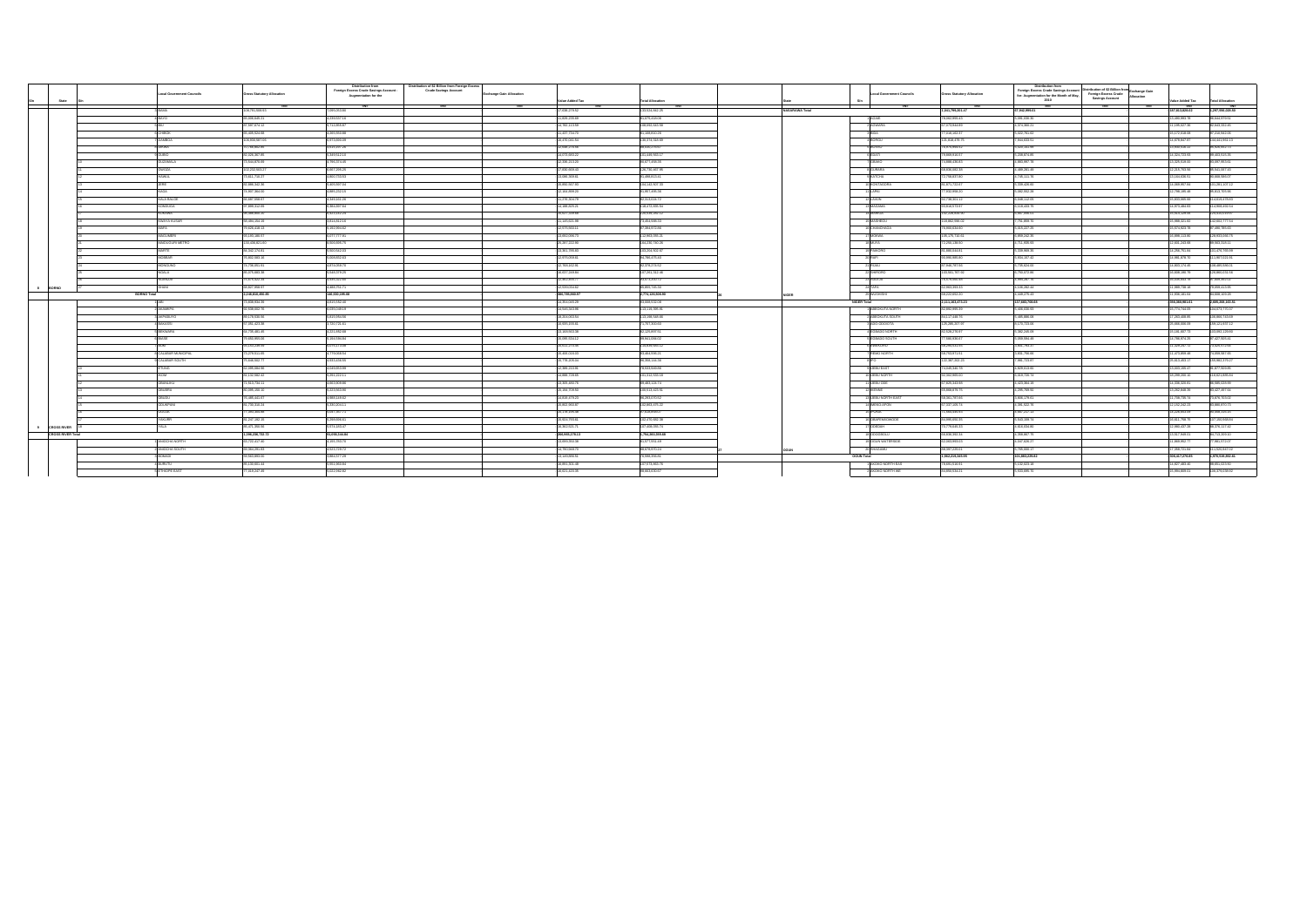| S/n | State | S/n | Local Government Councils | Gross Statutory Allocation | Distribution from Foreign Excess Crude Savings Account - Augmentation for the | Distribution of $2 Billion from Foreign Excess Crude Savings Account | Exchange Gain Allocation | Value Added Tax | Total Allocation |
|---|---|---|---|---|---|---|---|---|---|
| | | | | =N= | =N= | =N= | =N= | =N= | =N= |
| | | 1 | BAMA | 109,751,330.55 | 7,055,353.86 | | | 17,636,179.52 | 134,524,362.25 |
| | | 2 | BAYO | 70,338,645.21 | 4,439,637.53 | | | 12,600,170.90 | 87,375,453.05 |
| | | 3 | BIU | 87,587,674.12 | 5,712,806.87 | | | 14,782,113.68 | 108,082,542.56 |
| | | 4 | CHIBOK | 55,405,524.66 | 3,389,692.86 | | | 12,437,779.70 | 71,338,852.29 |
| | | 5 | DAMBOA | 100,332,887.66 | 6,673,699.49 | | | 16,470,161.54 | 123,476,744.69 |
| | | 6 | DIKWA | 72,768,662.46 | 4,610,347.26 | | | 12,599,216.98 | 89,932,228.97 |
| | | 7 | GUBIO | 62,231,387.85 | 3,949,012.10 | | | 12,273,063.22 | 81,480,563.17 |
| | | 8 | GUZAMALA | 73,584,878.06 | 4,786,974.40 | | | 14,336,213.22 | 86,677,866.66 |
| | | 9 | GWOZA | 102,232,869.17 | 6,807,205.25 | | | 17,830,000.45 | 126,730,461.95 |
| | | 10 | HAWUL | 73,911,716.77 | 4,907,759.53 | | | 13,030,169.51 | 91,288,013.91 |
| | | 11 | JERE | 92,888,342.36 | 5,406,997.34 | | | 13,892,567.93 | 111,182,507.33 |
| | | 12 | KAGA | 75,967,364.60 | 4,882,232.15 | | | 12,324,269.20 | 89,173,695.85 |
| | | 13 | KALA BALGE | 60,587,358.97 | 4,345,331.26 | | | 12,276,924.79 | 82,310,600.72 |
| | | 14 | KONDUGA | 97,998,312.80 | 6,364,997.16 | | | 14,498,075.21 | 118,472,595.84 |
| | | 15 | KUKAWA | 88,986,660.25 | 5,815,212.25 | | | 14,627,709.99 | 106,646,581.12 |
| | | 16 | KWAYA KUSAR | 58,464,556.28 | 3,614,332.10 | | | 11,140,521.86 | 71,818,500.23 |
| | | 17 | MAFA | 79,926,446.13 | 5,183,959.62 | | | 12,573,662.11 | 97,384,072.86 |
| | | 18 | MAGUMERI | 97,195,480.57 | 6,077,777.81 | | | 19,693,066.75 | 122,903,005.21 |
| | | 19 | MAIDUGURI METRO | 133,108,421.60 | 8,938,695.76 | | | 20,357,122.00 | 162,231,702.25 |
| | | 20 | MARTE | 86,162,174.81 | 5,550,542.03 | | | 15,161,376.80 | 103,204,522.07 |
| | | 21 | MOBBAR | 75,652,583.16 | 5,008,652.63 | | | 12,073,059.81 | 91,780,075.00 |
| | | 22 | MONGUNO | 74,738,901.65 | 4,974,059.73 | | | 12,780,412.95 | 92,376,373.02 |
| | | 23 | NGALA | 85,079,883.38 | 5,648,379.25 | | | 16,637,109.84 | 107,261,922.46 |
| | | 24 | NGANZAI | 75,676,624.16 | 4,680,121.56 | | | 12,467,990.77 | 93,472,933.72 |
| 8 | BORNO | 25 | SHANI | 68,627,858.77 | 4,469,731.71 | | | 12,624,004.62 | 86,000,745.50 |
| | BORNO Total | | | 2,246,816,460.85 | 146,350,295.08 | | | 385,700,000.97 | 2,774,136,026.80 |
| | | 1 | ABI | 71,558,551.35 | 4,815,352.46 | | | 12,351,001.29 | 88,660,532.09 |
| | | 2 | AKAMKPA | 92,168,852.75 | 6,050,348.19 | | | 14,945,593.26 | 113,119,300.96 |
| | | 3 | AKPABUYO | 80,178,339.96 | 5,610,206.58 | | | 18,314,003.62 | 103,328,548.58 |
| | | 4 | BAKASSI | 67,061,423.96 | 3,720,721.81 | | | 10,095,123.41 | 71,717,300.04 |
| | | 5 | BEKWARRA | 64,735,465.45 | 4,211,892.69 | | | 13,169,553.36 | 82,120,897.51 |
| | | 6 | BIASE | 79,650,960.00 | 5,193,096.81 | | | 15,050,150.12 | 99,941,056.02 |
| | | 7 | BOKI | 103,911,228.90 | 6,475,177.00 | | | 16,611,370.58 | 126,998,962.12 |
| | | 8 | CALABAR MUNICIPAL | 73,279,615.46 | 4,770,508.56 | | | 20,445,013.65 | 98,664,959.51 |
| | | 9 | CALABAR SOUTH | 79,448,362.77 | 4,935,535.99 | | | 18,776,205.04 | 99,358,341.38 |
| | | 10 | ETUNG | 61,385,694.86 | 4,003,653.99 | | | 12,985,215.66 | 78,533,550.66 |
| | | 11 | IKOM | 90,132,582.42 | 5,891,333.21 | | | 18,898,719.05 | 114,152,553.18 |
| | | 12 | OBANLIKU | 71,813,736.11 | 4,803,309.86 | | | 13,305,102.26 | 89,983,124.74 |
| | | 13 | OBUBRA | 80,595,160.10 | 5,123,933.86 | | | 15,164,758.00 | 100,913,421.51 |
| | | 14 | OBUDU | 70,489,441.67 | 3,889,119.62 | | | 13,836,479.23 | 88,293,070.52 |
| | | 15 | ODUKPANI | 81,755,315.41 | 5,330,204.11 | | | 15,002,903.87 | 102,603,475.22 |
| | | 16 | OGOJA | 77,320,900.08 | 4,857,307.21 | | | 16,170,100.59 | 97,948,807.88 |
| | | 17 | YAKURR | 91,247,182.31 | 6,059,999.01 | | | 15,824,703.61 | 112,130,882.68 |
| 9 | CROSS RIVER | 18 | YALA | 96,471,358.96 | 6,374,446.47 | | | 15,901,553.21 | 117,406,080.74 |
| | CROSS RIVER Total | | | 1,398,208,732.72 | 91,058,534.84 | | | 280,988,279.53 | 1,764,292,233.86 |
| | | 1 | ANIOCHA NORTH | 69,722,127.40 | 4,403,103.78 | | | 12,699,960.38 | 86,577,905.48 |
| | | 2 | ANIOCHA SOUTH | 80,604,253.43 | 4,613,739.72 | | | 24,799,080.76 | 109,878,671.24 |
| | | 3 | BOMADI | 59,583,860.00 | 3,866,077.29 | | | 16,100,009.31 | 79,999,934.81 |
| | | 4 | BURUTU | 80,135,681.44 | 5,051,960.66 | | | 19,991,331.48 | 107,578,973.76 |
| | | 5 | ETHIOPE EAST | 77,319,247.85 | 5,022,162.82 | | | 16,621,520.35 | 99,060,657.09 |

| State | S/n | Local Government Councils | Gross Statutory Allocation | Distribution from Foreign Excess Crude Savings Account - Augmentation for the Month of May, 2010 | Distribution of $2 Billion from Foreign Excess Crude Savings Account | Exchange Gain Allocation | Value Added Tax | Total Allocation |
|---|---|---|---|---|---|---|---|---|
| | | =N= | =N= | =N= | =N= | =N= | =N= |
| NASARAWA Total | | | 1,261,799,201.47 | 87,352,999.51 | | | 107,814,826.52 | 1,297,006,026.90 |
| | 1 | AGAIE | 78,092,955.43 | 5,096,838.36 | | | 13,480,059.78 | 96,669,573.54 |
| | 2 | AGWARA | 67,072,844.80 | 4,374,888.31 | | | 11,089,627.95 | 82,503,352.46 |
| | 3 | BIDA | 77,535,463.37 | 5,022,761.03 | | | 15,172,308.56 | 97,730,434.03 |
| | 4 | BORGU | 111,306,076.79 | 7,264,019.91 | | | 14,878,667.97 | 133,441,044.13 |
| | 5 | BOSSO | 72,446,953.50 | 4,922,161.28 | | | 12,810,530.19 | 90,125,910.13 |
| | 6 | CHANCHAGA | 74,895,488.03 | 4,880,597.78 | | | 13,020,518.06 | 92,997,955.94 |
| | 7 | EDATI | 79,693,912.57 | 5,208,074.85 | | | 14,520,719.61 | 99,403,511.26 |
| | 8 | GBAKO | 74,295,460.45 | 4,802,997.76 | | | 13,226,318.00 | 92,287,385.64 |
| | 9 | GURARA | 68,150,051.30 | 4,448,391.49 | | | 13,212,753.10 | 85,531,067.43 |
| | 10 | KATCHA | 72,768,837.80 | 4,705,111.78 | | | 13,416,936.51 | 90,888,886.07 |
| | 11 | KONTAGORA | 85,071,722.07 | 5,558,428.60 | | | 15,069,952.84 | 105,681,107.12 |
| | 12 | LAPAI | 77,832,858.20 | 5,182,052.28 | | | 12,780,295.45 | 95,819,793.99 |
| | 13 | LAVUN | 90,796,301.12 | 5,946,112.08 | | | 15,809,569.43 | 114,620,476.63 |
| | 14 | MAGAMA | 83,914,973.57 | 5,116,555.76 | | | 12,576,484.85 | 101,591,464.02 |
| | 15 | MARIGA | 102,220,939.80 | 6,697,958.51 | | | 16,974,309.48 | 125,910,578.63 |
| | 16 | MASHEGU | 118,862,966.02 | 7,751,288.76 | | | 16,688,321.82 | 142,862,777.54 |
| | 17 | MOKWA | 105,275,710.41 | 6,908,242.36 | | | 15,098,212.03 | 127,919,594.73 |
| | 18 | MUNYA | 72,205,138.91 | 4,751,005.53 | | | 12,933,323.13 | 89,903,516.11 |
| | 19 | PAIKORO | 81,888,644.81 | 5,339,666.35 | | | 14,255,781.84 | 101,676,700.09 |
| | 20 | RAFI | 89,891,690.50 | 5,854,167.42 | | | 15,491,878.70 | 111,187,024.81 |
| | 21 | RIJAU | 87,346,797.16 | 5,718,923.02 | | | 14,453,176.40 | 107,508,600.38 |
| | 22 | SHIRORO | 110,041,787.33 | 7,293,573.86 | | | 16,836,184.70 | 134,080,004.58 |
| | 23 | SULEJA | 73,376,490.39 | 4,860,087.75 | | | 16,835,866.62 | 95,188,449.26 |
| | 24 | TAFA | 62,964,993.13 | 4,136,282.44 | | | 11,369,798.18 | 78,899,413.98 |
| 26 NIGER | 25 | WUSHISHI | 68,222,692.20 | 4,445,276.43 | | | 11,836,181.94 | 84,566,109.16 |
| NIGER Total | | | 2,110,363,473.22 | 137,858,738.69 | | | 360,368,883.61 | 2,608,261,043.32 |
| | 1 | ABEOKUTA NORTH | 62,692,995.20 | 4,446,039.93 | | | 15,774,764.60 | 84,073,770.57 |
| | 2 | ABEOKUTA SOUTH | 83,117,646.79 | 5,399,885.05 | | | 17,292,486.90 | 105,968,733.68 |
| | 3 | ADO-ODO/OTA | 105,295,207.37 | 6,270,723.66 | | | 31,688,398.09 | 143,121,997.12 |
| | 4 | EGBADO NORTH | 82,528,276.97 | 5,362,245.09 | | | 13,185,467.73 | 101,045,120.08 |
| | 5 | EGBADO SOUTH | 77,586,836.67 | 5,059,564.48 | | | 14,785,974.20 | 97,427,065.41 |
| | 6 | EWEKORO | 60,996,213.95 | 3,897,764.21 | | | 11,526,021.70 | 76,925,571.03 |
| | 7 | IFO | 69,753,971.53 | 4,558,460.34 | | | 21,270,856.14 | 95,556,587.06 |
| | 8 | IJEBU EAST | 83,448,581.69 | 5,404,784.26 | | | 13,313,421.52 | 101,975,033.47 |
| | 9 | IJEBU NORTH | 82,766,872.72 | 5,396,710.19 | | | 13,886,412.45 | 102,049,995.86 |
| | 10 | IJEBU NORTH EAST | 57,327,105.73 | 3,785,620.78 | | | 11,140,023.46 | 72,252,749.97 |
| | 11 | IJEBU ODE | 63,595,093.53 | 4,148,013.16 | | | 17,658,228.07 | 85,401,334.76 |
| | 12 | IKENNE | 62,002,952.40 | 4,038,934.17 | | | 13,451,753.93 | 79,493,640.50 |
| | 13 | IMEKO-AFON | 77,157,185.74 | 4,985,620.76 | | | 13,132,463.17 | 95,275,269.67 |
| | 14 | IPOKIA | 77,556,634.93 | 4,997,217.72 | | | 14,229,803.80 | 96,783,656.45 |
| | 15 | OBAFEMI-OWODE | 83,999,850.35 | 5,540,338.74 | | | 16,811,758.75 | 106,351,947.84 |
| | 16 | ODEDA | 71,775,645.33 | 4,644,034.80 | | | 12,580,472.74 | 89,000,152.87 |
| | 17 | ODOGBOLU | 63,635,962.34 | 4,159,867.75 | | | 13,917,349.21 | 81,713,179.30 |
| | 18 | OGUN WATERSIDE | 62,553,993.53 | 4,047,426.27 | | | 11,809,952.77 | 78,411,372.57 |
| | 19 | REMO NORTH | 58,597,225.51 | 3,755,866.17 | | | 11,358,741.93 | 73,711,833.61 |
| 27 OGUN | 20 | SHAGAMU | 70,802,250.45 | 4,608,776.68 | | | 17,916,274.63 | 93,327,301.76 |
| OGUN Total | | | 1,452,219,343.05 | 94,507,130.89 | | | 305,827,276.45 | 1,852,553,752.39 |
| | 1 | AKOKO NORTH EAST | 70,491,516.51 | 4,132,333.28 | | | 14,027,183.96 | 88,651,033.75 |
| | 2 | AKOKO NORTH WEST | 66,893,334.11 | 4,533,695.70 | | | 14,884,868.01 | 86,311,897.82 |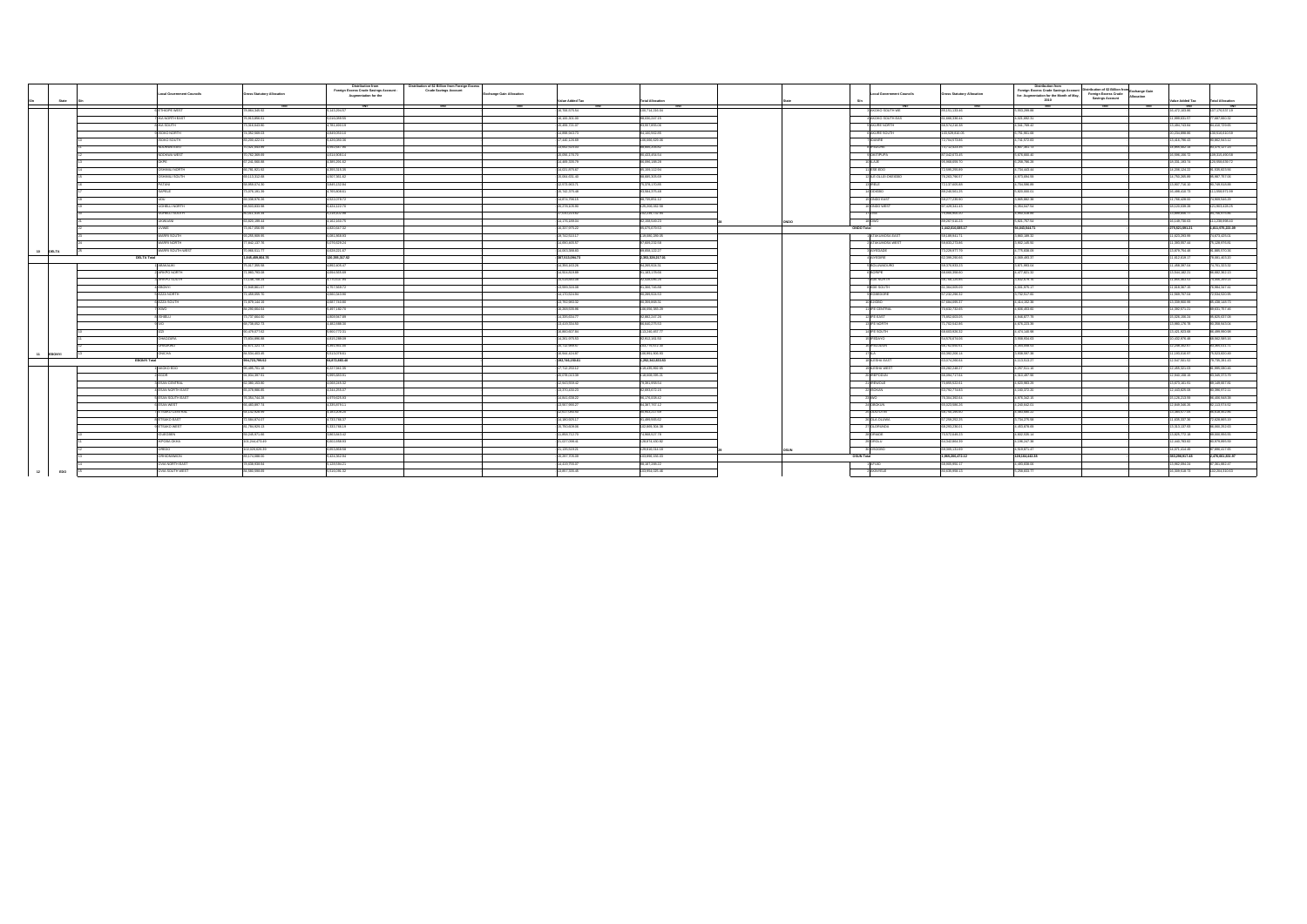| S/n | State | S/n | Local Government Councils | Gross Statutory Allocation | Distribution from Foreign Excess Crude Savings Account - Augmentation for the | Distribution of $2 Billion from Foreign Excess Crude Savings Account | Exchange Gain Allocation | | Value Added Tax | | Total Allocation |
|---|---|---|---|---|---|---|---|---|---|---|---|
| | | | | =N= | =N= | =N= | =N= | =N= | =N= | =N= | =N= |
| | | 8 | ETHIOPE WEST | | | | | | | | |
| | | 9 | IKA NORTH EAST | | | | | | | | |
| | | 10 | IKA SOUTH | | | | | | | | |
| | | 11 | ISOKO NORTH | | | | | | | | |
| | | 12 | ISOKO SOUTH | | | | | | | | |
| | | 13 | NDOKWA EAST | | | | | | | | |
| | | 14 | NDOKWA WEST | | | | | | | | |
| | | 15 | OKPE | | | | | | | | |
| | | 16 | OSHIMILI NORTH | | | | | | | | |
| | | 17 | OSHIMILI SOUTH | | | | | | | | |
| | | 18 | PATANI | | | | | | | | |
| | | 19 | SAPELE | | | | | | | | |
| | | 20 | UDU | | | | | | | | |
| | | 21 | UGHELLI NORTH | | | | | | | | |
| | | 22 | UGHELLI SOUTH | | | | | | | | |
| | | 23 | UKWUANI | | | | | | | | |
| | | 24 | UVWIE | | | | | | | | |
| | | 25 | WARRI NORTH | | | | | | | | |
| | | 26 | WARRI SOUTH | | | | | | | | |
| 10 | DELTA | 27 | WARRI SOUTH WEST | | | | | | | | |
| | DELTA Total | | | | | | | | | | |
| | | 1 | ABAKALIKI | | | | | | | | |
| | | 2 | AFIKPO NORTH | | | | | | | | |
| | | 3 | AFIKPO SOUTH | | | | | | | | |
| | | 4 | EBONYI | | | | | | | | |
| | | 5 | EZZA NORTH | | | | | | | | |
| | | 6 | EZZA SOUTH | | | | | | | | |
| | | 7 | IKWO | | | | | | | | |
| | | 8 | ISHIELU | | | | | | | | |
| | | 9 | IVO | | | | | | | | |
| | | 10 | IZZI | | | | | | | | |
| | | 11 | OHAOZARA | | | | | | | | |
| | | 12 | OHAUKWU | | | | | | | | |
| 11 | EBONYI | 13 | ONICHA | | | | | | | | |
| | EBONYI Total | | | | | | | | | | |
| | | 1 | AKOKO EDO | | | | | | | | |
| | | 2 | EGOR | | | | | | | | |
| | | 3 | ESAN CENTRAL | | | | | | | | |
| | | 4 | ESAN NORTH EAST | | | | | | | | |
| | | 5 | ESAN SOUTH EAST | | | | | | | | |
| | | 6 | ESAN WEST | | | | | | | | |
| | | 7 | ETSAKO CENTRAL | | | | | | | | |
| | | 8 | ETSAKO EAST | | | | | | | | |
| | | 9 | ETSAKO WEST | | | | | | | | |
| | | 10 | IGUEBEN | | | | | | | | |
| | | 11 | IKPOBA OKHA | | | | | | | | |
| | | 12 | OREDO | | | | | | | | |
| | | 13 | ORHIONMWON | | | | | | | | |
| | | 14 | OVIA NORTH EAST | | | | | | | | |
| 12 | EDO | 15 | OVIA SOUTH WEST | | | | | | | | |

| S/n | State | S/n | Local Government Councils | Gross Statutory Allocation | Distribution from Foreign Excess Crude Savings Account - Augmentation for the Month of May, 2010 | Distribution of $2 Billion from Foreign Excess Crude Savings Account | Exchange Gain Allocation | | Value Added Tax | | Total Allocation |
|---|---|---|---|---|---|---|---|---|---|---|---|
| | | | | =N= | =N= | =N= | =N= | =N= | =N= | =N= | =N= |
| | | 2 | AKOKO SOUTH WEST | | | | | | | | |
| | | 3 | AKOKO SOUTH EAST | | | | | | | | |
| | | 4 | AKURE NORTH | | | | | | | | |
| | | 5 | AKURE SOUTH | | | | | | | | |
| | | 6 | ESE ODO | | | | | | | | |
| | | 7 | IDANRE | | | | | | | | |
| | | 8 | IFEDORE | | | | | | | | |
| | | 9 | ILAJE | | | | | | | | |
| | | 10 | ILE OLUJI/OKEIGBO | | | | | | | | |
| | | 11 | IRELE | | | | | | | | |
| | | 12 | ODIGBO | | | | | | | | |
| | | 13 | OKITIPUPA | | | | | | | | |
| | | 14 | ONDO EAST | | | | | | | | |
| | | 15 | ONDO WEST | | | | | | | | |
| | | 16 | OSE | | | | | | | | |
| 28 | ONDO | 18 | OWO | | | | | | | | |
| | ONDO Total | | | | | | | | | | |
| | | 1 | ATAKUMOSA EAST | | | | | | | | |
| | | 2 | ATAKUMOSA WEST | | | | | | | | |
| | | 3 | AYEDAADE | | | | | | | | |
| | | 4 | AYEDIRE | | | | | | | | |
| | | 5 | BOLUWADURO | | | | | | | | |
| | | 6 | BORIPE | | | | | | | | |
| | | 7 | EDE NORTH | | | | | | | | |
| | | 8 | EDE SOUTH | | | | | | | | |
| | | 9 | EGBEDORE | | | | | | | | |
| | | 10 | EJIGBO | | | | | | | | |
| | | 11 | IFE CENTRAL | | | | | | | | |
| | | 12 | IFE EAST | | | | | | | | |
| | | 13 | IFE NORTH | | | | | | | | |
| | | 14 | IFE SOUTH | | | | | | | | |
| | | 15 | IFEDAYO | | | | | | | | |
| | | 16 | IFELODUN | | | | | | | | |
| | | 17 | ILA | | | | | | | | |
| | | 18 | ILESHA EAST | | | | | | | | |
| | | 19 | ILESHA WEST | | | | | | | | |
| | | 20 | IREPODUN | | | | | | | | |
| | | 21 | IREWOLE | | | | | | | | |
| | | 22 | ISOKAN | | | | | | | | |
| | | 23 | IWO | | | | | | | | |
| | | 24 | OBOKUN | | | | | | | | |
| | | 25 | ODO OTIN | | | | | | | | |
| | | 26 | OLA OLUWA | | | | | | | | |
| | | 27 | OLORUNDA | | | | | | | | |
| | | 28 | ORIADE | | | | | | | | |
| | | 29 | OROLU | | | | | | | | |
| 29 | OSUN | 30 | OSOGBO | | | | | | | | |
| | OSUN Total | | | | | | | | | | |
| | | 1 | AFIJIO | | | | | | | | |
| | | 2 | AKINYELE | | | | | | | | |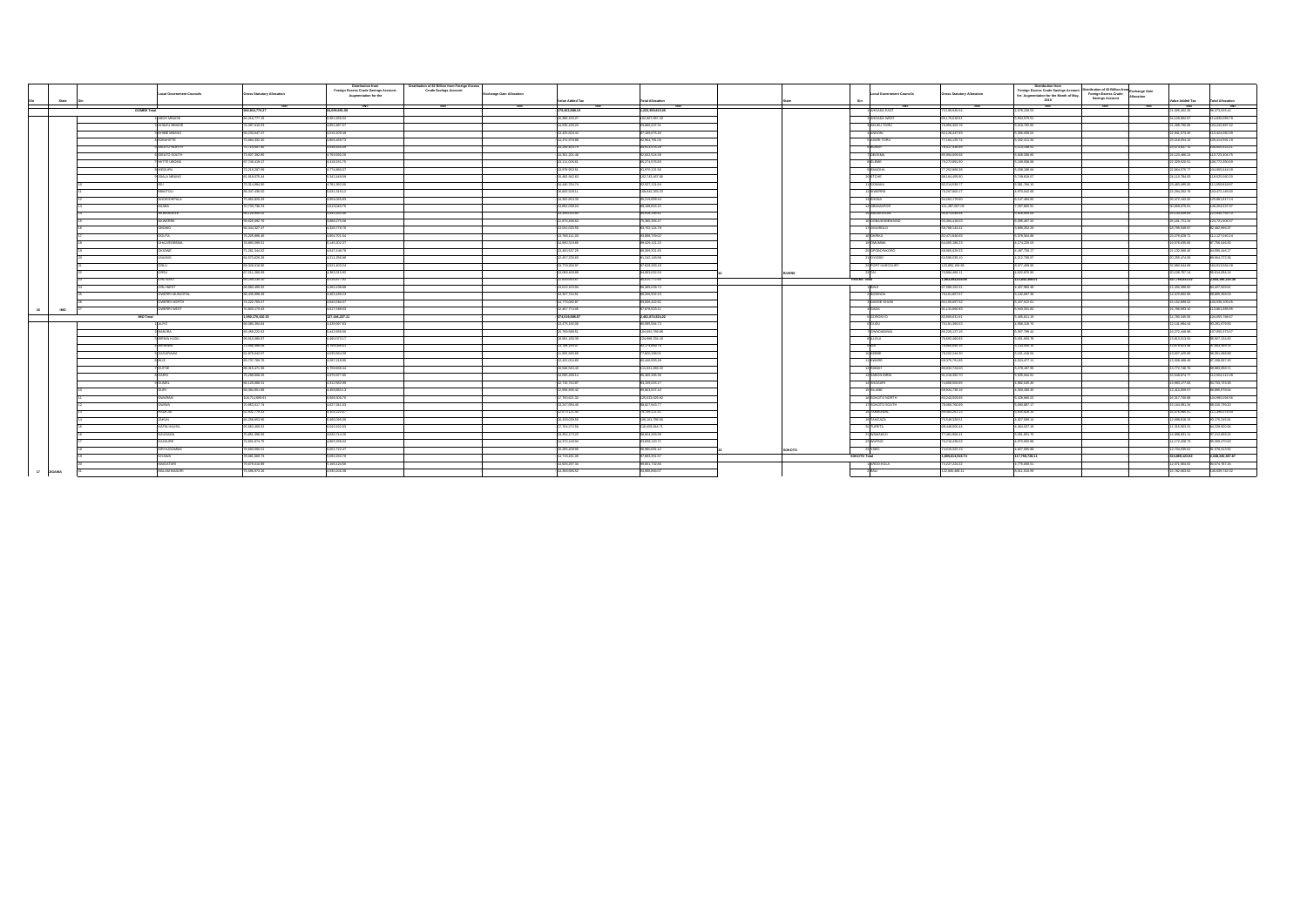| S/n | State | S/n | Local Government Councils | Gross Statutory Allocation | Distribution from Foreign Excess Crude Savings Account : Augmentation for the | Distribution of $2 Billion from Foreign Excess Crude Savings Account | Exchange Gain Allocation | Value Added Tax | Total Allocation |
|---|---|---|---|---|---|---|---|---|---|
| | | | | ₦ | ₦ | ₦ | ₦ | ₦ | ₦ |
| | GOMBE Total | | | 942,815,775.27 | 84,099,051.99 | | | 176,453,088.19 | 1,203,369,915.45 |
| | | 1 | ABOH MBAISE | 80,216,777.15 | 6,821,003.32 | | | 25,389,150.27 | 112,997,957.48 |
| | | 2 | AHIAZU MBAISE | 71,087,618.53 | 6,051,967.57 | | | 23,835,109.23 | 100,974,726.74 |
| | | 3 | EHIME MBANO | 69,255,647.17 | 6,515,209.46 | | | 22,430,619.44 | 97,389,275.43 |
| | | 4 | EZINIHITTE | 73,684,332.40 | 6,605,468.73 | | | 23,474,979.88 | 103,964,781.09 |
| | | 5 | IDEATO NORTH | 75,719,827.95 | 6,583,225.39 | | | 23,208,404.74 | 105,510,471.75 |
| | | 6 | IDEATO SOUTH | 72,567,462.66 | 6,783,003.26 | | | 24,321,231.46 | 103,671,513.58 |
| | | 7 | IHITTE UBOMA | 67,745,435.47 | 6,415,011.79 | | | 23,111,028.41 | 97,271,475.66 |
| | | 8 | IKEDURU | 71,211,267.90 | 6,774,006.67 | | | 22,979,953.01 | 100,965,227.58 |
| | | 9 | ISIALA MBANO | 81,918,475.41 | 6,942,449.55 | | | 23,882,562.02 | 112,743,487.98 |
| | | 10 | ISU | 70,013,984.90 | 6,751,392.00 | | | 24,440,759.74 | 101,206,136.64 |
| | | 11 | MBAITOLI | 95,187,436.00 | 7,021,519.12 | | | 25,823,329.11 | 128,032,284.23 |
| | | 12 | NGOR OKPALA | 75,982,826.39 | 6,864,003.93 | | | 23,302,563.30 | 106,149,393.62 |
| | | 13 | NKWERRE | 70,730,796.23 | 6,413,046.75 | | | 23,892,038.21 | 101,035,881.19 |
| | | 14 | NWANGELE | 65,126,905.51 | 5,821,415.98 | | | 22,491,021.25 | 93,439,342.74 |
| | | 15 | NJABA | 69,620,082.78 | 5,866,375.08 | | | 23,870,399.04 | 99,356,856.90 |
| | | 16 | OBOWO | 66,344,327.47 | 6,520,776.76 | | | 23,031,019.55 | 95,896,123.78 |
| | | 17 | OGUTA | 75,269,886.36 | 6,904,701.34 | | | 23,789,111.03 | 105,963,698.73 |
| | | 18 | OHAJI EGBEMA | 75,863,593.11 | 6,110,202.37 | | | 24,950,319.85 | 106,924,115.33 |
| | | 19 | OKIGWE | 71,291,344.62 | 6,517,149.79 | | | 24,460,557.25 | 102,269,051.66 |
| | | 20 | ONUIMO | 64,673,626.26 | 6,211,295.96 | | | 22,457,124.93 | 93,342,047.15 |
| | | 21 | ORLU | 80,328,318.66 | 6,521,403.24 | | | 24,779,456.97 | 111,629,178.87 |
| | | 22 | ORSU | 67,211,266.65 | 5,983,353.92 | | | 23,083,409.98 | 96,278,030.55 |
| | | 23 | ORU EAST | 68,299,216.10 | 6,114,037.36 | | | 22,620,659.87 | 97,033,913.33 |
| | | 24 | ORU WEST | 65,884,289.92 | 6,462,130.68 | | | 22,012,320.84 | 94,358,741.44 |
| | | 25 | OWERRI MUNICIPAL | 56,435,986.46 | 5,803,599.23 | | | 23,957,154.81 | 86,196,740.50 |
| | | 26 | OWERRI NORTH | 72,222,765.07 | 6,940,038.07 | | | 23,773,092.87 | 102,935,896.01 |
| 16 | IMO | 27 | OWERRI WEST | 70,800,270.43 | 6,517,669.63 | | | 22,457,773.85 | 99,775,713.91 |
| | IMO Total | | | 1,943,376,410.91 | 127,153,297.11 | | | 374,519,086.97 | 2,445,048,794.99 |
| | | 1 | AUYO | 69,080,294.84 | 6,429,997.83 | | | 23,475,102.06 | 98,985,394.73 |
| | | 2 | BABURA | 83,498,222.62 | 6,442,959.56 | | | 21,099,568.80 | 111,040,750.98 |
| | | 3 | BIRININ KUDU | 90,814,865.87 | 6,495,073.57 | | | 26,061,150.98 | 123,371,090.42 |
| | | 4 | BIRINIWA | 77,680,489.56 | 5,990,835.61 | | | 22,360,159.01 | 106,031,484.18 |
| | | 5 | BUJI | 62,670,042.67 | 6,035,604.59 | | | 21,309,228.05 | 90,014,875.31 |
| | | 6 | DUTSE | 85,757,709.76 | 6,287,213.84 | | | 24,422,004.83 | 116,466,928.43 |
| | | 7 | GAGARAWA | 66,515,471.36 | 5,759,659.44 | | | 20,940,543.05 | 93,215,673.85 |
| | | 8 | GARKI | 70,299,806.35 | 6,070,977.95 | | | 22,590,199.11 | 98,960,983.41 |
| | | 9 | GUMEL | 69,529,688.31 | 6,332,982.89 | | | 21,749,743.87 | 97,612,415.07 |
| | | 10 | GURI | 67,364,951.98 | 5,693,903.13 | | | 21,664,665.42 | 94,723,520.53 |
| | | 11 | GWARAM | 105,711,699.91 | 6,605,308.79 | | | 27,760,021.32 | 140,077,030.02 |
| | | 12 | GWIWA | 70,953,617.74 | 6,071,561.63 | | | 22,347,064.60 | 99,372,243.97 |
| | | 13 | HADEJIA | 62,932,776.13 | 6,156,208.87 | | | 22,075,422.16 | 91,164,407.16 |
| | | 14 | JAHUN | 84,299,850.95 | 6,685,999.89 | | | 26,403,093.55 | 117,388,944.39 |
| | | 15 | KAFIN HAUSA | 92,662,449.53 | 6,615,252.63 | | | 27,704,272.55 | 126,981,974.71 |
| | | 16 | KAUGAMA | 70,391,390.94 | 5,820,714.26 | | | 21,903,173.22 | 98,115,278.42 |
| | | 17 | KAZAURE | 71,841,174.75 | 6,889,290.02 | | | 23,272,149.84 | 102,002,614.61 |
| | | 18 | KIRI KASAMMA | 76,680,860.11 | 6,041,722.47 | | | 26,183,306.95 | 108,905,889.53 |
| | | 19 | KIYAWA | 75,905,468.73 | 6,362,353.79 | | | 23,719,411.05 | 105,987,233.57 |
| | | 20 | MAIGATARI | 79,879,616.89 | 6,165,524.98 | | | 24,605,707.56 | 110,650,849.43 |
| 17 | JIGAWA | 21 | MALAM MADURI | 75,586,673.16 | 5,930,106.33 | | | 23,369,698.52 | 104,886,478.01 |

| S/n | State | S/n | Local Government Councils | Gross Statutory Allocation | Distribution from Foreign Excess Crude Savings Account : Augmentation for the Month of May, 2010 | Distribution of $2 Billion from Foreign Excess Crude Savings Account | Exchange Gain Allocation | Value Added Tax | Total Allocation |
|---|---|---|---|---|---|---|---|---|---|
| | | | | ₦ | ₦ | ₦ | ₦ | ₦ | ₦ |
| | | 7 | AHOADA EAST | 73,199,915.53 | 6,576,206.51 | | | 21,005,452.35 | 100,781,574.39 |
| | | 8 | AHOADA WEST | 88,176,616.51 | 6,693,676.51 | | | 21,149,912.17 | 116,020,205.19 |
| | | 9 | AKUKU TORU | 76,891,306.75 | 6,815,782.92 | | | 21,286,786.96 | 104,993,876.63 |
| | | 10 | ANDONI | 62,126,417.93 | 6,395,630.15 | | | 22,764,373.45 | 91,286,421.53 |
| | | 11 | ASARI-TORU | 77,194,120.74 | 6,932,101.35 | | | 21,218,081.31 | 105,344,303.40 |
| | | 12 | BONNY | 76,517,526.69 | 6,115,188.51 | | | 25,672,457.17 | 108,305,172.37 |
| | | 13 | DEGEMA | 85,000,600.60 | 6,938,936.06 | | | 24,120,198.46 | 116,059,735.12 |
| | | 14 | ELEME | 79,272,891.20 | 6,169,936.68 | | | 21,329,509.51 | 106,772,337.39 |
| | | 15 | EMOHUA | 77,232,600.39 | 6,330,188.94 | | | 20,844,675.77 | 104,407,465.10 |
| | | 16 | ETCHE | 89,182,692.60 | 6,730,918.27 | | | 24,111,768.63 | 120,025,379.50 |
| | | 17 | GOKANA | 82,214,638.77 | 6,391,784.32 | | | 21,480,495.00 | 110,086,918.09 |
| | | 18 | IKWERRE | 74,287,833.50 | 6,970,442.98 | | | 20,293,362.51 | 101,551,638.99 |
| | | 19 | KHANA | 90,262,179.60 | 6,147,094.62 | | | 25,870,142.32 | 122,279,416.54 |
| | | 20 | OBIO/AKPOR | 111,297,097.05 | 7,297,989.61 | | | 21,959,476.51 | 140,554,563.17 |
| | | 21 | OGBA/EGBEMA/NDONI | 84,929,896.57 | 6,926,880.39 | | | 21,873,698.74 | 113,730,475.70 |
| | | 22 | OGU/BOLO | 84,829,896.57 | 5,926,880.39 | | | 21,873,698.74 | 112,630,475.70 |
| | | 23 | OKRIKA | 69,001,418.03 | 6,095,487.26 | | | 20,181,721.34 | 95,278,626.63 |
| | | 24 | OMUMMA | 64,936,160.00 | 6,171,051.00 | | | 20,279,228.71 | 91,386,439.71 |
| | | 25 | OPOBO/NKORO | 66,893,629.51 | 6,097,735.17 | | | 22,006,441.59 | 94,997,806.27 |
| | | 26 | OYIGBO | 66,996,636.10 | 6,212,768.67 | | | 20,795,474.88 | 94,004,879.65 |
| | | 27 | PORT HARCOURT | 121,665,165.39 | 6,877,408.63 | | | 24,013,643.17 | 152,556,217.19 |
| 32 | RIVERS | 28 | TAI | 73,883,466.12 | 6,502,870.95 | | | 20,438,757.43 | 100,825,094.50 |
| | RIVERS Total | | | 2,065,093,915.09 | 123,852,969.51 | | | 457,763,403.39 | 2,646,700,288.00 |
| | | 1 | BINJI | 67,588,152.31 | 6,497,868.48 | | | 21,026,388.01 | 95,112,408.80 |
| | | 2 | BODINGA | 79,151,857.07 | 6,142,097.39 | | | 21,670,962.96 | 106,964,917.42 |
| | | 3 | DANGE-SHUNI | 83,159,827.22 | 6,227,512.61 | | | 21,132,388.92 | 110,519,728.75 |
| | | 4 | GADA | 91,131,660.93 | 6,960,233.81 | | | 21,780,861.15 | 119,872,755.89 |
| | | 5 | GORONYO | 72,003,611.81 | 6,180,611.38 | | | 21,700,381.26 | 99,884,604.45 |
| | | 6 | GUDU | 70,191,366.61 | 6,968,518.76 | | | 22,141,304.54 | 99,301,189.91 |
| | | 7 | GWADABAWA | 89,226,127.25 | 6,907,786.44 | | | 21,272,448.98 | 117,406,362.67 |
| | | 8 | ILLELA | 79,692,460.82 | 6,303,856.78 | | | 21,083,610.90 | 107,079,928.50 |
| | | 9 | ISA | 69,999,995.10 | 6,103,038.20 | | | 20,876,808.99 | 96,979,842.29 |
| | | 10 | KEBBE | 76,222,216.30 | 6,130,418.64 | | | 22,227,620.55 | 104,580,255.49 |
| | | 11 | KWARE | 68,376,751.85 | 6,525,477.11 | | | 21,368,468.66 | 96,270,697.62 |
| | | 12 | RABAH | 66,852,724.00 | 6,278,487.95 | | | 21,772,748.75 | 94,903,960.70 |
| | | 13 | SABON BIRNI | 90,048,952.70 | 6,936,944.61 | | | 21,948,874.77 | 118,934,772.08 |
| | | 14 | SHAGARI | 73,898,550.95 | 6,882,445.45 | | | 21,890,177.08 | 102,671,173.48 |
| | | 15 | SILAME | 69,823,726.16 | 6,560,290.40 | | | 21,910,659.57 | 98,294,676.13 |
| | | 16 | SOKOTO NORTH | 83,233,003.65 | 6,328,882.03 | | | 20,317,708.88 | 109,879,594.56 |
| | | 17 | SOKOTO SOUTH | 78,666,793.63 | 6,966,867.17 | | | 20,144,091.39 | 105,777,752.19 |
| | | 18 | TAMBUWAL | 89,865,261.13 | 6,859,625.16 | | | 20,879,856.61 | 117,604,742.90 |
| | | 19 | TANGAZA | 79,546,330.91 | 6,607,895.18 | | | 21,896,816.35 | 108,051,042.44 |
| | | 20 | TURETA | 68,349,600.44 | 6,464,337.18 | | | 21,314,503.31 | 96,128,440.93 |
| | | 21 | WAMAKKO | 77,465,806.41 | 5,961,331.70 | | | 21,898,931.11 | 105,326,069.22 |
| | | 22 | WURNO | 76,216,436.02 | 6,870,609.86 | | | 22,172,428.72 | 105,259,474.60 |
| 33 | SOKOTO | 23 | YABO | 70,018,332.13 | 6,527,699.86 | | | 21,733,380.51 | 98,279,412.50 |
| | SOKOTO Total | | | 1,800,814,535.74 | 117,790,730.11 | | | 514,006,123.93 | 2,268,360,167.87 |
| | | 1 | ARDO-KOLA | 73,227,224.22 | 6,779,058.51 | | | 21,071,959.52 | 101,078,367.30 |
| | | 2 | BALI | 122,626,400.14 | 6,911,410.56 | | | 21,782,023.62 | 148,035,742.52 |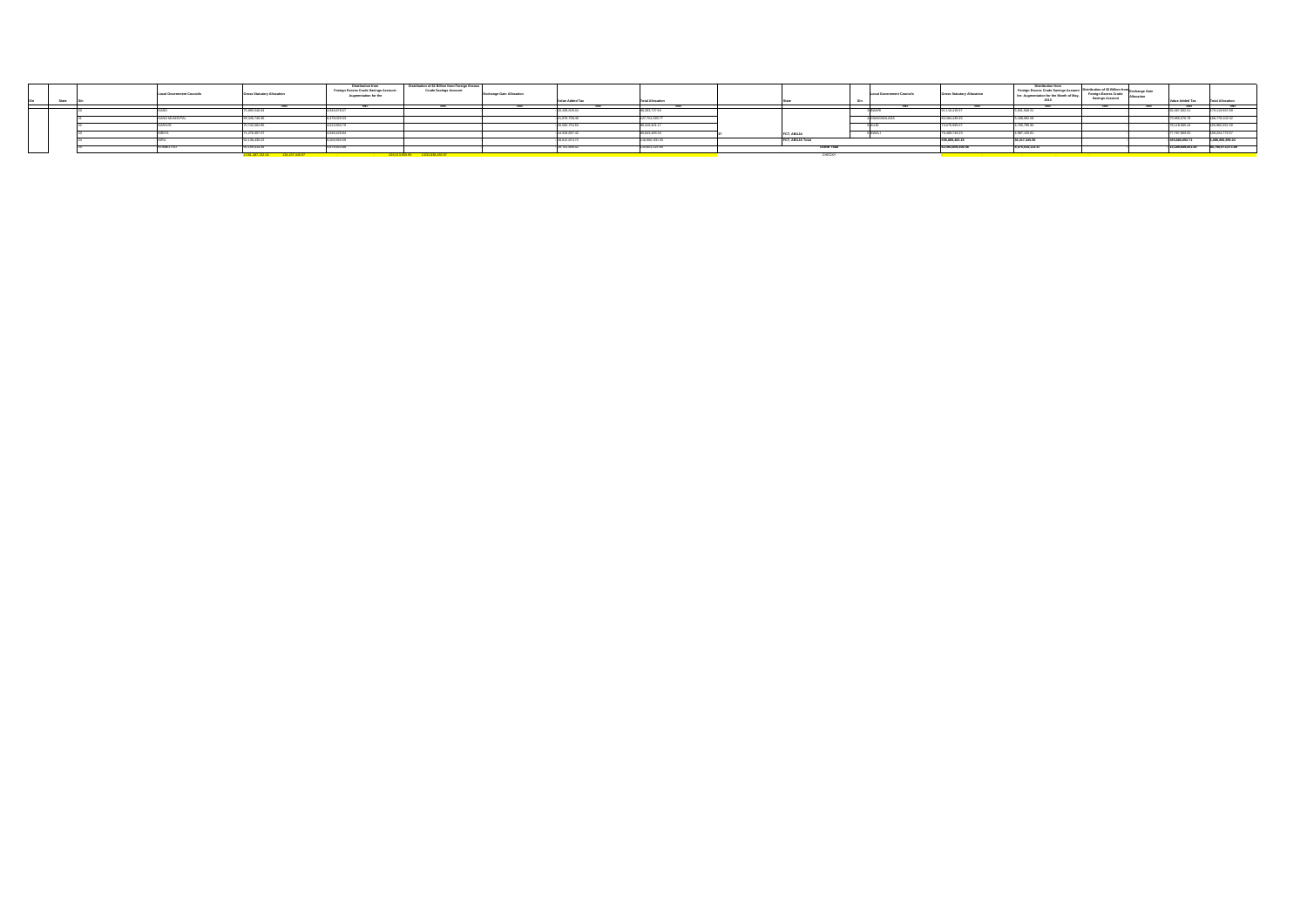| S/n | State | S/n | Local Government Councils | Gross Statutory Allocation | Distribution from Foreign Excess Crude Savings Account - Augmentation for the | Distribution of $2 Billion from Foreign Excess Crude Savings Account | Exchange Gain Allocation | Value Added Tax | Total Allocation |
|---|---|---|---|---|---|---|---|---|---|
| | | | | =N= | =N= | =N= | =N= | =N= | =N= |
| | | 20 | KABO | 75,895,540.94 | 3,569,073.87 | | | 25,436,928.60 | 95,263,727.50 |
| | | 21 | KANO MUNICIPAL | 90,345,746.95 | 6,479,228.53 | | | 21,873,758.48 | 127,761,526.77 |
| | | 22 | KARAYE | 70,742,062.85 | 3,413,663.79 | | | 25,000,751.63 | 99,420,401.17 |
| | | 23 | KIBIYA | 71,276,257.57 | 3,844,418.84 | | | 24,918,697.42 | 99,843,455.54 |
| | | 24 | KIRU | 82,136,495.21 | 4,003,906.93 | | | 28,612,974.72 | 118,960,500.00 |
| | | 25 | KUMBOTSO | 83,020,516.93 | 3,979,022.68 | | | 26,752,595.02 | 113,953,035.94 |
| | | | | 2,051,387,133.06 | 111,107,446.07 | | 4,010,613,936.95 | 2,511,636,445.97 | |

| State | S/n | Local Government Councils | Gross Statutory Allocation | Distribution from Foreign Excess Crude Savings Account for Augmentation for the Month of May, 2010 | Distribution of $2 Billion from Foreign Excess Crude Savings Account | Exchange Gain Allocation | Value Added Tax | Total Allocation |
|---|---|---|---|---|---|---|---|---|
| | | | =N= | =N= | =N= | =N= | =N= | =N= |
| | 1 | ABAJI | 76,112,419.27 | 3,661,358.51 | | | 82,567,662.01 | 175,130,960.99 |
| | 2 | ABUJA MUNICIPAL | 93,384,449.45 | 5,438,862.58 | | | 79,955,570.76 | 238,779,302.62 |
| | 3 | BWARI | 73,976,899.07 | 4,765,795.85 | | | 76,114,655.44 | 155,860,351.33 |
| 37 FCT, ABUJA | 4 | GWAGWALADA | 73,469,743.33 | 3,667,126.61 | | | 77,767,903.51 | 155,224,773.07 |
| FCT, ABUJA Total | | | 556,809,451.10 | 36,317,349.35 | | | 603,880,850.71 | 1,200,000,050.24 |
| Grand Total | | | 52,593,869,230.56 | 3,675,924,114.43 | | | 13,240,859,511.50 | 68,796,874,571.88 |
| CHECK | | | | | | | | |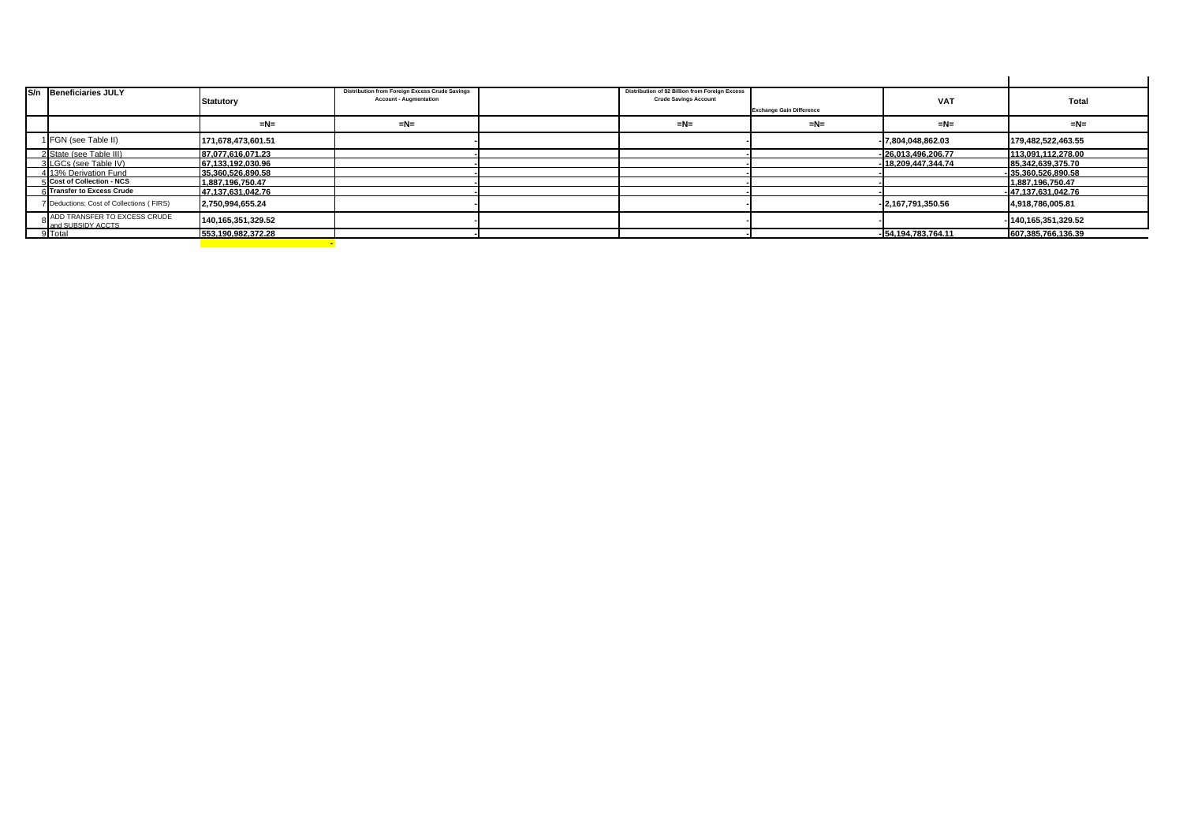| S/n | Beneficiaries JULY | Statutory | Distribution from Foreign Excess Crude Savings Account - Augmentation | | Distribution of $2 Billion from Foreign Excess Crude Savings Account | Exchange Gain Difference | VAT | Total |
|---|---|---|---|---|---|---|---|---|
| | | =N= | =N= | | =N= | =N= | =N= | =N= |
| 1 | FGN (see Table II) | 171,678,473,601.51 | - | | - | - | 7,804,048,862.03 | 179,482,522,463.55 |
| 2 | State (see Table III) | 87,077,616,071.23 | - | | - | - | 26,013,496,206.77 | 113,091,112,278.00 |
| 3 | LGCs (see Table IV) | 67,133,192,030.96 | - | | - | - | 18,209,447,344.74 | 85,342,639,375.70 |
| 4 | 13% Derivation Fund | 35,360,526,890.58 | - | | - | - | - | 35,360,526,890.58 |
| 5 | Cost of Collection - NCS | 1,887,196,750.47 | - | | - | - | | 1,887,196,750.47 |
| 6 | Transfer to Excess Crude | 47,137,631,042.76 | - | | - | - | - | 47,137,631,042.76 |
| 7 | Deductions: Cost of Collections ( FIRS) | 2,750,994,655.24 | - | | - | - | 2,167,791,350.56 | 4,918,786,005.81 |
| 8 | ADD TRANSFER TO EXCESS CRUDE and SUBSIDY ACCTS | 140,165,351,329.52 | - | | - | - | - | 140,165,351,329.52 |
| 9 | Total | 553,190,982,372.28 | - | | - | - | 54,194,783,764.11 | 607,385,766,136.39 |
| | | | - | | | | | |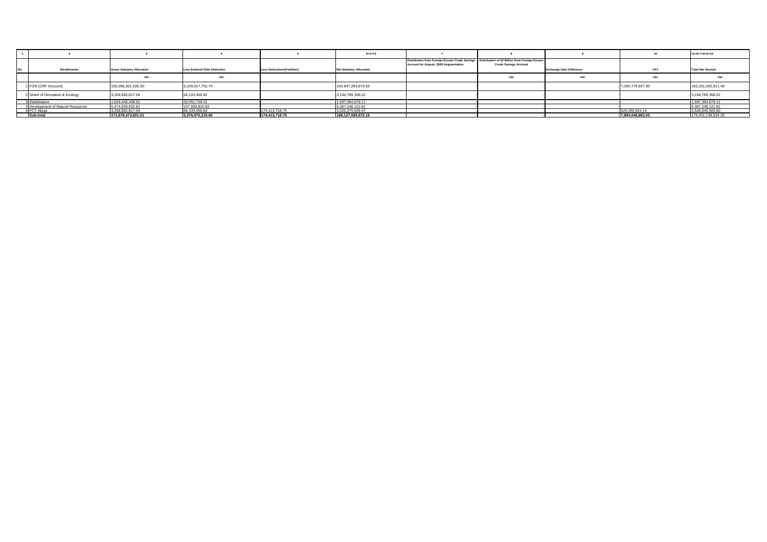| 1 | 2 | 3 | 4 | 5 | 6=3-4-5 | 7 | 8 | 9 | 10 | 11=6+7+8+9+10 |
|---|---|---|---|---|---|---|---|---|---|---|
| S/n | Beneficiaries | Gross Statutory Allocation | Less External Debt Deduction | Less Deductions(Fertilizer) | Net Statutory Allocation | Distribution from Foreign Excess Crude Savings Account for August, 2009 Augmentation | Distribution of $2 Billion from Foreign Excess Crude Savings Account | Exchange Gain Difference | VAT | Total Net Amount |
| | | =N= | =N= | | | | =N= | =N= | =N= | =N= |
| 1 | FGN (CRF Account) | 158,056,301,626.30 | 3,109,017,752.74 | | 154,947,283,873.56 | - | - | - | 7,283,778,937.90 | 162,231,062,811.46 |
| 2 | Share of Derivation & Ecology | 3,258,892,817.04 | 64,103,458.82 | | 3,194,789,358.22 | - | - | - | - | 3,194,789,358.22 |
| 3 | Stabilization | 1,629,446,408.52 | 32,051,729.41 | | 1,597,394,679.11 | - | - | - | - | 1,597,394,679.11 |
| 4 | Development of Natural Resources | 5,474,939,932.62 | 107,693,810.82 | | 5,367,246,121.81 | - | - | - | - | 5,367,246,121.81 |
| 5 | FCT-Abuja | 3,258,892,817.04 | 64,103,458.82 | 174,413,718.75 | 3,020,375,639.47 | - | - | - | 520,269,924.14 | 3,540,645,563.60 |
| | Sub-total | 171,678,473,601.51 | 3,376,970,210.60 | 174,413,718.75 | 168,127,089,672.16 | - | - | - | 7,804,048,862.03 | 175,931,138,534.20 |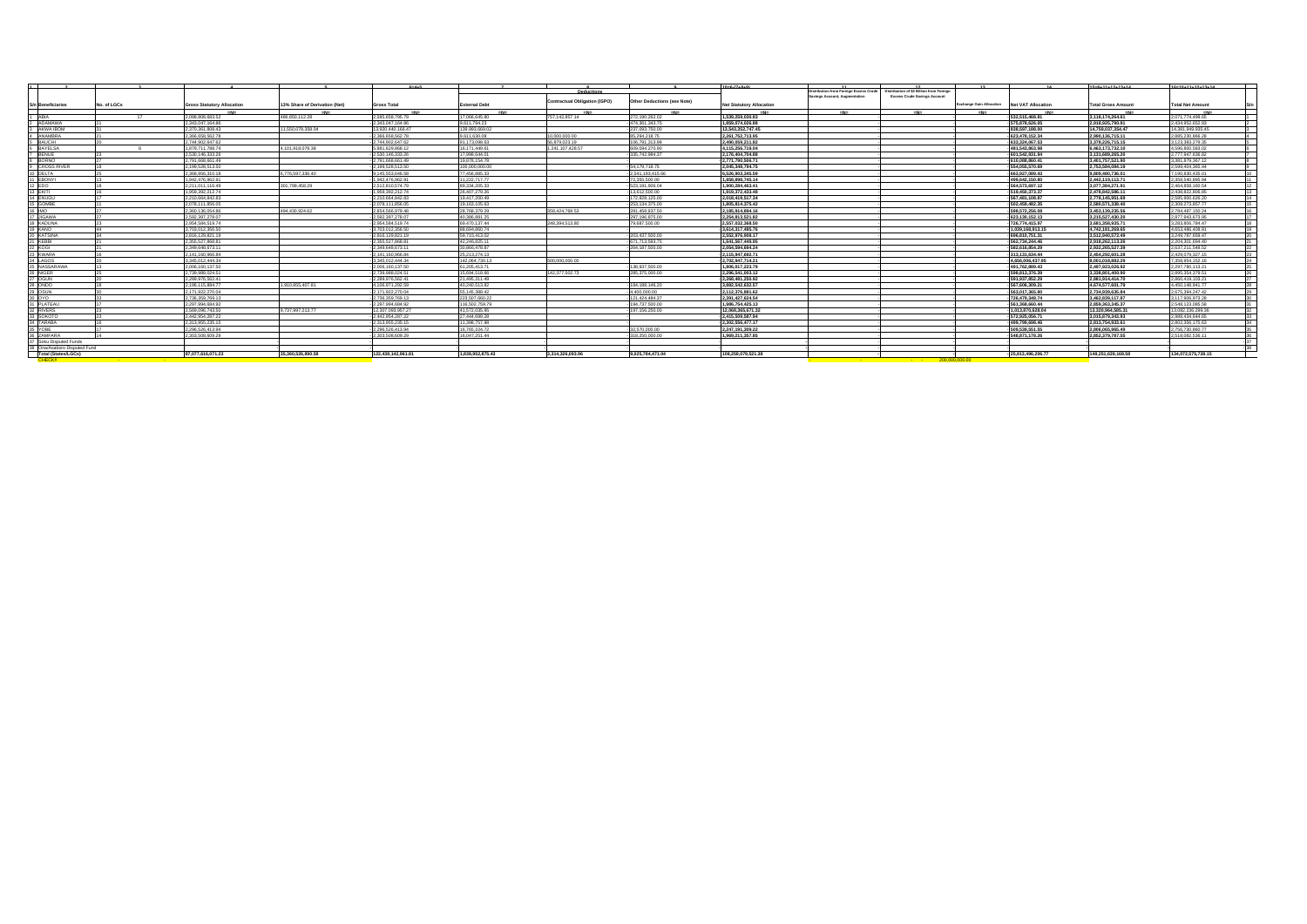| 1 | 2 | 3 | 4 | 5 | 6=4+5 | 7 | 8 | 9 | 10=6-(7+8+9) | 11 | 12 | 13 | 14 | 15=6+11+12+13+14 | 16=10+11+12+13+14 | |
|---|---|---|---|---|---|---|---|---|---|---|---|---|---|---|---|---|
| | | | | | | Deductions | | | | | | | | | | |
| S/n Beneficiaries | No. of LGCs | Gross Statutory Allocation | 13% Share of Derivation (Net) | Gross Total | External Debt | Contractual Obligation (ISPO) | Other Deductions (see Note) | Net Statutory Allocation | Distribution from Foreign Excess Crude Savings Account, Augmentation | Distribution of $2 Billion from Foreign Excess Crude Savings Account | Exchange Gain Allocation | Net VAT Allocation | Total Gross Amount | Total Net Amount | S/n |
| | | =N= | =N= | =N= | =N= | =N= | =N= | =N= | =N= | =N= | =N= | =N= | =N= | =N= | =N= | |
| 1 ABIA | 17 | 2,098,808,883.53 | 486,850,112.26 | 2,585,658,795.79 | 17,066,645.80 | 757,142,857.14 | 272,190,282.02 | 1,539,259,030.83 | | | | 532,515,468.81 | 3,118,174,264.61 | 2,071,774,499.65 | 1 |
| 2 ADAMAWA | 21 | 2,343,047,164.86 | | 2,343,047,164.86 | 9,611,794.23 | | 474,361,343.75 | 1,859,074,026.88 | | | | 575,878,626.05 | 2,918,925,790.91 | 2,434,952,652.92 | 2 |
| 3 AKWA IBOM | 31 | 2,370,361,808.43 | 11,550,078,358.04 | 13,920,440,166.47 | 139,960,669.02 | | 237,093,750.00 | 13,543,352,747.45 | | | | 838,597,188.00 | 14,759,037,354.47 | 14,381,949,935.45 | 3 |
| 4 ANAMBRA | 21 | 2,366,658,562.78 | | 2,366,658,562.78 | 9,611,620.08 | 10,000,000.00 | 85,294,218.75 | 2,261,752,713.95 | | | | 623,478,152.34 | 2,990,136,715.11 | 2,885,230,866.28 | 4 |
| 5 BAUCHI | 20 | 2,744,902,647.62 | | 2,744,902,647.62 | 91,173,056.63 | 95,879,023.19 | 105,791,313.98 | 2,490,059,211.82 | | | | 633,324,067.53 | 3,378,226,715.15 | 3,123,383,279.35 | 5 |
| 6 BAYELSA | 8 | 1,879,711,788.74 | 4,101,918,079.38 | 5,981,629,868.12 | 18,171,449.61 | 1,241,107,428.57 | 606,594,270.90 | 4,115,356,719.04 | | | | 481,543,863.98 | 6,463,173,732.10 | 4,596,900,583.02 | 6 |
| 7 BENUE | 23 | 2,530,146,333.26 | | 2,530,146,333.26 | 17,668,644.01 | | 335,742,904.37 | 2,176,434,784.88 | | | | 601,542,931.94 | 3,131,689,265.20 | 2,777,977,636.82 | 7 |
| 8 BORNO | 27 | 2,791,668,661.49 | | 2,791,668,661.49 | 19,878,154.78 | | | 2,771,790,506.71 | | | | 610,088,860.41 | 3,401,757,521.90 | 3,381,879,367.12 | 8 |
| 9 CROSS RIVER | 18 | 2,188,528,513.50 | | 2,188,528,513.50 | 100,000,000.00 | | 54,179,718.75 | 2,048,348,794.75 | | | | 554,055,570.69 | 2,753,584,084.19 | 2,599,404,365.44 | 9 |
| 10 DELTA | 25 | 2,368,956,310.18 | 6,776,597,336.40 | 9,145,553,646.58 | 77,456,885.33 | | 2,541,193,415.66 | 6,526,903,345.59 | | | | 663,927,089.43 | 9,809,480,736.01 | 7,190,830,435.01 | 10 |
| 11 EBONYI | 13 | 1,942,476,962.91 | | 1,942,476,962.91 | 11,222,717.77 | | 72,355,500.00 | 1,858,898,745.14 | | | | 499,642,150.80 | 2,442,119,113.71 | 2,358,540,895.94 | 11 |
| 12 EDO | 18 | 2,211,011,116.49 | 301,799,459.29 | 2,512,810,574.79 | 89,334,205.33 | | 523,191,906.04 | 1,900,284,463.41 | | | | 564,573,697.12 | 3,077,384,271.91 | 2,464,858,160.54 | 12 |
| 13 EKITI | 16 | 1,959,392,312.74 | | 1,959,392,312.74 | 28,407,379.36 | | 13,612,500.00 | 1,915,372,433.48 | | | | 519,450,373.37 | 2,478,842,586.11 | 2,438,822,806.85 | 13 |
| 14 ENUGU | 17 | 2,210,664,842.83 | | 2,210,664,842.83 | 19,417,200.49 | | 172,828,125.00 | 2,018,419,517.34 | | | | 567,481,108.87 | 2,778,145,951.69 | 2,585,900,626.20 | 14 |
| 15 GOMBE | 11 | 2,078,111,856.05 | | 2,078,111,856.05 | 19,163,105.63 | | 253,134,375.00 | 1,805,814,375.42 | | | | 502,459,482.35 | 2,580,571,338.40 | 2,308,273,857.77 | 15 |
| 16 IMO | 27 | 2,360,136,054.86 | 494,430,924.62 | 2,854,566,979.48 | 28,768,379.29 | 358,424,768.53 | 281,458,937.50 | 2,185,914,894.16 | | | | 598,572,256.08 | 3,453,139,235.56 | 2,784,487,150.24 | 16 |
| 17 JIGAWA | 27 | 2,592,397,278.07 | | 2,592,397,278.07 | 40,386,881.25 | | 297,196,875.00 | 2,254,813,521.82 | | | | 623,130,152.13 | 3,215,527,430.20 | 2,877,943,673.95 | 17 |
| 18 KADUNA | 23 | 2,954,584,519.74 | | 2,954,584,519.74 | 69,470,137.44 | 248,394,513.80 | 79,687,500.00 | 2,557,032,368.50 | | | | 726,774,415.97 | 3,681,358,935.71 | 3,283,806,784.47 | 18 |
| 19 KANO | 44 | 3,703,012,356.50 | | 3,703,012,356.50 | 88,694,860.74 | | | 3,614,317,495.76 | | | | 1,039,168,913.15 | 4,742,181,269.65 | 4,653,486,408.91 | 19 |
| 20 KATSINA | 34 | 2,816,129,821.19 | | 2,816,129,821.19 | 59,715,415.92 | | 203,437,500.00 | 2,552,976,905.17 | | | | 696,810,751.31 | 3,512,940,572.49 | 3,249,787,656.47 | 20 |
| 21 KEBBI | 21 | 2,355,527,868.81 | | 2,355,527,868.81 | 42,246,825.11 | | 671,713,593.75 | 1,641,567,449.95 | | | | 562,734,244.46 | 2,918,262,113.26 | 2,204,301,694.40 | 21 |
| 22 KOGI | 21 | 2,349,648,673.11 | | 2,349,648,673.11 | 30,866,476.87 | | 264,187,500.00 | 2,054,594,694.24 | | | | 582,616,854.29 | 2,932,265,527.39 | 2,637,211,548.52 | 22 |
| 23 KWARA | 16 | 2,141,160,966.84 | | 2,141,160,966.84 | 25,213,274.13 | | | 2,115,947,692.71 | | | | 313,131,634.44 | 2,454,292,601.28 | 2,429,079,327.15 | 23 |
| 24 LAGOS | 20 | 3,345,012,444.34 | | 3,345,012,444.34 | 142,064,730.13 | 500,000,000.00 | | 2,702,947,714.21 | | | | 4,656,006,437.95 | 8,001,018,882.29 | 7,359,954,152.16 | 24 |
| 25 NASSARAWA | 13 | 2,006,160,137.50 | | 2,006,160,137.50 | 61,205,413.71 | | 138,937,500.00 | 1,806,017,223.79 | | | | 491,762,889.43 | 2,497,923,026.92 | 2,297,780,113.21 | 25 |
| 26 NIGER | 25 | 2,739,988,024.51 | | 2,739,988,024.51 | 15,694,518.66 | 142,377,502.73 | 285,375,000.00 | 2,296,541,003.12 | | | | 598,813,376.39 | 3,338,801,400.90 | 2,895,354,379.51 | 26 |
| 27 OGUN | 20 | 2,289,976,562.41 | | 2,289,976,562.41 | 21,495,311.49 | | | 2,268,481,250.92 | | | | 591,937,852.29 | 2,881,914,414.70 | 2,860,419,103.21 | 27 |
| 28 ONDO | 18 | 2,196,115,884.77 | 1,910,855,407.81 | 4,106,971,292.59 | 40,240,513.82 | | 184,188,146.20 | 3,882,542,632.57 | | | | 567,606,309.21 | 4,674,577,601.79 | 4,450,148,941.77 | 28 |
| 29 OSUN | 30 | 2,171,922,270.04 | | 2,171,922,270.04 | 55,145,388.42 | | 4,400,000.00 | 2,112,376,881.62 | | | | 563,017,365.80 | 2,734,939,635.84 | 2,675,394,247.42 | 29 |
| 30 OYO | 33 | 2,736,359,769.13 | | 2,736,359,769.13 | 223,507,660.22 | | 121,424,484.37 | 2,391,427,624.54 | | | | 726,479,348.74 | 3,462,839,117.87 | 3,117,906,973.28 | 30 |
| 31 PLATEAU | 17 | 2,297,994,684.92 | | 2,297,994,684.92 | 116,502,759.79 | | 194,737,500.00 | 1,986,754,425.13 | | | | 561,368,660.44 | 2,859,363,345.37 | 2,548,123,085.58 | 31 |
| 32 RIVERS | 23 | 2,569,096,743.50 | 9,737,997,213.77 | 12,307,093,957.27 | 41,572,035.95 | | 197,156,250.00 | 12,068,365,671.32 | | | | 1,013,870,628.04 | 13,320,964,585.31 | 13,082,236,299.36 | 32 |
| 33 SOKOTO | 23 | 2,442,954,287.22 | | 2,442,954,287.22 | 27,444,699.28 | | | 2,415,509,587.94 | | | | 573,925,056.71 | 3,016,879,343.93 | 2,989,434,644.65 | 33 |
| 34 TARABA | 16 | 2,313,955,235.15 | | 2,313,955,235.15 | 11,398,757.98 | | | 2,302,556,477.17 | | | | 499,798,698.46 | 2,813,754,933.61 | 2,802,356,175.63 | 34 |
| 35 YOBE | 17 | 2,296,526,413.94 | | 2,296,526,413.94 | 16,765,104.72 | | 32,570,000.00 | 2,247,191,309.22 | | | | 509,539,551.55 | 2,806,065,965.49 | 2,756,730,860.77 | 35 |
| 36 ZAMFARA | 14 | 2,303,508,609.29 | | 2,303,508,609.29 | 16,047,251.44 | | 318,250,000.00 | 1,969,211,357.85 | | | | 548,871,178.26 | 2,852,379,787.55 | 2,518,082,536.11 | 36 |
| 37 Soku Disputed Funds | | | | | | | | | | | | | | | 37 |
| 38 Ona/Asaboro Disputed Fund | | | | | | | | | | | | | | | 38 |
| Total (States/LGCs) | | 87,077,616,071.23 | 35,360,526,890.58 | 122,438,142,961.81 | 1,838,052,875.43 | 3,314,326,093.96 | 9,025,784,471.04 | 108,259,979,521.38 | | | | 25,813,496,206.77 | 148,251,639,168.58 | 134,073,575,728.15 | |
| CHECK? | | | | | | | | | | 200,000,000.00 | | | | | | |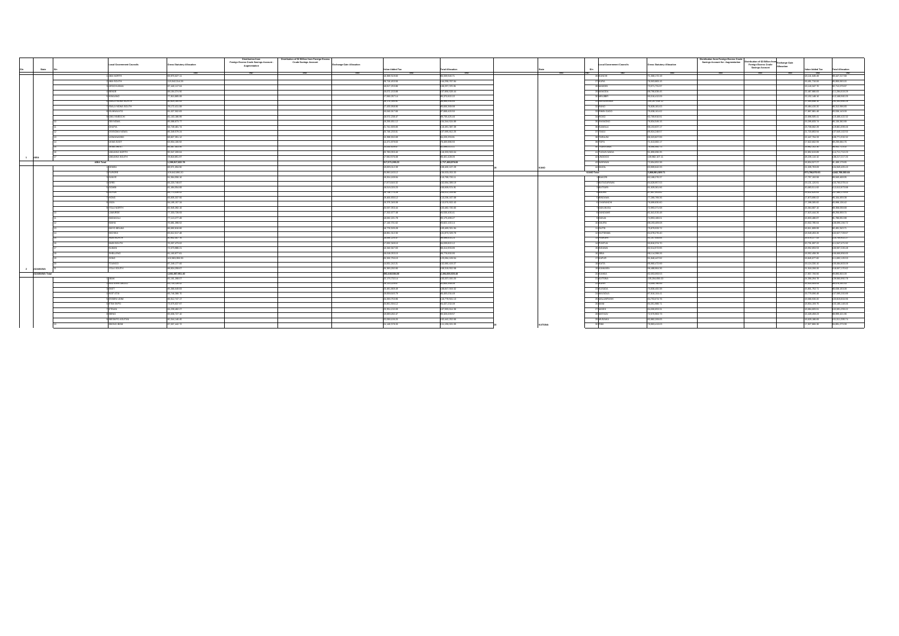| S/n | State | S/n | Local Government Councils | Gross Statutory Allocation | Distribution from Foreign Excess Crude Savings Account - Augmentation | Distribution of $2 Billion from Foreign Excess Crude Savings Account | Exchange Gain Allocation | Value Added Tax | Total Allocation |
|---|---|---|---|---|---|---|---|---|---|
| | | | | =N= | =N= | =N= | =N= | =N= | =N= |
| | | 1 | ABA NORTH | 80,870,827.11 | | | | 18,389,018.60 | 99,259,845.71 |
| | | 2 | ABA SOUTH | 113,532,613.28 | | | | 28,718,183.78 | 142,250,797.06 |
| | | 3 | AROCHUKWU | 87,440,117.04 | | | | 18,817,253.86 | 106,257,370.90 |
| | | 4 | BENDE | 98,144,374.96 | | | | 19,672,153.88 | 117,816,528.84 |
| | | 5 | IKWUANO | 77,924,869.08 | | | | 17,880,057.14 | 95,804,926.22 |
| | | 6 | ISIALA NGWA NORTH | 82,820,103.96 | | | | 18,235,393.58 | 101,055,497.54 |
| | | 7 | ISIALA NGWA SOUTH | 80,172,411.06 | | | | 18,428,549.60 | 98,600,960.66 |
| | | 8 | ISUIKWUATO | 81,527,962.83 | | | | 18,330,567.18 | 99,858,530.01 |
| | | 9 | OBI NGWA | 91,103,166.95 | | | | 20,571,208.47 | 111,674,375.42 |
| | | 10 | OHAFIA | 99,749,461.74 | | | | 21,741,929.65 | 121,491,391.39 |
| | | 11 | OSISIOMA NGWA | 85,349,576.31 | | | | 19,746,235.94 | 105,095,812.25 |
| | | 12 | UGWUNAGBO | 66,927,361.11 | | | | 15,398,902.60 | 82,326,263.71 |
| | | 13 | UKWA EAST | 60,350,188.92 | | | | 14,471,379.63 | 74,821,568.55 |
| | | 14 | UKWA WEST | 66,357,915.82 | | | | 15,636,629.60 | 81,994,545.42 |
| | | 15 | UMUAHIA NORTH | 95,647,209.04 | | | | 20,785,723.80 | 116,432,932.84 |
| | | 16 | UMUAHIA SOUTH | 77,659,051.07 | | | | 17,802,979.98 | 95,462,031.05 |
| 1 | ABIA | 17 | UMU-NNEOCHI | 73,340,627.50 | | | | 17,414,985.04 | 90,755,612.54 |
| | **ABIA Total** | | | **1,398,917,852.78** | | | | **317,071,208.23** | **1,715,989,061.01** |
| | | 1 | DEMSA | 90,571,290.90 | | | | 19,835,012.50 | 110,406,303.40 |
| | | 2 | FUFORE | 109,642,892.20 | | | | 20,890,163.12 | 130,533,055.32 |
| | | 3 | GANYE | 91,904,936.16 | | | | 19,204,409.95 | 111,109,346.11 |
| | | 4 | GIREI | 82,223,748.87 | | | | 17,871,644.32 | 100,095,393.19 |
| | | 5 | GOMBI | 81,494,854.08 | | | | 18,610,649.23 | 100,105,503.31 |
| | | 6 | GUYUK | 83,772,848.27 | | | | 18,796,773.63 | 102,569,621.90 |
| | | 7 | HONG | 95,835,167.66 | | | | 20,400,260.12 | 116,235,427.78 |
| | | 8 | JADA | 94,199,157.34 | | | | 19,370,345.09 | 113,569,502.43 |
| | | 9 | LAMURDE | 77,355,728.93 | | | | 17,352,677.48 | 94,708,406.41 |
| | | 10 | MADAGALI | 77,113,277.48 | | | | 18,062,331.79 | 95,175,609.27 |
| | | 11 | MAIHA | 75,686,388.51 | | | | 17,146,721.62 | 92,833,110.13 |
| | | 12 | MAYO BELWA | 85,680,818.86 | | | | 18,770,505.08 | 104,451,323.94 |
| | | 13 | MICHIKA | 90,012,517.48 | | | | 18,861,012.30 | 108,873,529.78 |
| | | 14 | MUBI NORTH | 80,850,487.75 | | | | 18,098,125.37 | 98,948,613.12 |
| | | 15 | MUBI SOUTH | 76,297,473.03 | | | | 17,832,149.09 | 94,129,622.12 |
| | | 16 | NUMAN | 71,073,986.11 | | | | 16,340,567.83 | 87,414,553.94 |
| | | 17 | SHELLENG | 81,160,377.81 | | | | 18,618,053.15 | 99,778,430.96 |
| | | 18 | SONG | 102,931,891.93 | | | | 20,330,703.15 | 123,262,595.08 |
| | | 19 | TOUNGO | 67,259,177.03 | | | | 14,831,342.25 | 82,090,519.28 |
| | | 20 | YOLA NORTH | 82,801,098.97 | | | | 19,805,102.01 | 102,606,200.98 |
| 2 | ADAMAWA | 21 | YOLA SOUTH | 86,925,359.67 | | | | 19,395,252.86 | 106,320,612.53 |
| | **ADAMAWA Total** | | | **1,850,097,951.40** | | | | **391,640,584.09** | **2,241,738,535.49** |
| | | 28 | MADOBI | 71,366,172.20 | | | | 16,116,318.64 | 87,482,490.84 |
| | | 29 | MAKODA | 73,683,883.16 | | | | 16,161,759.08 | 89,845,642.24 |
| | | 30 | MINJIBIR | 73,671,731.07 | | | | 16,145,337.70 | 89,817,068.77 |
| | | 31 | NASSARAWA | 96,790,636.41 | | | | 25,487,988.84 | 122,278,625.25 |
| | | 32 | RANO | 62,766,630.00 | | | | 15,162,586.07 | 77,929,216.07 |
| | | 33 | RIMIN GADO | 75,636,161.62 | | | | 17,697,061.88 | 93,333,223.50 |
| | | 34 | ROGO | 82,769,316.01 | | | | 16,698,305.41 | 99,467,621.42 |
| | | 35 | SHANONO | 79,364,146.90 | | | | 18,295,016.45 | 97,659,163.35 |
| | | 36 | SUMAILA | 85,150,637.17 | | | | 18,708,862.25 | 103,859,499.42 |
| | | 37 | TAKAI | 81,733,643.13 | | | | 18,266,716.06 | 100,000,359.19 |
| | | 38 | TARAUNI | 74,201,402.58 | | | | 17,080,882.66 | 91,282,285.24 |
| | | 39 | TOFA | 71,823,663.17 | | | | 16,322,662.78 | 88,146,325.95 |
| | | 40 | TSANYAWA | 79,590,966.71 | | | | 16,992,252.90 | 96,583,219.61 |
| | | 41 | TUDUN WADA | 95,899,090.35 | | | | 20,882,620.99 | 116,781,711.34 |
| | | 42 | UNGOGO | 109,882,127.11 | | | | 26,235,141.41 | 136,117,268.52 |
| | | 43 | WARAWA | 73,691,052.89 | | | | 16,694,527.17 | 90,385,580.06 |
| 19 | KANO | 44 | WUDIL | 63,559,612.53 | | | | 15,295,992.10 | 78,855,604.63 |
| | **KANO Total** | | | **3,859,861,569.71** | | | | **873,798,870.93** | **4,733,660,440.64** |
| | | 1 | BAKORI | 82,188,270.37 | | | | 17,757,292.58 | 99,945,562.95 |
| | | 2 | BATAGARAWA | 84,628,857.83 | | | | 19,131,320.81 | 103,760,178.64 |
| | | 3 | BATSARI | 91,926,961.93 | | | | 20,089,512.65 | 112,016,474.58 |
| | | 4 | BAURE | 82,367,653.82 | | | | 19,032,629.63 | 101,400,283.45 |
| | | 5 | BINDAWA | 77,298,706.30 | | | | 17,879,998.53 | 95,178,704.83 |
| | | 6 | CHARANCHI | 79,699,830.02 | | | | 17,299,305.51 | 96,999,135.53 |
| | | 7 | DAN MUSA | 72,093,371.03 | | | | 16,261,687.16 | 88,355,058.19 |
| | | 8 | DANDUME | 81,441,915.60 | | | | 17,815,484.57 | 99,257,400.17 |
| | | 9 | DANJA | 71,861,358.61 | | | | 16,920,486.97 | 88,781,845.58 |
| | | 10 | DAURA | 80,170,609.58 | | | | 18,502,789.64 | 98,673,399.22 |
| | | 11 | DUTSI | 70,670,532.72 | | | | 15,811,000.99 | 86,481,533.71 |
| | | 12 | DUTSIN-MA | 84,076,276.42 | | | | 18,596,453.26 | 102,672,729.68 |
| | | 13 | FASKARI | 95,192,338.89 | | | | 20,574,627.33 | 115,766,966.22 |
| | | 14 | FUNTUA | 83,645,374.70 | | | | 21,776,083.52 | 105,421,458.22 |
| | | 15 | INGAWA | 82,214,372.95 | | | | 18,992,892.53 | 101,207,265.48 |
| | | 16 | JIBIA | 88,114,308.25 | | | | 19,952,326.28 | 108,066,634.53 |
| | | 17 | KAFUR | 93,348,437.90 | | | | 19,886,577.86 | 113,235,015.76 |
| | | 18 | KAITA | 69,966,272.99 | | | | 16,121,300.00 | 86,087,572.99 |
| | | 19 | KANKARA | 108,251,553.57 | | | | 21,312,266.27 | 129,563,819.84 |
| | | 20 | KANKIA | 80,315,913.58 | | | | 18,018,259.31 | 98,334,172.89 |
| | | 21 | KATSINA | 106,284,550.93 | | | | 27,202,292.00 | 133,486,842.93 |
| | | 22 | KURFI | 72,606,700.03 | | | | 16,231,910.63 | 88,838,610.66 |
| | | 23 | KUSADA | 73,836,402.58 | | | | 15,861,753.71 | 89,698,156.29 |
| | | 24 | MAI'ADUA | 80,813,074.14 | | | | 19,779,236.49 | 100,592,310.63 |
| | | 25 | MALUMFASHI | 94,733,574.73 | | | | 21,086,535.36 | 115,820,110.09 |
| | | 26 | MANI | 80,351,088.71 | | | | 18,833,355.75 | 99,184,444.46 |
| | | 27 | MASHI | 84,108,853.21 | | | | 19,486,809.51 | 103,595,662.72 |
| | | 28 | MATAZU | 72,670,962.71 | | | | 16,328,458.29 | 88,999,421.00 |
| | | 29 | MUSAWA | 82,882,209.55 | | | | 18,628,786.19 | 101,510,995.74 |
| 20 | KATSINA | 30 | RIMI | 73,962,419.03 | | | | 17,087,360.96 | 91,049,779.99 |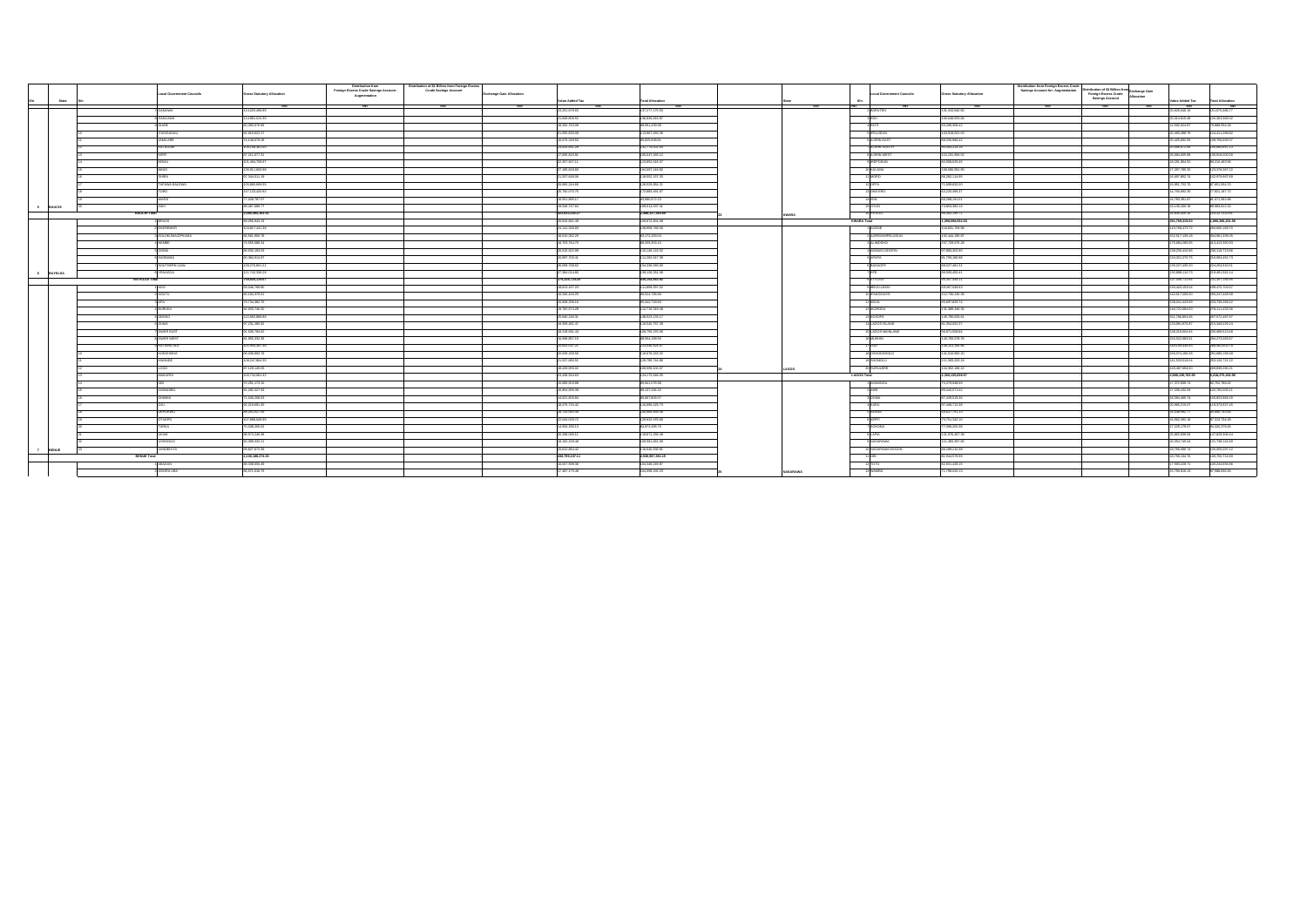| S/n | State | S/n | Local Government Councils | Gross Statutory Allocation | Distribution from Foreign Excess Crude Savings Account - Augmentation | Distribution of $2 Billion from Foreign Excess Crude Savings Account | Exchange Gain Allocation | Value Added Tax | Total Allocation |
|---|---|---|---|---|---|---|---|---|---|
| | | | | ₦ | ₦ | ₦ | ₦ | ₦ | ₦ |
| | | 7 | GAMAWA | | | | | | |
| | | 8 | GANJUWA | | | | | | |
| | | 9 | GIADE | | | | | | |
| | | 10 | ITAS/GADAU | | | | | | |
| | | 11 | JAMAARE | | | | | | |
| | | 12 | KATAGUM | | | | | | |
| | | 13 | KIRFI | | | | | | |
| | | 14 | MISAU | | | | | | |
| | | 15 | NINGI | | | | | | |
| | | 16 | SHIRA | | | | | | |
| | | 17 | TAFAWA BALEWA | | | | | | |
| | | 18 | TORO | | | | | | |
| | | 19 | WARJI | | | | | | |
| 5 | BAUCHI | 20 | ZAKI | | | | | | |
| | BAUCHI Total | | | | | | | | |
| | | 1 | BRASS | | | | | | |
| | | 2 | EKEREMOR | | | | | | |
| | | 3 | KOLOKUMA/OPOKUMA | | | | | | |
| | | 4 | NEMBE | | | | | | |
| | | 5 | OGBIA | | | | | | |
| | | 6 | SAGBAMA | | | | | | |
| | | 7 | SOUTHERN IJAW | | | | | | |
| 6 | BAYELSA | 8 | YENAGOA | | | | | | |
| | BAYELSA Total | | | | | | | | |
| | | 1 | ADO | | | | | | |
| | | 2 | AGATU | | | | | | |
| | | 3 | APA | | | | | | |
| | | 4 | BURUKU | | | | | | |
| | | 5 | GBOKO | | | | | | |
| | | 6 | GUMA | | | | | | |
| | | 7 | GWER EAST | | | | | | |
| | | 8 | GWER WEST | | | | | | |
| | | 9 | KATSINA-ALA | | | | | | |
| | | 10 | KONSHISHA | | | | | | |
| | | 11 | KWANDE | | | | | | |
| | | 12 | LOGO | | | | | | |
| | | 13 | MAKURDI | | | | | | |
| | | 14 | OBI | | | | | | |
| | | 15 | OGBADIBO | | | | | | |
| | | 16 | OHIMINI | | | | | | |
| | | 17 | OJU | | | | | | |
| | | 18 | OKPOKWU | | | | | | |
| | | 19 | OTUKPO | | | | | | |
| | | 20 | TARKA | | | | | | |
| | | 21 | UKUM | | | | | | |
| | | 22 | USHONGO | | | | | | |
| 7 | BENUE | 23 | VANDEIKYA | | | | | | |
| | BENUE Total | | | | | | | | |
| | | 1 | AKWANGA | | | | | | |
| | | 2 | AWE | | | | | | |
| | | 2 | BARUTEN | | | | | | |
| | | 3 | EDU | | | | | | |
| | | 4 | EKITI | | | | | | |
| | | 5 | IFELODUN | | | | | | |
| | | 6 | ILORIN EAST | | | | | | |
| | | 7 | ILORIN SOUTH | | | | | | |
| | | 8 | ILORIN WEST | | | | | | |
| | | 9 | IREPODUN | | | | | | |
| | | 10 | ISIN | | | | | | |
| | | 11 | KAIAMA | | | | | | |
| | | 12 | MORO | | | | | | |
| | | 13 | OFFA | | | | | | |
| | | 14 | OKE-ERO | | | | | | |
| | | 15 | OYUN | | | | | | |
| 23 | KWARA | 16 | PATEGI | | | | | | |
| | KWARA Total | | | | | | | | |
| | | 1 | AGEGE | | | | | | |
| | | 2 | AJEROMI/IFELODUN | | | | | | |
| | | 3 | ALIMOSHO | | | | | | |
| | | 4 | AMUWO-ODOFIN | | | | | | |
| | | 5 | APAPA | | | | | | |
| | | 6 | BADAGRY | | | | | | |
| | | 7 | EPE | | | | | | |
| | | 8 | ETI-OSA | | | | | | |
| | | 9 | IBEJU/LEKKI | | | | | | |
| | | 10 | IFAKO-IJAYE | | | | | | |
| | | 11 | IKEJA | | | | | | |
| | | 12 | IKORODU | | | | | | |
| | | 13 | KOSOFE | | | | | | |
| | | 14 | LAGOS ISLAND | | | | | | |
| | | 15 | LAGOS MAINLAND | | | | | | |
| | | 16 | MUSHIN | | | | | | |
| | | 17 | OJO | | | | | | |
| | | 18 | OSHODI/ISOLO | | | | | | |
| | | 19 | SHOMOLU | | | | | | |
| 24 | LAGOS | 20 | SURULERE | | | | | | |
| | LAGOS Total | | | | | | | | |
| | | 11 | OBI | | | | | | |
| | | 12 | TOTO | | | | | | |
| 25 | NASARAWA | 13 | WAMBA | | | | | | |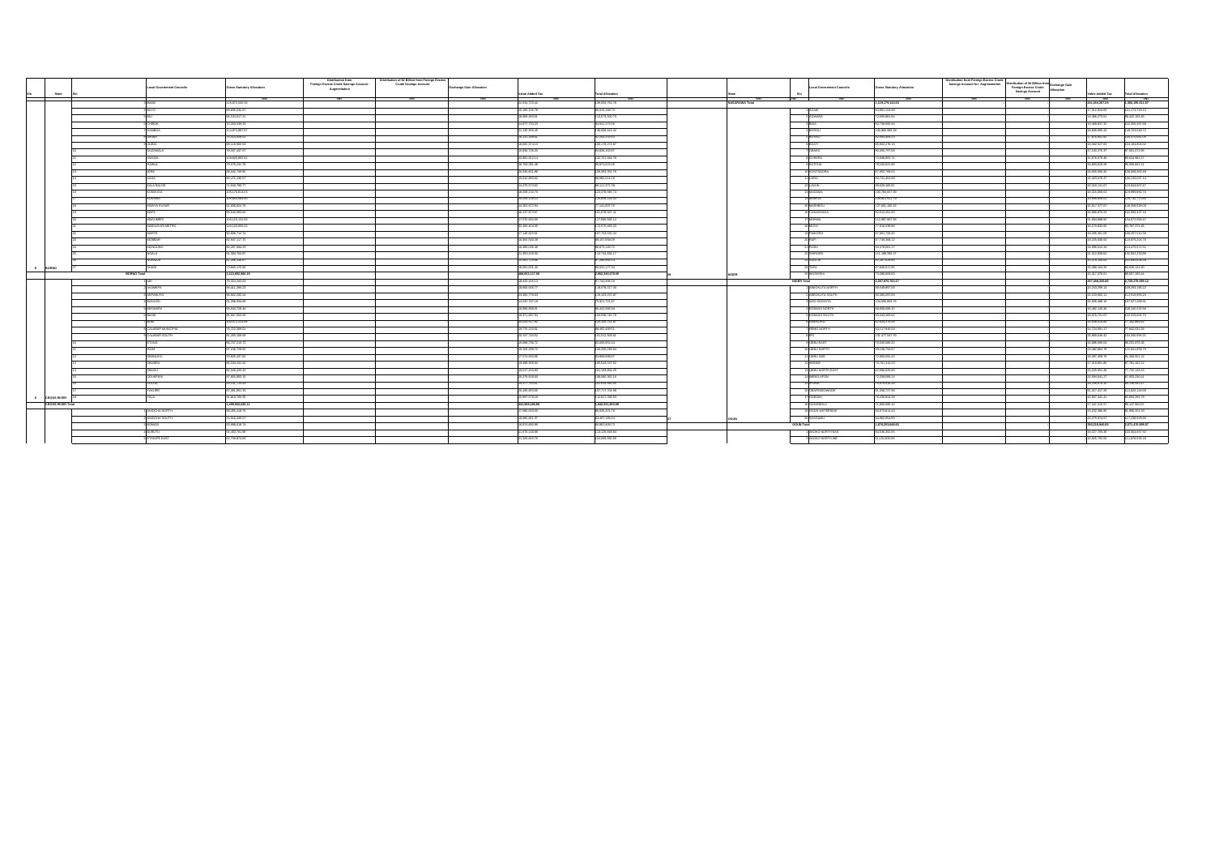| S/n | State | S/n | Local Government Councils | Gross Statutory Allocation | Distribution from Foreign Excess Crude Savings Account - Augmentation | Distribution of $2 Billion from Foreign Excess Crude Savings Account | Exchange Gain Allocation | Value Added Tax | Total Allocation |
|---|---|---|---|---|---|---|---|---|---|
| | | | BAMA | | | | | | |
| | | | BAYO | | | | | | |
| | | | BIU | | | | | | |
| | | | CHIBOK | | | | | | |
| | | | DAMBOA | | | | | | |
| | | | DIKWA | | | | | | |
| | | | GUBIO | | | | | | |
| | | | GUZAMALA | | | | | | |
| | | | GWOZA | | | | | | |
| | | | HAWUL | | | | | | |
| | | | JERE | | | | | | |
| | | | KAGA | | | | | | |
| | | | KALA BALGE | | | | | | |
| | | | KONDUGA | | | | | | |
| | | | KUKAWA | | | | | | |
| | | | KWAYA KUSAR | | | | | | |
| | | | MAFA | | | | | | |
| | | | MAGUMERI | | | | | | |
| | | | MAIDUGURI METRO | | | | | | |
| | | | MARTE | | | | | | |
| | | | MOBBAR | | | | | | |
| | | | MONGUNO | | | | | | |
| | | | NGALA | | | | | | |
| | | | NGANZAI | | | | | | |
| 8 | BORNO | 27 | SHANI | | | | | | |
| | BORNO Total | | | | | | | | |
| | | 1 | ABI | | | | | | |
| | | 2 | AKAMKPA | | | | | | |
| | | 3 | AKPABUYO | | | | | | |
| | | 4 | BAKASSI | | | | | | |
| | | 5 | BEKWARRA | | | | | | |
| | | 6 | BIASE | | | | | | |
| | | 7 | BOKI | | | | | | |
| | | 8 | CALABAR MUNICIPAL | | | | | | |
| | | 9 | CALABAR SOUTH | | | | | | |
| | | 10 | ETUNG | | | | | | |
| | | 11 | IKOM | | | | | | |
| | | 12 | OBANLIKU | | | | | | |
| | | 13 | OBUBRA | | | | | | |
| | | 14 | OBUDU | | | | | | |
| | | 15 | ODUKPANI | | | | | | |
| | | 16 | OGOJA | | | | | | |
| | | 17 | YAKURR | | | | | | |
| 9 | CROSS RIVER | 18 | YALA | | | | | | |
| | CROSS RIVER Total | | | | | | | | |

| S/n | State | S/n | Local Government Councils | Gross Statutory Allocation | Distribution from Foreign Excess Crude Savings Account - Augmentation | Distribution of $2 Billion from Foreign Excess Crude Savings Account | Exchange Gain Allocation | Value Added Tax | Total Allocation |
|---|---|---|---|---|---|---|---|---|---|
| | NASARAWA Total | | | | | | | | |
| | | 1 | AGAIE | | | | | | |
| | | 2 | AGWARA | | | | | | |
| | | 3 | BIDA | | | | | | |
| | | 4 | BORGU | | | | | | |
| | | 5 | BOSSO | | | | | | |
| | | 6 | CHANCHAGA | | | | | | |
| | | 7 | EDATI | | | | | | |
| | | 8 | GBAKO | | | | | | |
| | | 9 | GURARA | | | | | | |
| | | 10 | KATCHA | | | | | | |
| | | 11 | KONTAGORA | | | | | | |
| | | 12 | LAPAI | | | | | | |
| | | 13 | LAVUN | | | | | | |
| | | 14 | MAGAMA | | | | | | |
| | | 15 | MARIGA | | | | | | |
| | | 16 | MASHEGU | | | | | | |
| | | 17 | MOKWA | | | | | | |
| | | 18 | MUNYA | | | | | | |
| | | 19 | PAIKORO | | | | | | |
| | | 20 | RAFI | | | | | | |
| | | 21 | RIJAU | | | | | | |
| | | 22 | SHIRORO | | | | | | |
| | | 23 | SULEJA | | | | | | |
| | | 24 | TAFA | | | | | | |
| 26 | NIGER | 25 | WUSHISHI | | | | | | |
| | NIGER Total | | | | | | | | |
| | | 1 | ABEOKUTA NORTH | | | | | | |
| | | 2 | ABEOKUTA SOUTH | | | | | | |
| | | 3 | ADO ODO/OTA | | | | | | |
| | | 4 | EGBADO NORTH | | | | | | |
| | | 5 | EGBADO SOUTH | | | | | | |
| | | 6 | EWEKORO | | | | | | |
| | | 7 | IFO | | | | | | |
| | | 8 | IJEBU EAST | | | | | | |
| | | 9 | IJEBU NORTH | | | | | | |
| | | 10 | IJEBU NORTH EAST | | | | | | |
| | | 11 | IJEBU ODE | | | | | | |
| | | 12 | IKENNE | | | | | | |
| | | 13 | IMEKO-AFON | | | | | | |
| | | 14 | IPOKIA | | | | | | |
| | | 15 | OBAFEMI-OWODE | | | | | | |
| | | 16 | ODEDA | | | | | | |
| | | 17 | ODOGBOLU | | | | | | |
| | | 18 | OGUN WATERSIDE | | | | | | |
| | | 19 | REMO NORTH | | | | | | |
| 27 | OGUN | 20 | SHAGAMU | | | | | | |
| | OGUN Total | | | | | | | | |
| | | 1 | AKOKO NORTH EAST | | | | | | |
| | | 2 | AKOKO NORTH WEST | | | | | | |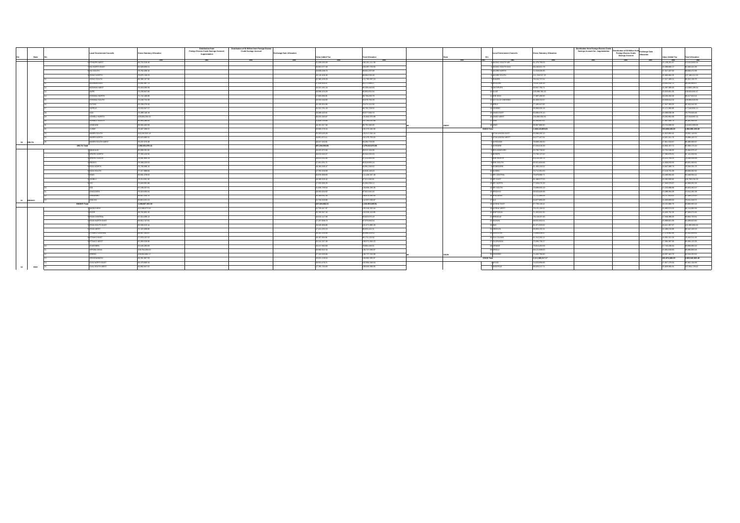| S/n | State | S/n | Local Government Councils | Gross Statutory Allocation | Distribution from Foreign Excess Crude Savings Account - Augmentation | Distribution of $2 Billion from Foreign Excess Crude Savings Account | Exchange Gain Allocation | Value Added Tax | Total Allocation |
|---|---|---|---|---|---|---|---|---|---|
| | | | | =N= | =N= | =N= | =N= | =N= | =N= |
| | | 7 | ETHIOPE WEST | 86,722,636.48 | | | | 21,430,503.09 | 108,153,111.58 |
| | | 8 | IKA NORTH EAST | 82,829,898.51 | | | | 20,601,277.68 | 103,431,176.18 |
| | | 9 | IKA SOUTH | 75,762,298.16 | | | | 19,839,028.73 | 95,601,326.89 |
| | | 10 | ISOKO NORTH | 70,875,128.41 | | | | 19,135,605.05 | 89,... |
| | | 11 | ISOKO SOUTH | 89,585,107.90 | | | | 22,380,459.29 | 111,... |
| | | 12 | NDOKWA EAST | 73,... | | | | 17,... | ... |
| | | 13 | NDOKWA WEST | 77,... | | | | 18,... | ... |
| | | 14 | OKPE | 72,... | | | | 18,... | ... |
| | | 15 | OSHIMILI NORTH | 71,... | | | | 17,... | ... |
| | | 16 | OSHIMILI SOUTH | 71,... | | | | 19,... | ... |
| | | 17 | PATANI | 65,... | | | | 16,... | ... |
| | | 18 | SAPELE | 70,... | | | | 19,... | ... |
| | | 19 | UDU | 71,... | | | | 19,... | ... |
| | | 20 | UGHELLI NORTH | 105,... | | | | 25,... | ... |
| | | 21 | UGHELLI SOUTH | 85,... | | | | 21,... | ... |
| | | 22 | UKWUANI | 65,... | | | | 16,... | ... |
| | | 23 | UVWIE | 79,... | | | | 20,... | ... |
| | | 24 | WARRI NORTH | 100,... | | | | 25,... | ... |
| | | 25 | WARRI SOUTH | 80,... | | | | 22,... | ... |
| 10 | DELTA | 26 | WARRI SOUTH WEST | 75,... | | | | 19,... | ... |
| | DELTA Total | | | 1,892,511,878.41 | | | | 387,256,993.65 | 2,279,818,872.06 |
| | | 1 | ABAKALIKI | ... | | | | ... | ... |
| | | 2 | AFIKPO NORTH | ... | | | | ... | ... |
| | | 3 | AFIKPO SOUTH | ... | | | | ... | ... |
| | | 4 | EBONYI | ... | | | | ... | ... |
| | | 5 | EZZA NORTH | ... | | | | ... | ... |
| | | 6 | EZZA SOUTH | ... | | | | ... | ... |
| | | 7 | IKWO | ... | | | | ... | ... |
| | | 8 | ISHIELU | ... | | | | ... | ... |
| | | 9 | IVO | ... | | | | ... | ... |
| | | 10 | IZZI | ... | | | | ... | ... |
| | | 11 | OHAOZARA | ... | | | | ... | ... |
| | | 12 | OHAUKWU | ... | | | | ... | ... |
| 11 | EBONYI | 13 | ONICHA | ... | | | | ... | ... |
| | EBONYI Total | | | 1,069,... | | | | 247,... | 1,316,... |
| | | 1 | AKOKO EDO | ... | | | | ... | ... |
| | | 2 | EGOR | ... | | | | ... | ... |
| | | 3 | ESAN CENTRAL | ... | | | | ... | ... |
| | | 4 | ESAN NORTH EAST | ... | | | | ... | ... |
| | | 5 | ESAN SOUTH EAST | ... | | | | ... | ... |
| | | 6 | ESAN WEST | ... | | | | ... | ... |
| | | 7 | ETSAKO CENTRAL | ... | | | | ... | ... |
| | | 8 | ETSAKO EAST | ... | | | | ... | ... |
| | | 9 | ETSAKO WEST | ... | | | | ... | ... |
| | | 10 | IGUEBEN | ... | | | | ... | ... |
| | | 11 | IKPOBA OKHA | ... | | | | ... | ... |
| | | 12 | OREDO | ... | | | | ... | ... |
| | | 13 | ORHIONMWON | ... | | | | ... | ... |
| | | 14 | OVIA NORTH EAST | ... | | | | ... | ... |
| 12 | EDO | 15 | OVIA SOUTH WEST | ... | | | | ... | ... |

| S/n | State | S/n | Local Government Councils | Gross Statutory Allocation | Distribution from Foreign Excess Crude Savings Account - Augmentation | Distribution of $2 Billion from Foreign Excess Crude Savings Account | Exchange Gain Allocation | Value Added Tax | Total Allocation |
|---|---|---|---|---|---|---|---|---|---|
| | | | | =N= | =N= | =N= | =N= | =N= | =N= |
| | | 7 | AKOKO SOUTH WEST | ... | | | | ... | ... |
| | | 8 | AKOKO SOUTH EAST | ... | | | | ... | ... |
| | | 9 | AKURE NORTH | ... | | | | ... | ... |
| | | 10 | AKURE SOUTH | ... | | | | ... | ... |
| | | 11 | IDANRE | ... | | | | ... | ... |
| | | 12 | IFEDORE | ... | | | | ... | ... |
| | | 13 | ILAJE | ... | | | | ... | ... |
| | | 14 | ILE OLUJI OKEIGBO | ... | | | | ... | ... |
| | | 15 | IRELE | ... | | | | ... | ... |
| | | 16 | ODIGBO | ... | | | | ... | ... |
| | | 17 | OKITIPUPA | ... | | | | ... | ... |
| | | 18 | ONDO EAST | ... | | | | ... | ... |
| | | 19 | ONDO WEST | ... | | | | ... | ... |
| | | 20 | OSE | ... | | | | ... | ... |
| 28 | ONDO | 21 | OWO | ... | | | | ... | ... |
| | ONDO Total | | | 1,569,... | | | | 333,... | 1,902,... |
| | | 1 | ATAKUNMOSA EAST | ... | | | | ... | ... |
| | | 2 | ATAKUNMOSA WEST | ... | | | | ... | ... |
| | | 3 | AYEDAADE | ... | | | | ... | ... |
| | | 4 | AYEDIRE | ... | | | | ... | ... |
| | | 5 | BOLUWADURO | ... | | | | ... | ... |
| | | 6 | BORIPE | ... | | | | ... | ... |
| | | 7 | EDE NORTH | ... | | | | ... | ... |
| | | 8 | EDE SOUTH | ... | | | | ... | ... |
| | | 9 | EGBEDORE | ... | | | | ... | ... |
| | | 10 | EJIGBO | ... | | | | ... | ... |
| | | 11 | IFE CENTRAL | ... | | | | ... | ... |
| | | 12 | IFE EAST | ... | | | | ... | ... |
| | | 13 | IFE NORTH | ... | | | | ... | ... |
| | | 14 | IFE SOUTH | ... | | | | ... | ... |
| | | 15 | IFEDAYO | ... | | | | ... | ... |
| | | 16 | IFELODUN | ... | | | | ... | ... |
| | | 17 | ILA | ... | | | | ... | ... |
| | | 18 | ILESHA EAST | ... | | | | ... | ... |
| | | 19 | ILESHA WEST | ... | | | | ... | ... |
| | | 20 | IREPODUN | ... | | | | ... | ... |
| | | 21 | IREWOLE | ... | | | | ... | ... |
| | | 22 | ISOKAN | ... | | | | ... | ... |
| | | 23 | IWO | ... | | | | ... | ... |
| | | 24 | OBOKUN | ... | | | | ... | ... |
| | | 25 | ODO OTIN | ... | | | | ... | ... |
| | | 26 | OLA OLUWA | ... | | | | ... | ... |
| | | 27 | OLORUNDA | ... | | | | ... | ... |
| | | 28 | ORIADE | ... | | | | ... | ... |
| | | 29 | OROLU | ... | | | | ... | ... |
| 29 | OSUN | 30 | OSOGBO | ... | | | | ... | ... |
| | OSUN Total | | | 2,221,... | | | | 491,... | 2,... |
| | | 1 | AFIJIO | ... | | | | ... | ... |
| | | 2 | AKINYELE | ... | | | | ... | ... |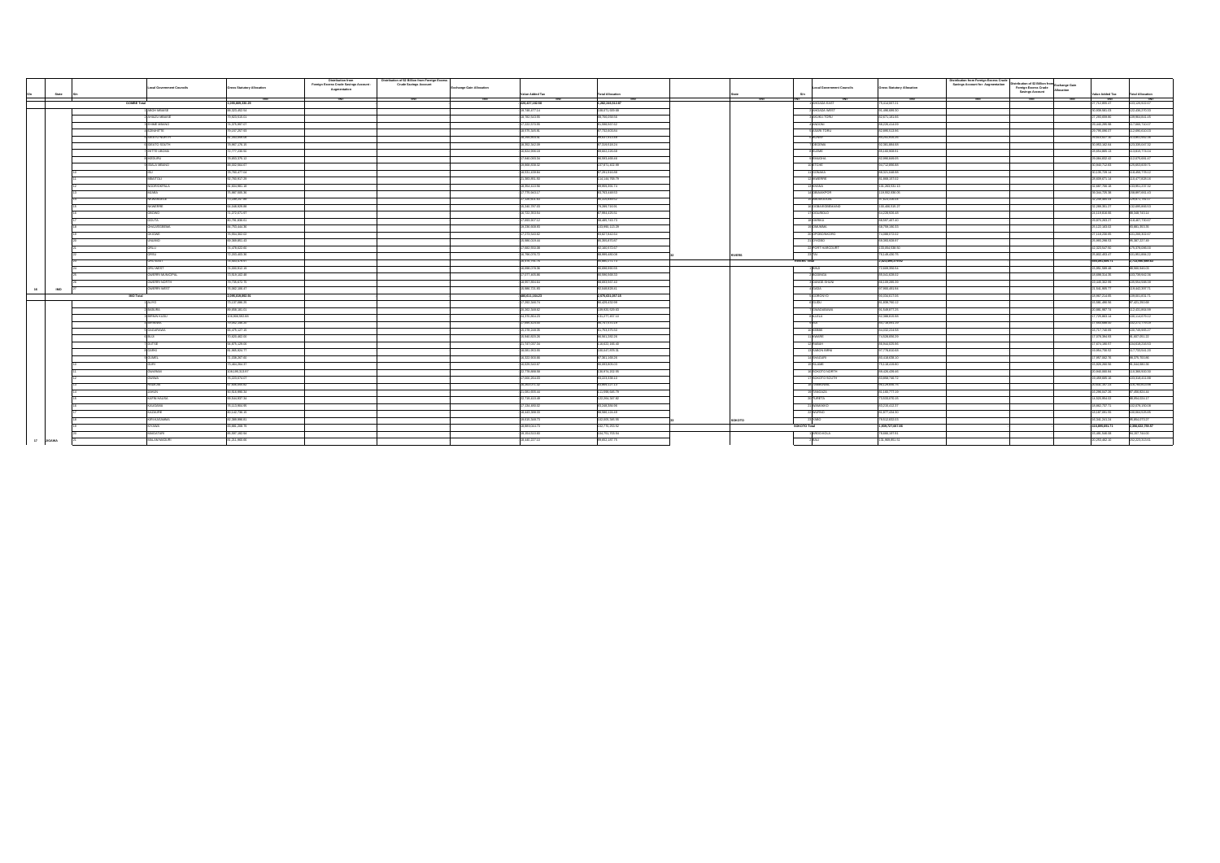| S/n | State | S/n | Local Government Councils | Gross Statutory Allocation | Distribution from Foreign Excess Crude Savings Account : Augmentation | Distribution of $2 Billion from Foreign Excess Crude Savings Account | Exchange Gain Allocation | Value Added Tax | Total Allocation |
|---|---|---|---|---|---|---|---|---|---|
| | | | | =N= | =N= | =N= | =N= | =N= | =N= |
| | GOMBE Total | | | 1,059,889,336.29 | | | | 226,457,130.58 | 1,286,346,512.87 |
| | | 1 | ABOH MBAISE | 88,325,162.54 | | | | 28,748,477.14 | 118,071,639.68 |
| | | 2 | AHIAZU MBAISE | 79,820,618.51 | | | | 26,782,543.55 | 106,703,058.50 |
| | | 3 | EHIME MBANO | 73,375,867.57 | | | | 27,222,373.85 | 100,598,032.52 |
| | | 4 | EZINIHITTE | 79,157,297.83 | | | | 28,575,169.81 | 107,732,604.64 |
| | | 5 | IDEATO NORTH | 81,263,099.68 | | | | 28,398,950.16 | 109,662,173.05 |
| | | 6 | IDEATO SOUTH | 70,687,176.35 | | | | 26,332,342.08 | 97,019,518.34 |
| | | 7 | IHITTE UBOMA | 71,777,230.56 | | | | 26,624,990.18 | 98,402,220.68 |
| | | 8 | IKEDURU | 79,653,376.12 | | | | 27,940,050.34 | 107,593,426.46 |
| | | 9 | ISIALA MBANO | 85,022,564.57 | | | | 28,868,008.32 | 113,871,402.99 |
| | | 10 | ISU | 70,760,277.64 | | | | 26,531,438.84 | 97,291,416.58 |
| | | 11 | MBAITOLI | 92,763,917.26 | | | | 31,383,491.50 | 124,144,705.76 |
| | | 12 | NGOR-OKPALA | 81,604,981.18 | | | | 28,354,413.56 | 109,959,391.74 |
| | | 13 | NJABA | 75,997,330.36 | | | | 27,776,343.17 | 103,763,440.53 |
| | | 14 | NKWERRE | 71,168,207.99 | | | | 27,126,925.93 | 98,216,900.52 |
| | | 15 | NWANGELE | 75,349,261.51 | | | | 28,169,622.05 | 103,518,883.56 |
| | | 16 | OBOWO | 68,348,559.89 | | | | 26,240,687.27 | 94,589,247.16 |
| | | 17 | OGUTA | 82,781,836.51 | | | | 27,469,307.12 | 110,251,143.63 |
| | | 18 | OHAJI/EGBEMA | 84,741,144.36 | | | | 28,150,058.83 | 112,891,203.19 |
| | | 19 | OKIGWE | 75,694,462.53 | | | | 27,273,510.01 | 102,967,972.54 |
| | | 20 | ONUIMO | 65,369,951.43 | | | | 25,990,019.04 | 91,359,970.47 |
| | | 21 | ORLU | 71,178,522.92 | | | | 27,892,549.44 | 99,071,072.36 |
| | | 22 | ORSU | 71,205,463.36 | | | | 26,786,476.72 | 97,991,940.08 |
| | | 23 | ORU EAST | 71,600,079.32 | | | | 26,376,706.79 | 97,976,786.11 |
| | | 24 | ORU WEST | 72,500,912.19 | | | | 26,888,079.36 | 99,388,991.55 |
| | | 25 | OWERRI MUNICIPAL | 73,915,102.42 | | | | 27,077,403.88 | 100,992,506.30 |
| | | 26 | OWERRI NORTH | 79,770,670.78 | | | | 28,957,359.84 | 108,728,030.62 |
| 16 | IMO | 27 | OWERRI WEST | 70,862,198.27 | | | | 25,986,721.99 | 96,848,920.26 |
| | IMO Total | | | 2,080,618,852.91 | | | | 735,213,050.72 | 2,815,831,903.63 |
| | | 1 | AUYO | 73,137,886.23 | | | | 27,292,144.74 | 100,430,030.97 |
| | | 2 | BABURA | 89,668,481.01 | | | | 31,302,349.62 | 120,970,830.63 |
| | | 3 | BIRNIN KUDU | 100,906,082.68 | | | | 34,370,964.25 | 135,277,046.93 |
| | | 4 | BIRNIWA | 79,962,246.20 | | | | 27,869,503.04 | 107,831,749.24 |
| | | 5 | BUJI | 70,829,462.92 | | | | 25,940,903.26 | 96,770,366.18 |
| | | 6 | DUTSE | 84,875,129.06 | | | | 31,747,057.06 | 116,622,186.12 |
| | | 7 | GAGARAWA | 66,375,127.25 | | | | 25,378,249.95 | 91,753,377.20 |
| | | 8 | GARKI | 81,066,624.77 | | | | 28,094,359.56 | 109,160,984.33 |
| | | 9 | GUMEL | 71,208,267.06 | | | | 26,322,999.66 | 97,531,266.72 |
| | | 10 | GURI | 75,493,264.37 | | | | 26,820,543.87 | 102,313,808.24 |
| | | 11 | GWARAM | 105,195,315.67 | | | | 34,979,085.92 | 140,174,401.59 |
| | | 12 | GWIWA | 70,223,474.07 | | | | 27,000,250.03 | 97,223,724.10 |
| | | 13 | HADEJIA | 67,638,655.92 | | | | 26,203,571.32 | 93,842,227.24 |
| | | 14 | JAHUN | 80,503,886.34 | | | | 31,051,693.44 | 111,555,579.78 |
| | | 15 | KAFIN HAUSA | 99,544,637.34 | | | | 32,749,410.48 | 132,294,047.82 |
| | | 16 | KAUGAMA | 75,113,904.95 | | | | 27,134,493.02 | 102,248,397.97 |
| | | 17 | KAZAURE | 80,147,735.15 | | | | 28,441,390.05 | 108,589,125.20 |
| | | 18 | KIRI KASAMMA | 92,589,986.61 | | | | 29,616,348.74 | 122,206,335.35 |
| | | 19 | KIYAWA | 84,881,298.75 | | | | 28,893,054.75 | 113,774,353.50 |
| | | 20 | MAIGATARI | 85,097,162.93 | | | | 28,156,610.60 | 113,253,773.53 |
| 17 | JIGAWA | 21 | MALAM MADORI | 81,211,960.06 | | | | 28,440,227.10 | 109,652,187.16 |

| S/n | State | S/n | Local Government Councils | Gross Statutory Allocation | Distribution from Foreign Excess Crude Savings Account : Augmentation | Distribution of $2 Billion from Foreign Excess Crude Savings Account | Exchange Gain Allocation | Value Added Tax | Total Allocation |
|---|---|---|---|---|---|---|---|---|---|
| | | | | =N= | =N= | =N= | =N= | =N= | =N= |
| | | 1 | AHOADA EAST | 76,414,057.21 | | | | 27,712,355.41 | 104,126,412.62 |
| | | 2 | AHOADA WEST | 91,488,889.31 | | | | 32,009,581.19 | 123,498,470.50 |
| | | 3 | AKUKU TORU | 82,671,181.66 | | | | 27,293,699.80 | 109,964,881.46 |
| | | 4 | ANDONI | 88,233,414.69 | | | | 29,450,286.58 | 117,683,701.27 |
| | | 5 | ASARI-TORU | 82,880,512.84 | | | | 29,795,088.07 | 112,675,600.91 |
| | | 6 | BONNY | 84,232,816.36 | | | | 30,652,541.76 | 114,885,358.12 |
| | | 7 | DEGEMA | 92,984,884.84 | | | | 30,955,362.58 | 123,940,247.42 |
| | | 8 | ELEME | 83,140,906.61 | | | | 30,854,083.05 | 113,994,989.66 |
| | | 9 | EMUOHA | 92,993,916.01 | | | | 30,983,832.12 | 123,977,748.13 |
| | | 10 | ETCHE | 92,712,866.60 | | | | 30,944,752.93 | 123,657,619.53 |
| | | 11 | GOKANA | 88,521,648.59 | | | | 30,135,129.14 | 118,656,777.73 |
| | | 12 | IKWERRE | 91,804,167.02 | | | | 32,669,671.12 | 124,473,838.14 |
| | | 13 | KHANA | 106,233,531.16 | | | | 32,887,705.38 | 139,121,236.54 |
| | | 14 | OBIO/AKPOR | 119,755,336.05 | | | | 50,044,725.38 | 169,800,061.43 |
| | | 15 | OGBA/EGBEMA/NDONI | 100,485,545.27 | | | | 32,285,951.27 | 132,771,496.54 |
| | | 16 | OGU/BOLO | 64,228,826.40 | | | | 24,119,916.05 | 88,348,742.45 |
| | | 17 | OKRIKA | 84,507,617.63 | | | | 28,678,555.39 | 113,186,173.02 |
| | | 18 | OMUMA | 68,597,467.40 | | | | 26,876,262.07 | 95,473,729.47 |
| | | 19 | OPOBO/NKORO | 68,795,150.33 | | | | 25,122,343.52 | 93,917,493.85 |
| | | 20 | OYIGBO | 76,886,672.12 | | | | 27,118,238.95 | 104,004,911.07 |
| | | 21 | PORT-HARCOURT | 110,894,530.50 | | | | 52,023,947.06 | 162,918,477.56 |
| 32 | RIVERS | 22 | TAI | 74,469,430.75 | | | | 25,850,405.47 | 100,319,836.22 |
| | RIVERS Total | | | 2,022,996,171.02 | | | | 699,691,066.71 | 2,722,687,237.73 |
| | | 1 | BINJI | 72,609,396.54 | | | | 25,960,389.46 | 98,569,786.00 |
| | | 2 | BODINGA | 90,042,638.02 | | | | 30,688,314.35 | 120,730,952.37 |
| | | 3 | DANGE-SHUNI | 84,143,495.30 | | | | 31,441,362.90 | 115,584,858.20 |
| | | 4 | GADA | 87,269,491.94 | | | | 31,594,305.77 | 118,863,797.71 |
| | | 5 | GORONYO | 80,534,817.55 | | | | 29,997,214.16 | 110,532,031.71 |
| | | 6 | GUDU | 71,838,760.12 | | | | 25,583,489.94 | 97,422,250.06 |
| | | 7 | GWADABAWA | 81,348,877.25 | | | | 30,885,387.74 | 112,234,264.99 |
| | | 8 | ILLELA | 82,388,615.93 | | | | 29,725,863.29 | 112,114,479.22 |
| | | 9 | ISA | 82,755,453.79 | | | | 27,835,889.45 | 110,591,343.24 |
| | | 10 | KEBBE | 84,832,234.93 | | | | 29,717,749.66 | 114,549,984.59 |
| | | 11 | KWARE | 74,526,458.29 | | | | 27,376,284.93 | 101,902,743.22 |
| | | 12 | RABAH | 69,844,109.93 | | | | 27,674,489.60 | 97,518,599.53 |
| | | 13 | SABON BIRNI | 97,778,810.00 | | | | 33,954,730.53 | 131,733,540.53 |
| | | 14 | SHAGARI | 80,848,835.10 | | | | 27,887,463.75 | 108,736,298.85 |
| | | 15 | SILAME | 79,141,419.60 | | | | 26,929,290.08 | 106,070,709.68 |
| | | 16 | SOKOTO NORTH | 95,026,439.40 | | | | 30,944,380.91 | 125,970,820.31 |
| | | 17 | SOKOTO SOUTH | 83,858,780.72 | | | | 30,480,805.18 | 114,339,585.90 |
| | | 18 | TAMBUWAL | 102,006,888.47 | | | | 31,820,237.73 | 133,827,126.20 |
| | | 19 | TANGAZA | 81,186,777.19 | | | | 29,298,047.25 | 110,484,824.44 |
| | | 20 | TURETA | 71,032,070.15 | | | | 24,526,956.03 | 95,559,026.18 |
| | | 21 | WAMAKKO | 83,210,012.97 | | | | 28,862,757.71 | 112,072,770.68 |
| | | 22 | WURNO | 80,877,434.30 | | | | 28,187,081.95 | 109,064,516.25 |
| 33 | SOKOTO | 23 | YABO | 78,552,832.05 | | | | 26,201,243.18 | 104,754,075.23 |
| | SOKOTO Total | | | 1,895,727,083.66 | | | | 668,895,084.71 | 2,564,622,168.37 |
| | | 1 | ARDO-KOLA | 73,666,197.01 | | | | 25,491,546.06 | 99,157,743.07 |
| | | 2 | BALI | 131,389,951.51 | | | | 40,202,482.30 | 171,592,433.81 |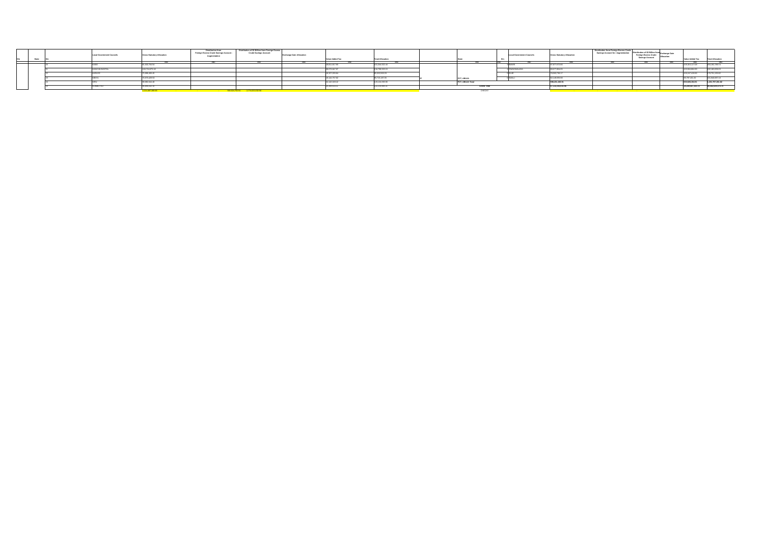| S/n | State | S/n | Local Government Councils | Gross Statutory Allocation | Distribution from Foreign Excess Crude Savings Account - Augmentation | Distribution of $2 Billion from Foreign Excess Crude Savings Account | Exchange Gain Allocation | Value Added Tax | Total Allocation |
|---|---|---|---|---|---|---|---|---|---|
| | | | | =N= | =N= | =N= | =N= | =N= | =N= |
| | | 20 | KABBA | 81,932,704.94 | | | | 29,411,917.86 | 111,344,622.80 |
| | | 21 | KANO MUNICIPAL | 106,724,875.18 | | | | 28,073,047.97 | 134,798,923.15 |
| | | 22 | KANKARE | 70,996,400.45 | | | | 25,327,093.84 | 96,323,504.29 |
| | | 23 | KIBIYA | 70,574,429.53 | | | | 26,144,757.82 | 96,719,187.35 |
| | | 24 | KIRU | 85,982,914.48 | | | | 26,142,049.42 | 112,124,963.90 |
| | | 25 | KUMBOTSO | 85,869,032.42 | | | | 31,369,913.11 | 117,238,945.53 |
| | | | | 2,011,497,346.85 | | 999,824,764.91 | 2,774,022,332.55 | | |

| S/n | State | S/n | Local Government Councils | Gross Statutory Allocation | Distribution from Foreign Excess Crude Savings Account - Augmentation | Distribution of $2 Billion from Foreign Excess Crude Savings Account | Exchange Gain Allocation | Value Added Tax | Total Allocation |
|---|---|---|---|---|---|---|---|---|---|
| | | | | =N= | =N= | =N= | =N= | =N= | =N= |
| | | 1 | KWARI | 97,877,873.65 | | | | 105,505,117.05 | 203,382,990.74 |
| | | 2 | KWANGWALADA | 89,677,854.05 | | | | 102,504,863.95 | 192,182,859.03 |
| | | 3 | KUJE | 78,503,736.17 | | | | 100,247,419.85 | 178,751,155.02 |
| 37 | FCT, ABUJA | 4 | BWARI | 112,128,935.69 | | | | 99,797,451.20 | 211,926,387.18 |
| | FCT, ABUJA Total | | | 598,231,166.55 | | | | 653,826,114.61 | 1,251,757,281.82 |
| | Grand Total | | | 67,234,261,510.96 | | | | 19,200,057,163.15 | 86,362,629,175.76 |
| | CHECK | | | | | | | | |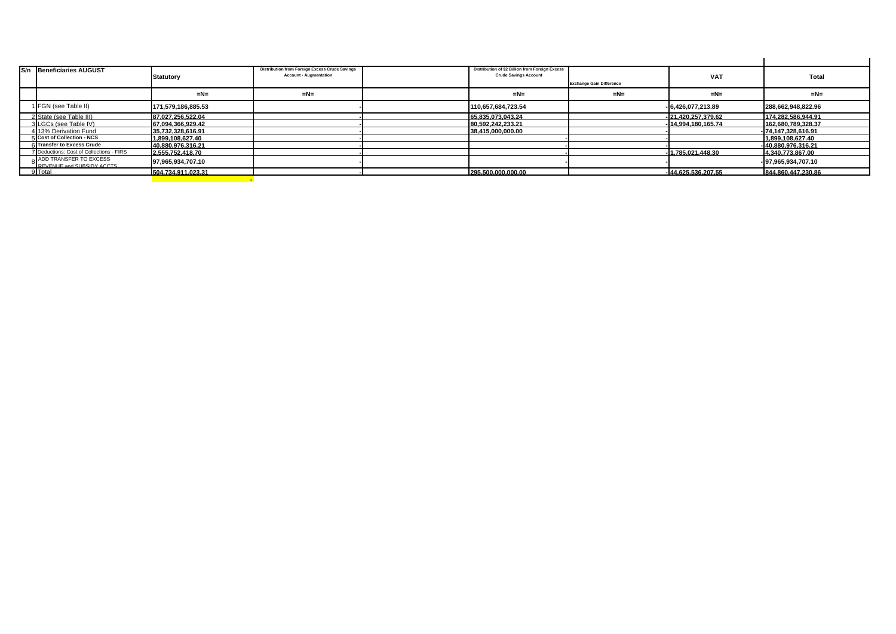| S/n | Beneficiaries AUGUST | Statutory | Distribution from Foreign Excess Crude Savings Account - Augmentation | | Distribution of $2 Billion from Foreign Excess Crude Savings Account | Exchange Gain Difference | VAT | Total |
|---|---|---|---|---|---|---|---|---|
| | | =N= | =N= | | =N= | =N= | =N= | =N= |
| 1 | FGN (see Table II) | 171,579,186,885.53 | - | | 110,657,684,723.54 | - | 6,426,077,213.89 | 288,662,948,822.96 |
| 2 | State (see Table III) | 87,027,256,522.04 | - | | 65,835,073,043.24 | - | 21,420,257,379.62 | 174,282,586,944.91 |
| 3 | LGCs (see Table IV) | 67,094,366,929.42 | - | | 80,592,242,233.21 | - | 14,994,180,165.74 | 162,680,789,328.37 |
| 4 | 13% Derivation Fund | 35,732,328,616.91 | - | | 38,415,000,000.00 | - | - | 74,147,328,616.91 |
| 5 | **Cost of Collection - NCS** | 1,899,108,627.40 | - | | - | - | | 1,899,108,627.40 |
| 6 | **Transfer to Excess Crude** | 40,880,976,316.21 | - | | - | - | - | 40,880,976,316.21 |
| 7 | Deductions: Cost of Collections - FIRS | 2,555,752,418.70 | - | | - | - | 1,785,021,448.30 | 4,340,773,867.00 |
| 8 | ADD TRANSFER TO EXCESS REVENUE and SUBSIDY ACCTS | 97,965,934,707.10 | - | | - | - | - | 97,965,934,707.10 |
| 9 | Total | 504,734,911,023.31 | - | | 295,500,000,000.00 | - | 44,625,536,207.55 | 844,860,447,230.86 |
| | | | - | | | | | |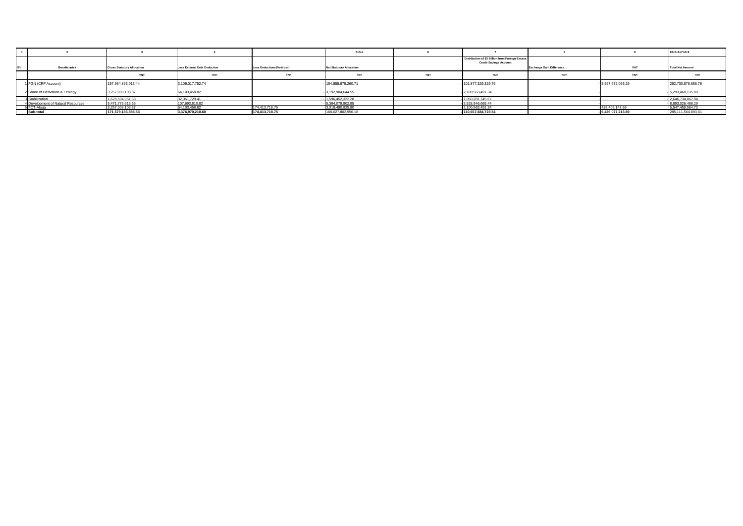| 1 | 2 | 3 | 4 | | 5=3-4 | 6 | 7 | 8 | 9 | 10=5+6+7+8+9 |
|---|---|---|---|---|---|---|---|---|---|---|
| S/n | Beneficiaries | Gross Statutory Allocation | Less External Debt Deduction | Less Deductions(Fertilizer) | Net Statutory Allocation | | Distribution of $2 Billion from Foreign Excess Crude Savings Account | Exchange Gain Difference | VAT | Total Net Amount |
| | | =N= | =N= | =N= | =N= | =N= | =N= | =N= | =N= | =N= |
| 1 | FGN (CRF Account) | 157,964,893,013.44 | 3,109,017,752.74 | - | 154,855,875,260.71 | - | 101,877,329,329.76 | - | 5,997,672,066.29 | 262,730,876,656.76 |
| 2 | Share of Derivation & Ecology | 3,257,008,103.37 | 64,103,458.82 | - | 3,192,904,644.55 | - | 2,100,563,491.34 | | - | 5,293,468,135.89 |
| 3 | Stabilization | 1,628,504,051.68 | 32,051,729.41 | - | 1,596,452,322.28 | - | 1,050,281,745.67 | | - | 2,646,734,067.94 |
| 4 | Development of Natural Resources | 5,471,773,613.66 | 107,693,810.82 | - | 5,364,079,802.85 | - | 3,528,946,665.44 | | - | 8,893,026,468.29 |
| 5 | FCT-Abuja | 3,257,008,103.37 | 64,103,458.82 | 174,413,718.75 | 3,018,490,925.80 | - | 2,100,563,491.34 | - | 428,405,147.59 | 5,547,459,564.73 |
| | **Sub-total** | **171,579,186,885.53** | **3,376,970,210.60** | **174,413,718.75** | 168,027,802,956.18 | - | **110,657,684,723.54** | - | **6,426,077,213.89** | 285,111,564,893.61 |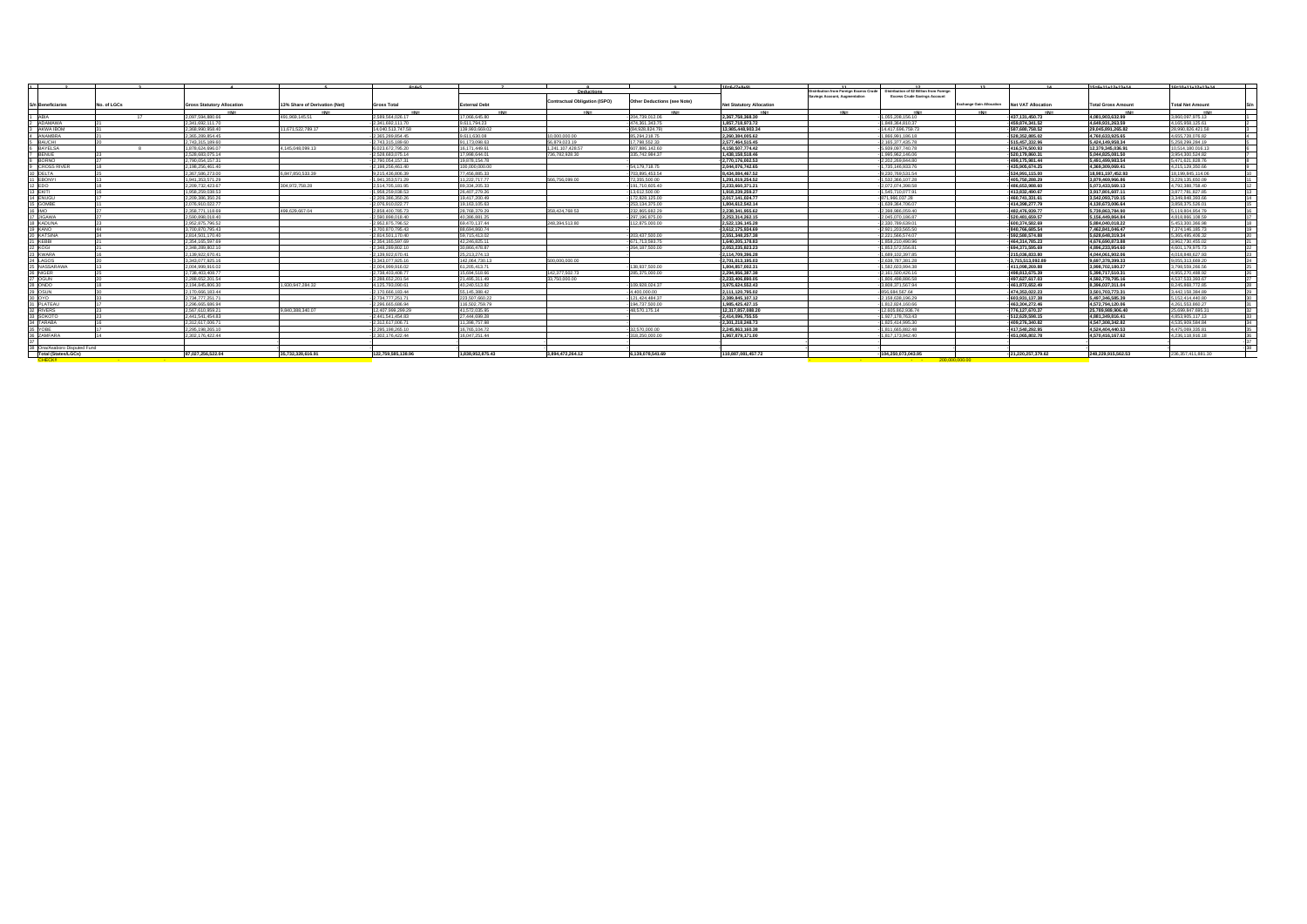| 1 | 2 | 3 | 4 | 5 | 6=4+5 | 7 | 8 | 9 | 10=6-(7+8+9) | 11 | 12 | 13 | 14 | 15=6+11+12+13+14 | 16=10+11+12+13+14 | |
|---|---|---|---|---|---|---|---|---|---|---|---|---|---|---|---|---|
| | | | | | | Deductions | | | | | | | | | | |
| S/n | Beneficiaries | No. of LGCs | Gross Statutory Allocation | 13% Share of Derivation (Net) | Gross Total | External Debt | Contractual Obligation (ISPO) | Other Deductions (see Note) | Net Statutory Allocation | Distribution from Foreign Excess Crude Savings Account, Augmentation | Distribution of $2 Billion from Foreign Excess Crude Savings Account | Exchange Gain Allocation | Net VAT Allocation | Total Gross Amount | Total Net Amount | S/n |
| | | | =N= | =N= | =N= | =N= | =N= | =N= | =N= | =N= | =N= | =N= | =N= | =N= | =N= | |
| 1 | ABIA | 17 | 2,097,594,880.86 | 491,966,145.51 | 2,589,561,026.37 | 17,066,645.80 | | 264,739,012.06 | 2,307,755,368.51 | | 1,555,208,156.10 | | 437,131,450.73 | 4,081,903,632.99 | 3,800,097,975.13 | 1 |
| 2 | ADAMAWA | 21 | 2,341,662,111.70 | | 2,341,662,111.70 | 9,611,794.23 | | 474,361,343.75 | 1,857,688,973.72 | | 1,848,364,810.37 | | 458,074,341.52 | 4,649,031,263.59 | 4,163,958,125.61 | 2 |
| 3 | AKWA IBOM | 31 | 2,368,990,958.40 | 11,671,522,789.17 | 14,040,513,747.57 | 139,960,669.02 | | (94,926,824.79) | 13,995,479,903.34 | | 14,417,666,756.73 | | 587,688,756.52 | 29,045,891,265.82 | 28,990,826,421.58 | 3 |
| 4 | ANAMBRA | 21 | 2,365,289,854.45 | | 2,365,289,854.45 | 9,611,630.08 | 10,000,000.00 | 85,294,218.75 | 2,260,384,005.62 | | 1,866,991,186.18 | | 528,252,885.02 | 4,760,633,925.65 | 4,655,728,076.82 | 4 |
| 5 | BAUCHI | 20 | 2,743,315,189.60 | | 2,743,315,189.60 | 91,173,098.63 | 95,879,023.19 | 17,798,552.33 | 2,538,464,515.45 | | 2,165,277,435.78 | | 515,457,332.96 | 5,424,149,958.34 | 5,219,299,284.19 | 5 |
| 6 | BAYELSA | 8 | 1,878,624,696.07 | 4,145,048,099.13 | 6,023,672,795.20 | 18,171,449.61 | 1,241,107,428.57 | 607,886,142.60 | 4,156,507,774.42 | | 5,938,097,740.78 | | 416,574,500.93 | 12,378,345,036.91 | 10,511,180,016.13 | 6 |
| 7 | BENUE | 23 | 2,528,683,075.14 | | 2,528,683,075.14 | 17,968,644.01 | 736,782,928.30 | 335,742,984.37 | 1,438,188,518.46 | | 1,995,962,145.06 | | 520,179,860.31 | 5,044,825,081.50 | 3,954,330,524.82 | 7 |
| 8 | BORNO | 27 | 2,790,054,157.31 | | 2,790,054,157.31 | 19,878,154.78 | | | 2,770,176,002.53 | | 2,202,269,844.80 | | 499,175,981.44 | 5,491,499,983.54 | 5,471,621,828.76 | 8 |
| 9 | CROSS RIVER | 18 | 2,188,256,461.40 | | 2,188,256,461.40 | 100,000,000.00 | | 54,179,718.75 | 2,034,076,742.65 | | 1,735,146,933.76 | | 435,905,674.25 | 4,359,309,069.41 | 4,205,129,350.66 | 9 |
| 10 | DELTA | 25 | 2,367,586,273.00 | 6,847,850,533.39 | 9,215,436,806.39 | 77,456,885.33 | | 703,895,453.54 | 8,434,084,467.52 | | 9,230,769,531.54 | | 524,991,115.00 | 18,971,197,452.93 | 18,189,845,114.06 | 10 |
| 11 | EBONYI | 13 | 1,941,353,571.29 | | 1,941,353,571.29 | 11,222,717.77 | 565,750,099.00 | 72,355,500.00 | 1,292,025,254.52 | | 1,532,366,107.38 | | 405,750,288.29 | 3,879,469,966.96 | 3,230,141,650.19 | 11 |
| 12 | EDO | 18 | 2,209,732,423.67 | 304,972,758.28 | 2,514,705,181.95 | 89,334,205.33 | | 191,710,605.40 | 2,233,660,371.21 | | 2,072,074,288.58 | | 486,653,988.60 | 5,073,433,459.13 | 4,792,388,648.40 | 12 |
| 13 | EKITI | 16 | 1,958,259,038.53 | | 1,958,259,038.53 | 26,407,279.26 | | 13,612,500.00 | 1,918,239,259.27 | | 1,545,710,077.91 | | 413,832,490.67 | 3,917,801,607.11 | 3,877,781,827.85 | 13 |
| 14 | ENUGU | 17 | 2,209,386,350.26 | | 2,209,386,350.26 | 19,417,200.40 | | 172,828,125.00 | 2,017,141,024.77 | | 871,966,037.28 | | 460,741,331.61 | 3,542,093,719.15 | 3,349,848,393.66 | 14 |
| 15 | GOMBE | 11 | 2,076,910,022.77 | | 2,076,910,022.77 | 19,163,105.63 | | 253,134,375.00 | 1,804,612,542.14 | | 1,639,364,706.07 | | 414,398,277.79 | 4,130,673,006.64 | 3,858,375,526.01 | 15 |
| 16 | IMO | 27 | 2,358,771,118.89 | 499,629,667.04 | 2,858,400,785.93 | 28,768,379.29 | 358,424,768.53 | 232,965,683.29 | 2,238,241,954.82 | | 2,388,866,059.40 | | 482,476,929.77 | 5,729,743,774.90 | 5,109,584,943.99 | 16 |
| 17 | JIGAWA | 27 | 2,580,898,018.40 | | 2,580,898,018.40 | 40,386,881.25 | | 297,196,875.00 | 2,243,314,262.15 | | 2,045,070,186.07 | | 528,481,659.57 | 5,154,449,864.04 | 4,816,866,108.59 | 17 |
| 18 | KADUNA | 23 | 2,952,875,796.52 | | 2,952,875,796.52 | 69,470,137.44 | 248,394,513.80 | 112,875,000.00 | 2,522,136,145.28 | | 2,330,769,639.01 | | 600,374,582.69 | 5,884,020,018.22 | 5,453,280,366.98 | 18 |
| 19 | KANO | 44 | 3,700,970,795.43 | | 3,700,970,795.43 | 88,694,860.74 | | | 3,612,275,934.69 | | 2,921,203,565.50 | | 840,766,685.54 | 7,462,941,046.47 | 7,374,246,185.73 | 19 |
| 20 | KATSINA | 34 | 2,914,501,170.40 | | 2,914,501,170.40 | 59,715,413.02 | | 203,437,500.00 | 2,651,348,257.38 | | 2,221,566,574.07 | | 592,580,574.88 | 5,728,648,319.34 | 5,465,495,406.32 | 20 |
| 21 | KEBBI | 21 | 2,354,165,597.69 | | 2,354,165,597.69 | 42,246,835.11 | | 671,713,593.75 | 1,640,205,168.83 | | 1,858,210,490.96 | | 464,314,785.23 | 4,676,690,873.88 | 3,962,730,445.02 | 21 |
| 22 | KOGI | 21 | 2,348,289,902.19 | | 2,348,289,902.19 | 39,866,476.87 | | 256,187,500.00 | 2,052,235,925.32 | | 1,953,072,556.81 | | 604,371,595.69 | 4,905,734,054.69 | 4,609,680,077.82 | 22 |
| 23 | KWARA | 16 | 2,138,922,670.41 | | 2,138,922,670.41 | 24,213,274.13 | | | 2,114,709,396.28 | | 1,689,102,397.85 | | 215,036,833.80 | 4,043,061,902.06 | 4,018,848,627.93 | 23 |
| 24 | LAGOS | 20 | 3,343,077,925.16 | | 3,343,077,925.16 | 142,064,730.13 | 500,000,000.00 | | 2,701,013,195.03 | | 2,638,787,381.28 | | 3,715,513,092.89 | 9,697,378,399.33 | 9,055,313,669.20 | 24 |
| 25 | NASSARAWA | 13 | 2,004,999,916.02 | | 2,004,999,916.02 | 61,205,413.71 | | 138,937,500.00 | 1,804,857,002.31 | | 1,582,603,994.38 | | 411,098,269.88 | 3,998,702,180.27 | 3,798,559,266.56 | 25 |
| 26 | NIGER | 25 | 2,738,403,408.77 | | 2,738,403,408.77 | 15,694,518.86 | 142,377,502.73 | 285,375,000.00 | 2,294,956,387.18 | | 2,161,500,426.15 | | 498,813,675.29 | 5,398,717,510.21 | 4,955,270,488.62 | 26 |
| 27 | OGUN | 20 | 2,288,652,201.54 | | 2,288,652,201.54 | 21,495,311.49 | 33,750,000.00 | | 2,233,406,890.05 | | 1,806,498,886.58 | | 497,627,617.03 | 4,592,778,705.15 | 4,537,533,393.66 | 27 |
| 28 | ONDO | 18 | 2,194,845,806.30 | 1,930,947,284.32 | 4,125,793,090.62 | 40,240,513.82 | | 109,928,024.37 | 3,975,624,552.43 | | 3,808,371,567.94 | | 461,872,652.49 | 8,396,037,311.05 | 8,245,868,772.86 | 28 |
| 29 | OSUN | 30 | 2,170,666,183.44 | | 2,170,666,183.44 | 55,145,388.42 | | 4,400,000.00 | 2,111,120,795.02 | | 856,684,567.64 | | 474,352,022.23 | 3,501,702,773.31 | 3,442,157,384.89 | 29 |
| 30 | OYO | 33 | 2,734,777,251.71 | | 2,734,777,251.71 | 223,927,660.23 | | 121,424,484.37 | 2,389,425,107.11 | | 2,158,638,196.29 | | 603,931,137.38 | 5,497,346,585.38 | 5,151,994,440.78 | 30 |
| 31 | PLATEAU | 17 | 2,296,665,686.94 | | 2,296,665,686.94 | 116,502,759.79 | | 194,737,500.00 | 1,985,425,427.15 | | 1,812,824,160.66 | | 463,304,272.46 | 4,572,794,120.06 | 4,261,553,860.27 | 31 |
| 32 | RIVERS | 23 | 2,567,610,959.21 | 9,840,388,340.07 | 12,407,999,299.28 | 41,572,035.95 | | 48,570,175.14 | 12,317,857,088.19 | | 12,805,862,936.74 | | 776,127,870.37 | 25,989,990,106.39 | 25,899,847,895.30 | 32 |
| 33 | SOKOTO | 23 | 2,441,541,454.83 | | 2,441,541,454.83 | 27,444,699.28 | | | 2,414,096,755.55 | | 1,927,178,763.43 | | 512,628,598.15 | 4,881,348,816.41 | 4,853,904,117.13 | 33 |
| 34 | TARABA | 16 | 2,312,617,006.71 | | 2,312,617,006.71 | 11,398,757.98 | | | 2,301,218,248.73 | | 1,925,414,995.30 | | 409,276,340.82 | 4,647,308,342.83 | 4,635,909,584.85 | 34 |
| 35 | YOBE | 17 | 2,295,198,265.10 | | 2,295,198,265.10 | 16,765,104.72 | | 32,570,000.00 | 2,245,863,160.38 | | 1,811,665,882.48 | | 417,540,292.95 | 4,524,404,440.53 | 4,475,069,335.81 | 35 |
| 36 | ZAMFARA | 14 | 2,202,176,422.44 | | 2,202,176,422.44 | 16,047,251.44 | | 318,250,000.00 | 1,867,879,171.00 | | 1,917,173,042.40 | | 451,065,802.78 | 4,570,415,267.62 | 4,236,118,016.18 | 36 |
| 37 | | | | | | | | | | | | | | | | 37 |
| 38 | Ona/Asaboro Disputed Fund | | | | | | | | | | | | | | | 38 |
| | Total (States/LGCs) | | 87,027,256,522.04 | 35,732,326,616.91 | 122,759,583,138.95 | 1,838,952,075.43 | 3,894,472,264.12 | 6,139,078,541.89 | 110,887,081,457.73 | | 104,250,073,043.95 | | 21,220,257,379.62 | 248,229,915,562.53 | 236,357,411,881.30 | |
| | CHECK | | | | | | | | | | 200,000,000.00 | | | | | |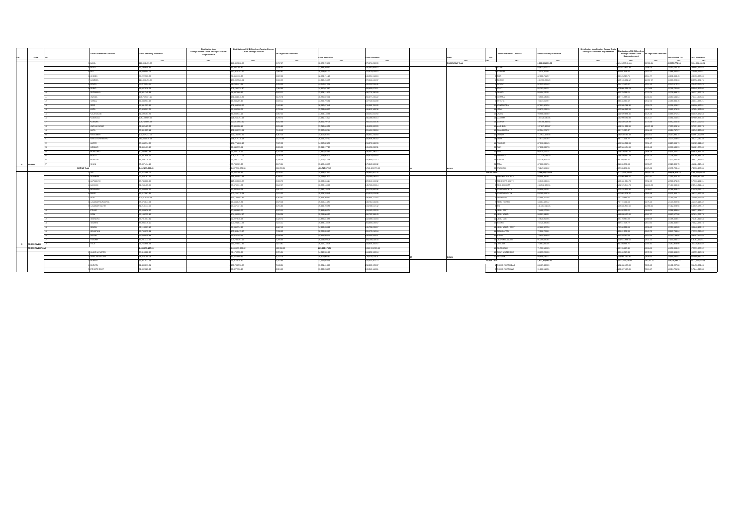| S/n | State | S/n | Local Government Councils | Gross Statutory Allocation | Distribution from Foreign Excess Crude Savings Account - Augmentation | Distribution of $2 Billion from Foreign Excess Crude Savings Account | 2% Legal Fees Deducted | Value Added Tax | Total Allocation |
|---|---|---|---|---|---|---|---|---|---|
| | | | | =N= | =N= | =N= | =N= | =N= | =N= |
| | | 3 | BAMA | 119,604,439.61 | | 141,552,862.07 | 8,767.67 | 18,578,113.76 | 279,574,255.98 |
| | | 4 | BAYO | 69,791,645.21 | | 65,895,755.86 | 5,806.52 | 12,430,452.90 | 148,053,958.52 |
| | | 5 | BIU | 96,549,994.06 | | 112,878,253.62 | 7,883.81 | 15,998,661.32 | 225,370,634.82 |
| | | 6 | CHIBOK | 70,222,903.86 | | 66,965,470.32 | 5,672.31 | 12,021,711.26 | 148,995,913.13 |
| | | 7 | DAMBOA | 114,668,493.61 | | 137,902,830.63 | 9,659.99 | 17,342,266.88 | 270,043,445.87 |
| | | 8 | DIKWA | 78,878,881.86 | | 76,203,147.42 | 6,193.88 | 13,353,879.95 | 168,530,813.16 |
| | | 9 | GUBIO | 80,567,938.76 | | 109,785,224.30 | 7,364.66 | 13,810,074.63 | 184,635,873.11 |
| | | 10 | GUZAMALA | 78,984,745.94 | | 55,847,309.86 | 6,655.11 | 13,974,119.73 | 148,770,330.60 |
| | | 11 | GWOZA | 109,763,337.12 | | 131,924,648.99 | 8,778.79 | 16,799,220.05 | 258,177,236.22 |
| | | 12 | HAWUL | 70,503,307.52 | | 66,955,093.46 | 5,609.11 | 10,760,709.61 | 147,726,998.85 |
| | | 13 | JERE | 98,891,253.85 | | 129,391,288.57 | 7,161.61 | 22,667,979.61 | 252,600,766.32 |
| | | 14 | KAGA | 80,422,091.76 | | 86,604,260.63 | 6,725.44 | 12,793,204.03 | 189,813,180.56 |
| | | 15 | KALA BALGE | 71,399,364.76 | | 66,823,044.16 | 5,987.63 | 11,851,156.86 | 150,451,052.50 |
| | | 16 | KONDUGA | 101,116,989.63 | | 119,259,711.54 | 7,769.73 | 14,931,733.27 | 245,280,093.13 |
| | | 17 | KUKAWA | 110,712,000.72 | | 157,520,933.53 | 9,252.56 | 16,411,717.10 | 283,093,835.38 |
| | | 18 | KWAYA KUSAR | 62,802,489.11 | | 70,436,920.43 | 5,251.89 | 11,716,160.98 | 148,800,101.20 |
| | | 19 | MAFA | 85,405,224.14 | | 102,886,115.51 | 7,148.11 | 13,327,030.60 | 201,461,239.18 |
| | | 20 | MAGUMERI | 100,067,232.60 | | 120,180,493.23 | 8,367.26 | 14,408,958.10 | 234,632,216.94 |
| | | 21 | MAIDUGURI METRO | 110,034,816.59 | | 118,257,718.10 | 11,715.89 | 35,859,157.12 | 264,155,908.29 |
| | | 22 | MARTE | 80,934,516.25 | | 109,771,865.46 | 7,072.62 | 12,667,826.09 | 213,376,936.50 |
| | | 23 | MOBBAR | 82,459,401.46 | | 99,048,370.04 | 6,895.59 | 13,689,177.17 | 195,190,056.51 |
| | | 24 | MONGUNO | 82,116,851.94 | | 95,085,276.65 | 6,716.85 | 13,430,352.84 | 190,637,780.17 |
| | | 25 | NGALA | 91,341,849.03 | | 106,917,774.00 | 7,638.38 | 17,318,953.22 | 215,570,936.93 |
| | | 26 | NGANZAI | 76,290,429.87 | | 87,855,711.37 | 6,786.33 | 13,317,561.73 | 177,443,617.12 |
| 8 | BORNO | 27 | SHANI | 73,697,414.31 | | 85,792,690.32 | 6,179.61 | 13,480,409.79 | 170,643,335.62 |
| | BORNO Total | | | 2,412,297,000.48 | | 2,897,356,870.50 | 201,731.31 | 400,714,570.47 | 5,710,425,770.55 |
| | | 1 | ABI | 75,277,060.01 | | 75,228,308.82 | 6,325.61 | 12,483,311.60 | 163,081,931.75 |
| | | 2 | AKAMKPA | 90,262,767.75 | | 116,261,544.83 | 6,956.37 | 14,098,013.27 | 220,380,646.53 |
| | | 3 | AKPABUYO | 76,730,888.95 | | 113,329,603.83 | 6,558.79 | 14,943,028.25 | 205,210,000.32 |
| | | 4 | BAKASSI | 61,250,498.90 | | 73,676,311.83 | 5,122.27 | 10,882,153.08 | 145,706,809.14 |
| | | 5 | BEKWARRA | 60,633,099.25 | | 65,468,348.73 | 5,312.27 | 11,242,135.25 | 136,370,892.06 |
| | | 6 | BIASE | 80,617,367.31 | | 102,722,770.94 | 7,141.13 | 14,270,330.45 | 203,636,518.96 |
| | | 7 | BOKI | 100,571,589.23 | | 111,239,983.85 | 8,753.61 | 16,651,303.63 | 228,469,077.62 |
| | | 8 | CALABAR MUNICIPAL | 79,676,843.94 | | 66,564,848.04 | 6,579.28 | 25,018,104.97 | 185,781,535.68 |
| | | 9 | CALABAR SOUTH | 81,218,171.09 | | 97,937,437.60 | 6,791.80 | 20,690,700.56 | 191,788,917.42 |
| | | 10 | ETUNG | 66,580,836.87 | | 85,080,603.31 | 5,575.11 | 12,418,608.16 | 156,162,532.20 |
| | | 11 | IKOM | 97,138,342.48 | | 104,934,564.80 | 7,962.96 | 16,090,826.53 | 208,793,395.45 |
| | | 12 | OBANLIKU | 79,765,357.34 | | 82,227,853.59 | 6,636.74 | 13,386,914.58 | 182,389,916.60 |
| | | 13 | OBUBRA | 80,984,176.10 | | 103,294,831.31 | 7,161.25 | 15,383,133.85 | 202,885,049.92 |
| | | 14 | OBUDU | 67,114,861.16 | | 86,839,372.52 | 5,687.52 | 12,960,093.61 | 166,738,608.17 |
| | | 15 | ODUKPANI | 89,760,378.34 | | 105,431,413.87 | 7,508.62 | 15,025,859.83 | 208,170,053.84 |
| | | 16 | OGOJA | 80,065,632.17 | | 79,921,389.12 | 6,668.63 | 16,300,089.96 | 166,262,560.07 |
| | | 17 | YAKURR | 87,201,379.47 | | 104,796,961.13 | 7,294.65 | 16,354,908.29 | 208,590,350.46 |
| 9 | CROSS RIVER | 18 | YALA | 91,769,898.29 | | 113,223,912.69 | 7,879.91 | 18,417,158.05 | 223,004,185.07 |
| | CROSS RIVER Total | | | 1,456,076,187.13 | | 1,693,005,102.02 | 121,358.93 | 284,481,170.79 | 3,438,391,301.03 |
| | | 1 | ANIOCHA NORTH | 68,413,428.98 | | 69,176,952.38 | 5,721.21 | 14,348,031.06 | 154,936,192.20 |
| | | 2 | ANIOCHA SOUTH | 71,470,266.66 | | 65,635,980.48 | 6,027.76 | 15,452,028.53 | 170,514,610.72 |
| | | 3 | BOMADI | 65,951,212.50 | | 79,863,015.85 | 5,507.85 | 10,607,612.10 | 154,690,100.72 |
| | | 4 | BURUTU | 91,469,811.61 | | 109,789,660.00 | 7,649.31 | 17,621,413.99 | 219,800,170.57 |
| | | 5 | ETHIOPE EAST | 92,580,423.93 | | 90,327,796.48 | 6,915.55 | 17,586,224.79 | 185,590,140.31 |

| S/n | State | S/n | Local Government Councils | Gross Statutory Allocation | Distribution from Foreign Excess Crude Savings Account - Augmentation | Distribution of $2 Billion from Foreign Excess Crude Savings Account | 2% Legal Fees Deducted | Value Added Tax | Total Allocation |
|---|---|---|---|---|---|---|---|---|---|
| | | | | =N= | =N= | =N= | =N= | =N= | =N= |
| | NASARAWA Total | | | 1,116,551,863.16 | | 1,343,555,351.43 | 93,730.24 | 202,867,773.14 | 2,664,901,220.72 |
| | | 1 | AGAIE | | | | | | |
| | | 2 | AGWARA | | | | | | |
| | | 3 | BIDA | | | | | | |
| | | 4 | BORGU | | | | | | |
| | | 5 | BOSSO | | | | | | |
| | | 6 | CHANCHAGA | | | | | | |
| | | 7 | EDATI | | | | | | |
| | | 8 | GBAKO | | | | | | |
| | | 9 | GURARA | | | | | | |
| | | 10 | KATCHA | | | | | | |
| | | 11 | KONTAGORA | | | | | | |
| | | 12 | LAPAI | | | | | | |
| | | 13 | LAVUN | | | | | | |
| | | 14 | MAGAMA | | | | | | |
| | | 15 | MARIGA | | | | | | |
| | | 16 | MASHEGU | | | | | | |
| | | 17 | MOKWA | | | | | | |
| | | 18 | MUYA | | | | | | |
| | | 19 | PAIKORO | | | | | | |
| | | 20 | RAFI | | | | | | |
| | | 21 | RIJAU | | | | | | |
| | | 22 | SHIRORO | | | | | | |
| | | 23 | SULEJA | | | | | | |
| | | 24 | TAFA | | | | | | |
| 26 | NIGER | 25 | WUSHISHI | | | | | | |
| | NIGER Total | | | | | | | | |
| | | 1 | ABEOKUTA NORTH | | | | | | |
| | | 2 | ABEOKUTA SOUTH | | | | | | |
| | | 3 | ADO ODO/OTA | | | | | | |
| | | 4 | EGBADO NORTH | | | | | | |
| | | 5 | EGBADO SOUTH | | | | | | |
| | | 6 | EWEKORO | | | | | | |
| | | 7 | IFO | | | | | | |
| | | 8 | IJEBU EAST | | | | | | |
| | | 9 | IJEBU NORTH | | | | | | |
| | | 10 | IJEBU NORTH EAST | | | | | | |
| | | 11 | IJEBU ODE | | | | | | |
| | | 12 | IKENNE | | | | | | |
| | | 13 | IMEKO AFON | | | | | | |
| | | 14 | IPOKIA | | | | | | |
| | | 15 | OBAFEMI OWODE | | | | | | |
| | | 16 | ODEDA | | | | | | |
| | | 17 | ODOGBOLU | | | | | | |
| | | 18 | OGUN WATERSIDE | | | | | | |
| | | 19 | REMO NORTH | | | | | | |
| 27 | OGUN | 20 | SHAGAMU | | | | | | |
| | OGUN Total | | | | | | | | |
| | | 1 | AKOKO NORTH EAST | | | | | | |
| | | 2 | AKOKO NORTH WEST | | | | | | |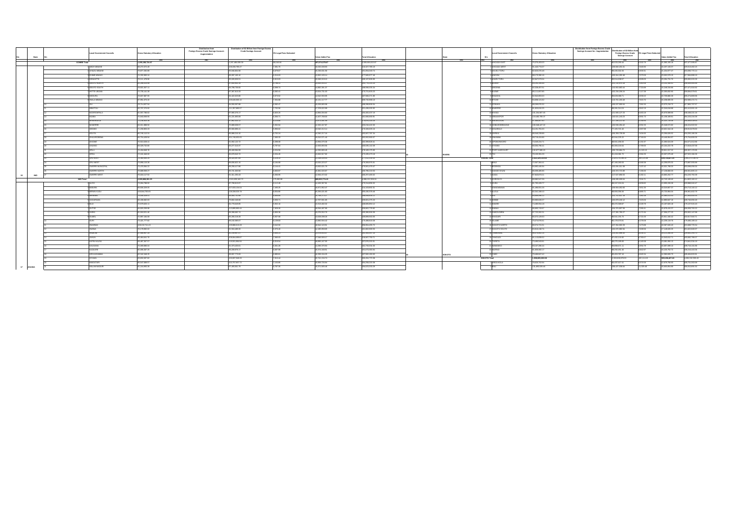| State | S/n | Local Government Councils | Gross Statutory Allocation | Distribution from Foreign Excess Crude Savings Account - Augmentation | Distribution of $2 Billion from Foreign Excess Crude Savings Account | 2% Legal Fees Deducted | Value Added Tax | Total Allocation |
|---|---|---|---|---|---|---|---|---|
| | | | ₦ | ₦ | ₦ | ₦ | ₦ | ₦ |
| GOMBE Total | | | 1,055,186,734.07 | | 1,197,486,995.55 | 38,240.06 | 167,571,570.67 | 2,500,006,522.67 |
| | 1 | ABOH MBAISE | 85,272,372.46 | | 104,893,785.47 | 7,381.76 | 16,832,028.93 | 233,427,795.10 |
| | 2 | AHIAZU MBAISE | 70,807,292.86 | | 95,044,804.86 | 6,879.87 | 15,230,661.56 | 181,094,649.74 |
| | 3 | EHIME MBANO | 74,332,983.14 | | 90,297,185.16 | 6,214.42 | 13,952,326.14 | 177,589,077.46 |
| | 4 | EZINIHITTE | 70,211,279.66 | | 90,326,820.51 | 6,019.63 | 15,660,149.13 | 185,197,036.85 |
| | 5 | IDEATO NORTH | 81,285,110.99 | | 97,333,912.10 | 6,746.31 | 15,650,003.27 | 192,762,472.25 |
| | 6 | IDEATO SOUTH | 70,921,367.11 | | 93,798,732.60 | 6,589.74 | 14,862,265.37 | 189,550,035.51 |
| | 7 | IHITTE/UBOMA | 72,705,142.36 | | 87,957,915.33 | 6,860.61 | 14,024,731.03 | 175,715,605.23 |
| | 8 | IKEDURU | 78,637,897.55 | | 95,322,323.86 | 6,573.52 | 14,532,555.05 | 187,560,271.18 |
| | 9 | ISIALA MBANO | 87,991,870.91 | | 105,840,585.10 | 7,254.86 | 16,131,117.77 | 207,586,470.74 |
| | 10 | ISU | 70,711,627.54 | | 90,555,097.80 | 6,552.47 | 15,028,069.96 | 186,298,806.54 |
| | 11 | MBAITOLI | 94,707,276.50 | | 111,357,689.37 | 7,752.56 | 16,378,512.99 | 221,406,326.62 |
| | 12 | NGOR-OKPALA | 81,067,798.92 | | 97,865,376.27 | 6,820.26 | 14,884,064.60 | 193,400,419.19 |
| | 13 | NJABA | 70,943,038.55 | | 93,221,063.09 | 6,360.71 | 14,457,768.00 | 183,585,508.05 |
| | 14 | NKWERRE | 74,108,820.39 | | 87,961,633.12 | 6,135.86 | 14,073,661.58 | 176,515,145.99 |
| | 15 | NWANGELE | 81,011,888.56 | | 75,889,638.57 | 5,352.94 | 12,320,167.87 | 152,226,642.00 |
| | 16 | OBOWO | 71,230,865.11 | | 86,580,888.41 | 5,956.62 | 13,540,212.54 | 171,335,055.14 |
| | 17 | OGUTA | 80,745,112.91 | | 95,886,210.16 | 6,752.24 | 15,346,217.13 | 192,007,787.36 |
| | 18 | OHAJI/EGBEMA | 84,755,428.94 | | 102,728,332.05 | 7,160.13 | 15,616,721.35 | 202,033,556.37 |
| | 19 | OKIGWE | 70,913,528.11 | | 91,392,122.72 | 6,288.09 | 13,994,075.06 | 182,295,625.41 |
| | 20 | ONUIMO | 80,329,732.86 | | 80,277,313.37 | 5,797.64 | 12,933,903.66 | 165,535,142.09 |
| | 21 | ORLU | 74,155,948.76 | | 95,609,994.48 | 6,224.96 | 15,390,469.78 | 176,185,179.05 |
| | 22 | ORSU | 72,181,848.05 | | 84,470,943.72 | 6,054.85 | 13,830,917.82 | 170,635,473.19 |
| | 23 | ORU EAST | 71,180,666.35 | | 86,520,497.99 | 6,218.32 | 14,193,178.65 | 171,411,016.42 |
| | 24 | ORU WEST | 73,865,125.38 | | 89,808,622.16 | 6,184.68 | 13,520,223.27 | 176,309,373.45 |
| | 25 | OWERRI MUNICIPAL | 75,876,994.25 | | 90,255,417.88 | 6,141.41 | 13,832,621.79 | 179,561,475.37 |
| | 26 | OWERRI NORTH | 70,688,996.27 | | 95,755,383.58 | 6,563.87 | 15,961,223.67 | 182,785,110.55 |
| | 27 | OWERRI WEST | 70,858,157.92 | | 91,161,293.43 | 6,958.95 | 13,934,472.02 | 180,257,485.02 |
| IMO Total | | | 2,090,886,281.23 | | 2,513,125,344.71 | 173,092.85 | 389,913,774.19 | 4,990,212,306.24 |
| | 1 | AUYO | 75,084,788.93 | | 97,799,813.97 | 6,212.28 | 12,420,167.96 | 170,114,858.32 |
| | 2 | BABURA | 89,688,328.05 | | 107,833,163.54 | 7,303.25 | 14,071,952.47 | 211,493,860.31 |
| | 3 | BIRNIN KUDU | 100,344,793.63 | | 116,306,535.79 | 8,054.80 | 15,292,221.93 | 233,435,578.46 |
| | 4 | BIRINIWA | 79,526,639.01 | | 96,961,743.98 | 6,609.91 | 12,790,373.20 | 189,538,879.12 |
| | 5 | BUJI | 71,279,125.92 | | 73,802,240.05 | 5,355.71 | 11,707,002.68 | 156,801,177.09 |
| | 6 | DUTSE | 79,679,029.11 | | 94,779,449.95 | 6,502.16 | 13,313,492.52 | 188,605,330.12 |
| | 7 | GAGARAWA | 66,825,299.86 | | 113,699,965.64 | 7,829.26 | 16,054,487.95 | 231,604,729.82 |
| | 8 | GARKI | 76,364,921.46 | | 90,398,862.74 | 6,965.36 | 14,276,554.47 | 183,066,905.99 |
| | 9 | GUMEL | 70,997,484.03 | | 91,280,218.26 | 6,557.00 | 13,028,098.26 | 189,899,933.55 |
| | 10 | GURI | 73,425,777.60 | | 88,132,586.97 | 6,138.83 | 12,895,964.42 | 175,468,418.38 |
| | 11 | GWARAM | 100,132,741.63 | | 129,836,613.20 | 8,642.56 | 18,644,143.51 | 258,854,470.72 |
| | 12 | GWIWA | 73,176,862.64 | | 84,504,495.35 | 6,279.40 | 12,185,059.85 | 181,863,660.93 |
| | 13 | HADEJIA | 67,996,867.74 | | 86,295,807.72 | 5,866.22 | 13,975,825.02 | 162,900,507.79 |
| | 14 | JAHUN | 90,464,841.70 | | 109,964,899.67 | 7,565.03 | 17,080,094.17 | 218,587,765.21 |
| | 15 | KAFIN HAUSA | 93,487,367.57 | | 113,511,894.93 | 8,319.54 | 16,886,167.56 | 227,376,200.51 |
| | 16 | KAUGAMA | 75,368,886.01 | | 91,375,423.61 | 6,361.29 | 12,396,275.84 | 181,733,516.30 |
| | 17 | KAZAURE | 80,986,387.26 | | 95,218,876.17 | 6,697.99 | 13,374,318.81 | 191,472,831.90 |
| | 18 | KIRI KASAMMA | 82,142,536.25 | | 99,807,773.83 | 6,885.41 | 16,336,326.25 | 187,562,332.62 |
| | 19 | KIYAWA | 85,802,697.62 | | 103,807,948.20 | 7,353.64 | 15,741,110.74 | 200,394,773.05 |
| | 20 | MAIGATARI | 85,547,689.97 | | 102,757,857.72 | 7,133.85 | 15,999,720.66 | 204,258,232.86 |
| JIGAWA | 21 | MALAM MADURI | 81,184,993.26 | | 97,183,061.79 | 6,767.26 | 15,171,559.48 | 193,523,335.29 |

| State | S/n | Local Government Councils | Gross Statutory Allocation | Distribution from Foreign Excess Crude Savings Account - Augmentation | Distribution of $2 Billion from Foreign Excess Crude Savings Account | 2% Legal Fees Deducted | Value Added Tax | Total Allocation |
|---|---|---|---|---|---|---|---|---|
| | | | ₦ | ₦ | ₦ | ₦ | ₦ | ₦ |
| | 1 | AHOADA EAST | 75,376,203.23 | | 92,531,230.44 | 6,352.79 | 11,368,105.48 | 187,477,065.57 |
| | 2 | AHOADA WEST | 81,184,773.67 | | 106,892,831.51 | 7,344.06 | 16,307,193.37 | 209,513,452.19 |
| | 3 | AKUKU TORU | 82,622,370.65 | | 99,246,532.56 | 6,903.51 | 15,224,877.47 | 203,086,770.14 |
| | 4 | ANDONI | 84,579,360.10 | | 105,614,262.46 | 7,373.69 | 15,932,076.15 | 217,604,880.13 |
| | 5 | ASARI-TORU | 82,947,373.54 | | 103,514,638.57 | 6,320.05 | 16,291,731.70 | 203,604,415.26 |
| | 6 | BONNY | 78,940,859.60 | | 101,172,673.13 | 7,106.69 | 16,152,253.91 | 196,031,056.86 |
| | 7 | DEGEMA | 81,608,400.51 | | 102,502,865.44 | 7,720.69 | 15,248,358.96 | 207,471,844.50 |
| | 8 | ELEME | 83,111,807.99 | | 104,256,206.24 | 7,117.59 | 15,269,632.95 | 203,883,379.61 |
| | 9 | EMOHUA | 82,942,893.02 | | 103,820,085.71 | 6,850.02 | 16,730,880.26 | 205,274,690.96 |
| | 10 | ETCHE | 84,586,661.57 | | 111,389,212.52 | 8,065.81 | 17,621,135.79 | 208,868,690.03 |
| | 11 | GOKANA | 80,209,670.33 | | 106,027,800.04 | 7,556.50 | 15,675,248.71 | 201,890,757.13 |
| | 12 | IKWERRE | 85,029,942.05 | | 101,852,562.93 | 6,842.19 | 15,613,884.64 | 202,422,603.19 |
| | 13 | KHANA | 85,252,062.95 | | 100,750,385.99 | 6,557.66 | 13,349,572.30 | 199,510,216.17 |
| | 14 | OBIO/AKPOR | 108,348,447.32 | | 129,108,413.56 | 8,953.30 | 20,178,577.60 | 248,610,543.58 |
| | 15 | OGBA/EGBEMA/NDONI | 105,348,447.32 | | 122,556,110.72 | 8,556.73 | 19,312,665.73 | 240,223,012.92 |
| | 16 | OGU/BOLO | 70,244,782.43 | | 84,559,298.56 | 6,140.66 | 13,081,511.80 | 164,312,417.50 |
| | 17 | OKRIKA | 76,153,223.51 | | 95,160,264.65 | 6,476.12 | 13,525,944.18 | 181,583,108.80 |
| | 18 | OMUMA | 77,058,320.91 | | 93,066,128.62 | 6,400.60 | 13,148,116.04 | 183,277,104.97 |
| | 19 | OPOBO/NKORO | 80,100,730.07 | | 88,641,436.93 | 6,231.97 | 11,289,524.00 | 184,273,052.96 |
| | 20 | OYIGBO | 80,353,790.41 | | 83,301,118.04 | 5,770.65 | 10,184,222.76 | 173,910,437.59 |
| | 21 | PORT HARCOURT | 132,877,588.33 | | 189,720,536.72 | 11,100.13 | 30,611,317.22 | 326,377,170.06 |
| RIVERS | 22 | TAI | 70,165,391.33 | | 81,410,081.72 | 6,956.25 | 15,897,276.45 | 187,522,336.29 |
| RIVERS Total | | | 1,902,025,124.64 | | 2,264,271,160.15 | 160,111.98 | 347,734,627.38 | 4,961,379,180.28 |
| | 1 | BINJI | 72,957,364.11 | | 87,166,129.55 | 6,058.28 | 14,299,376.32 | 173,396,559.49 |
| | 2 | BODINGA | 83,892,430.53 | | 101,091,311.08 | 7,102.62 | 16,521,788.20 | 203,996,030.33 |
| | 3 | DANGE-SHUNI | 85,059,486.83 | | 101,331,715.98 | 7,130.85 | 17,135,893.03 | 200,011,005.13 |
| | 4 | GADA | 87,943,673.11 | | 117,507,889.53 | 8,360.11 | 16,880,263.14 | 214,209,756.59 |
| | 5 | GORONYO | 93,682,547.30 | | 108,095,209.64 | 7,524.71 | 15,749,715.80 | 232,829,550.46 |
| | 6 | GUDU | 91,186,931.20 | | 109,906,682.83 | 7,651.26 | 16,349,867.37 | 218,447,140.22 |
| | 7 | GWADABAWA | 92,341,168.20 | | 108,602,930.33 | 6,895.71 | 16,765,084.54 | 236,881,002.78 |
| | 8 | ILLELA | 90,695,895.21 | | 104,712,301.18 | 7,065.06 | 15,335,013.41 | 210,359,506.86 |
| | 9 | ISA | 83,865,835.17 | | 100,979,263.10 | 7,019.06 | 15,896,917.18 | 198,740,993.19 |
| | 10 | KEBBE | 74,669,034.10 | | 95,472,584.67 | 6,229.78 | 13,197,826.18 | 179,127,615.43 |
| | 11 | KWARE | 83,856,743.87 | | 104,321,887.06 | 7,336.41 | 16,878,426.20 | 204,500,523.70 |
| | 12 | RABAH | 91,279,676.55 | | 112,386,192.13 | 7,171.03 | 17,068,277.23 | 220,822,137.08 |
| | 13 | SABON BIRNI | 76,121,135.70 | | 93,161,156.23 | 6,274.35 | 15,951,248.42 | 182,817,827.46 |
| | 14 | SHAGARI | 75,976,129.51 | | 93,575,476.17 | 6,715.93 | 13,239,128.76 | 178,462,448.63 |
| | 15 | SILAME | 79,574,722.51 | | 97,356,362.29 | 7,179.08 | 17,567,328.43 | 191,494,735.11 |
| | 16 | SOKOTO NORTH | 85,838,248.73 | | 100,657,982.84 | 7,049.65 | 17,148,628.95 | 209,040,008.90 |
| | 17 | SOKOTO SOUTH | 78,303,069.29 | | 116,301,906.10 | 7,036.11 | 16,113,260.53 | 219,063,155.31 |
| | 18 | TAMBUWAL | 85,184,310.11 | | 97,452,118.82 | 6,780.07 | 14,503,412.71 | 193,093,780.03 |
| | 19 | TANGAZA | 71,396,343.61 | | 86,271,195.83 | 5,989.58 | 11,501,868.13 | 173,841,518.19 |
| | 20 | TURETA | 75,127,298.44 | | 89,898,671.11 | 6,256.79 | 15,887,098.10 | 184,745,201.88 |
| | 21 | WAMAKO | 81,838,883.37 | | 98,392,601.45 | 6,842.50 | 16,046,762.72 | 196,241,465.31 |
| | 22 | WURNO | 73,488,827.42 | | 95,432,787.49 | 6,935.04 | 14,940,826.71 | 183,084,820.11 |
| SOKOTO | 23 | YABO | | | | | | |
| SOKOTO Total | | | 1,898,680,301.58 | | 2,320,809,978.53 | 162,111.13 | 359,290,887.41 | 4,595,190,508.48 |
| | 1 | ANKA | 79,632,763.98 | | 93,537,417.41 | 6,574.69 | 12,879,768.93 | 185,701,302.69 |
| ZAMFARA | 2 | BAKURA | 131,393,538.40 | | 156,427,358.04 | 11,305.40 | 21,631,804.09 | 308,816,956.54 |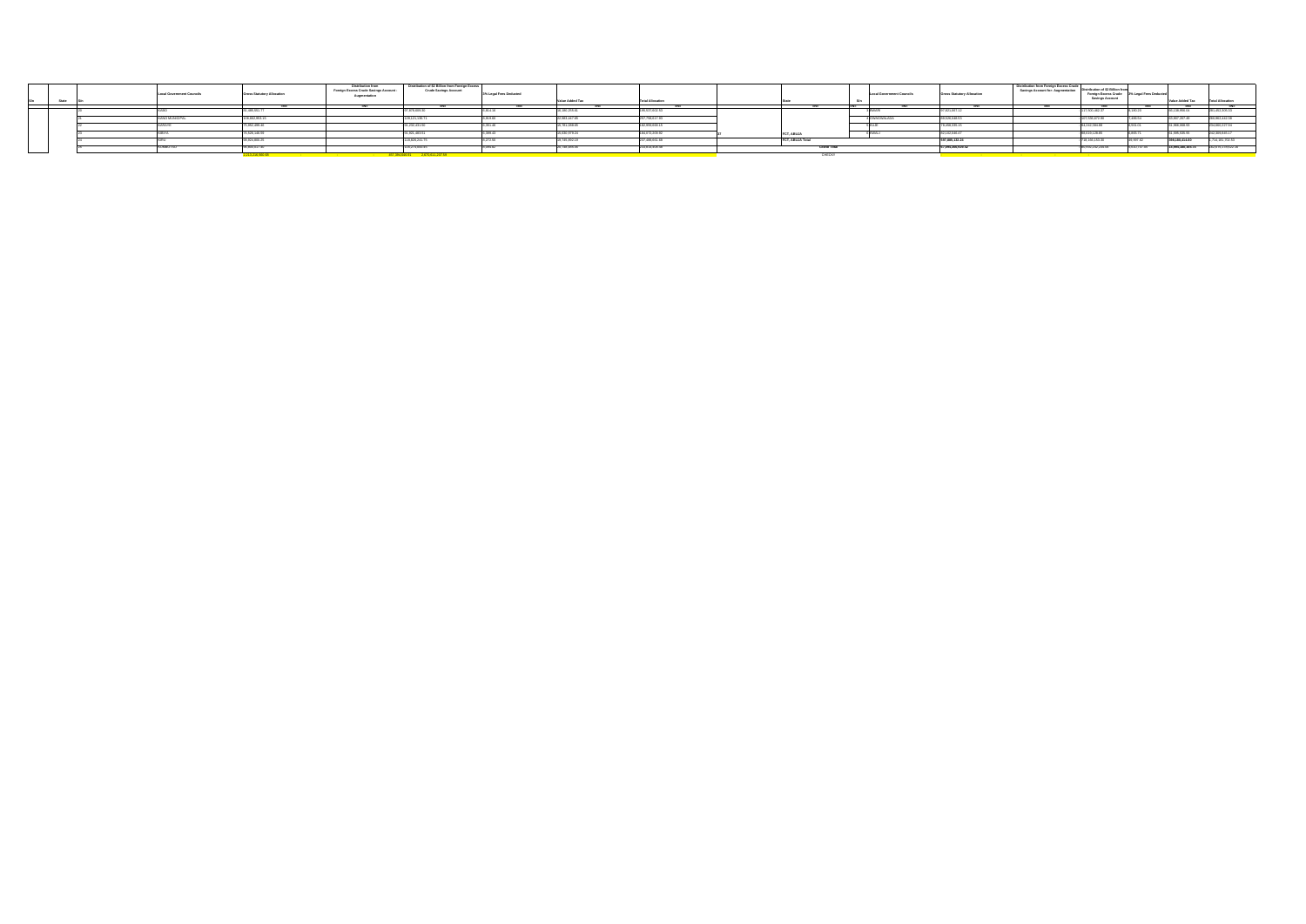| S/n | State | S/n | Local Government Councils | Gross Statutory Allocation | Distribution from Foreign Excess Crude Savings Account - Augmentation | Distribution of $2 Billion from Foreign Excess Crude Savings Account | 3% Legal Fees Deducted | Value Added Tax | Total Allocation |
|---|---|---|---|---|---|---|---|---|---|
| | | | | =N= | =N= | =N= | =N= | =N= | =N= |
| | | 20 | KABO | 31,485,951.77 | | 97,870,039.35 | 3,354.26 | 10,485,159.56 | 139,517,652.53 |
| | | 21 | KANO MUNICIPAL | 206,662,951.15 | | 129,121,136.71 | 8,919.55 | 22,883,447.65 | 357,758,617.81 |
| | | 22 | KARAYE | 75,962,498.45 | | 91,232,421.50 | 6,351.46 | 15,701,058.65 | 182,959,660.15 |
| | | 23 | KIBIYA | 75,626,140.99 | | 91,321,483.51 | 6,398.42 | 15,630,979.24 | 182,572,200.82 |
| | | 24 | KIRU | 95,924,806.35 | | 118,826,211.73 | 8,272.55 | 20,735,802.19 | 237,486,631.68 |
| | | 25 | KUMBOTSO | 90,883,517.30 | | 115,273,600.21 | 8,090.47 | 20,785,959.09 | 226,916,930.08 |
| | | | | 2,013,214,966.85 | | 897,384,858.51 | 2,870,411,207.55 | | |

| State | S/n | Local Government Councils | Gross Statutory Allocation | Distribution from Foreign Excess Crude Savings Account - Augmentation | Distribution of $2 Billion from Foreign Excess Crude Savings Account | 3% Legal Fees Deducted | Value Added Tax | Total Allocation |
|---|---|---|---|---|---|---|---|---|
| =N= | | =N= | =N= | =N= | =N= | =N= | =N= | =N= |
| | 1 | ABAJI | 97,811,957.12 | | 117,700,482.37 | 8,190.29 | 26,148,996.04 | 241,652,205.24 |
| | 2 | GWAGWALADA | 88,528,948.53 | | 107,580,672.86 | 7,490.54 | 22,857,207.48 | 219,963,442.18 |
| | 3 | KUJE | 78,856,335.15 | | 95,152,084.88 | 6,624.01 | 21,868,408.93 | 194,869,227.03 |
| 37 FCT, ABUJA | 4 | KWALI | 82,102,830.47 | | 98,510,128.85 | 6,855.71 | 21,985,506.35 | 202,589,640.17 |
| FCT, ABUJA Total | | | 597,885,133.24 | | 736,100,193.93 | 49,997.62 | 199,350,414.00 | 1,716,581,702.55 |
| Grand Total | | | 67,993,369,559.62 | | 83,092,252,239.93 | 4,811,757.99 | 19,895,391,925.15 | 190,973,070,022.16 |
| CHECK | | | | | | | | |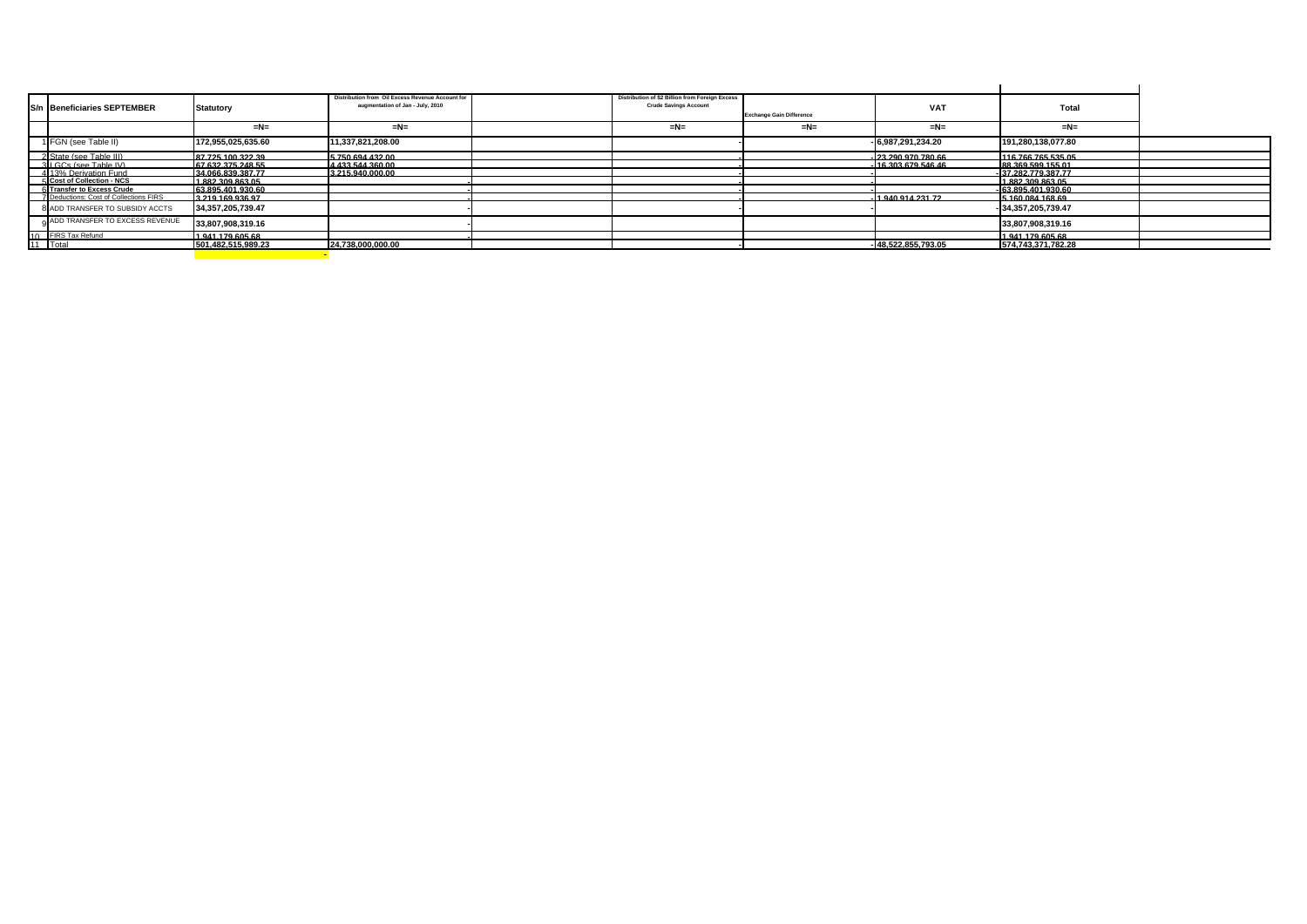| S/n | Beneficiaries SEPTEMBER | Statutory | Distribution from Oil Excess Revenue Account for augmentation of Jan - July, 2010 | | Distribution of $2 Billion from Foreign Excess Crude Savings Account | Exchange Gain Difference | VAT | Total | |
|---|---|---|---|---|---|---|---|---|---|
| | | =N= | =N= | | =N= | =N= | =N= | =N= | |
| 1 | FGN (see Table II) | 172,955,025,635.60 | 11,337,821,208.00 | | - | - | 6,987,291,234.20 | 191,280,138,077.80 | |
| 2 | State (see Table III) | 87,725,100,322.39 | 5,750,694,432.00 | | - | - | 23,290,970,780.66 | 116,766,765,535.05 | |
| 3 | LGCs (see Table IV) | 67,632,375,248.55 | 4,433,544,360.00 | | - | - | 16,303,679,546.46 | 88,369,599,155.01 | |
| 4 | 13% Derivation Fund | 34,066,839,387.77 | 3,215,940,000.00 | | - | - | - | 37,282,779,387.77 | |
| 5 | Cost of Collection - NCS | 1,882,309,863.05 | - | | - | - | | 1,882,309,863.05 | |
| 6 | Transfer to Excess Crude | 63,895,401,930.60 | - | | - | - | - | 63,895,401,930.60 | |
| 7 | Deductions: Cost of Collections FIRS | 3,219,169,936.97 | - | | - | - | 1,940,914,231.72 | 5,160,084,168.69 | |
| 8 | ADD TRANSFER TO SUBSIDY ACCTS | 34,357,205,739.47 | - | | - | | - | 34,357,205,739.47 | |
| 9 | ADD TRANSFER TO EXCESS REVENUE | 33,807,908,319.16 | - | | | | | 33,807,908,319.16 | |
| 10 | FIRS Tax Refund | 1,941,179,605.68 | - | | | | | 1,941,179,605.68 | |
| 11 | Total | 501,482,515,989.23 | 24,738,000,000.00 | | - | - | 48,522,855,793.05 | 574,743,371,782.28 | |
| | | | - | | | | | | |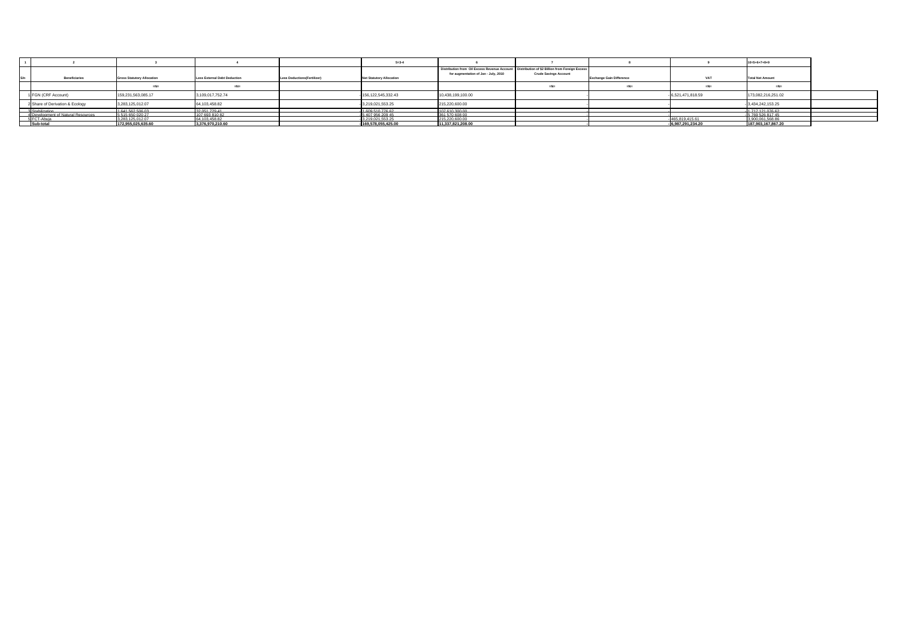| 1 | 2 | 3 | 4 | | 5=3-4 | 6 | 7 | 8 | 9 | 10=5+6+7+8+9 |
|---|---|---|---|---|---|---|---|---|---|---|
| S/n | Beneficiaries | Gross Statutory Allocation | Less External Debt Deduction | Less Deductions(Fertilizer) | Net Statutory Allocation | Distribution from Oil Excess Revenue Account for augmentation of Jan - July, 2010 | Distribution of $2 Billion from Foreign Excess Crude Savings Account | Exchange Gain Difference | VAT | Total Net Amount |
| | | =N= | =N= | | | | =N= | =N= | =N= | =N= |
| 1 | FGN (CRF Account) | 159,231,563,085.17 | 3,109,017,752.74 | - | 156,122,545,332.43 | 10,438,199,100.00 | | - | 6,521,471,818.59 | 173,082,216,251.02 |
| 2 | Share of Derivation & Ecology | 3,283,125,012.07 | 64,103,458.82 | - | 3,219,021,553.25 | 215,220,600.00 | | - | - | 3,434,242,153.25 |
| 3 | Stabilization | 1,641,562,506.03 | 32,051,729.41 | - | 1,609,510,776.62 | 107,610,300.00 | | - | - | 1,717,121,076.62 |
| 4 | Development of Natural Resources | 5,515,650,020.27 | 107,693,810.82 | - | 5,407,956,209.45 | 361,570,608.00 | | - | - | 5,769,526,817.45 |
| 5 | FCT-Abuja | 3,283,125,012.07 | 64,103,458.82 | - | 3,219,021,553.25 | 215,220,600.00 | | - | 465,819,415.61 | 3,900,061,568.86 |
| | **Sub-total** | **172,955,025,635.60** | **3,376,970,210.60** | - | **169,578,055,425.00** | **11,337,821,208.00** | | - | **6,987,291,234.20** | **187,903,167,867.20** |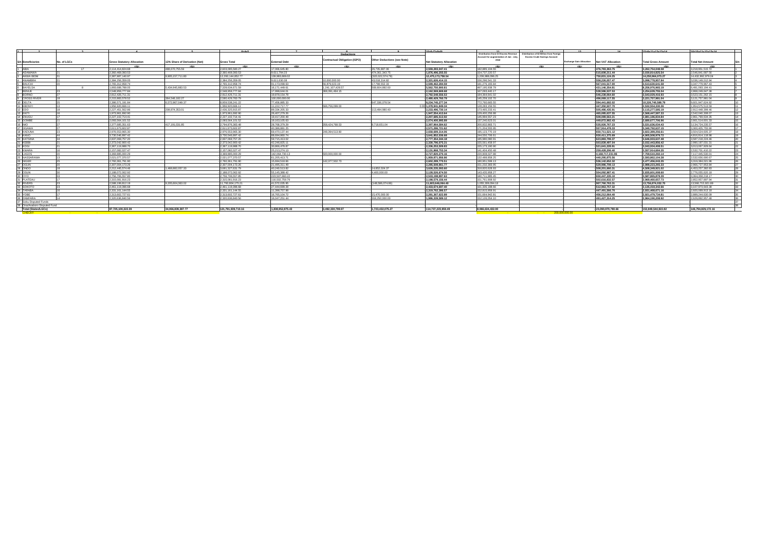| 1 | 2 | 3 | 4 | 5 | 6=4+5 | 7 | 8 | 9 | 10=6-(7+8+9) | 11 | 12 | 13 | 14 | 15=6+11+12+13+14 | 16=10+11+12+13+14 | |
|---|---|---|---|---|---|---|---|---|---|---|---|---|---|---|---|---|
| | | | | | | Deductions | | | | | | | | | | |
| S/n | Beneficiaries | No. of LGCs | Gross Statutory Allocation | 13% Share of Derivation (Net) | Gross Total | External Debt | Contractual Obligation (ISPO) | Other Deductions (see Note) | Net Statutory Allocation | Distribution from Oil Excess Revenue Account for augmentation of Jan - July, 2016 | Distribution of $2 Billion from Foreign Excess Crude Savings Account | Exchange Gain Allocation | Net VAT Allocation | Total Gross Amount | Total Net Amount | S/n |
| | | | =N= | =N= | =N= | =N= | =N= | =N= | =N= | =N= | =N= | =N= | =N= | =N= | =N= | |
| 1 | ABIA | 17 | 2,114,414,824.88 | 488,670,755.59 | 2,603,085,580.27 | 17,066,645.80 | | 26,735,887.06 | 2,559,283,047.41 | 182,885,104.55 | | | 476,783,363.75 | 3,262,754,048.58 | 3,218,951,515.72 | 1 |
| 2 | ADAMAWA | 21 | 2,360,469,393.53 | | 2,360,469,393.53 | 9,611,794.23 | | 474,361,343.75 | 1,876,496,255.55 | 154,737,220.57 | | | 515,608,211.44 | 3,030,814,825.54 | 2,546,841,687.56 | 2 |
| 3 | AKWA IBOM | 31 | 2,387,987,140.97 | 9,905,157,711.80 | 12,293,144,852.77 | 138,960,669.02 | | (322,022,574.79) | 12,476,173,758.54 | 1,208,968,095.25 | | | 750,831,124.25 | 14,250,944,072.27 | 14,432,992,978.04 | 3 |
| 4 | ANAMBRA | 21 | 2,384,256,359.05 | | 2,384,256,359.05 | 9,611,630.08 | 10,000,000.00 | 43,018,314.92 | 2,321,626,414.15 | 156,296,541.33 | | | 558,226,057.47 | 3,098,778,957.84 | 3,036,149,012.94 | 4 |
| 5 | BAUCHI | 20 | 2,765,312,958.74 | | 2,765,312,958.74 | 91,173,096.63 | 95,879,023.19 | 17,798,552.33 | 2,560,462,284.59 | 181,276,165.84 | | | 567,041,517.00 | 3,513,630,641.58 | 3,308,780,967.43 | 5 |
| 6 | BAYELSA | 8 | 1,893,689,788.05 | 5,434,945,883.53 | 7,328,634,671.59 | 18,171,449.61 | 1,241,107,428.57 | 506,604,882.60 | 5,562,750,900.81 | 497,195,938.79 | | | 431,146,354.81 | 8,256,976,965.19 | 6,491,093,194.41 | 6 |
| 7 | BENUE | 23 | 2,548,959,777.84 | | 2,548,959,777.84 | 17,968,644.01 | 368,391,464.15 | | 2,162,599,669.68 | 167,092,440.17 | | | 538,588,537.53 | 3,254,639,755.54 | 2,868,249,647.38 | 7 |
| 8 | BORNO | 27 | 2,812,426,711.31 | | 2,812,426,711.31 | 19,878,154.78 | | | 2,792,548,556.53 | 184,364,641.02 | | | 546,238,064.60 | 3,543,029,416.93 | 3,523,151,262.15 | 8 |
| 9 | CROSS RIVER | 18 | 2,215,883,578.52 | 364,546,182.27 | 2,580,429,760.79 | 100,000,000.00 | | | 2,480,429,760.79 | 145,259,102.70 | | | 496,068,117.55 | 3,221,757,981.04 | 3,121,757,981.04 | 9 |
| 10 | DELTA | 25 | 2,386,571,191.84 | 6,572,967,049.37 | 8,959,538,241.22 | 77,456,885.33 | | 647,336,078.54 | 8,234,745,277.34 | 772,790,665.55 | | | 594,441,682.02 | 10,326,770,588.79 | 9,601,947,624.92 | 10 |
| 11 | EBONYI | 13 | 1,956,920,666.11 | | 1,956,920,666.11 | 11,222,717.77 | 566,756,099.00 | 0.00 | 1,378,941,849.34 | 128,283,156.55 | | | 447,350,507.70 | 2,532,554,330.36 | 1,954,575,513.59 | 11 |
| 12 | EDO | 18 | 2,227,451,562.86 | 208,874,353.01 | 2,436,325,915.87 | 89,334,205.33 | | 113,494,980.40 | 2,233,496,730.14 | 173,465,233.41 | | | 505,486,435.91 | 3,115,277,585.19 | 2,912,448,399.46 | 12 |
| 13 | EKITI | 16 | 1,973,961,692.90 | | 1,973,961,692.90 | 26,407,279.26 | | | 1,947,554,413.64 | 129,400,256.88 | | | 465,085,637.55 | 2,568,447,587.33 | 2,542,040,308.07 | 13 |
| 14 | ENUGU | 17 | 2,227,102,714.41 | | 2,227,102,714.41 | 19,417,200.49 | | | 2,207,685,513.92 | 145,994,557.23 | | | 508,089,563.21 | 2,881,186,834.84 | 2,861,769,634.35 | 14 |
| 15 | GOMBE | 11 | 2,093,564,101.52 | | 2,093,564,101.52 | 19,163,105.63 | | | 2,074,400,995.89 | 137,240,623.01 | | | 449,872,862.43 | 2,680,677,706.96 | 2,661,514,601.33 | 15 |
| 16 | IMO | 27 | 2,377,685,351.63 | 417,191,031.85 | 2,794,876,383.48 | 28,768,379.29 | 858,424,768.53 | 9,718,651.04 | 1,897,964,584.62 | 200,832,883.71 | | | 535,926,767.23 | 3,531,636,034.43 | 2,634,724,235.57 | 16 |
| 17 | JIGAWA | 27 | 2,611,673,602.87 | | 2,611,673,602.87 | 40,386,881.25 | | | 2,571,286,721.62 | 171,204,555.95 | | | 557,914,478.33 | 3,340,792,637.15 | 3,300,405,755.90 | 17 |
| 18 | KADUNA | 23 | 2,976,553,965.30 | | 2,976,553,965.30 | 69,470,137.44 | 248,394,513.80 | | 2,658,689,314.06 | 195,123,770.19 | | | 650,711,521.12 | 3,822,389,256.61 | 3,504,524,605.37 | 18 |
| 19 | KANO | 44 | 3,730,546,897.42 | | 3,730,546,897.42 | 88,694,860.74 | | | 3,641,852,036.68 | 244,556,706.61 | | | 930,411,375.69 | 4,905,514,979.72 | 4,816,820,118.98 | 19 |
| 20 | KATSINA | 34 | 2,837,069,757.20 | | 2,837,069,757.20 | 59,715,413.02 | | | 2,777,354,344.18 | 185,980,080.91 | | | 623,883,799.37 | 3,646,933,637.48 | 3,587,218,224.46 | 20 |
| 21 | KEBBI | 21 | 2,373,042,900.43 | | 2,373,042,900.43 | 42,246,825.11 | | | 2,330,796,075.31 | 155,561,458.97 | | | 503,838,497.04 | 3,032,442,856.44 | 2,990,197,031.33 | 21 |
| 22 | KOGI | 21 | 2,367,119,988.70 | | 2,367,119,988.70 | 30,866,478.87 | | | 2,336,253,509.83 | 155,173,190.90 | | | 521,641,228.91 | 3,043,934,408.51 | 3,013,067,929.64 | 22 |
| 23 | KWARA | 16 | 2,157,082,027.47 | | 2,157,082,027.47 | 25,213,274.13 | | | 2,131,868,753.34 | 141,404,450.48 | | | 259,428,206.40 | 2,557,914,684.35 | 2,532,701,410.22 | 23 |
| 24 | LAGOS | 20 | 3,369,885,000.29 | | 3,369,885,000.29 | 142,064,730.13 | 500,000,000.00 | | 2,727,820,270.16 | 220,908,027.88 | | | 4,168,717,231.96 | 7,759,510,260.14 | 7,117,445,530.01 | 24 |
| 25 | NASSARAWA | 13 | 2,021,077,370.57 | | 2,021,077,370.57 | 61,205,413.71 | | | 1,959,871,956.86 | 132,488,888.25 | | | 440,296,875.56 | 2,593,862,134.38 | 2,532,656,720.67 | 25 |
| 26 | NIGER | 25 | 2,760,361,791.90 | | 2,760,361,791.90 | 15,694,518.66 | 142,377,502.73 | | 2,602,289,770.51 | 180,951,598.12 | | | 536,142,652.32 | 3,477,456,042.35 | 3,319,384,021.00 | 26 |
| 27 | OGUN | 20 | 2,307,004,173.26 | | 2,307,004,173.26 | 21,495,311.49 | | | 2,285,508,861.77 | 151,232,383.95 | | | 529,986,708.13 | 2,988,223,265.33 | 2,966,727,953.84 | 27 |
| 28 | ONDO | 18 | 2,212,445,574.46 | 1,468,882,057.33 | 3,681,327,631.79 | 40,240,513.82 | | 14,852,024.37 | 3,626,235,093.60 | 318,820,628.69 | | | 568,201,660.31 | 4,568,349,921.02 | 4,513,257,382.60 | 28 |
| 29 | OSUN | 30 | 2,188,072,062.92 | | 2,188,072,062.92 | 55,145,388.42 | 4,400,000.00 | | 2,128,526,674.50 | 143,435,668.27 | | | 504,092,887.41 | 2,835,601,008.60 | 2,776,055,620.18 | 29 |
| 30 | OYO | 33 | 2,756,706,557.85 | | 2,756,706,557.85 | 223,507,660.22 | | | 2,533,198,897.63 | 180,711,865.45 | | | 650,447,335.19 | 3,587,865,758.49 | 3,364,358,098.27 | 30 |
| 31 | PLATEAU | 17 | 2,315,081,916.23 | | 2,315,081,916.23 | 116,502,759.79 | | | 2,198,579,156.44 | 151,761,808.92 | | | 502,616,832.57 | 2,969,460,557.72 | 2,852,957,797.93 | 31 |
| 32 | RIVERS | 23 | 2,586,199,812.19 | 9,205,604,363.02 | 11,791,804,175.21 | 41,572,035.95 | | 148,586,074.86 | 11,601,646,064.40 | 1,055,309,094.18 | | | 907,760,763.31 | 13,754,874,032.70 | 13,564,715,921.89 | 32 |
| 33 | SOKOTO | 23 | 2,461,119,396.68 | | 2,461,119,396.68 | 27,644,699.28 | | | 2,433,474,697.40 | 161,335,188.66 | | | 512,962,757.32 | 3,135,417,342.66 | 3,107,772,643.38 | 33 |
| 34 | TARABA | 16 | 2,331,161,144.55 | | 2,331,161,144.55 | 11,398,757.98 | | | 2,319,762,386.57 | 152,815,958.91 | | | 447,491,566.70 | 2,931,468,670.16 | 2,920,069,912.18 | 34 |
| 35 | YOBE | 17 | 2,313,602,727.61 | | 2,313,602,727.61 | 16,765,104.72 | | 15,470,000.00 | 2,281,367,622.89 | 151,664,942.80 | | | 456,212,064.40 | 2,921,479,734.81 | 2,889,244,630.09 | 35 |
| 36 | ZAMFARA | 14 | 2,320,636,840.56 | | 2,320,636,840.56 | 16,047,251.44 | | 318,250,000.00 | 1,986,339,589.12 | 152,126,054.10 | | | 491,427,314.25 | 2,964,190,208.92 | 2,629,892,957.48 | 36 |
| 37 | Soku Disputed Funds | | | | | | | | | | | | | | | 37 |
| 38 | Ona/Asaboro Disputed Fund | | | | | | | | | | | | | | | 38 |
| | Total (States/LGCs) | | 87,725,100,322.39 | 34,066,839,387.77 | 121,791,939,710.16 | 1,838,952,975.43 | 3,492,330,799.97 | 1,723,432,075.27 | 114,737,223,859.49 | 8,966,634,432.00 | | | 23,090,970,780.66 | 153,849,544,922.82 | 146,794,829,172.16 | |
| | CHECK | | | | | | | | | | | 200,000,000.00 | | | | | |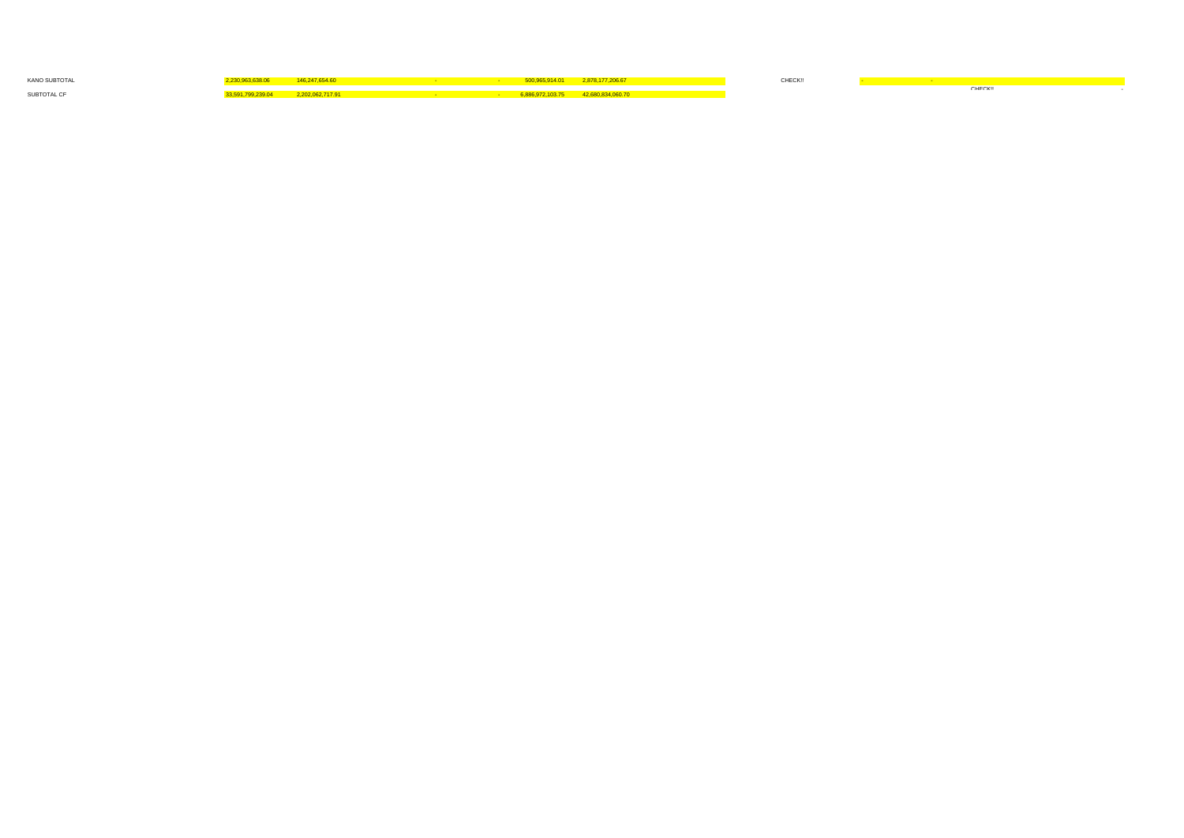| | | | | | | | | | | | | |
|---|---|---|---|---|---|---|---|---|---|---|---|---|
| KANO SUBTOTAL | 2,230,963,638.06 | 146,247,654.60 | - | - | 500,965,914.01 | 2,878,177,206.67 | | CHECK!! | - | - | | |
| | | | | | | | | | | | CHECK!! | - |
| SUBTOTAL CF | 33,591,799,239.04 | 2,202,062,717.91 | - | - | 6,886,972,103.75 | 42,680,834,060.70 | | | | | | |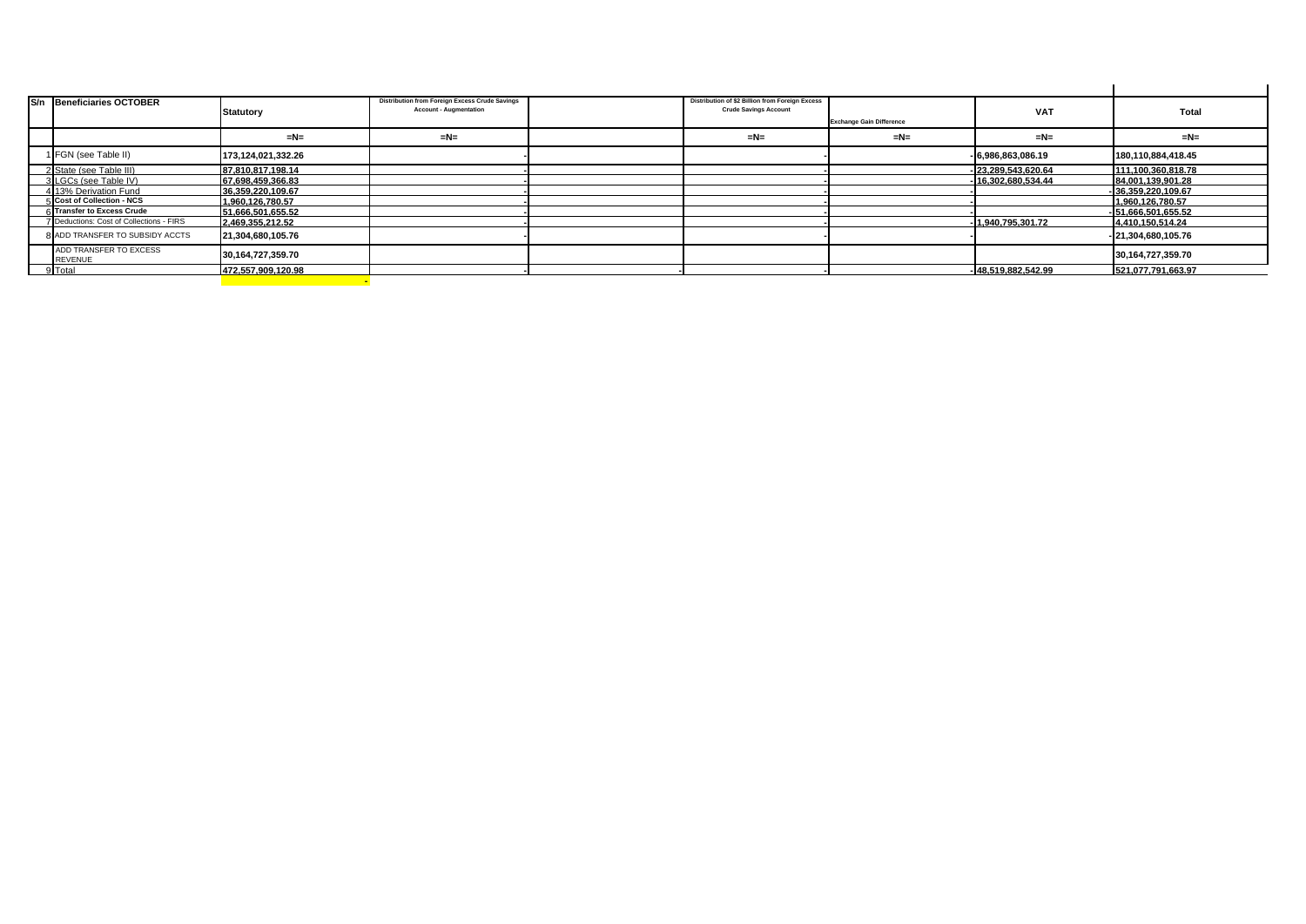| S/n | Beneficiaries OCTOBER | Statutory | Distribution from Foreign Excess Crude Savings Account - Augmentation | | Distribution of $2 Billion from Foreign Excess Crude Savings Account | Exchange Gain Difference | VAT | Total |
|---|---|---|---|---|---|---|---|---|
| | | =N= | =N= | | =N= | =N= | =N= | =N= |
| 1 | FGN (see Table II) | 173,124,021,332.26 | - | | - | - | 6,986,863,086.19 | 180,110,884,418.45 |
| 2 | State (see Table III) | 87,810,817,198.14 | - | | - | - | 23,289,543,620.64 | 111,100,360,818.78 |
| 3 | LGCs (see Table IV) | 67,698,459,366.83 | - | | - | - | 16,302,680,534.44 | 84,001,139,901.28 |
| 4 | 13% Derivation Fund | 36,359,220,109.67 | - | | - | - | - | 36,359,220,109.67 |
| 5 | **Cost of Collection - NCS** | 1,960,126,780.57 | - | | - | - | | 1,960,126,780.57 |
| 6 | **Transfer to Excess Crude** | 51,666,501,655.52 | - | | - | - | - | 51,666,501,655.52 |
| 7 | Deductions: Cost of Collections - FIRS | 2,469,355,212.52 | - | | - | - | 1,940,795,301.72 | 4,410,150,514.24 |
| 8 | ADD TRANSFER TO SUBSIDY ACCTS | 21,304,680,105.76 | - | | - | - | - | 21,304,680,105.76 |
| | ADD TRANSFER TO EXCESS REVENUE | 30,164,727,359.70 | | | | | | 30,164,727,359.70 |
| 9 | Total | 472,557,909,120.98 | - | - | - | - | 48,519,882,542.99 | 521,077,791,663.97 |
| | | | - | | | | | |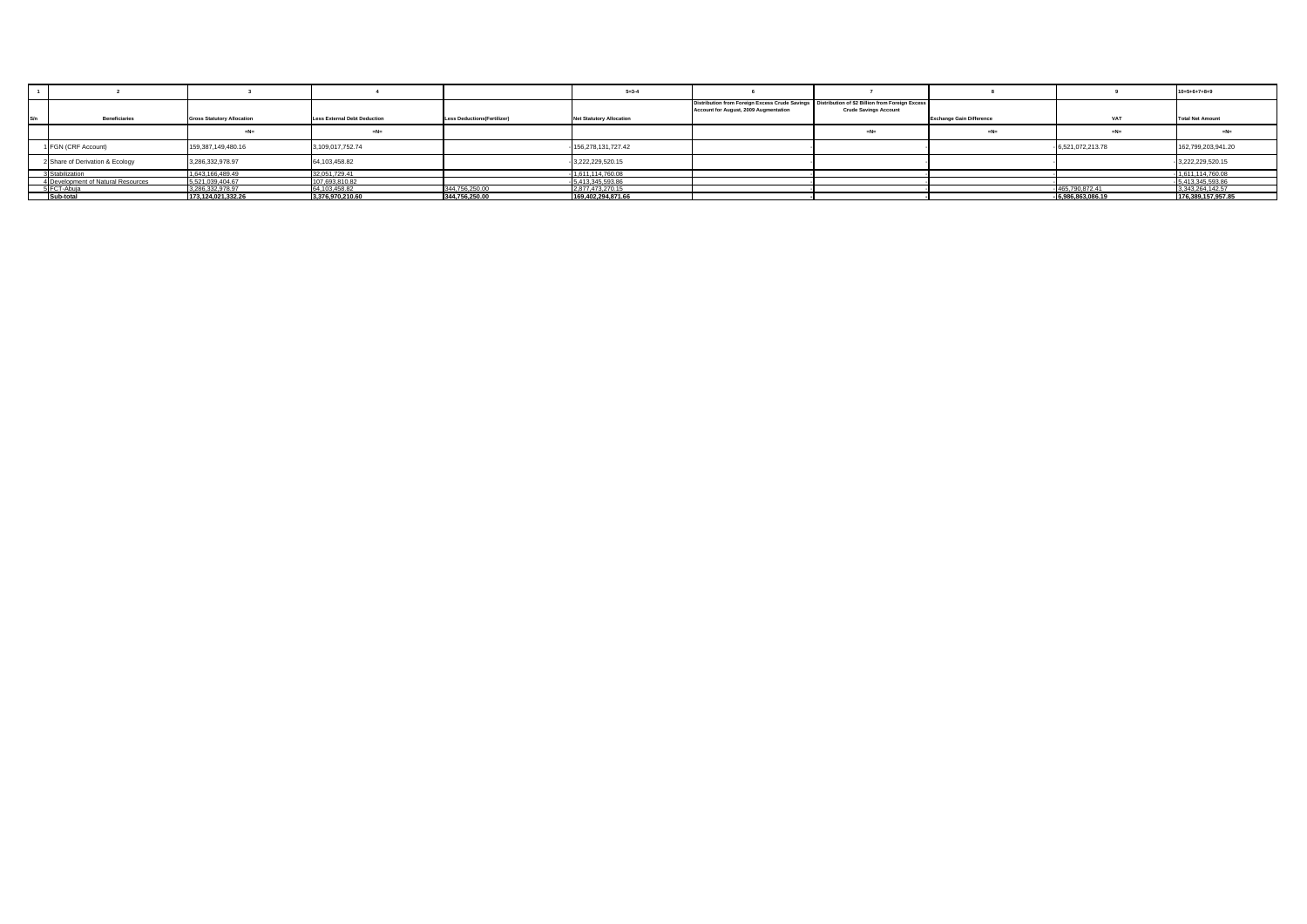| 1 | 2 | 3 | 4 | | 5=3-4 | 6 | 7 | 8 | 9 | 10=5+6+7+8+9 |
|---|---|---|---|---|---|---|---|---|---|---|
| S/n | Beneficiaries | Gross Statutory Allocation | Less External Debt Deduction | Less Deductions(Fertilizer) | Net Statutory Allocation | Distribution from Foreign Excess Crude Savings Account for August, 2009 Augmentation | Distribution of $2 Billion from Foreign Excess Crude Savings Account | Exchange Gain Difference | VAT | Total Net Amount |
| | | =N= | =N= | | | | =N= | =N= | =N= | =N= |
| 1 | FGN (CRF Account) | 159,387,149,480.16 | 3,109,017,752.74 | - | 156,278,131,727.42 | - | - | - | 6,521,072,213.78 | 162,799,203,941.20 |
| 2 | Share of Derivation & Ecology | 3,286,332,978.97 | 64,103,458.82 | - | 3,222,229,520.15 | - | - | - | - | 3,222,229,520.15 |
| 3 | Stabilization | 1,643,166,489.49 | 32,051,729.41 | - | 1,611,114,760.08 | - | - | - | - | 1,611,114,760.08 |
| 4 | Development of Natural Resources | 5,521,039,404.67 | 107,693,810.82 | - | 5,413,345,593.86 | - | - | - | - | 5,413,345,593.86 |
| 5 | FCT-Abuja | 3,286,332,978.97 | 64,103,458.82 | 344,756,250.00 | 2,877,473,270.15 | - | - | - | 465,790,872.41 | 3,343,264,142.57 |
| | **Sub-total** | **173,124,021,332.26** | **3,376,970,210.60** | **344,756,250.00** | **169,402,294,871.66** | - | - | - | **6,986,863,086.19** | **176,389,157,957.85** |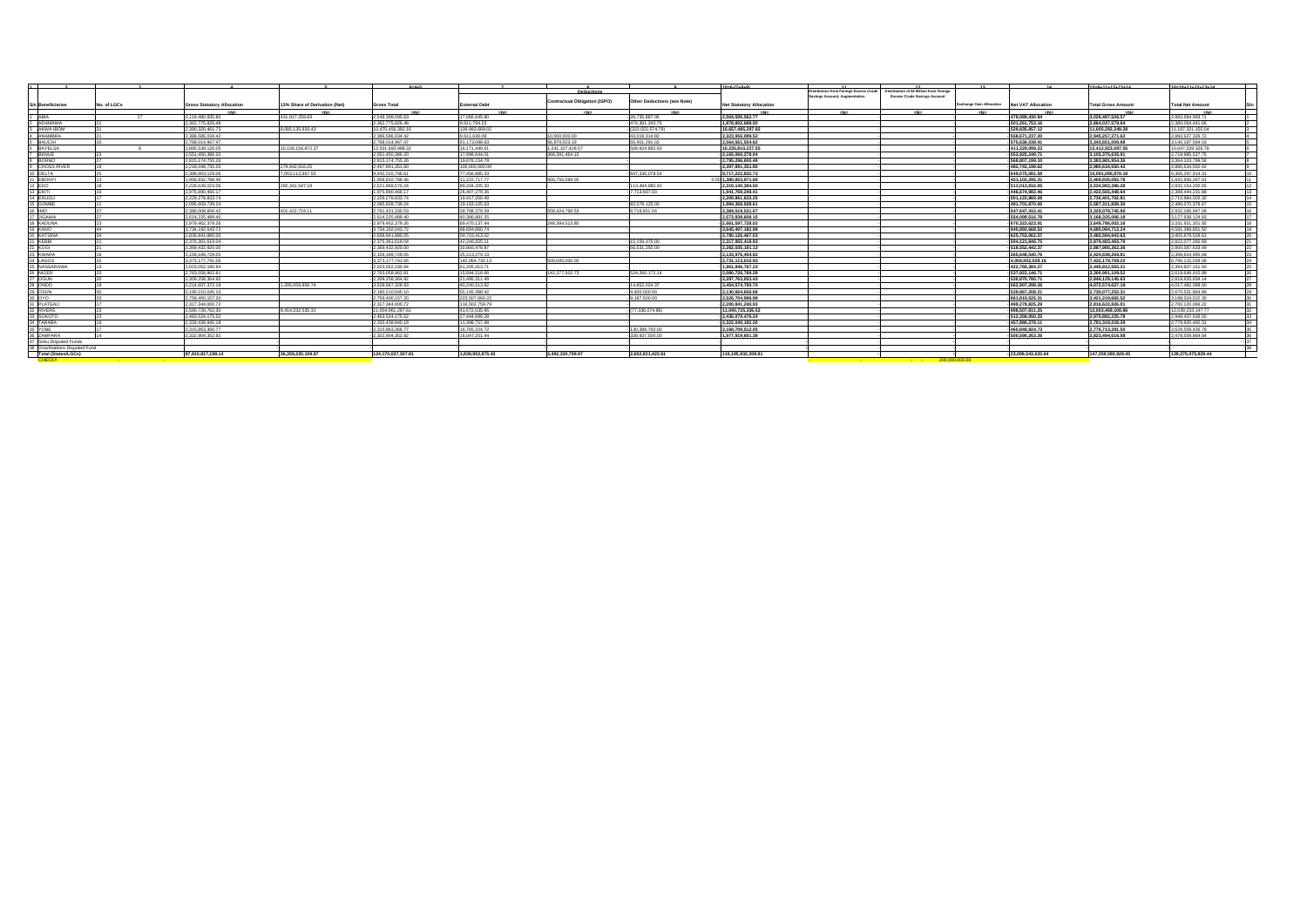| S/n | Beneficiaries | No. of LGCs | Gross Statutory Allocation | 13% Share of Derivation (Net) | Gross Total | Deductions | | | Net Statutory Allocation | Distribution from Foreign Excess Crude Savings Account, Augmentation | Distribution of $2 Billion from Foreign Excess Crude Savings Account | Exchange Gain Allocation | Net VAT Allocation | Total Gross Amount | Total Net Amount | S/n |
|---|---|---|---|---|---|---|---|---|---|---|---|---|---|---|---|---|
| | | | | | | External Debt | Contractual Obligation (ISPO) | Other Deductions (see Note) | | | | | | | | |
| 1 | 2 | 3 | 4 | 5 | 6=4+5 | 7 | 8 | 9 | 10=6-(7+8+9) | 11 | 12 | 13 | 14 | 15=6+11+12+13+14 | 16=10+11+12+13+14 | |
| | | | =N= | =N= | =N= | =N= | =N= | =N= | =N= | =N= | =N= | =N= | =N= | =N= | =N= | |
| 1 | ABIA | 17 | 2,118,480,835.80 | 431,917,259.83 | 2,548,398,095.63 | 17,066,645.80 | | 26,735,887.06 | 2,504,595,562.77 | | | | 478,089,430.94 | 3,026,487,526.57 | 2,982,684,993.71 | 1 |
| 2 | ADAMAWA | 21 | 2,362,775,826.48 | | 2,362,775,826.48 | 9,611,794.23 | | 476,361,343.75 | 1,876,802,688.50 | | | | 501,261,753.16 | 2,864,037,579.64 | 2,380,064,441.66 | 2 |
| 3 | AKWA IBOM | 31 | 2,390,320,461.73 | 8,085,135,930.43 | 10,475,456,392.16 | 138,960,669.02 | | (322,022,574.79) | 10,657,485,297.93 | | | | 529,835,857.12 | 11,005,292,249.28 | 11,187,321,155.04 | 3 |
| 4 | ANAMBRA | 21 | 2,386,566,034.42 | | 2,386,566,034.42 | 9,611,630.08 | 10,000,000.00 | 43,018,314.92 | 2,323,956,089.52 | | | | 558,671,237.20 | 2,945,257,271.62 | 2,882,627,326.72 | 4 |
| 5 | BAUCHI | 20 | 2,768,014,967.47 | | 2,768,014,967.47 | 91,173,096.63 | 95,879,023.19 | 55,401,291.03 | 2,564,561,554.62 | | | | 575,636,039.41 | 3,343,651,006.88 | 3,140,197,594.03 | 5 |
| 6 | BAYELSA | 8 | 1,895,539,126.05 | 10,106,154,872.27 | 12,001,693,998.32 | 18,171,449.61 | 1,241,107,428.57 | 508,604,882.60 | 10,235,810,237.55 | | | | 411,228,099.23 | 12,412,922,097.55 | 10,647,038,336.78 | 6 |
| 7 | BENUE | 23 | 2,551,450,386.20 | | 2,551,450,386.20 | 17,968,644.01 | 368,391,464.15 | | 2,165,090,278.04 | | | | 553,925,249.71 | 3,105,375,635.91 | 2,719,985,527.75 | 7 |
| 8 | BORNO | 27 | 2,815,174,755.26 | | 2,815,174,755.26 | 19,878,154.78 | | | 2,795,296,600.48 | | | | 568,807,199.10 | 3,383,981,954.36 | 3,364,103,799.58 | 8 |
| 9 | CROSS RIVER | 18 | 2,218,048,735.55 | 279,842,516.25 | 2,497,891,251.80 | 100,000,000.00 | | | 2,397,891,251.80 | | | | 482,743,198.62 | 2,980,634,550.42 | 2,880,634,550.42 | 9 |
| 10 | DELTA | 25 | 2,388,903,129.06 | 7,053,112,667.55 | 9,442,015,796.61 | 77,456,885.33 | | 647,336,078.54 | 8,717,222,832.73 | | | | 649,075,081.58 | 10,091,090,878.18 | 9,366,297,914.31 | 10 |
| 11 | EBONYI | 13 | 1,958,832,788.46 | | 1,958,832,788.46 | 11,222,717.77 | 566,756,099.00 | 0.00 | 1,380,853,971.69 | | | | 451,102,295.31 | 2,409,935,083.78 | 1,831,956,267.01 | 11 |
| 12 | EDO | 18 | 2,229,628,023.06 | 292,341,547.18 | 2,521,969,570.24 | 89,334,205.33 | | 113,494,980.40 | 2,319,140,384.50 | | | | 513,013,816.05 | 3,034,983,386.28 | 2,832,154,200.55 | 12 |
| 13 | EKITI | 16 | 1,975,890,466.17 | | 1,975,890,466.17 | 26,407,279.26 | | 7,713,937.50 | 1,941,769,249.41 | | | | 446,674,982.46 | 2,422,565,448.64 | 2,388,444,231.88 | 13 |
| 14 | ENUGU | 17 | 2,229,278,833.74 | | 2,229,278,833.74 | 19,417,200.49 | | | 2,209,861,633.25 | | | | 501,122,869.08 | 2,730,401,702.81 | 2,710,984,502.32 | 14 |
| 15 | GOMBE | 11 | 2,095,609,739.24 | | 2,095,609,739.24 | 19,163,105.63 | | 82,078,125.00 | 1,994,368,508.61 | | | | 491,701,870.06 | 2,587,311,609.30 | 2,486,070,378.67 | 15 |
| 16 | IMO | 27 | 2,380,008,606.43 | 401,422,724.11 | 2,781,431,330.53 | 28,768,379.29 | 358,424,768.53 | 9,718,651.04 | 2,384,519,531.67 | | | | 547,647,415.41 | 3,329,078,745.95 | 2,932,166,947.09 | 16 |
| 17 | JIGAWA | 27 | 2,614,225,489.40 | | 2,614,225,489.40 | 40,386,881.25 | | | 2,573,838,608.15 | | | | 554,099,516.78 | 3,168,325,006.18 | 3,127,938,124.93 | 17 |
| 18 | KADUNA | 23 | 2,979,462,379.26 | | 2,979,462,379.26 | 69,470,137.44 | 248,394,513.80 | | 2,661,597,728.02 | | | | 670,323,623.91 | 3,649,786,003.16 | 3,331,921,351.92 | 18 |
| 19 | KANO | 44 | 3,734,192,043.72 | | 3,734,192,043.72 | 88,694,860.74 | | | 3,645,497,182.98 | | | | 945,892,668.52 | 4,680,084,712.24 | 4,591,389,851.50 | 19 |
| 20 | KATSINA | 34 | 2,839,841,880.05 | | 2,839,841,880.05 | 59,715,413.02 | | | 2,780,126,467.03 | | | | 625,753,062.57 | 3,465,594,942.63 | 3,405,879,529.61 | 20 |
| 21 | KEBBI | 21 | 2,375,361,619.04 | | 2,375,361,619.04 | 42,246,835.11 | | 15,159,375.00 | 2,317,955,408.93 | | | | 504,121,846.75 | 2,879,483,465.79 | 2,822,077,255.68 | 21 |
| 22 | KOGI | 21 | 2,368,432,920.59 | | 2,368,432,920.59 | 39,866,478.97 | | 95,531,250.00 | 2,282,035,191.13 | | | | 518,552,442.37 | 2,887,985,362.96 | 2,800,587,633.49 | 22 |
| 23 | KWARA | 16 | 2,159,189,729.05 | | 2,159,189,729.05 | 26,213,274.13 | | | 2,132,976,454.92 | | | | 265,648,540.76 | 2,424,838,269.81 | 2,399,624,995.68 | 23 |
| 24 | LAGOS | 20 | 3,273,177,741.06 | | 3,273,177,741.06 | 142,064,730.13 | 500,000,000.00 | | 2,731,113,010.93 | | | | 4,059,002,028.16 | 7,432,179,769.22 | 6,790,115,039.09 | 24 |
| 25 | NASSARAWA | 13 | 2,023,052,180.94 | | 2,023,052,180.94 | 61,205,413.71 | | | 1,961,846,767.23 | | | | 422,760,384.27 | 2,445,812,565.21 | 2,384,607,151.50 | 25 |
| 26 | NIGER | 25 | 2,763,058,962.81 | | 2,763,058,962.81 | 15,694,518.95 | 142,377,502.73 | 524,260,172.14 | 2,080,726,769.28 | | | | 537,602,146.71 | 3,300,661,109.52 | 2,618,648,915.99 | 26 |
| 27 | OGUN | 20 | 2,309,258,364.92 | | 2,309,258,364.92 | 21,495,311.49 | | | 2,287,763,053.43 | | | | 530,870,780.71 | 2,840,129,145.63 | 2,818,633,834.14 | 27 |
| 28 | ONDO | 18 | 2,214,607,372.19 | 1,295,059,956.74 | 3,509,667,328.93 | 40,240,513.82 | | 14,852,024.37 | 3,454,574,790.74 | | | | 562,907,298.26 | 4,072,574,627.19 | 4,017,482,089.00 | 28 |
| 29 | OSUN | 30 | 2,190,210,045.10 | | 2,190,210,045.10 | 55,145,388.42 | | 4,400,000.00 | 2,130,664,656.68 | | | | 539,867,208.21 | 2,730,077,253.31 | 2,670,531,864.89 | 29 |
| 30 | OYO | 33 | 2,759,400,157.20 | | 2,759,400,157.20 | 223,527,660.22 | | 9,187,500.00 | 2,526,704,996.98 | | | | 661,819,525.31 | 3,421,219,682.52 | 3,188,524,522.30 | 30 |
| 31 | PLATEAU | 17 | 2,317,344,000.72 | | 2,317,344,000.72 | 116,502,759.79 | | | 2,200,841,240.93 | | | | 499,278,825.29 | 2,816,622,826.01 | 2,700,120,066.22 | 31 |
| 32 | RIVERS | 23 | 2,590,728,762.30 | 8,414,232,535.31 | 11,004,961,297.61 | 41,572,035.95 | | (77,336,074.88) | 11,040,725,336.52 | | | | 998,507,811.25 | 12,003,469,108.86 | 12,039,233,147.77 | 32 |
| 33 | SOKOTO | 23 | 2,463,524,175.52 | | 2,463,524,175.52 | 27,444,699.28 | | | 2,436,079,476.24 | | | | 512,358,050.25 | 2,975,882,225.78 | 2,948,437,526.50 | 33 |
| 34 | TARABA | 16 | 2,333,438,940.19 | | 2,333,438,940.19 | 11,398,757.98 | | | 2,322,040,182.20 | | | | 457,880,278.11 | 2,791,319,218.29 | 2,779,920,460.31 | 34 |
| 35 | YOBE | 17 | 2,315,863,366.77 | | 2,315,863,366.77 | 16,765,104.72 | | 130,388,750.00 | 2,168,709,512.05 | | | | 460,849,924.73 | 2,776,713,291.50 | 2,629,559,436.78 | 35 |
| 36 | ZAMFARA | 14 | 2,322,904,352.82 | | 2,322,904,352.82 | 16,047,251.44 | | 329,037,500.00 | 1,977,819,601.38 | | | | 500,590,263.26 | 2,823,494,616.08 | 2,478,529,864.64 | 36 |
| 37 | Soku Disputed Funds | | | | | | | | | | | | | | | 37 |
| 38 | Ona/Asabori Disputed Fund | | | | | | | | | | | | | | | 38 |
| | Total (States/LGCs) | | 87,810,817,198.14 | 36,359,220,109.67 | 124,170,037,307.81 | 1,838,952,975.43 | 3,492,330,798.97 | 2,652,821,423.61 | 116,185,932,208.81 | | | | 23,089,543,620.64 | 147,259,580,928.45 | 139,275,475,829.44 | |
| | CHECK | | | | | | | | | | 200,000,000.00 | | | | | |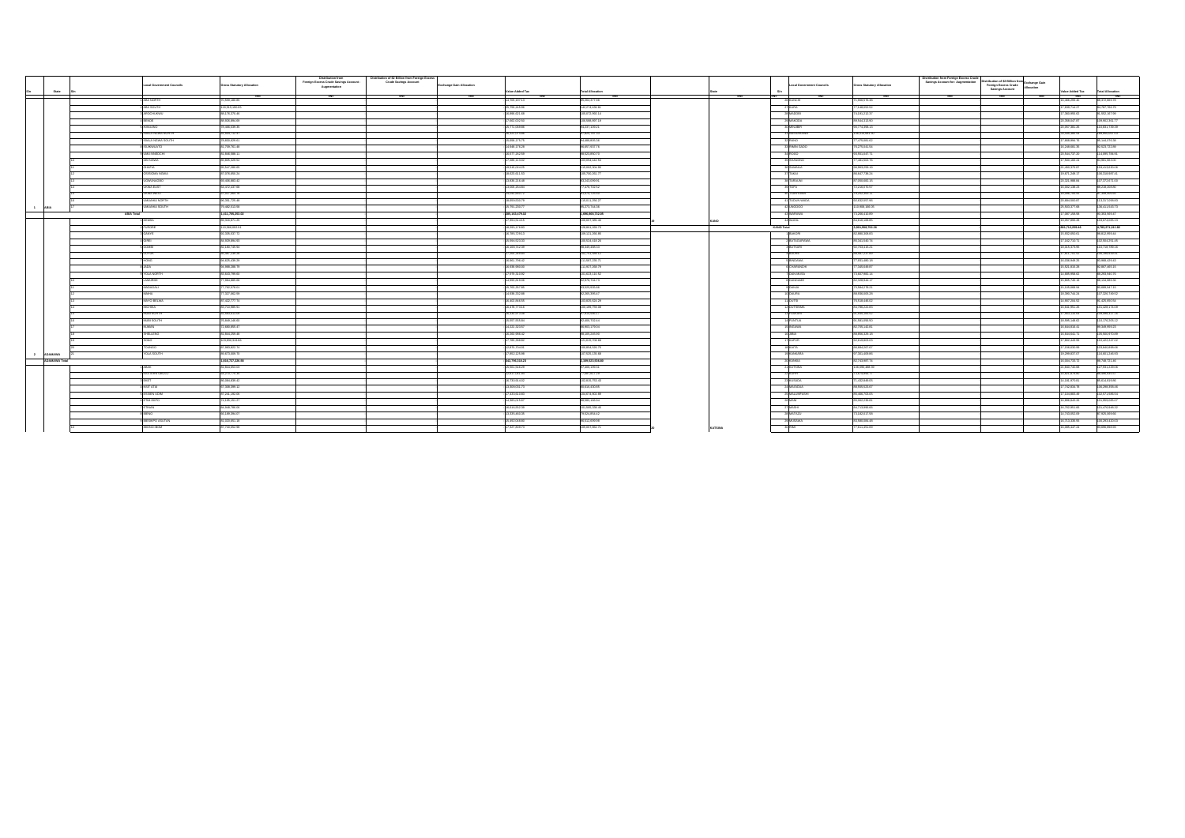| S/n | State | S/n | Local Government Councils | Gross Statutory Allocation | Distribution from Foreign Excess Crude Savings Account - Augmentation | Distribution of $2 Billion from Foreign Excess Crude Savings Account | Exchange Gain Allocation | Value Added Tax | Total Allocation |
|---|---|---|---|---|---|---|---|---|---|
| | | | | =N= | =N= | =N= | =N= | =N= | =N= |
| | | 1 | ABA NORTH | 70,558,480.05 | | | | 15,705,197.13 | 86,264,477.09 |
| | | 2 | ABA SOUTH | 113,521,460.65 | | | | 20,703,123.91 | 142,274,438.46 |
| | | 3 | AROCHUKWU | 90,176,276.46 | | | | 16,895,621.68 | 106,472,903.14 |
| | | 4 | BENDE | 98,425,094.95 | | | | 17,663,102.50 | 116,088,997.19 |
| | | 5 | IKWUANO | 75,468,039.35 | | | | 15,771,009.80 | 91,271,109.15 |
| | | 6 | ISIALA NGWA NORTH | 76,833,712.57 | | | | 15,413,123.93 | 92,246,351.51 |
| | | 7 | ISIALA NGWA SOUTH | 70,856,628.01 | | | | 15,062,179.76 | 85,880,805.56 |
| | | 8 | ISUIKWUATO | 81,709,761.40 | | | | 16,848,175.26 | 98,557,937.76 |
| | | 9 | OBI NGWA | 75,848,590.11 | | | | 16,677,252.99 | 92,525,852.73 |
| | | 10 | OHAFIA | 95,895,329.52 | | | | 17,099,113.02 | 113,994,442.53 |
| | | 11 | OSISIOMA | 95,507,289.55 | | | | 19,510,024.26 | 115,002,306.90 |
| | | 12 | UGWUNAGBO | 87,478,893.14 | | | | 18,022,311.93 | 105,761,205.77 |
| | | 13 | UKWA EAST | 65,686,862.43 | | | | 13,836,216.06 | 79,523,090.91 |
| | | 14 | UKWA WEST | 61,372,437.68 | | | | 13,605,264.84 | 77,978,702.52 |
| | | 15 | UMUAHIA NORTH | 97,157,982.79 | | | | 18,016,083.72 | 115,174,726.50 |
| | | 16 | UMUAHIA SOUTH | 95,361,725.48 | | | | 18,059,550.79 | 113,711,276.27 |
| 1 | ABIA | 17 | UMU NNEOCHI | 70,460,513.56 | | | | 14,751,220.77 | 85,274,734.36 |
| | ABIA Total | | | 1,311,795,251.02 | | | | 285,143,470.02 | 1,596,883,722.05 |
| | | 1 | DEMSA | 90,313,572.25 | | | | 17,350,511.15 | 106,097,385.40 |
| | | 2 | FUFORE | 113,560,892.91 | | | | 20,291,178.83 | 133,851,260.73 |
| | | 3 | GANYE | 82,359,637.11 | | | | 16,761,728.13 | 99,121,365.85 |
| | | 4 | GIREI | 91,620,894.83 | | | | 18,054,323.50 | 109,524,145.28 |
| | | 5 | GOMBI | 82,580,749.04 | | | | 16,369,732.99 | 98,949,680.05 |
| | | 6 | GUYUK | 86,367,129.38 | | | | 17,403,769.60 | 103,742,896.12 |
| | | 7 | HONG | 93,826,436.29 | | | | 18,061,759.42 | 111,887,195.71 |
| | | 8 | JADA | 95,988,286.76 | | | | 18,838,960.02 | 114,827,246.79 |
| | | 9 | YOLA NORTH | 95,632,799.66 | | | | 17,970,313.92 | 113,603,113.92 |
| | | 10 | LAMURDE | 77,984,886.05 | | | | 14,993,819.66 | 92,978,705.73 |
| | | 11 | MADAGALI | 77,792,579.11 | | | | 15,733,357.95 | 93,525,936.56 |
| | | 12 | MAIHA | 77,227,062.99 | | | | 14,938,152.68 | 92,165,195.57 |
| | | 13 | MAYO BELWA | 87,422,777.74 | | | | 16,402,660.59 | 103,826,504.29 |
| | | 14 | MICHIKA | 82,713,986.91 | | | | 16,476,773.14 | 99,190,760.06 |
| | | 15 | MUBI NORTH | 81,590,453.04 | | | | 16,189,072.08 | 97,779,525.12 |
| | | 16 | MUBI SOUTH | 77,840,148.66 | | | | 14,657,555.84 | 92,497,704.50 |
| | | 17 | NUMAN | 71,886,865.47 | | | | 14,222,323.97 | 86,903,179.04 |
| | | 18 | SHELLENG | 81,844,299.46 | | | | 16,202,908.42 | 98,105,240.00 |
| | | 19 | SONG | 100,906,418.88 | | | | 17,786,306.92 | 118,632,756.88 |
| | | 20 | TOUNGO | 67,990,802.74 | | | | 12,970,719.01 | 80,958,523.75 |
| 2 | ADAMAWA | 21 | YOLA SOUTH | 99,673,009.70 | | | | 17,851,125.96 | 117,526,135.68 |
| | ADAMAWA Total | | | 1,856,727,326.99 | | | | 342,796,218.23 | 2,199,523,545.66 |
| | | 1 | ABAK | 81,844,603.03 | | | | 15,561,154.78 | 97,405,166.51 |
| | | 2 | EASTERN OBOLO | 66,277,776.85 | | | | 12,677,160.39 | 78,955,937.24 |
| | | 3 | EKET | 80,084,828.41 | | | | 16,730,954.02 | 96,828,752.43 |
| | | 4 | ESIT EKET | 67,308,998.13 | | | | 13,904,051.75 | 81,213,049.88 |
| | | 5 | ESSIEN UDIM | 87,241,182.56 | | | | 17,433,613.83 | 104,674,802.39 |
| | | 6 | ETIM EKPO | 73,245,451.27 | | | | 14,389,610.87 | 87,680,160.01 |
| | | 7 | ETINAN | 85,846,796.06 | | | | 16,014,952.39 | 101,865,108.45 |
| | | 8 | IBENO | 60,195,994.07 | | | | 13,335,460.05 | 73,532,856.62 |
| | | 9 | IBESIKPO ASUTAN | 81,520,051.16 | | | | 16,492,348.86 | 98,012,099.96 |
| | | 10 | IBIONO IBOM | 97,716,362.96 | | | | 17,527,208.79 | 115,307,962.75 |
| | | 28 | KURA | 71,908,578.35 | | | | 14,465,293.40 | 86,373,869.21 |
| | | 29 | MADOBI | 71,188,082.53 | | | | 15,349,716.27 | 86,797,951.70 |
| | | 30 | MAKODA | 73,342,213.97 | | | | 17,360,999.93 | 91,662,187.90 |
| | | 31 | MINJIBIR | 93,753,998.13 | | | | 16,907,584.26 | 110,661,735.09 |
| | | 32 | NASSARAWA | 136,534,081.97 | | | | 23,545,089.53 | 160,079,002.50 |
| | | 33 | RANO | 77,476,983.02 | | | | 18,669,994.73 | 96,144,074.38 |
| | | 34 | RIMIN GADO | 74,276,311.54 | | | | 16,246,083.31 | 90,522,721.85 |
| | | 35 | ROGO | 93,051,637.71 | | | | 20,044,737.30 | 113,095,754.91 |
| | | 36 | SHANONO | 77,385,962.76 | | | | 17,600,188.24 | 94,985,600.00 |
| | | 37 | SUMAILA | 98,863,298.10 | | | | 19,493,376.87 | 118,356,505.09 |
| | | 38 | TAKAI | 88,047,738.14 | | | | 18,071,248.17 | 106,118,987.24 |
| | | 39 | TARAUNI | 87,089,683.05 | | | | 20,920,388.04 | 107,972,073.02 |
| | | 40 | TOFA | 72,219,870.97 | | | | 16,002,138.23 | 88,223,015.80 |
| | | 41 | TSANYAWA | 79,252,300.21 | | | | 17,986,700.00 | 97,246,000.00 |
| | | 42 | TUDUN WADA | 103,822,657.56 | | | | 20,066,590.67 | 123,932,009.63 |
| | | 43 | UNGOGO | 111,868,166.06 | | | | 20,933,377.68 | 136,411,540.73 |
| 20 | KANO | 44 | WARAWA | 73,091,432.00 | | | | 17,987,268.00 | 90,983,909.07 |
| | KANO Total | | | 3,951,868,752.36 | | | | 841,712,296.46 | 4,793,371,011.82 |
| | | 1 | BAKORI | 82,888,208.63 | | | | 15,952,035.61 | 98,812,650.44 |
| | | 2 | BATAGARAWA | 85,543,530.73 | | | | 17,142,710.71 | 102,684,251.05 |
| | | 3 | BATSARI | 92,703,416.21 | | | | 19,015,373.95 | 111,718,790.16 |
| | | 4 | BAURE | 88,987,217.80 | | | | 17,412,761.53 | 106,399,979.52 |
| | | 5 | BINDAWA | 77,931,480.16 | | | | 16,208,848.25 | 93,990,323.41 |
| | | 6 | CHARANCHI | 77,249,643.67 | | | | 15,621,626.28 | 92,867,485.23 |
| | | 7 | DAN-MUSA | 73,697,983.14 | | | | 14,685,998.52 | 88,283,941.76 |
| | | 8 | DANDUME | 82,328,944.17 | | | | 14,995,795.45 | 96,324,689.80 |
| | | 9 | DANJA | 73,984,278.21 | | | | 15,128,069.64 | 89,088,347.35 |
| | | 10 | DAURA | 89,926,409.24 | | | | 18,399,744.24 | 107,326,749.52 |
| | | 11 | DUTSI | 76,618,690.53 | | | | 14,807,064.62 | 91,426,094.04 |
| | | 12 | DUTSIN-MA | 84,780,222.83 | | | | 16,916,331.36 | 101,426,174.09 |
| | | 13 | FASKARI | 91,920,283.82 | | | | 17,903,443.03 | 109,866,417.56 |
| | | 14 | FUNTUA | 91,865,093.52 | | | | 19,580,446.62 | 111,270,300.12 |
| | | 15 | INGAWA | 92,783,142.82 | | | | 18,044,836.51 | 110,149,963.23 |
| | | 16 | JIBIA | 88,856,329.23 | | | | 16,644,621.71 | 105,500,973.99 |
| | | 17 | KAFUR | 90,618,803.03 | | | | 17,802,442.99 | 108,421,247.02 |
| | | 18 | KAITA | 83,094,267.57 | | | | 17,158,634.95 | 100,840,909.66 |
| | | 19 | KANKARA | 97,351,326.96 | | | | 19,298,637.57 | 116,621,244.53 |
| | | 20 | KANKIA | 82,723,997.74 | | | | 16,504,723.72 | 99,736,721.46 |
| | | 21 | KATSINA | 108,886,486.78 | | | | 21,810,740.96 | 127,691,229.06 |
| | | 22 | KURFI | 74,575,996.17 | | | | 14,821,878.90 | 89,386,840.51 |
| | | 23 | KUSADA | 71,268,699.91 | | | | 14,236,970.91 | 85,514,810.98 |
| | | 24 | MAI'ADUA | 88,556,523.67 | | | | 17,743,834.78 | 106,280,358.46 |
| | | 25 | MALUMFASHI | 95,186,703.05 | | | | 17,134,883.49 | 112,371,588.54 |
| | | 26 | MANI | 86,502,236.91 | | | | 15,999,505.26 | 101,888,095.17 |
| | | 27 | MASHI | 93,712,858.80 | | | | 16,752,951.66 | 111,476,848.32 |
| | | 28 | MATAZU | 73,142,017.93 | | | | 14,743,053.05 | 87,925,003.91 |
| | | 29 | MUSAWA | 83,660,083.49 | | | | 16,713,338.95 | 100,393,420.05 |
| 21 | KATSINA | 30 | RIMI | 77,521,461.03 | | | | 15,085,447.24 | 92,606,968.93 |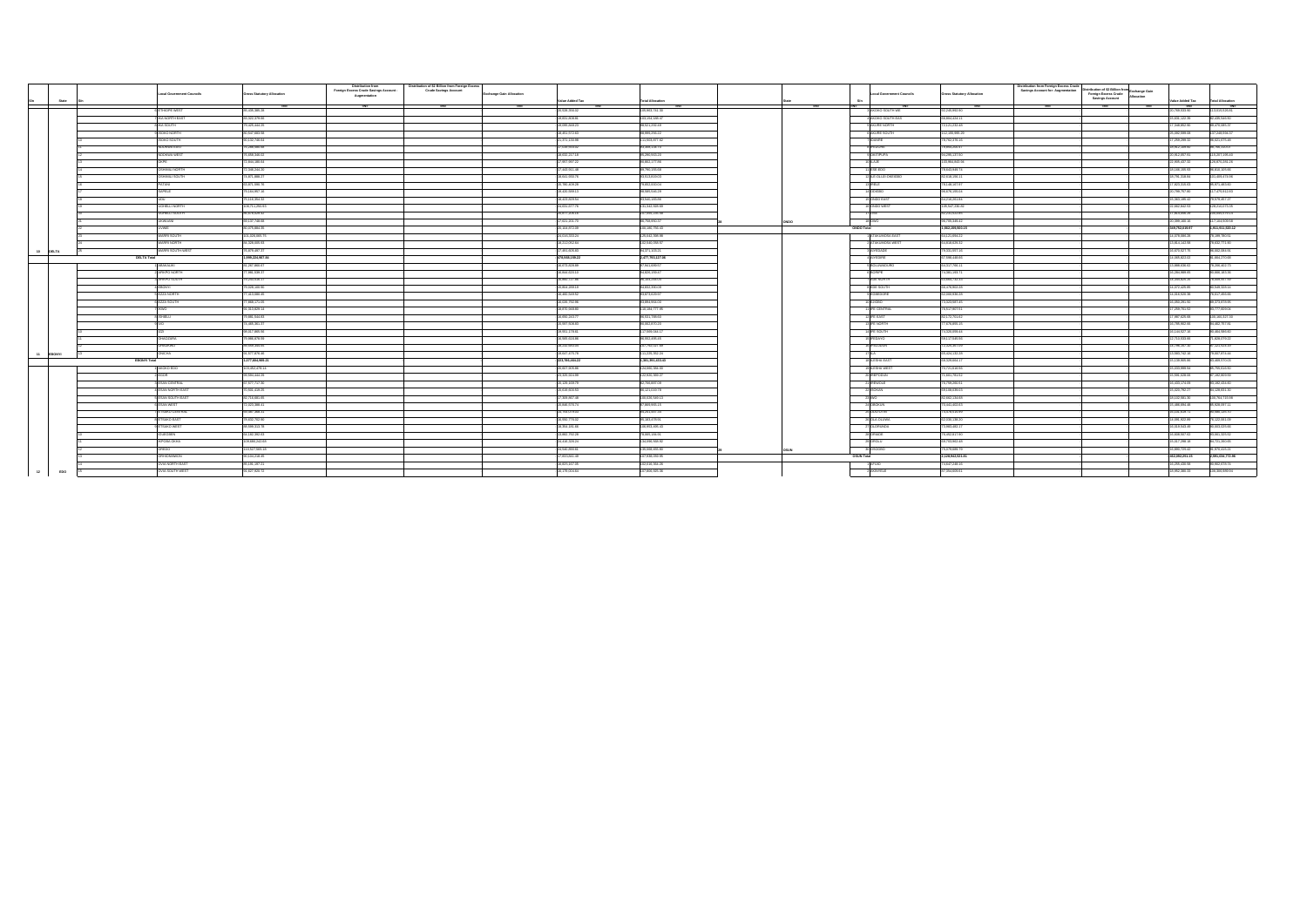| S/n | State | S/n | Local Government Councils | Gross Statutory Allocation | Distribution from Foreign Excess Crude Savings Account - Augmentation | Distribution of $2 Billion from Foreign Excess Crude Savings Account | Exchange Gain Allocation | Value Added Tax | Total Allocation |
|---|---|---|---|---|---|---|---|---|---|
| | | | | =N= | =N= | =N= | =N= | =N= | =N= |
| | | 8 | ETHIOPE WEST | 85,435,489.28 | | | | 26,526,356.02 | 109,961,741.30 |
| | | 9 | IKA NORTH EAST | 80,322,379.66 | | | | 23,831,458.81 | 104,153,838.47 |
| | | 10 | IKA SOUTH | 79,025,449.25 | | | | 26,495,869.23 | 105,521,318.48 |
| | | 11 | ISOKO NORTH | 80,547,883.58 | | | | 20,451,012.63 | 100,998,896.21 |
| | | 12 | ISOKO SOUTH | 90,152,746.83 | | | | 22,371,124.89 | 112,523,871.72 |
| | | 13 | NDOKWA EAST | 70,289,908.06 | | | | 17,559,920.02 | 87,849,828.08 |
| | | 14 | NDOKWA WEST | 70,958,346.31 | | | | 18,632,217.18 | 89,590,563.49 |
| | | 15 | OKPE | 72,864,488.04 | | | | 17,097,057.22 | 89,961,545.26 |
| | | 16 | OSHIMILI NORTH | 72,346,244.20 | | | | 17,443,911.48 | 89,790,155.68 |
| | | 17 | OSHIMILI SOUTH | 71,871,466.27 | | | | 18,641,155.76 | 90,512,622.03 |
| | | 18 | PATANI | 55,871,935.76 | | | | 15,780,303.28 | 71,652,239.04 |
| | | 19 | SAPELE | 79,144,867.16 | | | | 20,440,599.12 | 99,585,466.28 |
| | | 20 | UDU | 75,118,354.32 | | | | 16,423,003.64 | 91,541,357.96 |
| | | 21 | UGHELLI NORTH | 106,711,286.63 | | | | 24,631,377.76 | 131,342,664.39 |
| | | 22 | UGHELLI SOUTH | 90,478,639.32 | | | | 20,877,306.16 | 111,355,945.48 |
| | | 23 | UKWUANI | 69,137,749.06 | | | | 17,621,201.70 | 86,758,950.76 |
| | | 24 | UVWIE | 80,075,864.76 | | | | 22,104,937.26 | 102,180,802.02 |
| | | 25 | WARRI NORTH | 101,026,585.70 | | | | 24,516,323.21 | 125,542,908.91 |
| | | 26 | WARRI SOUTH | 95,228,393.35 | | | | 23,312,052.61 | 118,540,445.96 |
| 10 | DELTA | 27 | WARRI SOUTH WEST | 75,879,487.77 | | | | 17,461,826.83 | 93,341,314.60 |
| | DELTA Total | | | 1,999,224,667.64 | | | | 478,556,159.22 | 2,477,780,826.86 |
| | | 1 | ABAKALIKI | 81,267,960.07 | | | | 20,473,420.99 | 101,741,381.06 |
| | | 2 | AFIKPO NORTH | 77,960,339.37 | | | | 18,944,623.10 | 96,904,962.47 |
| | | 3 | AFIKPO SOUTH | 73,242,549.13 | | | | 18,660,177.90 | 91,902,727.03 |
| | | 4 | EBONYI | 79,228,146.90 | | | | 20,604,209.19 | 99,832,356.09 |
| | | 5 | EZZA NORTH | 77,413,686.46 | | | | 20,460,349.82 | 97,874,036.28 |
| | | 6 | EZZA SOUTH | 77,868,171.06 | | | | 20,026,770.96 | 97,894,942.02 |
| | | 7 | IKWO | 91,263,605.34 | | | | 26,870,968.80 | 118,134,574.14 |
| | | 8 | ISHIELU | 79,686,344.60 | | | | 19,895,363.77 | 99,581,708.37 |
| | | 9 | IVO | 75,468,391.77 | | | | 20,097,308.83 | 95,565,700.60 |
| | | 10 | IZZI | 89,017,889.06 | | | | 26,551,173.66 | 115,569,062.72 |
| | | 11 | OHAOZARA | 70,998,876.99 | | | | 19,660,313.96 | 90,659,190.95 |
| | | 12 | OHAUKWU | 89,550,332.03 | | | | 26,242,920.65 | 115,793,252.68 |
| 11 | EBONYI | 13 | ONICHA | 74,377,876.46 | | | | 20,847,175.79 | 95,225,052.25 |
| | EBONYI Total | | | 1,077,694,698.21 | | | | 279,384,188.44 | 1,357,078,886.65 |
| | | 1 | AKOKO EDO | 100,462,478.14 | | | | 25,907,005.94 | 126,369,484.08 |
| | | 2 | EGOR | 90,594,444.29 | | | | 22,326,163.99 | 112,920,608.28 |
| | | 3 | ESAN CENTRAL | 67,077,717.35 | | | | 15,120,169.79 | 82,197,887.14 |
| | | 4 | ESAN NORTH EAST | 70,531,118.25 | | | | 16,418,490.53 | 86,949,608.78 |
| | | 5 | ESAN SOUTH EAST | 82,714,681.66 | | | | 17,309,067.48 | 100,023,749.14 |
| | | 6 | ESAN WEST | 72,025,388.41 | | | | 16,840,076.74 | 88,865,465.15 |
| | | 7 | ETSAKO CENTRAL | 66,567,308.43 | | | | 16,749,623.20 | 83,316,931.63 |
| | | 8 | ETSAKO EAST | 78,892,792.90 | | | | 18,990,776.02 | 97,883,568.92 |
| | | 9 | ETSAKO WEST | 90,585,313.78 | | | | 20,904,145.66 | 111,489,459.44 |
| | | 10 | IGUEBEN | 63,130,382.93 | | | | 15,882,793.28 | 79,013,176.21 |
| | | 11 | IKPOBA OKHA | 109,660,242.60 | | | | 24,436,326.24 | 134,096,568.84 |
| | | 12 | OREDO | 113,127,005.40 | | | | 24,540,090.81 | 137,667,096.21 |
| | | 13 | ORHIONMWON | 90,100,246.85 | | | | 27,833,641.29 | 117,933,888.14 |
| | | 14 | OVIA NORTH EAST | 85,181,187.51 | | | | 20,820,167.75 | 106,001,355.26 |
| 12 | EDO | 15 | OVIA SOUTH WEST | 81,627,325.72 | | | | 20,170,034.64 | 101,797,360.36 |

| S/n | State | S/n | Local Government Councils | Gross Statutory Allocation | Distribution from Foreign Excess Crude Savings Account - Augmentation | Distribution of $2 Billion from Foreign Excess Crude Savings Account | Exchange Gain Allocation | Value Added Tax | Total Allocation |
|---|---|---|---|---|---|---|---|---|---|
| | | | | =N= | =N= | =N= | =N= | =N= | =N= |
| | | 1 | AKOKO SOUTH WEST | 92,220,852.92 | | | | 20,768,633.06 | 112,989,485.98 |
| | | 2 | AKOKO SOUTH EAST | 68,864,023.11 | | | | 16,304,127.39 | 85,168,150.50 |
| | | 3 | AKURE NORTH | 72,212,232.43 | | | | 17,349,852.95 | 89,562,085.38 |
| | | 4 | AKURE SOUTH | 112,130,995.25 | | | | 25,002,598.08 | 137,133,593.33 |
| | | 5 | ESE ODO | 78,762,276.16 | | | | 17,259,299.32 | 96,021,575.48 |
| | | 6 | IDANRE | 79,893,253.57 | | | | 19,952,268.00 | 99,845,521.57 |
| | | 7 | IFEDORE | 94,289,137.93 | | | | 20,012,267.51 | 114,301,405.44 |
| | | 8 | ILAJE | 115,894,844.56 | | | | 22,926,427.31 | 138,821,271.87 |
| | | 9 | ILE OLUJI/OKEIGBO | 78,642,930.73 | | | | 18,146,385.55 | 96,789,316.28 |
| | | 10 | IRELE | 79,140,147.97 | | | | 17,821,610.63 | 96,961,758.60 |
| | | 11 | ODIGBO | 98,676,185.04 | | | | 18,799,757.30 | 117,475,942.34 |
| | | 12 | OKITIPUPA | 95,216,283.84 | | | | 21,069,486.42 | 116,285,770.26 |
| | | 13 | ONDO EAST | 69,570,132.93 | | | | 15,652,961.44 | 85,223,094.37 |
| | | 14 | ONDO WEST | 106,557,230.02 | | | | 22,562,342.63 | 129,119,572.65 |
| | | 15 | OSE | 82,151,513.85 | | | | 17,363,856.10 | 99,515,369.95 |
| 28 | ONDO | 16 | OWO | 98,705,349.42 | | | | 20,289,160.16 | 118,994,509.58 |
| | ONDO Total | | | 1,862,389,903.15 | | | | 449,752,839.97 | 2,312,142,743.12 |
| | | 1 | ATAKUNMOSA EAST | 64,212,934.32 | | | | 16,076,000.29 | 80,288,934.61 |
| | | 2 | ATAKUNMOSA WEST | 63,635,626.32 | | | | 16,813,143.58 | 80,448,769.90 |
| | | 3 | AYEDAADE | 78,534,937.16 | | | | 16,679,527.75 | 95,214,464.91 |
| | | 4 | AYEDIRE | 67,598,440.60 | | | | 14,669,822.04 | 82,268,262.64 |
| | | 5 | BOLUWADURO | 64,517,766.11 | | | | 13,888,036.62 | 78,405,802.73 |
| | | 6 | BORIPE | 74,681,183.71 | | | | 16,284,669.65 | 90,965,853.36 |
| | | 7 | EDE NORTH | 63,895,741.59 | | | | 15,156,606.25 | 79,052,347.84 |
| | | 8 | EDE SOUTH | 68,476,902.34 | | | | 14,072,420.99 | 82,549,323.33 |
| | | 9 | EGBEDORE | 62,668,936.23 | | | | 13,318,526.38 | 75,987,462.61 |
| | | 10 | EJIGBO | 71,523,997.40 | | | | 16,002,291.92 | 87,526,289.32 |
| | | 11 | IFE CENTRAL | 78,517,807.51 | | | | 17,259,701.52 | 95,777,509.03 |
| | | 12 | IFE EAST | 82,172,751.62 | | | | 17,867,329.68 | 100,040,081.30 |
| | | 13 | IFE NORTH | 77,679,892.16 | | | | 16,768,862.06 | 94,448,754.22 |
| | | 14 | IFE SOUTH | 74,324,996.34 | | | | 16,144,927.06 | 90,469,923.40 |
| | | 15 | IFEDAYO | 63,127,549.95 | | | | 13,713,043.86 | 76,840,593.81 |
| | | 16 | IFELODUN | 73,528,287.53 | | | | 16,780,267.31 | 90,308,554.84 |
| | | 17 | ILA | 69,626,132.39 | | | | 13,985,742.16 | 83,611,874.55 |
| | | 18 | ILESHA EAST | 68,329,064.17 | | | | 15,138,955.96 | 83,468,020.13 |
| | | 19 | ILESHA WEST | 73,721,618.55 | | | | 15,033,999.34 | 88,755,617.89 |
| | | 20 | IREPODUN | 69,117,545.93 | | | | 15,991,398.94 | 85,108,944.87 |
| | | 21 | IREWOLE | 76,795,283.51 | | | | 16,605,174.06 | 93,400,457.57 |
| | | 22 | ISOKAN | 69,133,639.63 | | | | 15,025,782.17 | 84,159,421.80 |
| | | 23 | IWO | 90,662,134.88 | | | | 18,132,395.20 | 108,794,530.08 |
| | | 24 | OBOKUN | 70,441,402.63 | | | | 15,468,694.48 | 85,910,097.11 |
| | | 25 | ODO OTIN | 73,025,422.90 | | | | 15,035,318.71 | 88,060,741.61 |
| | | 26 | OLA OLUWA | 62,936,138.25 | | | | 13,394,922.85 | 76,331,061.10 |
| | | 27 | OLORUNDA | 71,683,483.17 | | | | 15,318,635.68 | 87,002,118.85 |
| | | 28 | ORIADE | 78,352,617.60 | | | | 16,608,907.92 | 94,961,525.52 |
| | | 29 | OROLU | 64,702,852.43 | | | | 14,017,396.68 | 78,720,249.11 |
| 29 | OSUN | 30 | OSOGBO | 79,079,680.73 | | | | 16,899,705.12 | 95,979,385.85 |
| | OSUN Total | | | 2,124,942,911.31 | | | | 460,350,261.15 | 2,585,293,172.46 |
| | | 1 | AFIJIO | 73,807,290.23 | | | | 15,295,438.98 | 89,102,729.21 |
| | | 2 | AKINYELE | 87,384,630.61 | | | | 18,992,380.31 | 106,377,010.92 |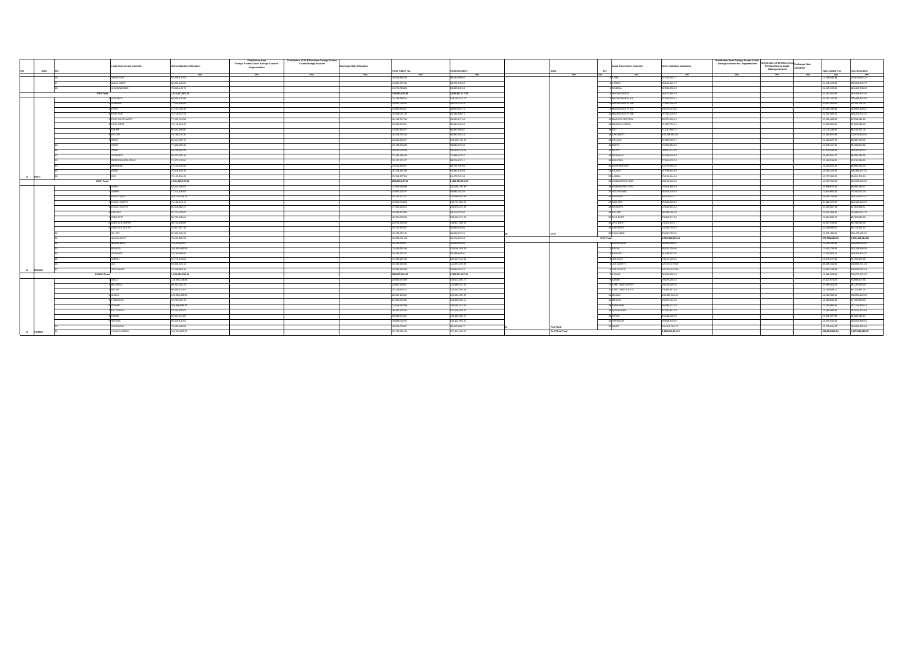| S/n | State | S/n | Local Government Councils | Gross Statutory Allocation | Distribution from Foreign Excess Crude Savings Account - Augmentation | Distribution of $2 Billion from Foreign Excess Crude Savings Account | Exchange Gain Allocation | Value Added Tax | Total Allocation |
|---|---|---|---|---|---|---|---|---|---|
| | | | | =N= | =N= | =N= | =N= | =N= | =N= |
| | | 16 | OWAN EAST | 90,108,874.59 | | | | 18,843,835.38 | 95,162,859.02 |
| | | 17 | OWAN WEST | 65,891,422.35 | | | | 14,852,357.84 | 80,743,780.69 |
| | | 18 | UHUNMWONDE | 76,826,443.73 | | | | 16,478,958.86 | 93,305,502.59 |
| | EDO Total | | | 1,513,917,851.20 | | | | 318,543,226.49 | 1,832,461,117.69 |
| | | 1 | ADO EKITI | 95,355,225.96 | | | | 31,428,398.14 | 126,783,623.72 |
| | | 2 | EFON | 71,259,948.84 | | | | 13,815,156.52 | 85,075,105.36 |
| | | 3 | EKITI EAST | 71,137,782.48 | | | | 14,682,546.27 | 85,820,328.75 |
| | | 4 | EKITI SOUTH WEST | 75,719,837.43 | | | | 15,485,001.34 | 91,204,838.77 |
| | | 5 | EKITI WEST | 77,620,764.92 | | | | 15,433,717.96 | 93,054,482.88 |
| | | 6 | EMURE | 70,111,819.45 | | | | 14,930,378.61 | 85,042,198.06 |
| | | 7 | GBONYIN | 69,592,408.96 | | | | 13,920,165.07 | 83,512,574.03 |
| | | 8 | IDO OSI | 75,788,245.26 | | | | 15,264,278.20 | 91,052,523.46 |
| | | 9 | IJERO | 80,634,888.73 | | | | 16,386,680.97 | 97,021,569.70 |
| | | 10 | IKERE | 77,838,388.36 | | | | 15,703,506.93 | 93,541,895.29 |
| | | 11 | IKOLE | 86,298,962.99 | | | | 18,530,656.34 | 104,829,619.33 |
| | | 12 | ILEJEMEJE | 59,232,305.18 | | | | 12,165,703.04 | 71,398,008.22 |
| | | 13 | IREPODUN/IFELODUN | 75,872,329.54 | | | | 15,357,271.57 | 91,229,601.11 |
| | | 14 | ISE/ORUN | 72,143,336.86 | | | | 14,618,456.14 | 86,761,793.00 |
| | | 15 | MOBA | 70,818,636.29 | | | | 14,763,391.26 | 85,582,027.55 |
| 13 | EKITI | 16 | OYE | 79,139,954.43 | | | | 16,334,207.56 | 95,474,161.99 |
| | EKITI Total | | | 1,210,365,875.00 | | | | 253,825,147.09 | 1,464,191,022.09 |
| | | 1 | ANINRI | 65,023,185.07 | | | | 17,932,059.89 | 82,955,244.96 |
| | | 2 | AWGU | 77,261,838.03 | | | | 15,692,306.47 | 92,954,144.50 |
| | | 3 | ENUGU EAST | 100,725,351.19 | | | | 20,301,327.37 | 121,026,678.56 |
| | | 4 | ENUGU NORTH | 91,242,814.71 | | | | 28,500,204.83 | 119,743,019.54 |
| | | 5 | ENUGU SOUTH | 85,518,992.37 | | | | 17,052,203.18 | 102,571,195.55 |
| | | 6 | EZEAGU | 82,774,420.50 | | | | 16,939,809.06 | 99,714,229.56 |
| | | 7 | IGBO ETITI | 88,780,388.04 | | | | 18,521,048.96 | 107,301,437.00 |
| | | 8 | IGBO EZE NORTH | 89,742,849.88 | | | | 19,074,259.48 | 108,817,109.36 |
| | | 9 | IGBO EZE SOUTH | 75,927,387.16 | | | | 16,157,273.67 | 92,084,660.83 |
| | | 10 | ISI UZO | 82,881,486.76 | | | | 16,109,497.46 | 98,990,984.22 |
| | | 11 | NKANU EAST | 78,204,420.36 | | | | 16,358,001.31 | 94,562,421.67 |
| | | 12 | NKANU WEST | 80,036,423.67 | | | | 16,136,303.61 | 96,172,727.28 |
| | | 13 | NSUKKA | 104,815,466.02 | | | | 21,828,262.49 | 126,643,728.51 |
| | | 14 | OJI RIVER | 75,788,388.44 | | | | 16,432,357.37 | 92,220,745.81 |
| | | 15 | UDENU | 84,775,943.02 | | | | 17,345,487.56 | 102,121,430.58 |
| | | 16 | UDI | 90,301,809.12 | | | | 18,498,160.96 | 108,799,970.08 |
| 14 | ENUGU | 17 | UZO UWANI | 79,208,664.19 | | | | 15,299,146.86 | 94,507,811.05 |
| | ENUGU Total | | | 1,433,055,189.11 | | | | 320,677,548.03 | 1,753,732,737.14 |
| | | 1 | AKKO | 125,505,723.84 | | | | 25,305,676.89 | 150,811,400.73 |
| | | 2 | BALANGA | 95,282,182.34 | | | | 20,607,439.01 | 115,889,621.35 |
| | | 3 | BILLIRI | 80,049,614.81 | | | | 16,123,878.76 | 96,173,493.57 |
| | | 4 | DUKKU | 102,556,486.50 | | | | 20,500,209.82 | 123,056,696.32 |
| | | 5 | FUNAKAYE | 95,260,468.78 | | | | 20,539,879.36 | 115,800,348.14 |
| | | 6 | GOMBE | 105,968,880.79 | | | | 22,624,067.89 | 128,592,948.68 |
| | | 7 | KALTUNGO | 82,694,826.92 | | | | 16,495,226.60 | 99,190,053.52 |
| | | 8 | KWAMI | 95,322,511.85 | | | | 20,064,073.22 | 115,386,585.07 |
| | | 9 | NAFADA | 85,349,810.85 | | | | 18,089,092.82 | 103,438,903.67 |
| | | 10 | SHONGOM | 70,685,469.06 | | | | 16,095,029.67 | 86,780,498.73 |
| 15 | GOMBE | 11 | YAMALTU/DEBA | 105,254,862.07 | | | | 22,176,354.30 | 127,431,216.37 |

| S/n | State | S/n | Local Government Councils | Gross Statutory Allocation | Distribution from Foreign Excess Crude Savings Account - Augmentation | Distribution of $2 Billion from Foreign Excess Crude Savings Account | Exchange Gain Allocation | Value Added Tax | Total Allocation |
|---|---|---|---|---|---|---|---|---|---|
| | | | | =N= | =N= | =N= | =N= | =N= | =N= |
| | | 3 | ATIBA | 87,183,335.77 | | | | 17,286,656.48 | 104,470,992.25 |
| | | 4 | ATISBO | 85,406,476.66 | | | | 16,448,412.08 | 101,854,888.74 |
| | | 5 | EGBEDA | 92,884,985.27 | | | | 21,485,722.96 | 114,370,708.23 |
| | | 6 | IBADAN NORTH | 97,700,878.51 | | | | 32,287,981.89 | 129,988,860.40 |
| | | 7 | IBADAN NORTH EAST | 97,382,211.21 | | | | 25,511,747.30 | 122,893,958.51 |
| | | 8 | IBADAN NORTH WEST | 77,882,256.23 | | | | 15,567,764.35 | 93,450,020.58 |
| | | 9 | IBADAN SOUTH EAST | 94,074,112.83 | | | | 20,863,184.39 | 114,937,297.22 |
| | | 10 | IBADAN SOUTH WEST | 97,791,130.84 | | | | 21,444,880.21 | 119,236,011.05 |
| | | 11 | IBARAPA CENTRAL | 68,574,000.61 | | | | 14,185,483.50 | 82,759,484.11 |
| | | 12 | IBARAPA NORTH | 71,826,788.34 | | | | 15,099,650.02 | 86,926,438.36 |
| | | 13 | IDO | 71,137,992.11 | | | | 15,175,438.96 | 86,313,431.07 |
| | | 14 | IREPO | 110,288,682.56 | | | | 21,280,917.88 | 131,569,600.44 |
| | | 15 | ISEYIN | 72,982,495.57 | | | | 15,666,227.78 | 88,648,723.35 |
| | | 16 | ITESIWAJU | 72,508,863.52 | | | | 15,509,417.18 | 88,018,280.70 |
| | | 17 | IWAJOWA | 80,907,371.20 | | | | 16,474,007.85 | 97,381,379.05 |
| | | 18 | KAJOLA | 77,862,878.79 | | | | 15,140,638.56 | 93,003,517.35 |
| | | 19 | LAGELU | 72,839,183.92 | | | | 15,980,321.77 | 88,819,505.69 |
| | | 20 | OGBOMOSHO NORTH | 82,101,850.23 | | | | 19,503,080.70 | 101,604,930.93 |
| | | 21 | OGBOMOSHO SOUTH | 73,916,408.20 | | | | 14,915,505.37 | 88,831,913.57 |
| | | 22 | OGO OLUWA | 69,916,078.83 | | | | 14,864,881.01 | 84,780,959.84 |
| | | 23 | OLORUNSOGO | 83,075,613.77 | | | | 15,931,792.37 | 99,007,406.14 |
| | | 24 | OLUYOLE | 72,376,264.61 | | | | 14,926,407.05 | 87,302,671.66 |
| | | 25 | ONA ARA | 97,708,914.23 | | | | 20,826,797.37 | 118,535,711.60 |
| | | 26 | ORELOPE | 72,195,031.52 | | | | 15,216,567.18 | 87,411,598.70 |
| | | 27 | ORI IRE | 88,528,228.30 | | | | 16,860,385.76 | 105,388,614.06 |
| | | 28 | OYO EAST | 75,669,271.95 | | | | 15,084,598.71 | 90,753,870.66 |
| | | 29 | OYO WEST | 73,821,418.27 | | | | 15,327,513.06 | 89,148,931.33 |
| | | 30 | SAKI EAST | 75,294,799.52 | | | | 15,418,098.57 | 90,712,898.09 |
| | | 31 | SAKI WEST | 93,947,769.00 | | | | 19,531,359.01 | 113,479,128.01 |
| 30 | OYO | 32 | SURULERE | 81,284,879.68 | | | | 18,388,828.43 | 99,673,708.11 |
| | OYO Total | | | 2,722,888,889.06 | | | | 577,096,348.03 | 3,299,985,237.09 |
| | | 1 | BARKIN LADI | 69,986,888.97 | | | | 17,298,469.45 | 87,285,358.42 |
| | | 2 | BASSA | 89,622,736.05 | | | | 17,814,238.94 | 107,436,974.99 |
| | | 3 | BOKKOS | 96,038,823.25 | | | | 17,320,962.51 | 113,359,785.76 |
| | | 4 | JOS EAST | 72,117,148.01 | | | | 14,876,212.96 | 86,993,360.97 |
| | | 5 | JOS NORTH | 122,375,379.96 | | | | 25,985,342.83 | 148,360,722.79 |
| | | 6 | JOS SOUTH | 101,756,642.59 | | | | 21,892,144.21 | 123,648,786.80 |
| | | 7 | KANAM | 92,305,329.99 | | | | 19,385,333.64 | 111,690,663.63 |
| | | 8 | KANKE | 79,676,138.34 | | | | 16,327,873.50 | 96,004,011.84 |
| | | 9 | LANGTANG NORTH | 79,136,395.33 | | | | 15,990,401.05 | 95,126,796.38 |
| | | 10 | LANGTANG SOUTH | 75,543,387.23 | | | | 13,769,889.77 | 89,313,277.00 |
| | | 11 | MANGU | 98,106,390.53 | | | | 20,238,908.55 | 118,345,299.08 |
| | | 12 | MIKANG | 72,297,154.90 | | | | 14,449,835.13 | 86,746,990.03 |
| | | 13 | PANKSHIN | 95,228,112.78 | | | | 17,782,995.41 | 113,011,108.19 |
| | | 14 | QUA'AN PAN | 97,344,931.99 | | | | 17,866,085.99 | 115,211,017.98 |
| | | 15 | RIYOM | 78,244,416.20 | | | | 15,692,927.85 | 93,937,344.05 |
| | | 16 | SHENDAM | 98,568,878.95 | | | | 18,953,610.05 | 117,522,489.00 |
| 31 | PLATEAU | 17 | WASE | 104,806,784.11 | | | | 18,735,591.39 | 123,542,375.50 |
| | PLATEAU Total | | | 1,558,312,669.07 | | | | 299,513,859.93 | 1,857,826,529.00 |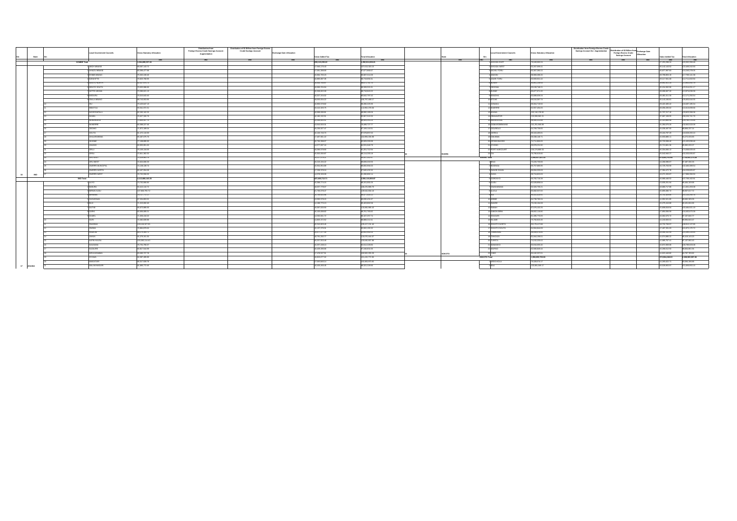| S/n | State | S/n | Local Government Councils | Gross Statutory Allocation | Distribution from Foreign Excess Crude Savings Account - Augmentation | Distribution of $2 Billion from Foreign Excess Crude Savings Account | Exchange Gain Allocation | Value Added Tax | Total Allocation |
|---|---|---|---|---|---|---|---|---|---|
| | | | | =N= | =N= | =N= | =N= | =N= | =N= |
| | GOMBE Total | | | 1,064,999,337.00 | | | | 226,115,295.22 | 1,291,114,632.25 |
| | | 1 | ABOH MBAISE | 89,987,143.72 | | | | 17,946,176.43 | 107,933,320.15 |
| | | 2 | AHIAZU MBAISE | 80,596,477.96 | | | | 17,061,356.69 | 97,657,834.67 |
| | | 3 | EHIME MBANO | 75,502,248.41 | | | | 15,604,769.25 | 91,107,017.66 |
| | | 4 | EZINIHITTE | 79,825,788.95 | | | | 16,893,467.36 | 96,719,256.31 |
| | | 5 | IDEATO NORTH | 82,527,573.74 | | | | 16,644,158.47 | 99,171,732.21 |
| | | 6 | IDEATO SOUTH | 79,632,686.06 | | | | 16,996,236.84 | 96,628,922.90 |
| | | 7 | IHITTE UBOMA | 72,988,621.15 | | | | 15,150,922.09 | 88,139,543.24 |
| | | 8 | IKEDURU | 76,316,444.40 | | | | 16,327,315.02 | 92,643,759.42 |
| | | 9 | ISIALA MBANO | 86,714,955.95 | | | | 18,093,054.22 | 104,808,010.17 |
| | | 10 | ISU | 76,423,647.31 | | | | 15,855,373.62 | 92,279,020.93 |
| | | 11 | MBAITOLI | 89,541,672.31 | | | | 18,441,106.75 | 107,982,779.06 |
| | | 12 | NGOR OKPALA | 82,260,162.29 | | | | 16,699,969.81 | 98,960,132.10 |
| | | 13 | NJABA | 70,827,326.78 | | | | 15,180,150.91 | 86,007,477.69 |
| | | 14 | NKWERRE | 73,840,907.74 | | | | 15,098,603.51 | 88,939,511.25 |
| | | 15 | NWANGELE | 64,988,227.46 | | | | 13,910,500.31 | 78,898,727.77 |
| | | 16 | OBOWO | 71,972,188.04 | | | | 15,316,007.47 | 87,288,195.51 |
| | | 17 | OGUTA | 81,470,118.99 | | | | 16,106,759.75 | 97,576,878.74 |
| | | 18 | OHAJI/EGBEMA | 95,467,376.76 | | | | 17,487,951.22 | 112,955,327.98 |
| | | 19 | OKIGWE | 77,196,886.93 | | | | 15,730,306.07 | 92,927,193.00 |
| | | 20 | ONUIMO | 69,950,951.61 | | | | 14,577,697.18 | 84,528,648.79 |
| | | 21 | ORLU | 79,145,134.06 | | | | 16,056,578.90 | 95,201,712.96 |
| | | 22 | ORSU | 73,851,962.32 | | | | 15,362,003.87 | 89,213,966.19 |
| | | 23 | ORU EAST | 73,428,862.35 | | | | 15,611,770.35 | 89,040,632.70 |
| | | 24 | ORU WEST | 73,624,680.23 | | | | 15,215,164.22 | 88,839,844.45 |
| | | 25 | OWERRI MUNICIPAL | 74,138,138.74 | | | | 15,924,451.89 | 90,062,590.63 |
| | | 26 | OWERRI NORTH | 80,427,253.06 | | | | 17,195,379.26 | 97,622,632.32 |
| 16 | IMO | 27 | OWERRI WEST | 75,702,958.05 | | | | 15,578,328.09 | 91,281,286.14 |
| | IMO Total | | | 2,112,080,141.35 | | | | 437,456,713.71 | 2,549,536,855.07 |
| | | 1 | AUYO | 71,752,898.90 | | | | 16,398,773.16 | 88,151,672.06 |
| | | 2 | BABURA | 80,615,128.73 | | | | 18,057,778.67 | 98,672,907.40 |
| | | 3 | BIRNIN KUDU | 107,886,765.73 | | | | 21,786,076.87 | 129,672,842.60 |
| | | 4 | BIRINIWA | 83,877,722.67 | | | | 17,999,956.86 | 101,877,679.53 |
| | | 5 | BUJI | 71,219,862.80 | | | | 16,483,770.53 | 87,703,633.33 |
| | | 6 | DUTSE | 85,673,880.86 | | | | 18,387,603.61 | 104,061,484.47 |
| | | 7 | GAGARAWA | 67,231,853.93 | | | | 15,886,578.57 | 83,118,432.50 |
| | | 8 | GARKI | 85,071,560.73 | | | | 18,495,773.63 | 103,567,334.36 |
| | | 9 | GUMEL | 82,458,985.01 | | | | 18,100,004.73 | 100,558,989.74 |
| | | 10 | GURI | 71,660,689.05 | | | | 16,206,541.72 | 87,867,230.77 |
| | | 11 | GWARAM | 104,528,627.96 | | | | 21,788,503.46 | 126,317,131.42 |
| | | 12 | GWIWA | 76,082,881.91 | | | | 17,048,173.06 | 93,131,054.97 |
| | | 13 | HADEJIA | 75,604,806.43 | | | | 17,127,270.94 | 92,732,077.37 |
| | | 14 | JAHUN | 91,276,951.30 | | | | 19,761,202.77 | 111,038,154.07 |
| | | 15 | KAFIN HAUSA | 105,065,114.87 | | | | 22,617,713.09 | 127,682,827.96 |
| | | 16 | KAUGAMA | 75,791,766.07 | | | | 16,357,158.13 | 92,148,924.20 |
| | | 17 | KAZAURE | 80,817,544.99 | | | | 16,429,216.66 | 97,246,761.65 |
| | | 18 | KIRI KASAMMA | 85,080,727.58 | | | | 17,170,527.61 | 102,251,255.19 |
| | | 19 | KIYAWA | 81,567,195.35 | | | | 18,023,077.62 | 99,590,272.97 |
| | | 20 | MAIGATARI | 86,117,928.78 | | | | 17,065,065.14 | 103,182,993.92 |
| 17 | JIGAWA | 21 | MALAM MADURI | 81,886,772.91 | | | | 18,426,256.46 | 100,313,029.37 |

| S/n | State | S/n | Local Government Councils | Gross Statutory Allocation | Distribution from Foreign Excess Crude Savings Account - Augmentation | Distribution of $2 Billion from Foreign Excess Crude Savings Account | Exchange Gain Allocation | Value Added Tax | Total Allocation |
|---|---|---|---|---|---|---|---|---|---|
| | | | | =N= | =N= | =N= | =N= | =N= | =N= |
| | | 2 | AHOADA EAST | 78,038,050.24 | | | | 17,263,298.31 | 95,301,348.55 |
| | | 3 | AHOADA WEST | 91,267,899.31 | | | | 20,142,343.52 | 111,410,242.83 |
| | | 4 | AKUKU TORU | 93,357,286.12 | | | | 19,677,857.81 | 113,035,143.93 |
| | | 5 | ANDONI | 83,905,286.37 | | | | 18,799,855.15 | 102,705,141.52 |
| | | 6 | ASARI-TORU | 83,583,652.42 | | | | 19,117,381.08 | 102,701,033.50 |
| | | 7 | BONNY | 87,212,238.94 | | | | 19,052,813.25 | 106,265,052.19 |
| | | 8 | DEGEMA | 79,199,746.51 | | | | 16,154,742.69 | 95,354,489.20 |
| | | 9 | EMUOHA | 98,877,471.20 | | | | 20,089,947.73 | 118,967,418.93 |
| | | 10 | ELEME | 83,889,630.11 | | | | 18,481,215.30 | 102,370,845.41 |
| | | 11 | ETCHE | 99,516,687.74 | | | | 20,143,256.81 | 119,659,944.55 |
| | | 12 | GOKANA | 98,651,719.52 | | | | 20,027,403.41 | 118,679,122.93 |
| | | 13 | IKWERRE | 93,557,064.05 | | | | 19,056,205.88 | 112,613,269.93 |
| | | 14 | KHANA | 102,241,178.90 | | | | 21,797,217.16 | 124,038,396.06 |
| | | 15 | OBIO/AKPOR | 110,009,581.11 | | | | 21,119,889.89 | 131,129,471.00 |
| | | 16 | OGBA/EGBEMA/NDONI | 105,291,540.98 | | | | 21,350,575.20 | 126,642,116.18 |
| | | 17 | OGU/BOLO | 64,788,791.65 | | | | 14,109,377.34 | 78,898,168.99 |
| | | 18 | OKRIKA | 80,525,499.81 | | | | 18,184,767.08 | 98,710,266.89 |
| | | 19 | OMUMA | 69,535,400.34 | | | | 13,720,548.32 | 83,255,948.66 |
| | | 20 | OPOBO/NKORO | 72,711,602.00 | | | | 15,721,836.46 | 88,433,438.46 |
| | | 21 | OYIGBO | 68,076,232.90 | | | | 14,711,461.36 | 82,787,694.26 |
| | | 22 | PORT HARCOURT | 155,174,893.70 | | | | 30,151,085.12 | 185,325,978.82 |
| 32 | RIVERS | 23 | TAI | 73,780,839.80 | | | | 15,942,565.27 | 89,723,405.07 |
| | RIVERS Total | | | 2,098,537,521.10 | | | | 473,051,761.99 | 2,571,589,283.09 |
| | | 1 | BINJI | 72,220,734.61 | | | | 14,266,098.07 | 86,486,832.68 |
| | | 2 | BODINGA | 85,757,690.65 | | | | 16,725,703.98 | 102,483,394.63 |
| | | 3 | DANGE-SHUNI | 89,656,333.00 | | | | 17,384,472.76 | 107,040,805.76 |
| | | 4 | GADA | 98,724,623.63 | | | | 19,271,323.87 | 117,995,947.50 |
| | | 5 | GORONYO | 80,782,716.30 | | | | 16,968,436.72 | 97,751,153.02 |
| | | 6 | GUDU | 82,528,868.04 | | | | 15,895,291.64 | 98,424,159.68 |
| | | 7 | GWADABAWA | 92,500,735.21 | | | | 18,885,717.88 | 111,386,453.09 |
| | | 8 | ILLELA | 83,682,037.00 | | | | 16,855,880.72 | 100,537,917.72 |
| | | 9 | ISA | 81,651,323.91 | | | | 16,709,925.95 | 98,361,249.86 |
| | | 10 | KEBBE | 84,708,783.24 | | | | 16,382,821.86 | 101,091,605.10 |
| | | 11 | KWARE | 79,118,184.60 | | | | 15,279,418.30 | 94,397,602.90 |
| | | 12 | RABAH | 67,876,163.35 | | | | 13,805,818.94 | 81,681,982.29 |
| | | 13 | SABON BIRNI | 94,580,767.33 | | | | 17,901,653.06 | 112,482,420.39 |
| | | 14 | SHAGARI | 82,096,770.05 | | | | 16,862,576.11 | 98,959,346.16 |
| | | 15 | SILAME | 73,291,921.49 | | | | 14,242,508.15 | 87,534,429.64 |
| | | 16 | SOKOTO NORTH | 93,179,417.84 | | | | 18,732,709.97 | 111,912,127.81 |
| | | 17 | SOKOTO SOUTH | 84,664,844.03 | | | | 17,407,351.03 | 102,072,195.06 |
| | | 18 | TAMBUWAL | 99,009,979.93 | | | | 18,080,362.08 | 117,090,342.01 |
| | | 19 | TANGAZA | 85,844,398.51 | | | | 16,574,980.22 | 102,419,378.73 |
| | | 20 | TURETA | 71,132,220.23 | | | | 13,995,767.14 | 85,127,987.37 |
| | | 21 | WAMAKO | 85,018,499.40 | | | | 16,872,508.68 | 101,891,008.08 |
| | | 22 | WURNO | 82,568,835.43 | | | | 16,286,212.90 | 98,855,048.33 |
| 33 | SOKOTO | 23 | YABO | 69,182,337.01 | | | | 13,615,445.00 | 82,797,782.01 |
| | SOKOTO Total | | | 1,939,959,739.06 | | | | 373,994,248.00 | 2,313,953,987.06 |
| | | 1 | ARDO-KOLA | 75,520,674.17 | | | | 14,269,521.71 | 89,790,195.88 |
| | | 2 | BALI | 131,681,046.17 | | | | 19,524,863.97 | 151,205,910.14 |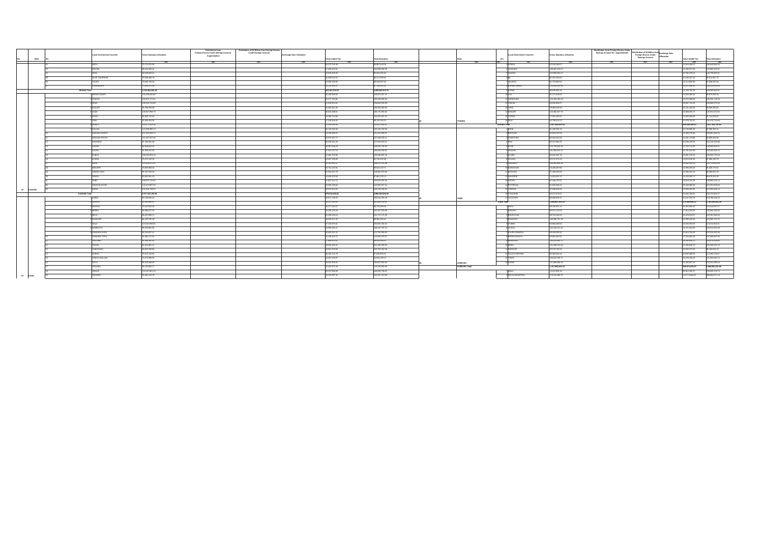| S/n | State | S/n | Local Government Councils | Gross Statutory Allocation | Distribution from Foreign Excess Crude Savings Account - Augmentation | Distribution of $2 Billion from Foreign Excess Crude Savings Account | Exchange Gain Allocation | Value Added Tax | Total Allocation |
|---|---|---|---|---|---|---|---|---|---|
| | | | | (N) | (N) | (N) | (N) | (N) | (N) |
| | | 22 | MIGA | | | | | | |
| | | 23 | RINGIM | | | | | | |
| | | 24 | RONI | | | | | | |
| | | 25 | SULE TANKARKAR | | | | | | |
| | | 26 | TAURA | | | | | | |
| | | 27 | YANKWASHI | | | | | | |
| | JIGAWA Total | | | | | | | | |
| | | 1 | BIRNIN GWARI | | | | | | |
| | | 2 | CHIKUN | | | | | | |
| | | 3 | GIWA | | | | | | |
| | | 4 | IGABI | | | | | | |
| | | 5 | IKARA | | | | | | |
| | | 6 | JABA | | | | | | |
| | | 7 | JEMA'A | | | | | | |
| | | 8 | KACHIA | | | | | | |
| | | 9 | KADUNA NORTH | | | | | | |
| | | 10 | KADUNA SOUTH | | | | | | |
| | | 11 | KAGARKO | | | | | | |
| | | 12 | KAJURU | | | | | | |
| | | 13 | KAURA | | | | | | |
| | | 14 | KAURU | | | | | | |
| | | 15 | KUBAU | | | | | | |
| | | 16 | KUDAN | | | | | | |
| | | 17 | LERE | | | | | | |
| | | 18 | MAKARFI | | | | | | |
| | | 19 | SABON GARI | | | | | | |
| | | 20 | SANGA | | | | | | |
| | | 21 | SOBA | | | | | | |
| | | 22 | ZANGON KATAF | | | | | | |
| 18 | KADUNA | 23 | ZARIA | | | | | | |
| | KADUNA Total | | | | | | | | |
| | | 1 | AJINGI | | | | | | |
| | | 2 | ALBASU | | | | | | |
| | | 3 | BAGWAI | | | | | | |
| | | 4 | BEBEJI | | | | | | |
| | | 5 | BICHI | | | | | | |
| | | 6 | BUNKURE | | | | | | |
| | | 7 | DALA | | | | | | |
| | | 8 | DAMBATTA | | | | | | |
| | | 9 | DAWAKIN KUDU | | | | | | |
| | | 10 | DAWAKIN TOFA | | | | | | |
| | | 11 | DOGUWA | | | | | | |
| | | 12 | FAGGE | | | | | | |
| | | 13 | GABASAWA | | | | | | |
| | | 14 | GARKO | | | | | | |
| | | 15 | GARUM MALLAM | | | | | | |
| | | 16 | GAYA | | | | | | |
| | | 17 | GEZAWA | | | | | | |
| | | 18 | GWALE | | | | | | |
| 19 | KANO | 19 | GWARZO | | | | | | |
| | | | GASHAKA | | | | | | |
| | | | GASSOL | | | | | | |
| | | | IBI | | | | | | |
| | | | JALINGO | | | | | | |
| | | | KARIM LAMIDO | | | | | | |
| | | | KURMI | | | | | | |
| | | | LAU | | | | | | |
| | | | SARDAUNA | | | | | | |
| | | | TAKUM | | | | | | |
| | | | USSA | | | | | | |
| | | | WUKARI | | | | | | |
| | | | YORRO | | | | | | |
| 34 | TARABA | | ZING | | | | | | |
| | TARABA Total | | | | | | | | |
| | | 1 | BADE | | | | | | |
| | | 2 | BURSARI | | | | | | |
| | | 3 | DAMATURU | | | | | | |
| | | 4 | FIKA | | | | | | |
| | | 5 | FUNE | | | | | | |
| | | 6 | GEIDAM | | | | | | |
| | | 7 | GUJBA | | | | | | |
| | | 8 | GULANI | | | | | | |
| | | 9 | JAKUSKO | | | | | | |
| | | 10 | KARASUWA | | | | | | |
| | | 11 | MACHINA | | | | | | |
| | | 12 | NANGERE | | | | | | |
| | | 13 | NGURU | | | | | | |
| | | 14 | POTISKUM | | | | | | |
| | | 15 | TARMUWA | | | | | | |
| | | 16 | YUNUSARI | | | | | | |
| 35 | YOBE | 17 | YUSUFARI | | | | | | |
| | YOBE Total | | | | | | | | |
| | | 1 | ANKA | | | | | | |
| | | 2 | BAKURA | | | | | | |
| | | 3 | BIRNIN MAGAJI | | | | | | |
| | | 4 | BUKKUYUM | | | | | | |
| | | 5 | BUNGUDU | | | | | | |
| | | 6 | GUMMI | | | | | | |
| | | 7 | GUSAU | | | | | | |
| | | 8 | KAURA NAMODA | | | | | | |
| | | 9 | MARADUN | | | | | | |
| | | 10 | MARU | | | | | | |
| | | 11 | SHINKAFI | | | | | | |
| | | 12 | TALATA MAFARA | | | | | | |
| | | 13 | TSAFE | | | | | | |
| 36 | ZAMFARA | 14 | ZURMI | | | | | | |
| | ZAMFARA Total | | | | | | | | |
| | | 1 | ABAJI | | | | | | |
| | | 2 | ABUJA MUNICIPAL | | | | | | |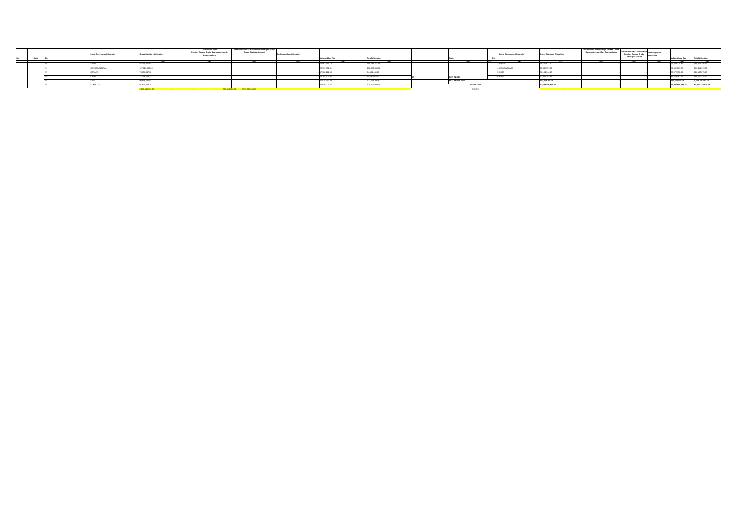| S/n | State | S/n | Local Government Councils | Gross Statutory Allocation | Distribution from Foreign Excess Crude Savings Account - Augmentation | Distribution of $2 Billion from Foreign Excess Crude Savings Account | Exchange Gain Allocation | Value Added Tax | Total Allocation |
|---|---|---|---|---|---|---|---|---|---|
| | | | | =N= | =N= | =N= | =N= | =N= | =N= |
| | | 20 | KABO | 82,263,227.62 | | | | 27,903,114.53 | 110,181,332.15 |
| | | 21 | KANO MUNICIPAL | 207,823,355.24 | | | | 25,308,024.81 | 232,992,329.36 |
| | | 22 | KARAYE | 70,808,347.30 | | | | 17,528,112.86 | 88,304,460.17 |
| | | 23 | KIBIYA | 77,215,289.13 | | | | 17,364,003.05 | 94,580,003.17 |
| | | 24 | KIRU | 95,815,461.83 | | | | 21,838,913.89 | 117,654,305.82 |
| | | 25 | KUMBOTSO | 87,871,586.31 | | | | 22,597,073.52 | 110,468,793.91 |
| | | | | 3,215,343,624.95 | | 500,554,526.80 | 2,799,750,068.79 | | |

| S/n | State | S/n | Local Government Councils | Gross Statutory Allocation | Distribution from Foreign Excess Crude Savings Account - Augmentation | Distribution of $2 Billion from Foreign Excess Crude Savings Account | Exchange Gain Allocation | Value Added Tax | Total Allocation |
|---|---|---|---|---|---|---|---|---|---|
| | | | | =N= | =N= | =N= | =N= | =N= | =N= |
| | | 3 | BWARI | 99,751,811.20 | | | | 31,459,374.31 | 131,211,185.51 |
| | | 4 | GWAGWALADA | 89,332,107.70 | | | | 30,082,867.27 | 119,414,974.98 |
| | | 5 | KUJE | 79,164,744.48 | | | | 26,972,330.95 | 106,137,075.43 |
| 37 | FCT, ABUJA | 6 | KWALI | 82,952,262.31 | | | | 26,559,462.16 | 109,511,724.47 |
| | FCT, ABUJA Total | | | 510,268,300.04 | | | | 159,520,445.06 | 1,359,788,780.10 |
| | Grand Total | | | 67,598,955,356.82 | | | | 15,262,880,519.46 | 93,861,126,801.28 |
| | CHECK | | | | | | | | |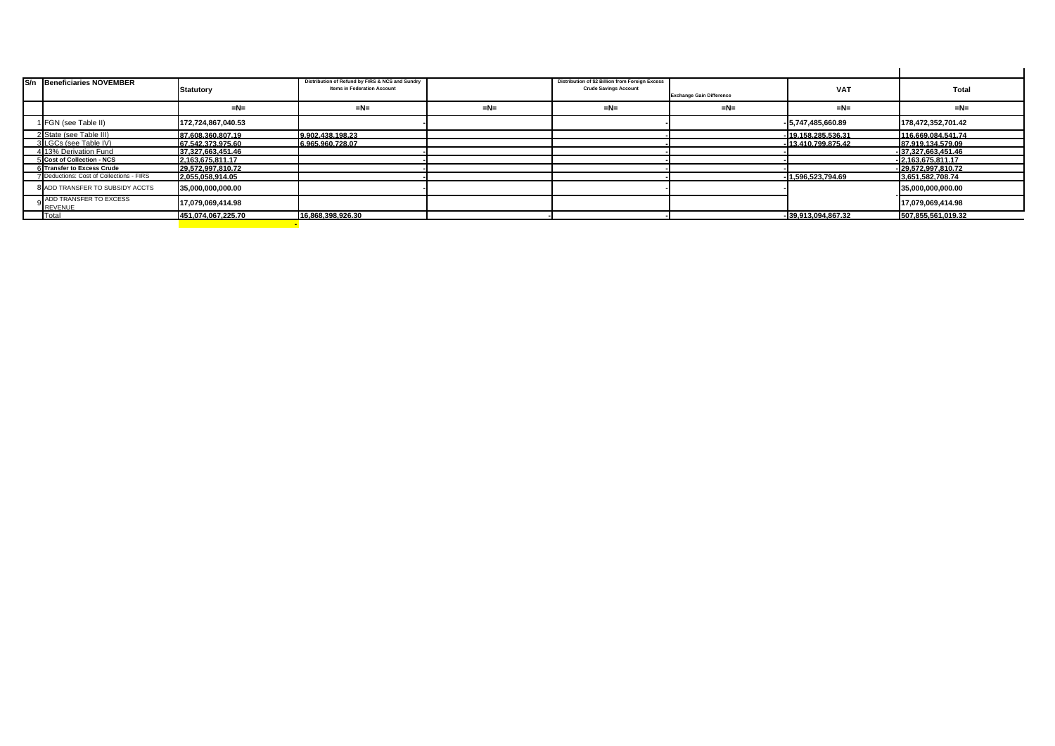| S/n | Beneficiaries NOVEMBER | Statutory | Distribution of Refund by FIRS & NCS and Sundry Items in Federation Account | | Distribution of $2 Billion from Foreign Excess Crude Savings Account | Exchange Gain Difference | VAT | Total |
|---|---|---|---|---|---|---|---|---|
| | | =N= | =N= | =N= | =N= | =N= | =N= | =N= |
| 1 | FGN (see Table II) | 172,724,867,040.53 | - | | - | - | 5,747,485,660.89 | 178,472,352,701.42 |
| 2 | State (see Table III) | 87,608,360,807.19 | 9,902,438,198.23 | | - | - | 19,158,285,536.31 | 116,669,084,541.74 |
| 3 | LGCs (see Table IV) | 67,542,373,975.60 | 6,965,960,728.07 | | - | - | 13,410,799,875.42 | 87,919,134,579.09 |
| 4 | 13% Derivation Fund | 37,327,663,451.46 | - | | - | - | - | 37,327,663,451.46 |
| 5 | Cost of Collection - NCS | 2,163,675,811.17 | - | | - | - | - | 2,163,675,811.17 |
| 6 | Transfer to Excess Crude | 29,572,997,810.72 | - | | - | - | - | 29,572,997,810.72 |
| 7 | Deductions: Cost of Collections - FIRS | 2,055,058,914.05 | - | | - | - | 1,596,523,794.69 | 3,651,582,708.74 |
| 8 | ADD TRANSFER TO SUBSIDY ACCTS | 35,000,000,000.00 | - | | - | - | | 35,000,000,000.00 |
| 9 | ADD TRANSFER TO EXCESS REVENUE | 17,079,069,414.98 | | | | | | - 17,079,069,414.98 |
| | Total | 451,074,067,225.70 | 16,868,398,926.30 | - | - | - | 39,913,094,867.32 | 507,855,561,019.32 |
| | | - | | | | | | |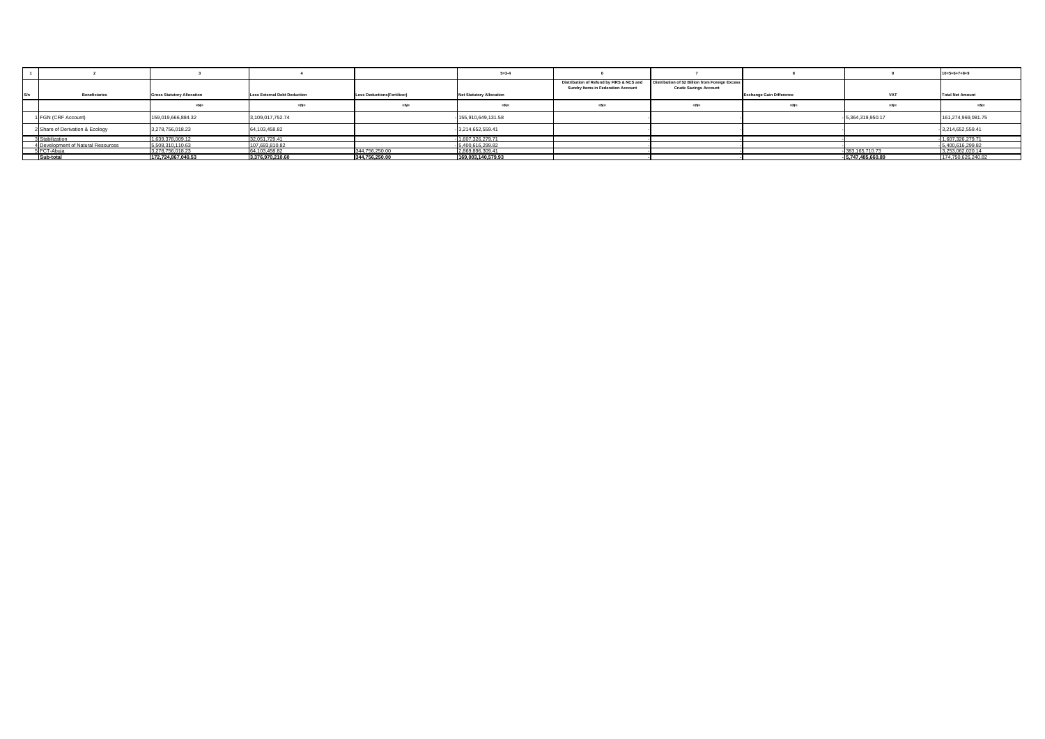| 1 | 2 | 3 | 4 | | 5=3-4 | 6 | 7 | 8 | 9 | 10=5+6+7+8+9 |
|---|---|---|---|---|---|---|---|---|---|---|
| S/n | Beneficiaries | Gross Statutory Allocation | Less External Debt Deduction | Less Deductions(Fertilizer) | Net Statutory Allocation | Distribution of Refund by FIRS & NCS and Sundry Items in Federation Account | Distribution of $2 Billion from Foreign Excess Crude Savings Account | Exchange Gain Difference | VAT | Total Net Amount |
| | | =N= | =N= | =N= | =N= | =N= | =N= | =N= | =N= | =N= |
| 1 | FGN (CRF Account) | 159,019,666,884.32 | 3,109,017,752.74 | - | 155,910,649,131.58 | - | - | - | 5,364,319,950.17 | 161,274,969,081.75 |
| 2 | Share of Derivation & Ecology | 3,278,756,018.23 | 64,103,458.82 | - | 3,214,652,559.41 | - | - | - | - | 3,214,652,559.41 |
| 3 | Stabilization | 1,639,378,009.12 | 32,051,729.41 | - | 1,607,326,279.71 | - | - | - | - | 1,607,326,279.71 |
| 4 | Development of Natural Resources | 5,508,310,110.63 | 107,693,810.82 | - | 5,400,616,299.82 | - | - | - | - | 5,400,616,299.82 |
| 5 | FCT-Abuja | 3,278,756,018.23 | 64,103,458.82 | 344,756,250.00 | 2,869,896,309.41 | - | - | - | 383,165,710.73 | 3,253,062,020.14 |
| | **Sub-total** | **172,724,867,040.53** | **3,376,970,210.60** | **344,756,250.00** | **169,003,140,579.93** | - | - | - | **5,747,485,660.89** | 174,750,626,240.82 |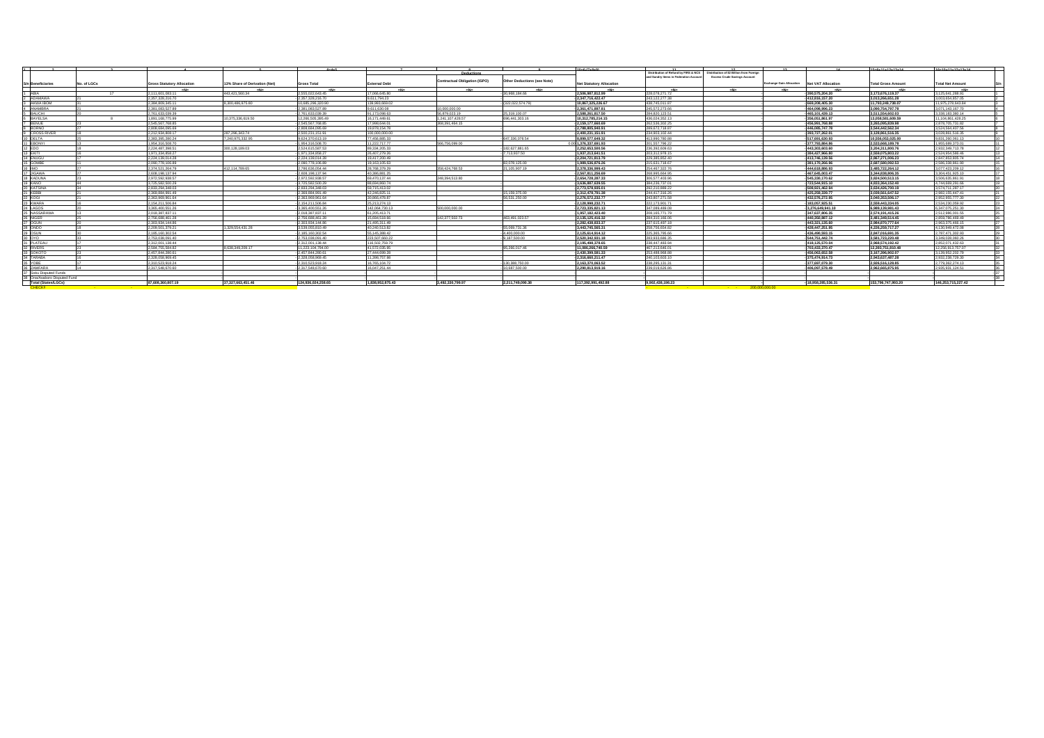| 1 | 2 | 3 | 4 | 5 | 6=4+5 | 7 | 8 | 9 | 10=6-(7+8+9) | 11 | 12 | 13 | 14 | 15=6+11+12+13+14 | 16=10+11+12+13+14 | |
|---|---|---|---|---|---|---|---|---|---|---|---|---|---|---|---|---|
| | | | | | | Deductions | | | | | | | | | | |
| S/n Beneficiaries | No. of LGCs | Gross Statutory Allocation | 13% Share of Derivation (Net) | Gross Total | External Debt | Contractual Obligation (ISPO) | Other Deductions (see Note) | Net Statutory Allocation | Distribution of Refund by FIRS & NCS and Sundry Items in Federation Account | Distribution of $2 Billion from Foreign Excess Crude Savings Account | Exchange Gain Allocation | Net VAT Allocation | Total Gross Amount | Total Net Amount | S/n |
| | | =N= | =N= | =N= | =N= | =N= | =N= | =N= | =N= | =N= | =N= | =N= | =N= | =N= | | |
| 1 ABIA | 17 | 2,111,601,083.11 | 443,421,560.34 | 2,555,022,643.45 | 17,066,645.80 | | 30,998,184.66 | 2,506,987,812.99 | 328,079,271.72 | | | 390,575,204.20 | 3,173,676,119.37 | 3,125,641,288.91 | 1 |
| 2 ADAMAWA | 21 | 2,357,328,216.70 | | 2,357,328,216.70 | 9,611,794.23 | | | 2,347,716,422.47 | 343,123,277.39 | | | 412,816,157.20 | 3,013,266,651.28 | 3,003,654,857.05 | 2 |
| 3 AKWA IBOM | 31 | 2,384,809,345.11 | 8,300,486,975.80 | 10,685,296,320.90 | 139,993,669.02 | | (322,022,574.79) | 10,867,325,226.67 | 438,746,011.87 | | | 669,208,405.30 | 11,793,248,738.07 | 11,975,279,643.84 | 3 |
| 4 ANAMBRA | 21 | 2,361,083,527.89 | | 2,361,083,527.89 | 9,611,630.08 | 10,000,000.00 | | 2,341,471,897.81 | 345,573,273.66 | | | 464,098,906.23 | 3,080,755,707.78 | 3,071,143,167.70 | 4 |
| 5 BAUCHI | 20 | 2,761,633,039.39 | | 2,761,633,039.39 | 91,173,098.63 | 95,879,023.19 | 25,319,100.07 | 2,588,261,817.50 | 284,820,123.51 | | | 465,101,439.13 | 3,511,554,602.03 | 3,338,183,380.14 | 5 |
| 6 BAYELSA | 8 | 1,891,168,775.99 | 10,375,336,619.50 | 12,266,505,395.49 | 18,171,449.61 | 1,241,107,428.57 | 696,441,303.16 | 10,312,785,214.15 | 436,024,352.13 | | | 356,051,861.97 | 13,058,581,609.59 | 11,104,861,428.25 | 6 |
| 7 BENUE | 23 | 2,545,567,768.85 | | 2,545,567,768.85 | 17,998,644.01 | 368,391,464.15 | | 2,159,177,660.69 | 262,535,302.25 | | | 456,991,768.88 | 3,265,095,839.98 | 2,878,705,731.82 | 7 |
| 8 BORNO | 27 | 2,808,684,095.69 | | 2,808,684,095.69 | 19,878,154.78 | | | 2,788,805,940.91 | 289,672,718.87 | | | 446,085,747.78 | 3,544,442,562.34 | 3,524,564,407.56 | 8 |
| 9 CROSS RIVER | 18 | 2,212,934,808.17 | 397,296,343.74 | 2,610,231,151.91 | 180,000,000.00 | | | 2,400,231,151.91 | 234,803,102.44 | | | 393,727,262.01 | 3,128,861,516.35 | 3,028,861,516.35 | 9 |
| 10 DELTA | 25 | 2,383,395,280.24 | 7,240,975,332.95 | 9,624,370,613.19 | 77,456,885.33 | | 647,336,078.54 | 8,899,577,649.32 | 413,990,780.88 | | | 517,691,630.80 | 10,556,053,025.00 | 9,831,260,061.12 | 10 |
| 11 EBONYI | 13 | 1,654,316,938.70 | | 1,654,316,938.70 | 11,222,717.77 | 966,756,099.00 | 0.00 | 1,376,337,691.93 | 201,557,796.22 | | | 377,793,884.86 | 2,533,668,189.78 | 1,955,689,373.01 | 11 |
| 12 EDO | 18 | 2,224,487,398.51 | 300,128,189.03 | 2,524,615,587.53 | 89,334,205.33 | | 182,627,881.65 | 2,252,653,500.56 | 236,392,608.63 | | | 443,303,603.60 | 3,204,311,800.76 | 2,932,349,713.78 | 12 |
| 13 EKITI | 16 | 1,971,334,858.27 | | 1,971,334,858.27 | 26,407,279.26 | | 7,713,937.50 | 1,937,213,641.51 | 203,312,978.15 | | | 384,427,966.80 | 2,559,075,803.22 | 2,524,954,586.46 | 13 |
| 14 ENUGU | 17 | 2,224,139,014.28 | | 2,224,139,014.28 | 19,417,200.49 | | | 2,204,721,813.79 | 229,385,852.40 | | | 413,746,139.56 | 2,867,271,006.23 | 2,847,853,805.74 | 14 |
| 15 GOMBE | 11 | 2,090,778,106.89 | | 2,090,778,106.89 | 19,163,105.63 | | 82,078,125.00 | 1,989,536,876.26 | 215,631,718.67 | | | 381,170,266.96 | 2,687,580,092.53 | 2,586,338,861.90 | 15 |
| 16 IMO | 27 | 2,374,521,264.79 | 412,114,789.65 | 2,786,636,054.44 | 28,768,379.29 | 358,424,768.53 | 21,105,907.19 | 2,378,336,999.43 | 254,467,322.76 | | | 444,618,886.93 | 3,485,722,264.12 | 3,077,423,209.12 | 16 |
| 17 JIGAWA | 27 | 2,608,198,137.94 | | 2,608,198,137.94 | 40,386,881.25 | | | 2,567,811,256.69 | 268,995,664.95 | | | 467,645,003.47 | 3,344,838,806.35 | 3,304,451,925.10 | 17 |
| 18 KADUNA | 23 | 2,972,592,938.57 | | 2,972,592,938.57 | 69,470,137.44 | 248,394,513.80 | | 2,654,728,287.33 | 306,577,403.96 | | | 545,330,170.62 | 3,824,500,513.15 | 3,506,635,861.91 | 18 |
| 19 KANO | 44 | 3,725,582,500.29 | | 3,725,582,500.29 | 88,694,860.74 | | | 3,636,887,639.55 | 384,236,737.01 | | | 723,544,915.10 | 4,833,364,152.40 | 4,744,669,291.66 | 19 |
| 20 KATSINA | 34 | 2,832,294,348.03 | | 2,832,294,348.03 | 58,715,413.02 | | | 2,773,578,935.01 | 292,210,889.22 | | | 509,921,462.94 | 3,634,426,700.19 | 3,574,711,287.17 | 20 |
| 21 KEBBI | 21 | 2,369,884,991.49 | | 2,369,884,991.49 | 42,246,825.11 | | 15,159,375.00 | 2,312,478,791.38 | 244,417,316.26 | | | 425,258,339.77 | 3,039,561,647.52 | 2,982,155,447.41 | 21 |
| 22 KOGI | 21 | 2,363,969,901.64 | | 2,363,969,901.64 | 39,866,476.87 | | 56,531,250.00 | 2,276,572,232.77 | 243,807,271.58 | | | 432,576,272.95 | 3,040,353,506.17 | 2,952,955,777.30 | 22 |
| 23 KWARA | 16 | 2,154,211,506.84 | | 2,154,211,506.84 | 25,213,274.13 | | | 2,128,998,232.71 | 222,173,901.71 | | | 183,057,925.51 | 2,559,443,334.05 | 2,534,230,059.92 | 23 |
| 24 LAGOS | 20 | 3,365,400,551.26 | | 3,365,400,551.26 | 142,064,730.13 | 500,000,000.00 | | 2,723,335,821.13 | 347,089,488.00 | | | 3,276,649,941.10 | 6,989,139,981.43 | 6,347,075,251.30 | 24 |
| 25 NASSARAWA | 13 | 2,018,387,837.11 | | 2,018,387,837.11 | 61,205,413.71 | | | 1,957,182,423.40 | 208,165,771.79 | | | 347,637,806.35 | 2,574,191,415.26 | 2,512,986,001.55 | 25 |
| 26 NIGER | 25 | 2,756,688,461.28 | | 2,756,688,461.28 | 15,694,518.96 | 142,377,502.73 | 463,491,023.57 | 2,135,125,416.32 | 284,310,166.05 | | | 440,350,807.12 | 3,481,349,434.45 | 2,859,786,389.49 | 26 |
| 27 OGUN | 20 | 2,303,934,144.86 | | 2,303,934,144.86 | 21,495,311.49 | | | 2,282,438,833.37 | 237,615,497.18 | | | 443,321,135.60 | 2,984,870,777.64 | 2,963,375,466.15 | 27 |
| 28 ONDO | 18 | 2,209,501,379.21 | 1,329,554,431.28 | 3,539,055,810.49 | 40,240,513.92 | | 55,069,731.36 | 3,443,745,565.21 | 258,756,654.82 | | | 428,447,251.85 | 4,226,259,717.17 | 4,130,949,472.08 | 28 |
| 29 OSUN | 30 | 2,185,160,302.54 | | 2,185,160,302.54 | 55,145,388.42 | | 4,400,000.00 | 2,125,614,914.12 | 225,365,795.66 | | | 436,490,593.15 | 2,847,016,691.35 | 2,787,471,302.93 | 29 |
| 30 OYO | 33 | 2,753,038,091.40 | | 2,753,038,091.40 | 223,507,660.22 | | 9,187,500.00 | 2,520,342,931.18 | 283,933,686.25 | | | 544,751,442.74 | 3,581,723,220.40 | 3,349,028,060.26 | 30 |
| 31 PLATEAU | 17 | 2,312,001,138.44 | | 2,312,001,138.44 | 116,502,759.79 | | | 2,195,498,378.65 | 238,447,483.94 | | | 418,125,570.04 | 2,968,574,192.42 | 2,852,071,432.63 | 31 |
| 32 RIVERS | 23 | 2,594,755,584.92 | 8,628,349,209.17 | 11,223,104,794.09 | 41,572,035.95 | | 95,266,017.46 | 11,086,266,740.59 | 467,213,646.01 | | | 703,432,370.47 | 12,393,750,810.48 | 12,256,913,757.07 | 32 |
| 33 SOKOTO | 23 | 2,457,844,280.61 | | 2,457,844,280.61 | 27,644,699.28 | | | 2,430,399,581.33 | 253,488,968.88 | | | 456,063,652.58 | 3,167,396,902.07 | 3,139,952,202.78 | 33 |
| 34 TARABA | 16 | 2,328,058,969.45 | | 2,328,058,969.45 | 11,398,757.98 | | | 2,316,660,211.47 | 240,103,603.10 | | | 375,474,914.73 | 2,943,637,487.28 | 2,932,238,729.30 | 34 |
| 35 YOBE | 17 | 2,310,523,918.24 | | 2,310,523,918.24 | 16,765,104.72 | | 130,388,750.00 | 2,163,370,063.52 | 238,295,131.31 | | | 377,697,079.30 | 2,926,516,128.85 | 2,779,362,274.13 | 35 |
| 36 ZAMFARA | 14 | 2,317,549,670.60 | | 2,317,549,670.60 | 16,047,251.44 | | 10,687,500.00 | 2,290,813,919.16 | 239,019,626.86 | | | 406,097,578.49 | 2,962,665,875.95 | 2,935,931,124.51 | 36 |
| 37 Sokoto Disputed Funds | | | | | | | | | | | | | | | 37 |
| 38 Oil/Non Disputed Fund | | | | | | | | | | | | | | | 38 |
| Total (States/LGCs) | | 87,608,360,807.19 | 37,227,663,451.46 | 124,936,024,258.65 | 1,838,952,975.43 | 3,492,330,799.97 | 2,211,749,090.38 | 117,392,991,492.88 | 9,902,438,198.23 | | | 18,950,295,536.31 | 153,796,747,993.20 | 146,253,715,227.42 | |
| CHECK | | | | | | | | | | 200,000,000.00 | | | | | | |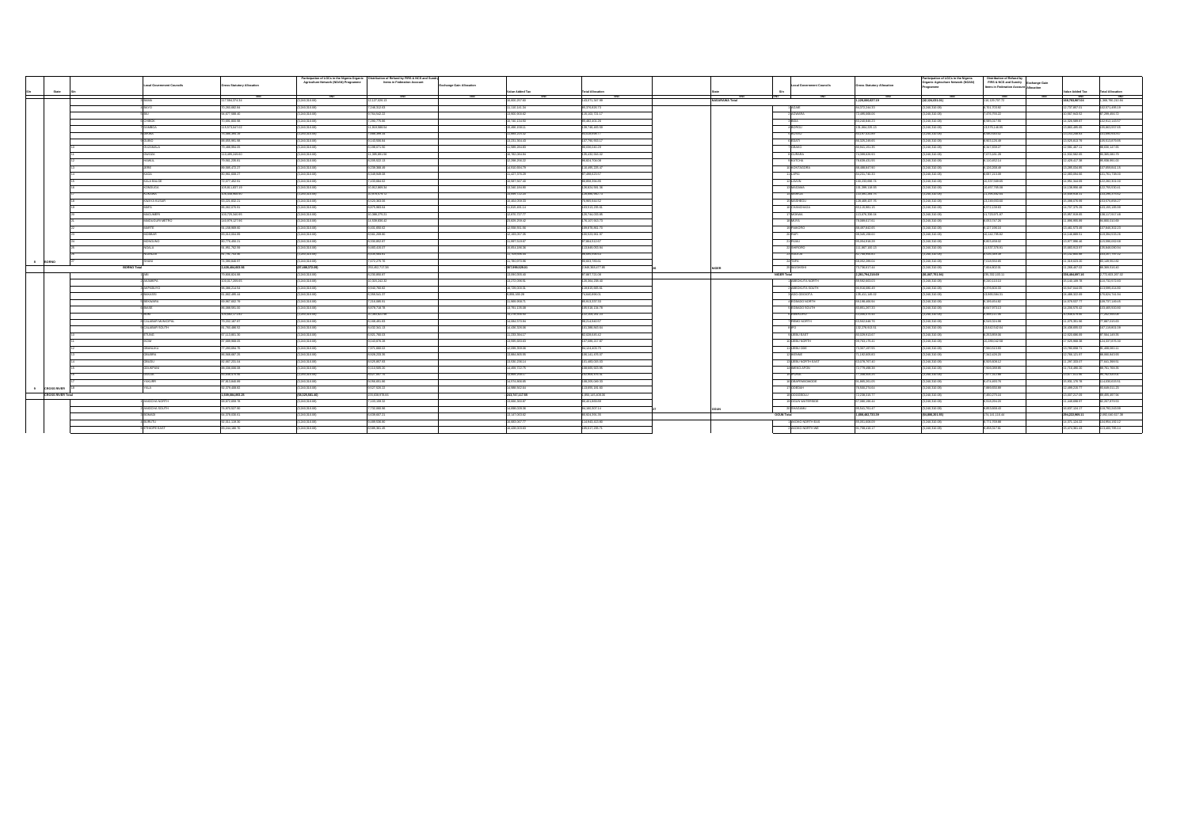| S/n | State | S/n | Local Government Councils | Gross Statutory Allocation | Participation of LGCs in the Nigeria Organic Agriculture Network (NOAN) Programme | Distribution of Refund by FIRS & NCS and Sundry Items in Federation Account | Exchange Gain Allocation | Value Added Tax | Total Allocation |
|---|---|---|---|---|---|---|---|---|---|
| | | | | ₦ | ₦ | ₦ | ₦ | ₦ | ₦ |
| | | 1 | BAMA | | | | | | |
| | | 2 | BAYO | | | | | | |
| | | 3 | BIU | | | | | | |
| | | 4 | CHIBOK | | | | | | |
| | | 5 | DAMBOA | | | | | | |
| | | 6 | DIKWA | | | | | | |
| | | 7 | GUBIO | | | | | | |
| | | 8 | GUZAMALA | | | | | | |
| | | 9 | GWOZA | | | | | | |
| | | 10 | HAWUL | | | | | | |
| | | 11 | JERE | | | | | | |
| | | 12 | KAGA | | | | | | |
| | | 13 | KALA BALGE | | | | | | |
| | | 14 | KONDUGA | | | | | | |
| | | 15 | KUKAWA | | | | | | |
| | | 16 | KWAYA KUSAR | | | | | | |
| | | 17 | MAFA | | | | | | |
| | | 18 | MAGUMERI | | | | | | |
| | | 19 | MAIDUGURI METRO | | | | | | |
| | | 20 | MARTE | | | | | | |
| | | 21 | MOBBAR | | | | | | |
| | | 22 | MONGUNO | | | | | | |
| | | 23 | NGALA | | | | | | |
| | | 24 | NGANZAI | | | | | | |
| 8 | BORNO | 25 | SHANI | | | | | | |
| | BORNO Total | | | | | | | | |
| | | 1 | ABI | | | | | | |
| | | 2 | AKAMKPA | | | | | | |
| | | 3 | AKPABUYO | | | | | | |
| | | 4 | BAKASSI | | | | | | |
| | | 5 | BEKWARRA | | | | | | |
| | | 6 | BIASE | | | | | | |
| | | 7 | BOKI | | | | | | |
| | | 8 | CALABAR MUNICIPAL | | | | | | |
| | | 9 | CALABAR SOUTH | | | | | | |
| | | 10 | ETUNG | | | | | | |
| | | 11 | IKOM | | | | | | |
| | | 12 | OBANLIKU | | | | | | |
| | | 13 | OBUBRA | | | | | | |
| | | 14 | OBUDU | | | | | | |
| | | 15 | ODUKPANI | | | | | | |
| | | 16 | OGOJA | | | | | | |
| | | 17 | YAKURR | | | | | | |
| 9 | CROSS RIVER | 18 | YALA | | | | | | |
| | CROSS RIVER Total | | | | | | | | |
| | | 1 | ANIOCHA NORTH | | | | | | |
| | | 2 | ANIOCHA SOUTH | | | | | | |
| | | 3 | BOMADI | | | | | | |
| | | 4 | BURUTU | | | | | | |
| | | 5 | ETHIOPE EAST | | | | | | |
| | NASARAWA Total | | | | | | | | |
| | | 1 | AGAIE | | | | | | |
| | | 2 | AGWARA | | | | | | |
| | | 3 | BIDA | | | | | | |
| | | 4 | BORGU | | | | | | |
| | | 5 | BOSSO | | | | | | |
| | | 6 | CHANCHAGA | | | | | | |
| | | 7 | EDATI | | | | | | |
| | | 8 | GBAKO | | | | | | |
| | | 9 | GURARA | | | | | | |
| | | 10 | KATCHA | | | | | | |
| | | 11 | KONTAGORA | | | | | | |
| | | 12 | LAPAI | | | | | | |
| | | 13 | LAVUN | | | | | | |
| | | 14 | MAGAMA | | | | | | |
| | | 15 | MARIGA | | | | | | |
| | | 16 | MASHEGU | | | | | | |
| | | 17 | MOKWA | | | | | | |
| | | 18 | MUYA | | | | | | |
| | | 19 | PAIKORO | | | | | | |
| | | 20 | RAFI | | | | | | |
| | | 21 | RIJAU | | | | | | |
| | | 22 | SHIRORO | | | | | | |
| | | 23 | SULEJA | | | | | | |
| | | 24 | TAFA | | | | | | |
| 26 | NIGER | 25 | WUSHISHI | | | | | | |
| | NIGER Total | | | | | | | | |
| | | 1 | ABEOKUTA NORTH | | | | | | |
| | | 2 | ABEOKUTA SOUTH | | | | | | |
| | | 3 | ADO ODO/OTA | | | | | | |
| | | 4 | EGBADO NORTH | | | | | | |
| | | 5 | EGBADO SOUTH | | | | | | |
| | | 6 | EWEKORO | | | | | | |
| | | 7 | IFO | | | | | | |
| | | 8 | IJEBU EAST | | | | | | |
| | | 9 | IJEBU NORTH | | | | | | |
| | | 10 | IJEBU NORTH EAST | | | | | | |
| | | 11 | IJEBU ODE | | | | | | |
| | | 12 | IKENNE | | | | | | |
| | | 13 | IMEKO AFON | | | | | | |
| | | 14 | IPOKIA | | | | | | |
| | | 15 | OBAFEMI OWODE | | | | | | |
| | | 16 | ODEDA | | | | | | |
| | | 17 | ODOGBOLU | | | | | | |
| | | 18 | OGUN WATERSIDE | | | | | | |
| | | 19 | REMO NORTH | | | | | | |
| 27 | OGUN | 20 | SHAGAMU | | | | | | |
| | OGUN Total | | | | | | | | |
| | | 1 | AKOKO NORTH EAST | | | | | | |
| | | 2 | AKOKO NORTH WEST | | | | | | |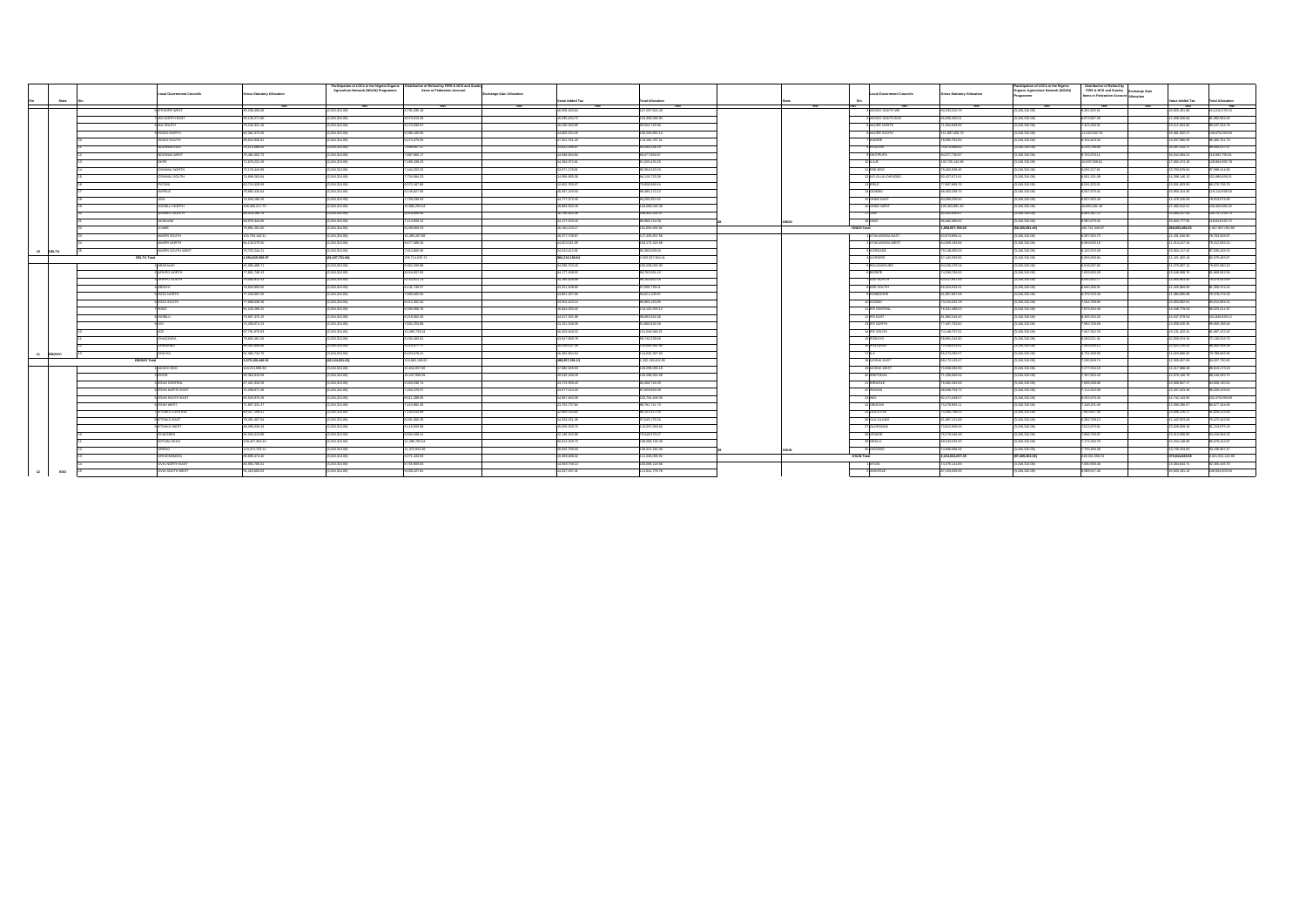| S/n | State | S/n | Local Government Councils | Gross Statutory Allocation | Participation of LGCs in the Nigeria Organic Agriculture Network (NOAN) Programme | Distribution of Refund by FIRS & NCS and Sundry Items in Federation Account | Exchange Gain Allocation | Value Added Tax | Total Allocation |
|---|---|---|---|---|---|---|---|---|---|
| | | | | =N= | =N= | =N= | =N= | =N= | =N= |
| | | 8 | ETHIOPE WEST | 90,238,489.08 | (3,240,310.65) | 9,745,335.18 | | 30,308,450.64 | 127,077,524.43 |
| | | 9 | IKA NORTH EAST | 93,120,271.80 | (3,240,310.65) | 9,730,015.48 | | 30,938,404.72 | 133,890,002.84 |
| | | 10 | IKA SOUTH | 99,242,321.16 | (3,240,310.65) | 8,172,030.07 | | 25,330,583.85 | 99,504,725.99 |
| | | 11 | ISOKO NORTH | 90,161,373.05 | (3,240,310.65) | 9,990,185.90 | | 24,860,060.25 | 130,308,063.13 |
| | | 12 | ISOKO SOUTH | 99,524,836.61 | (3,240,310.65) | 9,270,378.05 | | 27,201,201.43 | 132,160,707.21 |
| | | 13 | NDOKWA EAST | 99,112,998.55 | (3,240,310.65) | 7,999,067.17 | | 23,522,578.97 | 99,253,334.19 |
| | | 14 | NDOKWA WEST | 91,441,442.73 | (3,240,310.65) | 7,897,995.17 | | 24,940,024.84 | 99,077,060.57 |
| | | 15 | OKPE | 77,676,231.25 | (3,240,310.65) | 7,495,439.43 | | 24,093,672.34 | 91,325,635.25 |
| | | 16 | OSHIMILI NORTH | 72,179,162.90 | (3,240,310.65) | 7,616,203.32 | | 23,971,176.95 | 99,763,510.51 |
| | | 17 | OSHIMILI SOUTH | 71,699,263.84 | (3,240,310.65) | 7,734,084.23 | | 23,999,509.18 | 99,128,715.55 |
| | | 18 | PATANI | 93,723,128.60 | (3,240,310.65) | 8,572,187.86 | | 22,602,704.97 | 79,859,693.14 |
| | | 19 | SAPELE | 99,992,634.01 | (3,240,310.65) | 9,149,827.90 | | 20,937,220.90 | 99,881,172.22 |
| | | 20 | UDU | 79,940,386.25 | (3,240,310.65) | 7,726,239.63 | | 21,777,372.42 | 96,309,940.62 |
| | | 21 | UGHELLI NORTH | 106,460,217.70 | (3,240,310.65) | 10,980,293.53 | | 28,893,044.16 | 134,699,000.39 |
| | | 22 | UGHELLI SOUTH | 99,470,189.78 | (3,240,310.65) | 9,079,846.91 | | 28,799,812.33 | 130,862,225.31 |
| | | 23 | UKWUANI | 99,979,342.06 | (3,240,310.65) | 7,114,999.12 | | 23,117,023.18 | 96,970,114.08 |
| | | 24 | UVWIE | 79,991,261.65 | (3,240,310.65) | 9,150,995.72 | | 32,183,123.17 | 141,993,032.92 |
| | | 25 | WARRI NORTH | 100,791,140.34 | (3,240,310.65) | 10,395,267.09 | | 29,377,799.67 | 127,320,937.58 |
| | | 26 | WARRI SOUTH | 91,119,578.51 | (3,240,310.65) | 9,077,686.91 | | 22,603,591.35 | 130,173,100.00 |
| 10 | DELTA | 27 | WARRI SOUTH WEST | 79,732,244.21 | (3,240,310.65) | 7,912,868.06 | | 24,610,312.95 | 99,383,009.09 |
| | DELTA Total | | | 1,994,835,939.07 | (81,007,741.84) | 205,714,626.73 | | 684,219,240.64 | 2,944,507,994.41 |
| | | 1 | ABAKALIKI | 91,160,480.71 | (3,240,310.65) | 9,952,009.86 | | 34,636,770.32 | 132,299,100.95 |
| | | 2 | AFIKPO NORTH | 77,891,745.23 | (3,240,310.65) | 8,034,097.66 | | 21,177,109.62 | 96,763,690.42 |
| | | 3 | AFIKPO SOUTH | 79,893,612.62 | (3,240,310.65) | 8,153,411.11 | | 20,757,559.94 | 99,453,882.51 |
| | | 4 | EBONYI | 79,849,883.52 | (3,240,310.65) | 8,191,749.77 | | 21,331,428.90 | 97,268,798.01 |
| | | 5 | EZZA NORTH | 77,234,087.05 | (3,240,310.65) | 7,998,985.16 | | 24,001,207.03 | 95,651,430.07 |
| | | 6 | EZZA SOUTH | 77,889,635.35 | (3,240,310.65) | 9,012,382.40 | | 21,554,443.53 | 99,880,165.95 |
| | | 7 | IKWO | 91,103,286.23 | (3,240,310.65) | 9,299,898.76 | | 26,644,093.22 | 113,102,678.12 |
| | | 8 | ISHIELU | 79,697,470.15 | (3,240,310.65) | 9,118,932.30 | | 24,027,361.69 | 99,033,610.56 |
| | | 9 | IVO | 71,290,674.23 | (3,240,310.65) | 7,642,253.86 | | 21,151,308.26 | 93,860,030.58 |
| | | 10 | IZZI | 97,795,375.81 | (3,240,310.65) | 10,088,792.34 | | 24,403,049.22 | 121,040,946.21 |
| | | 11 | OHAOZARA | 79,950,061.06 | (3,240,310.65) | 8,230,400.61 | | 23,697,098.78 | 99,740,239.93 |
| | | 12 | ONICHA | 80,892,996.96 | (3,240,310.65) | 8,970,477.77 | | 23,169,527.18 | 108,930,961.35 |
| 11 | EBONYI | 13 | OHAUKWU | 91,166,734.76 | (3,240,310.65) | 9,420,976.41 | | 25,681,053.84 | 113,031,357.30 |
| | EBONYI Total | | | 1,076,125,444.01 | (42,124,038.43) | 113,992,166.62 | | 308,257,295.13 | 1,352,136,002.99 |
| | | 1 | AKOKO EDO | 103,213,958.10 | (3,240,310.65) | 10,644,937.98 | | 27,080,439.89 | 136,296,096.58 |
| | | 2 | EGOR | 90,364,049.09 | (3,240,310.65) | 10,247,955.29 | | 30,910,144.39 | 126,268,600.19 |
| | | 3 | ESAN CENTRAL | 87,621,453.28 | (3,240,310.65) | 9,053,835.74 | | 21,179,690.42 | 94,368,725.38 |
| | | 4 | ESAN NORTH EAST | 70,238,873.36 | (3,240,310.65) | 7,244,376.57 | | 23,977,014.22 | 97,929,962.08 |
| | | 5 | ESAN SOUTH EAST | 82,928,878.39 | (3,240,310.65) | 9,511,288.05 | | 22,957,160.09 | 132,704,400.95 |
| | | 6 | ESAN WEST | 71,897,331.47 | (3,240,310.65) | 7,413,882.46 | | 21,703,772.64 | 96,791,741.73 |
| | | 7 | ETSAKO CENTRAL | 80,127,188.11 | (3,240,310.65) | 7,769,613.86 | | 20,389,593.05 | 96,519,037.05 |
| | | 8 | ETSAKO EAST | 79,931,467.93 | (3,240,310.65) | 9,096,466.35 | | 24,343,021.45 | 97,669,179.26 |
| | | 9 | ETSAKO WEST | 99,595,339.43 | (3,240,310.65) | 10,113,993.50 | | 26,833,320.79 | 133,097,340.53 |
| | | 10 | IGUEBEN | 62,056,413.88 | (3,240,310.65) | 6,932,160.11 | | 22,148,372.86 | 79,549,170.07 |
| | | 11 | IKPOBA OKHA | 106,627,384.02 | (3,240,310.65) | 11,265,705.53 | | 26,613,325.71 | 138,295,135.40 |
| | | 12 | OREDO | 110,272,733.11 | (3,240,310.65) | 12,372,842.39 | | 26,916,705.93 | 145,321,100.48 |
| | | 13 | ORHIONMWON | 89,896,473.65 | (3,240,310.65) | 9,271,143.55 | | 20,959,689.23 | 113,500,999.09 |
| | | 14 | OVIA NORTH EAST | 91,990,780.62 | (3,240,310.65) | 9,740,999.02 | | 24,063,170.13 | 120,699,119.69 |
| 12 | EDO | 15 | OVIA SOUTH WEST | 91,414,663.62 | (3,240,310.65) | 9,426,227.94 | | 23,037,197.41 | 113,641,779.78 |

| S/n | State | S/n | Local Government Councils | Gross Statutory Allocation | Participation of LGCs in the Nigeria Organic Agriculture Network (NOAN) Programme | Distribution of Refund by FIRS & NCS and Sundry Items in Federation Account | Exchange Gain Allocation | Value Added Tax | Total Allocation |
|---|---|---|---|---|---|---|---|---|---|
| | | | | =N= | =N= | =N= | =N= | =N= | =N= |
| | | 8 | AKOKO SOUTH WEST | 80,033,216.78 | (3,240,310.65) | 8,891,829.91 | | 15,929,461.98 | 113,213,279.23 |
| | | 9 | AKOKO SOUTH EAST | 69,693,460.51 | (3,240,310.65) | 6,970,092.20 | | 11,499,626.64 | 86,963,563.16 |
| | | 10 | AKURE NORTH | 71,064,946.65 | (3,240,310.65) | 7,423,093.35 | | 13,511,934.60 | 90,247,164.70 |
| | | 11 | AKURE SOUTH | 111,097,489.13 | (3,240,310.65) | 11,630,032.79 | | 19,481,050.27 | 139,976,263.69 |
| | | 12 | IDANRE | 79,936,791.83 | (3,240,310.65) | 8,104,400.32 | | 13,607,886.65 | 99,482,761.73 |
| | | 13 | IFEDORE | 70,570,098.63 | (3,240,310.65) | 6,210,418.91 | | 12,367,530.11 | 89,009,137.25 |
| | | 14 | ILAJE | 90,077,782.87 | (3,240,310.65) | 9,702,073.11 | | 16,042,998.01 | 113,583,730.04 |
| | | 15 | ILE OLUJI/OKEIGBO | 103,725,145.48 | (3,240,310.65) | 10,697,098.61 | | 17,882,479.14 | 128,664,868.78 |
| | | 16 | IRELE | 78,052,639.41 | (3,240,310.65) | 8,090,027.36 | | 11,763,578.94 | 97,998,414.06 |
| | | 17 | ODIGBO | 82,507,471.51 | (3,240,310.65) | 8,901,231.38 | | 16,290,140.61 | 99,869,859.01 |
| | | 18 | OKITIPUPA | 77,907,898.70 | (3,240,310.65) | 8,541,219.21 | | 11,931,493.95 | 96,276,794.70 |
| | | | OSE | 86,453,258.75 | (3,240,310.65) | 8,637,075.41 | | 12,305,940.06 | 119,110,358.50 |
| | | | OWO | 84,948,206.60 | (3,240,310.65) | 8,807,893.44 | | 11,478,193.98 | 79,653,474.95 |
| | | | | 100,353,881.10 | (3,240,310.65) | 10,892,181.18 | | 17,492,912.51 | 120,359,000.32 |
| | | | | 82,511,840.57 | (3,240,310.65) | 8,812,367.73 | | 15,900,257.59 | 100,757,228.73 |
| 28 | ONDO | | | 89,482,285.62 | (3,240,310.65) | 9,993,576.82 | | 11,820,777.56 | 118,813,010.72 |
| | ONDO Total | | | 1,858,907,799.25 | (58,325,591.63) | 202,721,368.67 | | 349,831,493.25 | 2,327,827,036.85 |
| | | 1 | ATAKUNMOSA EAST | 69,878,895.41 | (3,240,310.65) | 6,997,942.73 | | 11,435,318.04 | 79,763,009.97 |
| | | 2 | ATAKUNMOSA WEST | 64,893,163.64 | (3,240,310.65) | 6,698,632.33 | | 11,214,672.54 | 79,212,928.10 |
| | | 3 | AYEDAADE | 79,146,690.53 | (3,240,310.65) | 8,162,079.29 | | 13,844,117.42 | 97,835,426.15 |
| | | 4 | AYEDIRE | 67,512,059.69 | (3,240,310.65) | 6,955,659.94 | | 11,421,452.16 | 80,579,605.07 |
| | | 5 | BOLUWADURO | 64,193,476.24 | (3,240,310.65) | 6,626,097.92 | | 11,273,697.12 | 79,822,860.19 |
| | | 6 | BORIPE | 71,229,792.62 | (3,240,310.65) | 7,853,800.29 | | 12,240,608.75 | 85,869,952.05 |
| | | 7 | EDE NORTH | 69,517,957.09 | (3,240,310.65) | 8,096,513.77 | | 13,430,963.95 | 75,979,433.59 |
| | | 8 | EDE SOUTH | 66,529,433.31 | (3,240,310.65) | 6,930,250.31 | | 11,225,084.91 | 81,399,471.10 |
| | | 9 | EGBEDORE | 61,857,607.63 | (3,240,310.65) | 6,379,703.34 | | 11,380,099.98 | 76,376,770.33 |
| | | 10 | EJIGBO | 72,164,551.73 | (3,240,310.65) | 7,941,758.60 | | 13,052,982.51 | 90,512,861.51 |
| | | 11 | IFE CENTRAL | 78,141,488.53 | (3,240,310.65) | 7,875,854.09 | | 15,048,779.53 | 95,620,411.97 |
| | | 12 | IFE EAST | 65,363,241.43 | (3,240,310.65) | 6,495,313.23 | | 11,047,578.64 | 79,645,826.12 |
| | | 13 | IFE NORTH | 77,287,703.62 | (3,240,310.65) | 7,962,705.68 | | 13,659,226.29 | 95,909,186.46 |
| | | 14 | IFE SOUTH | 74,148,707.31 | (3,240,310.65) | 7,647,822.41 | | 13,131,422.41 | 91,867,103.40 |
| | | 15 | IFEDAYO | 59,962,213.30 | (3,240,310.65) | 6,093,051.31 | | 10,386,576.60 | 72,186,519.70 |
| | | 16 | IFELODUN | 72,153,117.61 | (3,240,310.65) | 7,442,093.15 | | 12,322,226.07 | 85,962,663.54 |
| | | 17 | ILA | 69,273,295.57 | (3,240,310.65) | 6,731,268.55 | | 11,224,866.63 | 79,789,600.06 |
| | | 18 | ILESHA EAST | 64,172,129.47 | (3,240,310.65) | 7,030,909.74 | | 12,268,407.90 | 81,267,700.60 |
| | | 19 | ILESHA WEST | 73,558,565.09 | (3,240,310.65) | 7,577,044.19 | | 13,017,888.59 | 89,913,173.43 |
| | | 20 | IREPODUN | 71,436,990.03 | (3,240,310.65) | 7,367,826.43 | | 12,976,128.30 | 88,240,001.75 |
| | | 21 | IREWOLE | 78,590,284.95 | (3,240,310.65) | 7,895,258.95 | | 15,808,807.17 | 99,598,120.92 |
| | | 22 | ISOKAN | 69,840,759.74 | (3,240,310.65) | 7,111,002.09 | | 12,297,023.35 | 85,626,423.00 |
| | | 23 | IWO | 92,671,194.07 | (3,240,310.65) | 9,500,078.36 | | 16,742,143.99 | 112,276,058.88 |
| | | 24 | OBOKUN | 70,276,983.11 | (3,240,310.65) | 7,249,301.09 | | 12,095,288.57 | 86,377,361.00 |
| | | 25 | ODO OTIN | 73,836,760.52 | (3,240,310.65) | 7,622,037.60 | | 12,096,126.77 | 90,305,213.35 |
| | | 26 | OLA OLUWA | 61,997,121.65 | (3,240,310.65) | 6,392,258.13 | | 11,442,923.09 | 76,472,342.95 |
| | | 27 | OLORUNDA | 72,812,003.05 | (3,240,310.65) | 7,513,073.31 | | 13,220,605.14 | 91,213,877.14 |
| | | 28 | ORIADE | 74,278,548.40 | (3,240,310.65) | 7,660,750.97 | | 12,810,230.76 | 92,116,061.22 |
| | | 29 | OROLU | 69,643,293.20 | (3,240,310.65) | 7,172,550.79 | | 12,201,148.99 | 80,576,612.07 |
| 29 | OSUN | 30 | OSOGBO | 74,838,556.26 | (3,240,310.65) | 7,725,466.06 | | 13,745,264.55 | 93,136,997.47 |
| | OSUN Total | | | 2,124,024,037.49 | (97,209,361.03) | 219,011,558.26 | | 375,844,823.83 | 2,621,931,118.98 |
| | | 1 | AFIJIO | 70,470,141.00 | (3,240,310.65) | 7,500,990.46 | | 13,063,656.71 | 87,860,689.75 |
| | | 2 | AKINYELE | 87,232,000.05 | (3,240,310.65) | 8,990,917.40 | | 15,851,381.10 | 108,834,000.50 |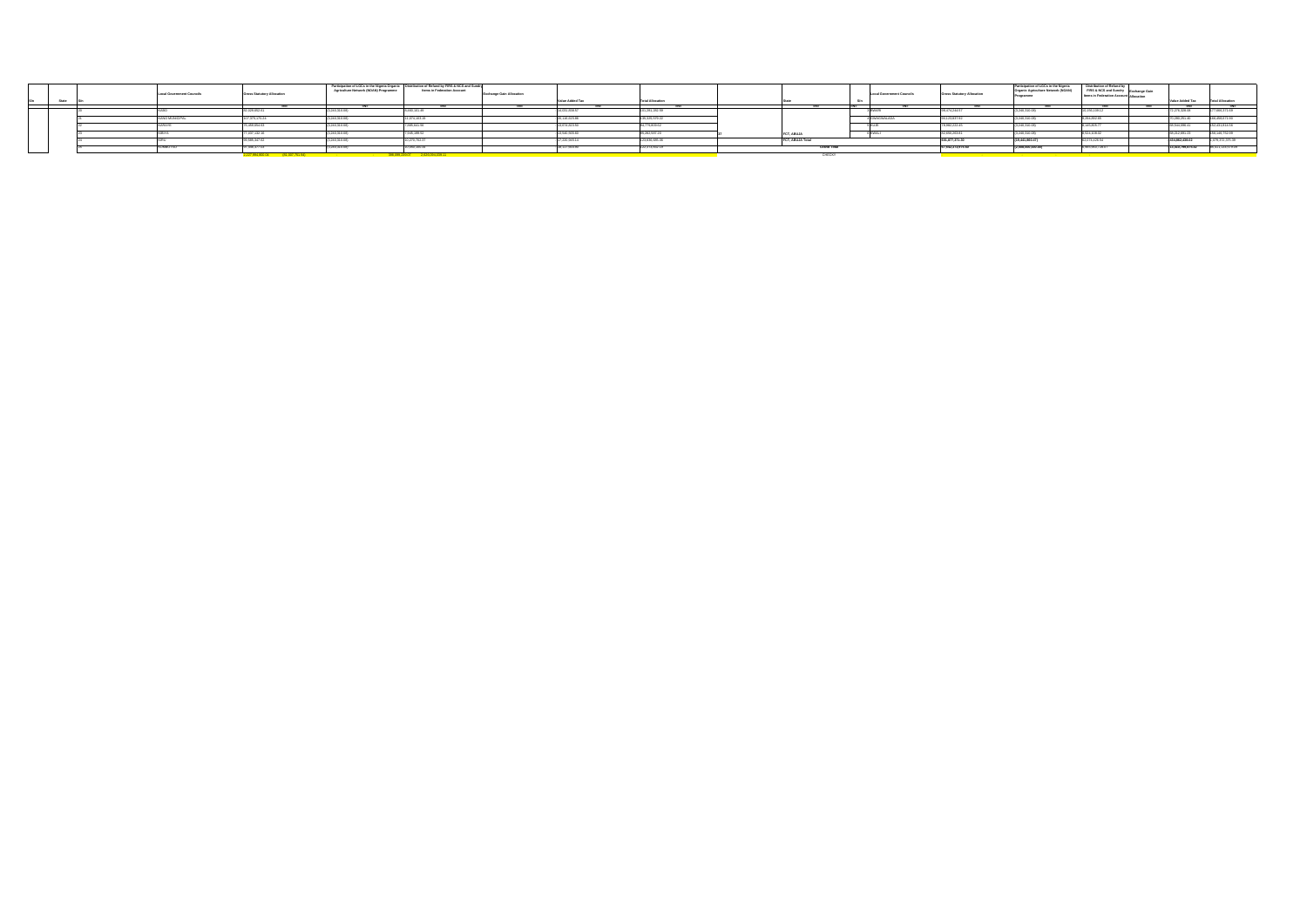| S/n | State | S/n | Local Government Councils | Gross Statutory Allocation | Participation of LGCs in the Nigeria Organic Agriculture Network (NOAN) Programme | Distribution of Refund by FIRS & NCS and Sundry Items in Federation Account | Exchange Gain Allocation | Value Added Tax | Total Allocation |
|---|---|---|---|---|---|---|---|---|---|
| | | | | =N= | =N= | =N= | =N= | =N= | =N= |
| | | 20 | KABO | | | | | | |
| | | 21 | KANO MUNICIPAL | | | | | | |
| | | 22 | KARAYE | | | | | | |
| | | 23 | KIBIYA | | | | | | |
| | | 24 | KIRU | | | | | | |
| | | 25 | KUMBOTSO | | | | | | |

| S/n | State | S/n | Local Government Councils | Gross Statutory Allocation | Participation of LGCs in the Nigeria Organic Agriculture Network (NOAN) Programme | Distribution of Refund by FIRS & NCS and Sundry Items in Federation Account | Exchange Gain Allocation | Value Added Tax | Total Allocation |
|---|---|---|---|---|---|---|---|---|---|
| | | | | =N= | =N= | =N= | =N= | =N= | =N= |
| | | 3 | BWARI | | | | | | |
| | | 4 | GWAGWALADA | | | | | | |
| | | 5 | KUJE | | | | | | |
| 37 | FCT, ABUJA | 6 | KWALI | | | | | | |
| | FCT, ABUJA Total | | | | | | | | |
| | Grand Total | | | | | | | | |
| | CHECK | | | | | | | | |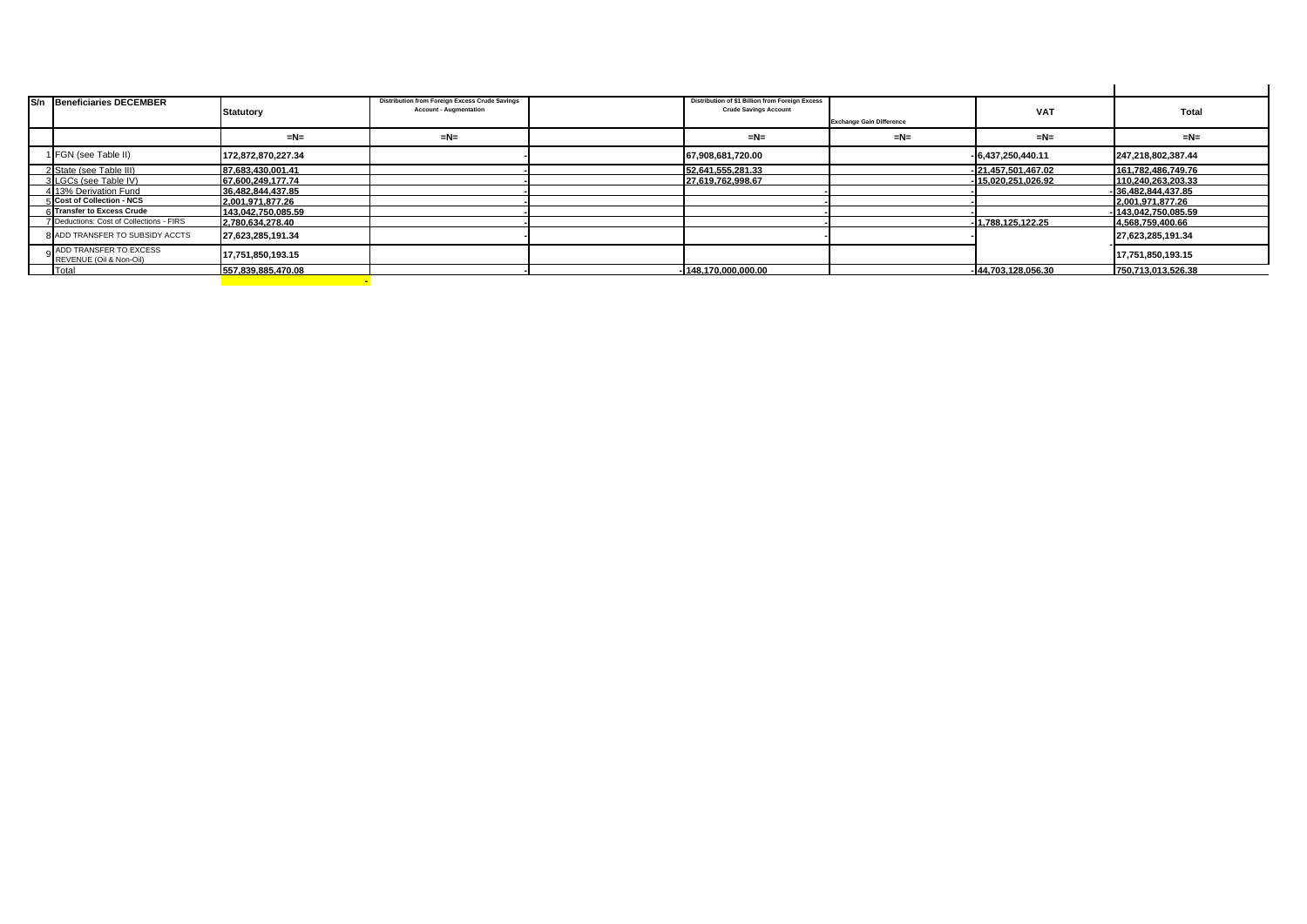| S/n | Beneficiaries DECEMBER | Statutory | Distribution from Foreign Excess Crude Savings Account - Augmentation | | Distribution of $1 Billion from Foreign Excess Crude Savings Account | Exchange Gain Difference | VAT | Total |
|---|---|---|---|---|---|---|---|---|
| | | =N= | =N= | | =N= | =N= | =N= | =N= |
| 1 | FGN (see Table II) | 172,872,870,227.34 | - | | 67,908,681,720.00 | - | 6,437,250,440.11 | 247,218,802,387.44 |
| 2 | State (see Table III) | 87,683,430,001.41 | - | | 52,641,555,281.33 | - | 21,457,501,467.02 | 161,782,486,749.76 |
| 3 | LGCs (see Table IV) | 67,600,249,177.74 | - | | 27,619,762,998.67 | - | 15,020,251,026.92 | 110,240,263,203.33 |
| 4 | 13% Derivation Fund | 36,482,844,437.85 | - | | - | - | - | 36,482,844,437.85 |
| 5 | **Cost of Collection - NCS** | 2,001,971,877.26 | - | | - | - | | 2,001,971,877.26 |
| 6 | **Transfer to Excess Crude** | 143,042,750,085.59 | - | | - | - | - | 143,042,750,085.59 |
| 7 | Deductions: Cost of Collections - FIRS | 2,780,634,278.40 | - | | - | - | 1,788,125,122.25 | 4,568,759,400.66 |
| 8 | ADD TRANSFER TO SUBSIDY ACCTS | 27,623,285,191.34 | - | | - | - | | 27,623,285,191.34 |
| 9 | ADD TRANSFER TO EXCESS REVENUE (Oil & Non-Oil) | 17,751,850,193.15 | | | | | | 17,751,850,193.15 |
| | Total | 557,839,885,470.08 | - | - | 148,170,000,000.00 | - | 44,703,128,056.30 | 750,713,013,526.38 |
| | | | - | | | | | |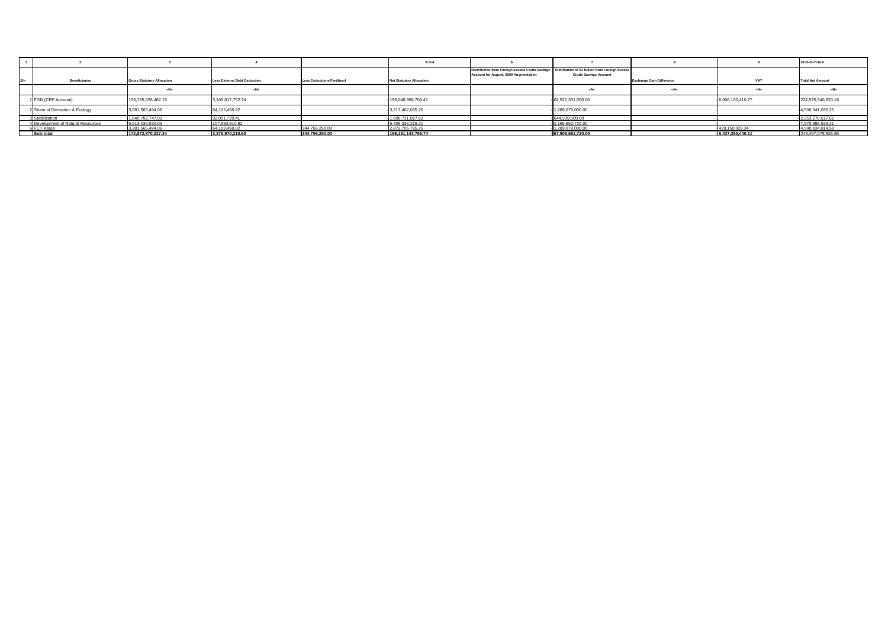| 1 | 2 | 3 | 4 | | 5=3-4 | 6 | 7 | 8 | 9 | 10=5+6+7+8+9 |
|---|---|---|---|---|---|---|---|---|---|---|
| S/n | Beneficiaries | Gross Statutory Allocation | Less External Debt Deduction | Less Deductions(Fertilizer) | Net Statutory Allocation | Distribution from Foreign Excess Crude Savings Account for August, 2009 Augmentation | Distribution of $1 Billion from Foreign Excess Crude Savings Account | Exchange Gain Difference | VAT | Total Net Amount |
| | | =N= | =N= | | | | =N= | =N= | =N= | =N= |
| 1 | FGN (CRF Account) | 159,155,926,462.15 | 3,109,017,752.74 | | 156,046,908,709.41 | | 62,520,331,500.00 | | 6,008,100,410.77 | 224,575,340,620.18 |
| 2 | Share of Derivation & Ecology | 3,281,565,494.06 | 64,103,458.82 | | 3,217,462,035.25 | | 1,289,079,000.00 | | - | 4,506,541,035.25 |
| 3 | Stabilization | 1,640,782,747.03 | 32,051,729.41 | | 1,608,731,017.62 | | 644,539,500.00 | - | | 2,253,270,517.62 |
| 4 | Development of Natural Resources | 5,513,030,030.03 | 107,693,810.82 | | 5,405,336,219.21 | | 2,165,652,720.00 | | - | 7,570,988,939.21 |
| 5 | FCT-Abuja | 3,281,565,494.06 | 64,103,458.82 | 344,756,250.00 | 2,872,705,785.25 | | 1,289,079,000.00 | | 429,150,029.34 | 4,590,934,814.59 |
| | **Sub-total** | **172,872,870,227.34** | **3,376,970,210.60** | **344,756,250.00** | **169,151,143,766.74** | | **67,908,681,720.00** | | **6,437,250,440.11** | 243,497,075,926.85 |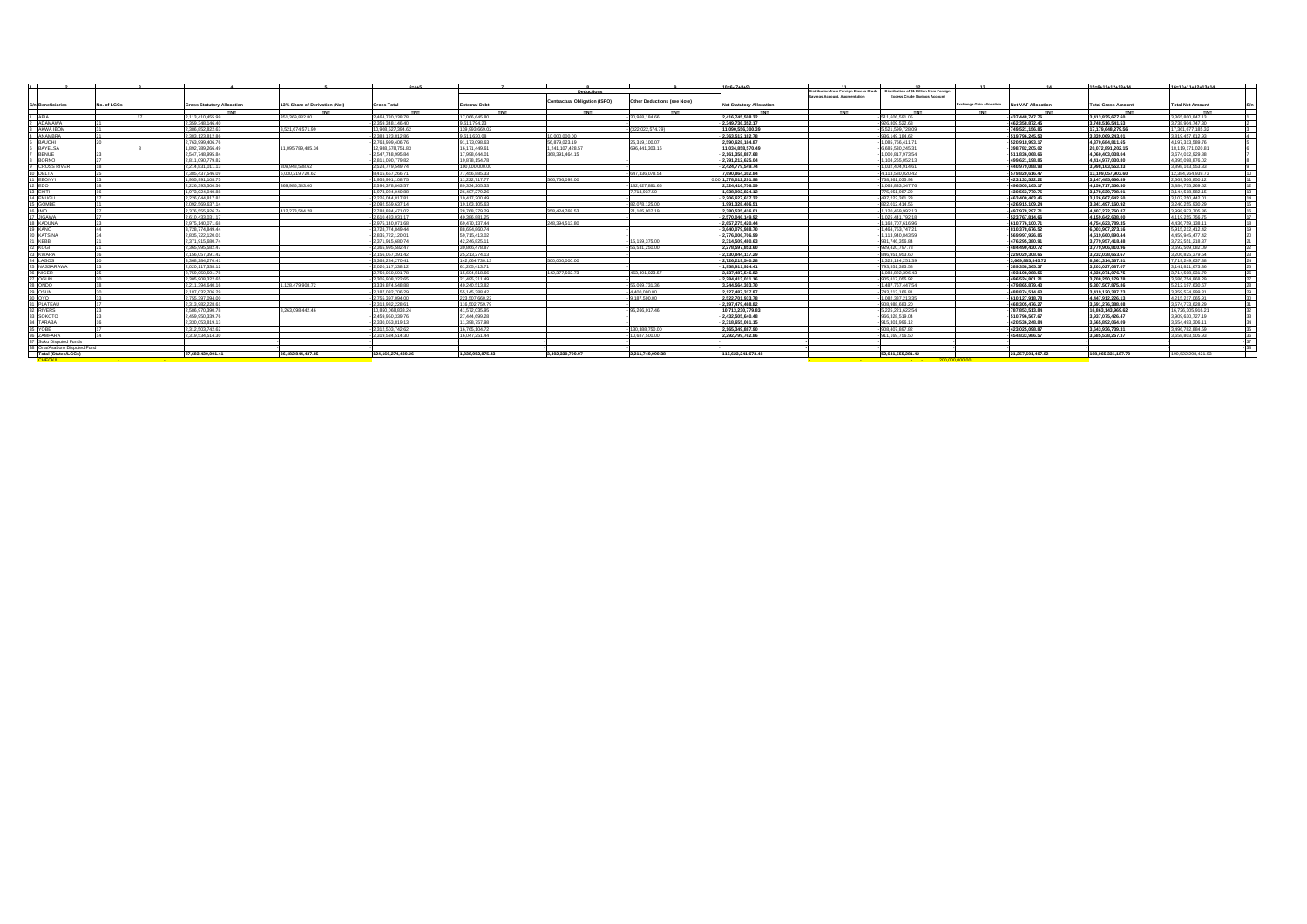| 1 | 2 | 3 | 4 | 5 | 6=4+5 | 7 | 8 | 9 | 10=6-(7+8+9) | 11 | 12 | 13 | 14 | 15=6+11+12+13+14 | 16=10+11+12+13+14 | |
|---|---|---|---|---|---|---|---|---|---|---|---|---|---|---|---|---|
| | | | | | | Deductions | | | | | | | | | | |
| S/n | Beneficiaries | No. of LGCs | Gross Statutory Allocation | 13% Share of Derivation (Net) | Gross Total | External Debt | Contractual Obligation (ISPO) | Other Deductions (see Note) | Net Statutory Allocation | Distribution from Foreign Excess Crude Savings Account, Augmentation | Distribution of $1 Billion from Foreign Excess Crude Savings Account | Exchange Gain Allocation | Net VAT Allocation | Total Gross Amount | Total Net Amount | S/n |
| | | | =N= | =N= | =N= | =N= | =N= | =N= | =N= | =N= | =N= | =N= | =N= | =N= | =N= | |
| 1 | ABIA | 17 | 2,113,410,455.99 | 351,369,882.80 | 2,464,780,338.78 | 17,066,645.80 | | 30,998,184.66 | 2,416,745,508.32 | | 611,600,591.05 | | 437,448,747.76 | 3,413,835,677.60 | 3,395,800,847.13 | 1 |
| 2 | ADAMAWA | 21 | 2,359,348,146.40 | | 2,359,348,146.40 | 9,611,794.23 | | | 2,349,736,352.17 | | 926,809,522.68 | | 462,358,072.45 | 3,748,516,541.53 | 3,738,904,747.30 | 2 |
| 3 | AKWA IBOM | 31 | 2,388,952,822.63 | 8,521,674,571.99 | 10,908,627,394.62 | 138,960,669.02 | | (322,022,574.79) | 11,090,556,300.39 | | 1,531,599,729.09 | | 749,521,156.85 | 17,179,648,279.56 | 17,361,677,185.33 | 3 |
| 4 | ANAMBRA | 21 | 2,383,123,812.86 | | 2,383,123,812.86 | 9,611,630.18 | 10,000,000.00 | | 2,363,512,182.78 | | 936,149,184.62 | | 519,796,245.53 | 3,839,069,243.01 | 3,819,457,612.92 | 4 |
| 5 | BAUCHI | 20 | 2,763,999,406.76 | | 2,763,999,406.76 | 91,173,056.63 | 95,879,023.19 | 25,319,100.07 | 2,590,628,184.87 | | 1,085,766,411.71 | | 520,918,993.17 | 4,370,684,811.65 | 4,197,313,589.76 | 5 |
| 6 | BAYELSA | 8 | 1,892,789,265.49 | 11,095,789,485.34 | 12,988,578,751.83 | 18,171,449.61 | 1,241,167,428.57 | 696,441,303.16 | 11,034,858,570.49 | | 6,685,530,245.31 | | 398,782,205.02 | 20,072,891,202.15 | 18,119,171,020.81 | 6 |
| 7 | BENUE | 23 | 2,547,748,995.84 | | 2,547,748,995.84 | 17,998,644.01 | 368,391,464.15 | | 2,161,358,887.68 | | 1,000,917,973.54 | | 511,836,968.66 | 4,060,403,038.04 | 3,674,012,929.88 | 7 |
| 8 | BORNO | 27 | 2,811,090,779.82 | | 2,811,090,779.82 | 19,878,154.78 | | | 2,791,212,625.04 | | 1,104,265,052.13 | | 499,621,198.85 | 4,414,977,030.80 | 4,395,098,876.02 | 8 |
| 9 | CROSS RIVER | 18 | 2,214,831,011.13 | 309,948,538.63 | 2,524,779,549.74 | 100,000,000.00 | | | 2,424,779,549.74 | | 1,032,404,914.61 | | 440,979,088.98 | 3,998,163,553.33 | 3,898,163,553.33 | 9 |
| 10 | DELTA | 25 | 2,385,437,546.09 | 6,030,219,720.62 | 8,415,657,266.71 | 77,456,885.33 | | 647,336,078.54 | 7,690,864,302.84 | | 4,113,580,020.42 | | 579,820,616.47 | 13,109,057,903.60 | 12,384,264,939.73 | 10 |
| 11 | EBONYI | 13 | 1,955,991,109.75 | | 1,955,991,109.75 | 11,222,717.77 | 565,756,099.00 | 0.00 | 1,379,012,291.98 | | 768,381,035.93 | | 423,132,522.22 | 3,147,485,666.89 | 2,569,526,850.12 | 11 |
| 12 | EDO | 18 | 2,226,393,500.56 | 369,985,343.00 | 2,596,378,843.57 | 89,334,205.33 | | 182,627,881.65 | 2,324,416,756.59 | | 1,063,833,347.76 | | 496,505,165.17 | 4,156,717,356.50 | 3,884,755,269.52 | 12 |
| 13 | EKITI | 16 | 1,973,024,040.88 | | 1,973,024,040.88 | 26,407,279.26 | | 7,713,937.50 | 1,938,902,824.12 | | 775,051,997.29 | | 430,563,770.75 | 3,178,639,798.91 | 3,144,518,592.15 | 13 |
| 14 | ENUGU | 17 | 2,226,044,817.81 | | 2,226,044,817.81 | 19,417,200.49 | | | 2,206,627,617.32 | | 487,222,282.23 | | 463,400,462.46 | 3,126,667,642.50 | 3,107,250,442.01 | 14 |
| 15 | GOMBE | 11 | 2,092,569,637.14 | | 2,092,569,637.14 | 19,163,105.63 | | 82,078,125.00 | 1,991,328,406.51 | | 822,012,414.55 | | 426,915,109.34 | 3,341,497,160.92 | 3,240,255,930.29 | 15 |
| 16 | IMO | 27 | 2,376,555,926.74 | 412,278,544.28 | 2,788,834,471.02 | 28,768,379.29 | 358,424,768.53 | 21,105,907.19 | 2,380,535,416.01 | | 1,120,459,992.13 | | 497,978,297.71 | 4,407,272,760.87 | 3,998,973,705.86 | 16 |
| 17 | JIGAWA | 27 | 2,610,433,031.17 | | 2,610,433,031.17 | 40,386,881.25 | | | 2,570,046,149.92 | | 1,025,441,792.18 | | 523,767,814.66 | 4,159,642,638.00 | 4,119,255,756.75 | 17 |
| 18 | KADUNA | 23 | 2,975,140,071.68 | | 2,975,140,071.68 | 69,470,137.44 | 248,394,513.80 | | 2,657,275,420.44 | | 1,168,707,616.96 | | 610,776,100.71 | 4,754,623,789.35 | 4,436,759,138.11 | 18 |
| 19 | KANO | 44 | 3,728,774,949.44 | | 3,728,774,949.44 | 88,694,960.74 | | | 3,640,079,988.70 | | 1,464,753,747.21 | | 810,378,676.52 | 6,003,907,373.16 | 5,915,212,412.42 | 19 |
| 20 | KATSINA | 34 | 2,835,722,120.01 | | 2,835,722,120.01 | 59,715,413.92 | | | 2,776,006,706.09 | | 1,113,940,843.59 | | 569,997,926.85 | 4,519,660,890.44 | 4,459,945,477.42 | 20 |
| 21 | KEBBI | 21 | 2,371,915,680.74 | | 2,371,915,680.74 | 42,246,805.11 | | 15,159,375.00 | 2,314,509,480.63 | | 931,749,358.84 | | 476,298,380.91 | 3,779,957,418.48 | 3,722,551,218.37 | 21 |
| 22 | KOGI | 21 | 2,365,995,582.47 | | 2,365,995,582.47 | 30,866,476.87 | | 56,531,250.00 | 2,278,597,853.60 | | 929,420,797.78 | | 484,490,430.72 | 3,779,906,810.96 | 3,692,509,082.09 | 22 |
| 23 | KWARA | 16 | 2,156,057,391.42 | | 2,156,057,391.42 | 25,213,274.13 | | | 2,130,844,117.29 | | 846,951,953.60 | | 229,029,308.65 | 3,232,038,653.67 | 3,206,825,379.54 | 23 |
| 24 | LAGOS | 20 | 3,368,284,270.41 | | 3,368,284,270.41 | 142,064,730.13 | 500,000,000.00 | | 2,726,219,540.28 | | 1,323,144,251.39 | | 3,669,885,845.72 | 8,361,314,367.51 | 7,719,249,637.38 | 24 |
| 25 | NASSARAWA | 13 | 2,020,117,338.12 | | 2,020,117,338.12 | 61,205,413.71 | | | 1,958,911,924.41 | | 793,551,363.58 | | 389,358,365.37 | 3,203,027,067.07 | 3,141,821,673.36 | 25 |
| 26 | NIGER | 25 | 2,759,050,591.78 | | 2,759,050,591.78 | 15,694,518.86 | 142,377,502.73 | 463,491,023.57 | 2,137,487,546.62 | | 1,083,822,396.43 | | 493,198,088.55 | 4,336,071,076.75 | 3,714,508,031.76 | 26 |
| 27 | OGUN | 20 | 2,305,908,322.65 | | 2,305,908,322.65 | 21,495,311.49 | | | 2,284,413,011.16 | | 905,817,055.92 | | 496,524,801.21 | 3,708,250,179.78 | 3,686,754,868.29 | 27 |
| 28 | ONDO | 18 | 2,211,394,640.16 | 1,128,479,908.72 | 3,339,874,548.88 | 40,240,513.82 | | 55,069,731.36 | 3,244,564,303.70 | | 1,487,767,447.54 | | 479,965,879.43 | 5,307,507,875.86 | 5,212,197,630.67 | 28 |
| 29 | OSUN | 30 | 2,187,032,706.29 | | 2,187,032,706.29 | 55,145,388.42 | | 4,400,000.00 | 2,127,487,317.87 | | 743,213,166.91 | | 488,874,514.63 | 3,419,120,387.73 | 3,359,574,999.31 | 29 |
| 30 | OYO | 33 | 2,755,397,094.00 | | 2,755,397,094.00 | 223,527,660.22 | | 9,187,500.00 | 2,522,701,933.78 | | 1,082,387,213.35 | | 610,127,918.78 | 4,447,912,226.13 | 4,215,217,065.91 | 30 |
| 31 | PLATEAU | 17 | 2,313,982,228.61 | | 2,313,982,228.61 | 116,502,759.79 | | | 2,197,479,468.82 | | 909,988,683.20 | | 468,305,476.27 | 3,691,276,388.08 | 3,574,773,628.29 | 31 |
| 32 | RIVERS | 23 | 2,586,970,390.78 | 8,263,098,442.46 | 10,850,068,833.24 | 41,572,035.95 | | 95,290,017.46 | 10,713,236,779.83 | | 5,235,221,622.54 | | 787,852,513.84 | 16,863,142,969.62 | 16,726,305,916.21 | 32 |
| 33 | SOKOTO | 23 | 2,459,950,339.76 | | 2,459,950,339.76 | 27,444,699.28 | | | 2,432,505,640.48 | | 986,328,519.04 | | 510,796,567.67 | 3,957,075,426.47 | 3,929,630,727.19 | 33 |
| 34 | TARABA | 16 | 2,330,053,819.13 | | 2,330,053,819.13 | 11,398,757.98 | | | 2,318,655,061.15 | | 915,101,996.12 | | 420,536,248.84 | 3,665,692,064.09 | 3,654,493,306.11 | 34 |
| 35 | YOBE | 17 | 2,312,503,742.62 | | 2,312,503,742.62 | 16,765,104.72 | | 130,388,750.00 | 2,165,349,887.90 | | 908,407,697.82 | | 423,025,098.87 | 3,643,936,739.31 | 3,496,782,684.59 | 35 |
| 36 | ZAMFARA | 14 | 2,318,534,514.30 | | 2,318,534,514.30 | 16,047,251.44 | | 10,687,500.00 | 2,292,799,762.86 | | 911,189,758.50 | | 454,810,986.57 | 3,685,535,257.37 | 3,658,803,505.93 | 36 |
| 37 | Soku Disputed Funds | | | | | | | | | | | | | | | 37 |
| 38 | Ona/Asabori Disputed Fund | | | | | | | | | | | | | | | 38 |
| | Total (States/LGCs) | | 87,683,430,001.41 | 36,482,844,437.85 | 124,166,274,439.26 | 1,838,952,875.43 | 3,492,330,799.97 | 2,211,749,098.38 | 116,623,241,673.48 | | 52,641,555,281.42 | | 21,257,501,407.02 | 198,065,331,127.70 | 190,522,298,421.93 | |
| | CHECK | | | | | | | | | | | 200,000,000.00 | | | | |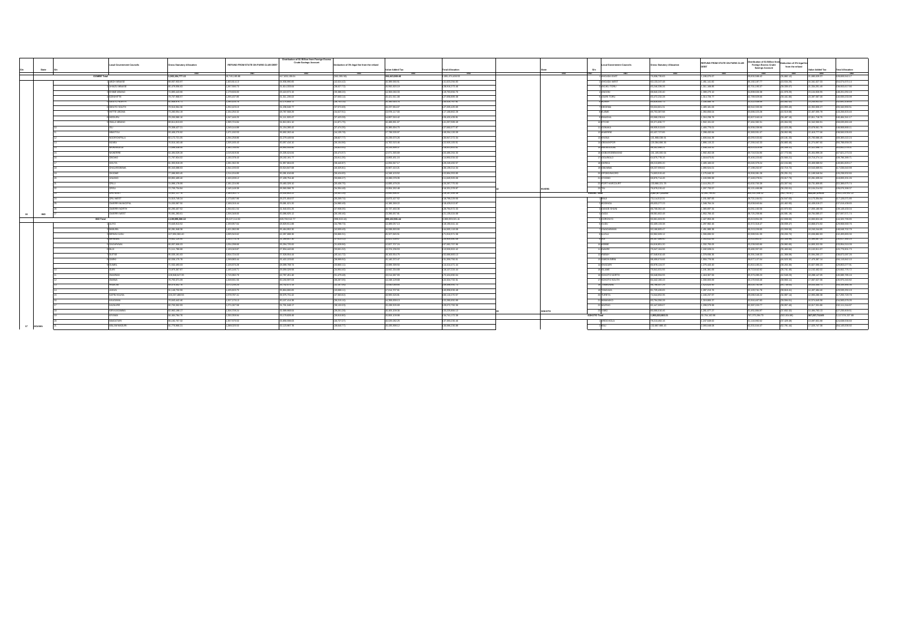| S/n | State | S/n | Local Government Councils | Gross Statutory Allocation | REFUND FROM STATE ON PARIS CLUB DEBT | Distribution of $1 Billion from Foreign Excess Crude Savings Account | Deduction of 3% legal fee from the refund | Value Added Tax | Total Allocation |
|---|---|---|---|---|---|---|---|---|---|
| | | | GOMBE Total | | | | | | |
| 16 | IMO | 1 | ABOH MBAISE | | | | | | |
| | | 2 | AHIAZU MBAISE | | | | | | |
| | | 3 | EHIME MBANO | | | | | | |
| | | 4 | EZINIHITTE | | | | | | |
| | | 5 | IDEATO NORTH | | | | | | |
| | | 6 | IDEATO SOUTH | | | | | | |
| | | 7 | IHITTE UBOMA | | | | | | |
| | | 8 | IKEDURU | | | | | | |
| | | 9 | ISIALA MBANO | | | | | | |
| | | 10 | ISU | | | | | | |
| | | 11 | MBAITOLI | | | | | | |
| | | 12 | NGOR OKPALA | | | | | | |
| | | 13 | NJABA | | | | | | |
| | | 14 | NKWERRE | | | | | | |
| | | 15 | NWANGELE | | | | | | |
| | | 16 | OBOWO | | | | | | |
| | | 17 | OGUTA | | | | | | |
| | | 18 | OHAJI/EGBEMA | | | | | | |
| | | 19 | OKIGWE | | | | | | |
| | | 20 | ONUIMO | | | | | | |
| | | 21 | ORLU | | | | | | |
| | | 22 | ORSU | | | | | | |
| | | 23 | ORU EAST | | | | | | |
| | | 24 | ORU WEST | | | | | | |
| | | 25 | OWERRI MUNICIPAL | | | | | | |
| | | 26 | OWERRI NORTH | | | | | | |
| | | 27 | OWERRI WEST | | | | | | |
| | | | IMO Total | | | | | | |
| 17 | JIGAWA | 1 | AUYO | | | | | | |
| | | 2 | BABURA | | | | | | |
| | | 3 | BIRNIN KUDU | | | | | | |
| | | 4 | BIRINIWA | | | | | | |
| | | 5 | BUJI | | | | | | |
| | | 6 | DUTSE | | | | | | |
| | | 7 | GAGARAWA | | | | | | |
| | | 8 | GARKI | | | | | | |
| | | 9 | GUMEL | | | | | | |
| | | 10 | GURI | | | | | | |
| | | 11 | GWARAM | | | | | | |
| | | 12 | GWIWA | | | | | | |
| | | 13 | HADEJIA | | | | | | |
| | | 14 | JAHUN | | | | | | |
| | | 15 | KAFIN HAUSA | | | | | | |
| | | 16 | KAUGAMA | | | | | | |
| | | 17 | KAZAURE | | | | | | |
| | | 18 | KIRI KASAMMA | | | | | | |
| | | 19 | KIYAWA | | | | | | |
| | | 20 | MAIGATARI | | | | | | |
| | | 21 | MALAM MADORI | | | | | | |

| S/n | State | S/n | Local Government Councils | Gross Statutory Allocation | REFUND FROM STATE ON PARIS CLUB DEBT | Distribution of $1 Billion from Foreign Excess Crude Savings Account | Deduction of 3% legal fee from the refund | Value Added Tax | Total Allocation |
|---|---|---|---|---|---|---|---|---|---|
| 32 | RIVERS | 1 | AHOADA EAST | | | | | | |
| | | 2 | AHOADA WEST | | | | | | |
| | | 3 | AKUKU TORU | | | | | | |
| | | 4 | ANDONI | | | | | | |
| | | 5 | ASARI-TORU | | | | | | |
| | | 6 | BONNY | | | | | | |
| | | 7 | DEGEMA | | | | | | |
| | | 8 | ELEME | | | | | | |
| | | 9 | EMOHUA | | | | | | |
| | | 10 | ETCHE | | | | | | |
| | | 11 | GOKANA | | | | | | |
| | | 12 | IKWERRE | | | | | | |
| | | 13 | KHANA | | | | | | |
| | | 14 | OBIO/AKPOR | | | | | | |
| | | 15 | OGBA/EGBEMA/NDONI | | | | | | |
| | | 16 | OGU/BOLO | | | | | | |
| | | 17 | OKRIKA | | | | | | |
| | | 18 | OMUMMA | | | | | | |
| | | 19 | OPOBO/NKORO | | | | | | |
| | | 20 | OYIGBO | | | | | | |
| | | 21 | PORT HARCOURT | | | | | | |
| | | 22 | TAI | | | | | | |
| | | | RIVERS Total | | | | | | |
| 33 | SOKOTO | 1 | BINJI | | | | | | |
| | | 2 | BODINGA | | | | | | |
| | | 3 | DANGE-SHUNI | | | | | | |
| | | 4 | GADA | | | | | | |
| | | 5 | GORONYO | | | | | | |
| | | 6 | GUDU | | | | | | |
| | | 7 | GWADABAWA | | | | | | |
| | | 8 | ILLELA | | | | | | |
| | | 9 | ISA | | | | | | |
| | | 10 | KEBBE | | | | | | |
| | | 11 | KWARE | | | | | | |
| | | 12 | RABAH | | | | | | |
| | | 13 | SABON BIRNI | | | | | | |
| | | 14 | SHAGARI | | | | | | |
| | | 15 | SILAME | | | | | | |
| | | 16 | SOKOTO NORTH | | | | | | |
| | | 17 | SOKOTO SOUTH | | | | | | |
| | | 18 | TAMBUWAL | | | | | | |
| | | 19 | TANGAZA | | | | | | |
| | | 20 | TURETA | | | | | | |
| | | 21 | WAMAKKO | | | | | | |
| | | 22 | WURNO | | | | | | |
| | | 23 | YABO | | | | | | |
| | | | SOKOTO Total | | | | | | |
| 34 | TARABA | 1 | ARDO-KOLA | | | | | | |
| | | 2 | BALI | | | | | | |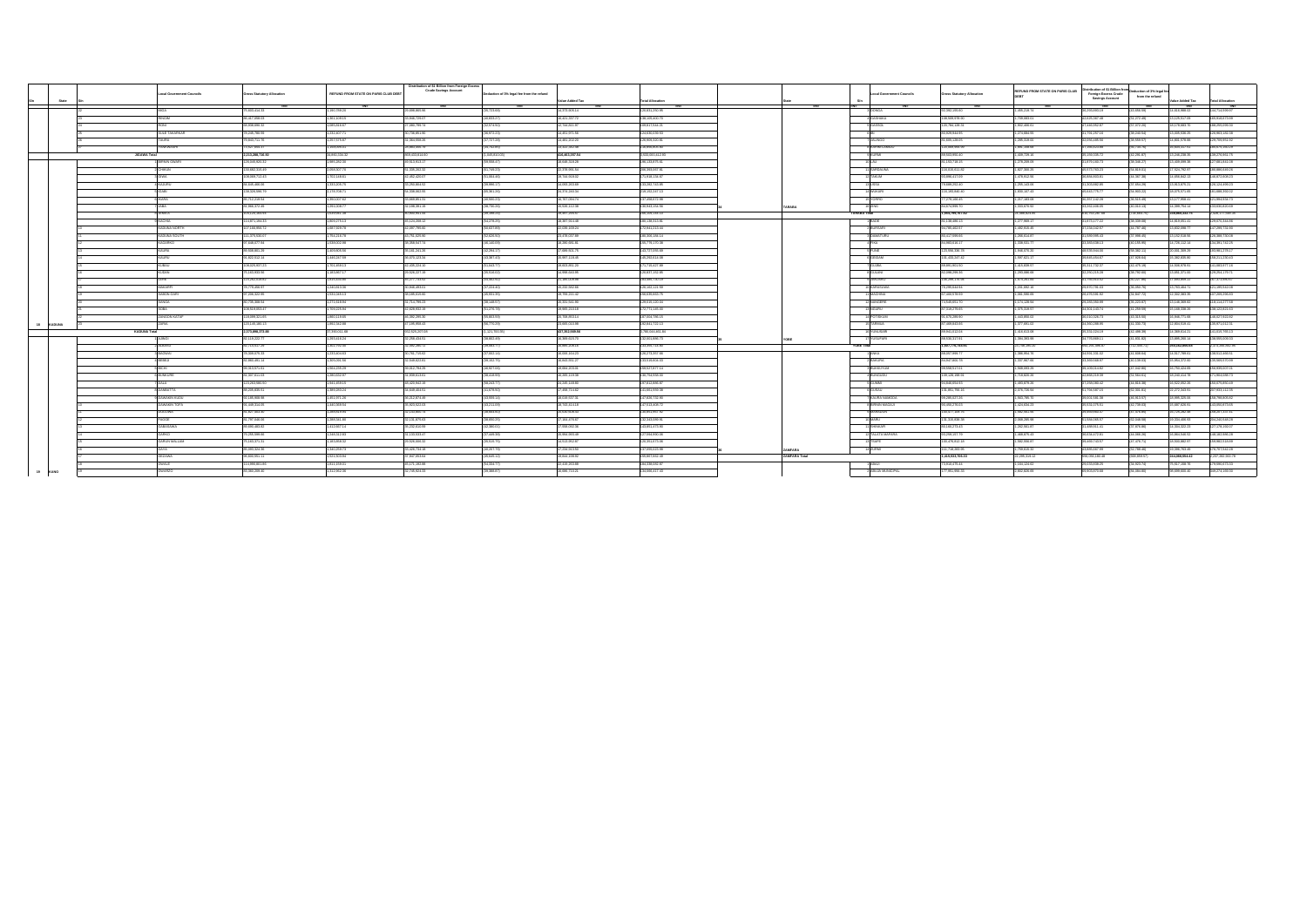| S/n | State | S/n | Local Government Councils | Gross Statutory Allocation | REFUND FROM STATE ON PARIS CLUB DEBT | Distribution of $1 Billion from Foreign Excess Crude Savings Account | Deduction of 3% legal fee from the refund | Value Added Tax | Total Allocation |
|---|---|---|---|---|---|---|---|---|---|
| | | | | =N= | =N= | =N= | =N= | =N= | =N= |
| | | 22 | MIGA | | | | | | |
| | | 23 | RINGIM | | | | | | |
| | | 24 | RONI | | | | | | |
| | | 25 | SULE TANKARKAR | | | | | | |
| | | 26 | TAURA | | | | | | |
| | | 27 | YANKWASHI | | | | | | |
| | **JIGAWA Total** | | | | | | | | |
| | | 1 | BIRNIN GWARI | | | | | | |
| | | 2 | CHIKUN | | | | | | |
| | | 3 | GIWA | | | | | | |
| | | 4 | IGABI | | | | | | |
| | | 5 | IKARA | | | | | | |
| | | 6 | JABA | | | | | | |
| | | 7 | JEMA'A | | | | | | |
| | | 8 | KACHIA | | | | | | |
| | | 9 | KADUNA NORTH | | | | | | |
| | | 10 | KADUNA SOUTH | | | | | | |
| | | 11 | KAGARKO | | | | | | |
| | | 12 | KAJURU | | | | | | |
| | | 13 | KAURA | | | | | | |
| | | 14 | KAURU | | | | | | |
| | | 15 | KUBAU | | | | | | |
| | | 16 | KUDAN | | | | | | |
| | | 17 | LERE | | | | | | |
| | | 18 | MAKARFI | | | | | | |
| | | 19 | SABON GARI | | | | | | |
| | | 20 | SANGA | | | | | | |
| | | 21 | SOBA | | | | | | |
| | | 22 | ZANGON KATAF | | | | | | |
| 18 | KADUNA | 23 | ZARIA | | | | | | |
| | **KADUNA Total** | | | | | | | | |
| | | 1 | AJINGI | | | | | | |
| | | 2 | ALBASU | | | | | | |
| | | 3 | BAGWAI | | | | | | |
| | | 4 | BEBEJI | | | | | | |
| | | 5 | BICHI | | | | | | |
| | | 6 | BUNKURE | | | | | | |
| | | 7 | DALA | | | | | | |
| | | 8 | DAMBATTA | | | | | | |
| | | 9 | DAWAKIN KUDU | | | | | | |
| | | 10 | DAWAKIN TOFA | | | | | | |
| | | 11 | DOGUWA | | | | | | |
| | | 12 | FAGGE | | | | | | |
| | | 13 | GABASAWA | | | | | | |
| | | 14 | GARKO | | | | | | |
| | | 15 | GARUN MALLAM | | | | | | |
| | | 16 | GAYA | | | | | | |
| | | 17 | GEZAWA | | | | | | |
| | | 18 | GWALE | | | | | | |
| 19 | KANO | 19 | GWARZO | | | | | | |

| S/n | State | S/n | Local Government Councils | Gross Statutory Allocation | REFUND FROM STATE ON PARIS CLUB DEBT | Distribution of $1 Billion from Foreign Excess Crude Savings Account | Deduction of 3% legal fee from the refund | Value Added Tax | Total Allocation |
|---|---|---|---|---|---|---|---|---|---|
| | | | | =N= | =N= | =N= | =N= | =N= | =N= |
| | | 11 | SARDAUNA | | | | | | |
| | | 12 | TAKUM | | | | | | |
| | | 13 | USSA | | | | | | |
| | | 14 | WUKARI | | | | | | |
| | | 15 | YORRO | | | | | | |
| 34 | TARABA | 16 | ZING | | | | | | |
| | **TARABA Total** | | | | | | | | |
| | | 1 | BADE | | | | | | |
| | | 2 | BURSARI | | | | | | |
| | | 3 | DAMATURU | | | | | | |
| | | 4 | FIKA | | | | | | |
| | | 5 | FUNE | | | | | | |
| | | 6 | GEIDAM | | | | | | |
| | | 7 | GUJBA | | | | | | |
| | | 8 | GULANI | | | | | | |
| | | 9 | JAKUSKO | | | | | | |
| | | 10 | KARASUWA | | | | | | |
| | | 11 | MACHINA | | | | | | |
| | | 12 | NANGERE | | | | | | |
| | | 13 | NGURU | | | | | | |
| | | 14 | POTISKUM | | | | | | |
| | | 15 | TARMUWA | | | | | | |
| | | 16 | YUNUSARI | | | | | | |
| 35 | YOBE | 17 | YUSUFARI | | | | | | |
| | **YOBE Total** | | | | | | | | |
| | | 1 | ANKA | | | | | | |
| | | 2 | BAKURA | | | | | | |
| | | 3 | BIRNIN MAGAJI | | | | | | |
| | | 4 | BUKKUYUM | | | | | | |
| | | 5 | BUNGUDU | | | | | | |
| | | 6 | GUMMI | | | | | | |
| | | 7 | GUSAU | | | | | | |
| | | 8 | KAURA NAMODA | | | | | | |
| | | 9 | MARADUN | | | | | | |
| | | 10 | MARU | | | | | | |
| | | 11 | SHINKAFI | | | | | | |
| | | 12 | TALATA MAFARA | | | | | | |
| | | 13 | TSAFE | | | | | | |
| 36 | ZAMFARA | 14 | ZURMI | | | | | | |
| | **ZAMFARA Total** | | | | | | | | |
| | | 1 | ABAJI | | | | | | |
| | | 2 | ABUJA MUNICIPAL | | | | | | |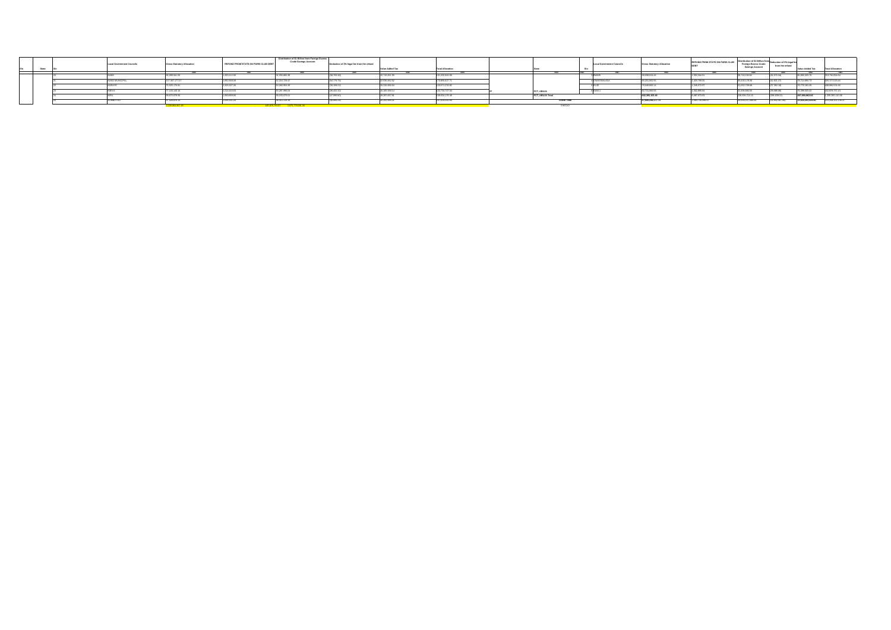| S/n | State | S/n | Local Government Councils | Gross Statutory Allocation | REFUND FROM STATE ON PARIS CLUB DEBT | Distribution of $1 Billion from Foreign Excess Crude Savings Account | Deduction of 3% legal fee from the refund | Value Added Tax | Total Allocation |
|---|---|---|---|---|---|---|---|---|---|
| | | | | =N= | =N= | =N= | =N= | =N= | =N= |
| | | 20 | KABO | 80,099,641.95 | 1,055,212.55 | 32,294,880.38 | (30,783.55) | 25,716,815.55 | 131,135,641.88 |
| | | 21 | KANO MUNICIPAL | 107,487,177.57 | 1,862,058.08 | 42,218,729.47 | (50,779.75) | 22,530,342.62 | 173,899,617.71 |
| | | 22 | KARAYE | 70,525,276.81 | 1,305,507.00 | 30,882,864.45 | (36,496.61) | 25,320,950.51 | 123,571,233.82 |
| | | 23 | KIBIYA | 77,100,163.31 | 1,214,313.63 | 32,287,996.04 | (36,451.31) | 21,395,000.14 | 123,734,707.44 |
| | | 24 | KIRU | 89,573,879.55 | 1,569,959.65 | 39,150,373.51 | (37,099.90) | 28,397,057.35 | 158,634,170.49 |
| | | 25 | KUMBOTSO | 87,329,676.31 | 1,530,151.20 | 38,317,121.37 | (36,983.13) | 30,297,999.51 | 157,419,052.58 |
| | | | | 3,229,883,907.40 | | 100,875,753.97 / 2,075,773,641.39 | | | |

| S/n | State | S/n | Local Government Councils | Gross Statutory Allocation | REFUND FROM STATE ON PARIS CLUB DEBT | Distribution of $1 Billion from Foreign Excess Crude Savings Account | Deduction of 3% legal fee from the refund | Value Added Tax | Total Allocation |
|---|---|---|---|---|---|---|---|---|---|
| | | | | =N= | =N= | =N= | =N= | =N= | =N= |
| | | 4 | BWARI | 95,558,834.43 | 1,562,344.51 | 35,716,232.82 | (36,970.34) | 30,950,323.76 | 163,750,956.04 |
| 37 | FCT, ABUJA | 5 | GWAGWALADA | 90,234,882.55 | 1,420,768.00 | 35,433,178.08 | (42,621.27) | 28,714,684.73 | 155,771,015.60 |
| | | 6 | KWALI | 79,209,800.13 | 1,295,072.97 | 31,052,729.68 | (37,352.18) | 25,770,491.05 | 136,880,534.06 |
| | FCT, ABUJA Total | | | 532,385,301.00 | 7,487,379.03 | 236,835,743.12 | (264,699.21) | 167,498,963.65 | 952,379,752.53 |
| | Grand Total | | | 67,995,248,171.26 | 1,391,738,588.07 | 30,990,317,188.55 | (11,752,287.98) | 17,369,261,529.92 | 122,206,311,135.27 |
| | CHECK | | | | | | | | |